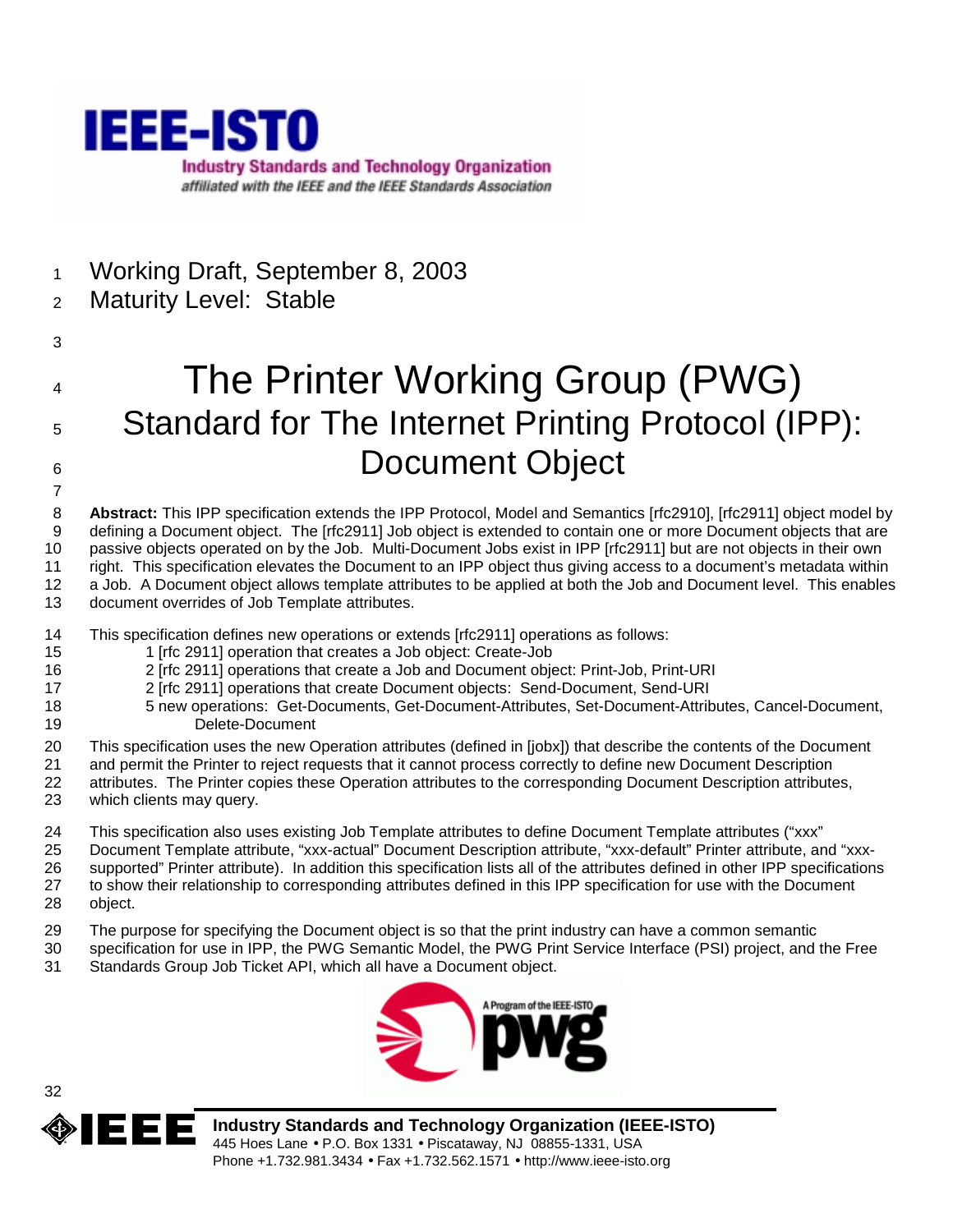IEEE-ISTO

Industry Standards and Technology Organization

*affiliated with the IEEE and the IEEE Standards Association*

Working Draft, September 8, 2003

Maturity Level: Stable

# The Printer Working Group (PWG) Standard for The Internet Printing Protocol (IPP): Document Object

**Abstract:** This IPP specification extends the IPP Protocol, Model and Semantics [rfc2910], [rfc2911] object model by defining a Document object. The [rfc2911] Job object is extended to contain one or more Document objects that are passive objects operated on by the Job. Multi-Document Jobs exist in IPP [rfc2911] but are not objects in their own right. This specification elevates the Document to an IPP object thus giving access to a document's metadata within a Job. A Document object allows template attributes to be applied at both the Job and Document level. This enables document overrides of Job Template attributes.

This specification defines new operations or extends [rfc2911] operations as follows:

- 1 [rfc 2911] operation that creates a Job object: Create-Job
- 2 [rfc 2911] operations that create a Job and Document object: Print-Job, Print-URI
- 2 [rfc 2911] operations that create Document objects: Send-Document, Send-URI
- 5 new operations: Get-Documents, Get-Document-Attributes, Set-Document-Attributes, Cancel-Document, Delete-Document

This specification uses the new Operation attributes (defined in [jobx]) that describe the contents of the Document and permit the Printer to reject requests that it cannot process correctly to define new Document Description attributes. The Printer copies these Operation attributes to the corresponding Document Description attributes, which clients may query.

This specification also uses existing Job Template attributes to define Document Template attributes ("xxx" Document Template attribute, "xxx-actual" Document Description attribute, "xxx-default" Printer attribute, and "xxx-supported" Printer attribute). In addition this specification lists all of the attributes defined in other IPP specifications to show their relationship to corresponding attributes defined in this IPP specification for use with the Document object.

The purpose for specifying the Document object is so that the print industry can have a common semantic specification for use in IPP, the PWG Semantic Model, the PWG Print Service Interface (PSI) project, and the Free Standards Group Job Ticket API, which all have a Document object.

A Program of the IEEE-ISTO pwg

**Industry Standards and Technology Organization (IEEE-ISTO)**
445 Hoes Lane • P.O. Box 1331 • Piscataway, NJ 08855-1331, USA
Phone +1.732.981.3434 • Fax +1.732.562.1571 • http://www.ieee-isto.org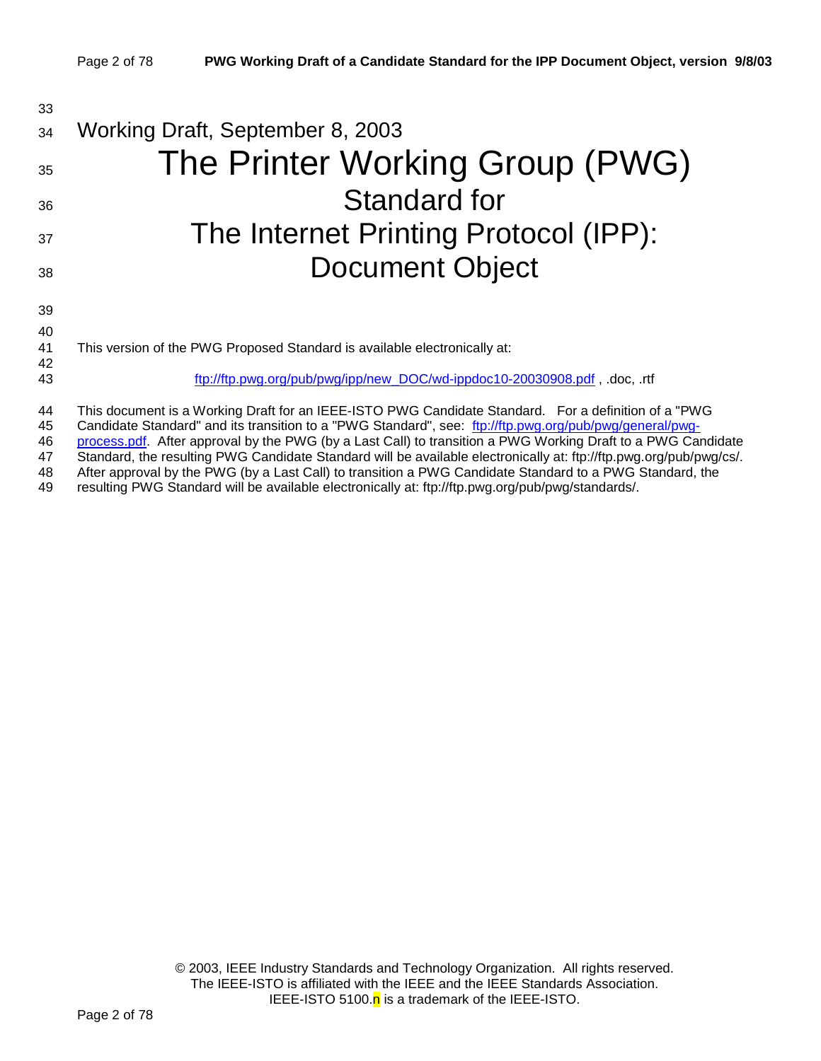Working Draft, September 8, 2003

# The Printer Working Group (PWG) Standard for The Internet Printing Protocol (IPP): Document Object

This version of the PWG Proposed Standard is available electronically at:

ftp://ftp.pwg.org/pub/pwg/ipp/new_DOC/wd-ippdoc10-20030908.pdf , .doc, .rtf

This document is a Working Draft for an IEEE-ISTO PWG Candidate Standard. For a definition of a "PWG Candidate Standard" and its transition to a "PWG Standard", see: ftp://ftp.pwg.org/pub/pwg/general/pwg-process.pdf. After approval by the PWG (by a Last Call) to transition a PWG Working Draft to a PWG Candidate Standard, the resulting PWG Candidate Standard will be available electronically at: ftp://ftp.pwg.org/pub/pwg/cs/. After approval by the PWG (by a Last Call) to transition a PWG Candidate Standard to a PWG Standard, the resulting PWG Standard will be available electronically at: ftp://ftp.pwg.org/pub/pwg/standards/.

© 2003, IEEE Industry Standards and Technology Organization. All rights reserved.
The IEEE-ISTO is affiliated with the IEEE and the IEEE Standards Association.
IEEE-ISTO 5100.n is a trademark of the IEEE-ISTO.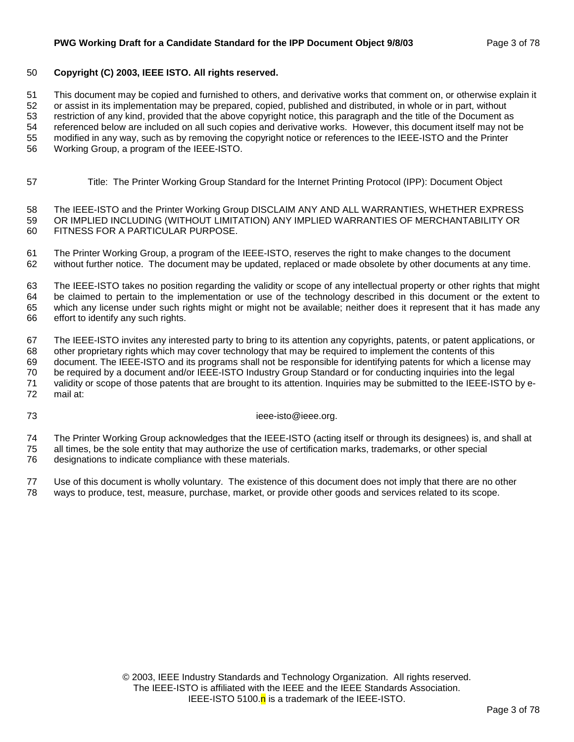**Copyright (C) 2003, IEEE ISTO. All rights reserved.**

This document may be copied and furnished to others, and derivative works that comment on, or otherwise explain it or assist in its implementation may be prepared, copied, published and distributed, in whole or in part, without restriction of any kind, provided that the above copyright notice, this paragraph and the title of the Document as referenced below are included on all such copies and derivative works. However, this document itself may not be modified in any way, such as by removing the copyright notice or references to the IEEE-ISTO and the Printer Working Group, a program of the IEEE-ISTO.

Title: The Printer Working Group Standard for the Internet Printing Protocol (IPP): Document Object

The IEEE-ISTO and the Printer Working Group DISCLAIM ANY AND ALL WARRANTIES, WHETHER EXPRESS OR IMPLIED INCLUDING (WITHOUT LIMITATION) ANY IMPLIED WARRANTIES OF MERCHANTABILITY OR FITNESS FOR A PARTICULAR PURPOSE.

The Printer Working Group, a program of the IEEE-ISTO, reserves the right to make changes to the document without further notice. The document may be updated, replaced or made obsolete by other documents at any time.

The IEEE-ISTO takes no position regarding the validity or scope of any intellectual property or other rights that might be claimed to pertain to the implementation or use of the technology described in this document or the extent to which any license under such rights might or might not be available; neither does it represent that it has made any effort to identify any such rights.

The IEEE-ISTO invites any interested party to bring to its attention any copyrights, patents, or patent applications, or other proprietary rights which may cover technology that may be required to implement the contents of this document. The IEEE-ISTO and its programs shall not be responsible for identifying patents for which a license may be required by a document and/or IEEE-ISTO Industry Group Standard or for conducting inquiries into the legal validity or scope of those patents that are brought to its attention. Inquiries may be submitted to the IEEE-ISTO by e-mail at:

ieee-isto@ieee.org.

The Printer Working Group acknowledges that the IEEE-ISTO (acting itself or through its designees) is, and shall at all times, be the sole entity that may authorize the use of certification marks, trademarks, or other special designations to indicate compliance with these materials.

Use of this document is wholly voluntary. The existence of this document does not imply that there are no other ways to produce, test, measure, purchase, market, or provide other goods and services related to its scope.

© 2003, IEEE Industry Standards and Technology Organization. All rights reserved.
The IEEE-ISTO is affiliated with the IEEE and the IEEE Standards Association.
IEEE-ISTO 5100.n is a trademark of the IEEE-ISTO.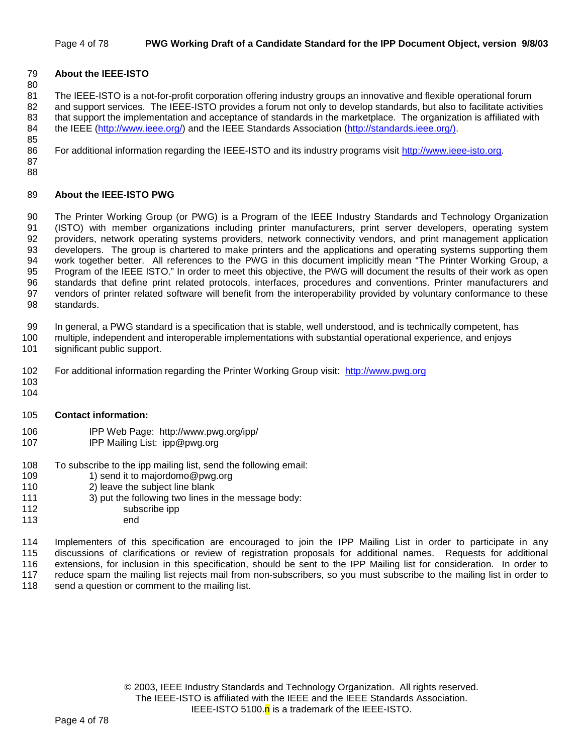## About the IEEE-ISTO

The IEEE-ISTO is a not-for-profit corporation offering industry groups an innovative and flexible operational forum and support services. The IEEE-ISTO provides a forum not only to develop standards, but also to facilitate activities that support the implementation and acceptance of standards in the marketplace. The organization is affiliated with the IEEE (http://www.ieee.org/) and the IEEE Standards Association (http://standards.ieee.org/).

For additional information regarding the IEEE-ISTO and its industry programs visit http://www.ieee-isto.org.

## About the IEEE-ISTO PWG

The Printer Working Group (or PWG) is a Program of the IEEE Industry Standards and Technology Organization (ISTO) with member organizations including printer manufacturers, print server developers, operating system providers, network operating systems providers, network connectivity vendors, and print management application developers. The group is chartered to make printers and the applications and operating systems supporting them work together better. All references to the PWG in this document implicitly mean "The Printer Working Group, a Program of the IEEE ISTO." In order to meet this objective, the PWG will document the results of their work as open standards that define print related protocols, interfaces, procedures and conventions. Printer manufacturers and vendors of printer related software will benefit from the interoperability provided by voluntary conformance to these standards.

In general, a PWG standard is a specification that is stable, well understood, and is technically competent, has multiple, independent and interoperable implementations with substantial operational experience, and enjoys significant public support.

For additional information regarding the Printer Working Group visit: http://www.pwg.org

**Contact information:**

IPP Web Page: http://www.pwg.org/ipp/
IPP Mailing List: ipp@pwg.org

To subscribe to the ipp mailing list, send the following email:

1) send it to majordomo@pwg.org
2) leave the subject line blank
3) put the following two lines in the message body:

   subscribe ipp
   end

Implementers of this specification are encouraged to join the IPP Mailing List in order to participate in any discussions of clarifications or review of registration proposals for additional names. Requests for additional extensions, for inclusion in this specification, should be sent to the IPP Mailing list for consideration. In order to reduce spam the mailing list rejects mail from non-subscribers, so you must subscribe to the mailing list in order to send a question or comment to the mailing list.

© 2003, IEEE Industry Standards and Technology Organization. All rights reserved.
The IEEE-ISTO is affiliated with the IEEE and the IEEE Standards Association.
IEEE-ISTO 5100.n is a trademark of the IEEE-ISTO.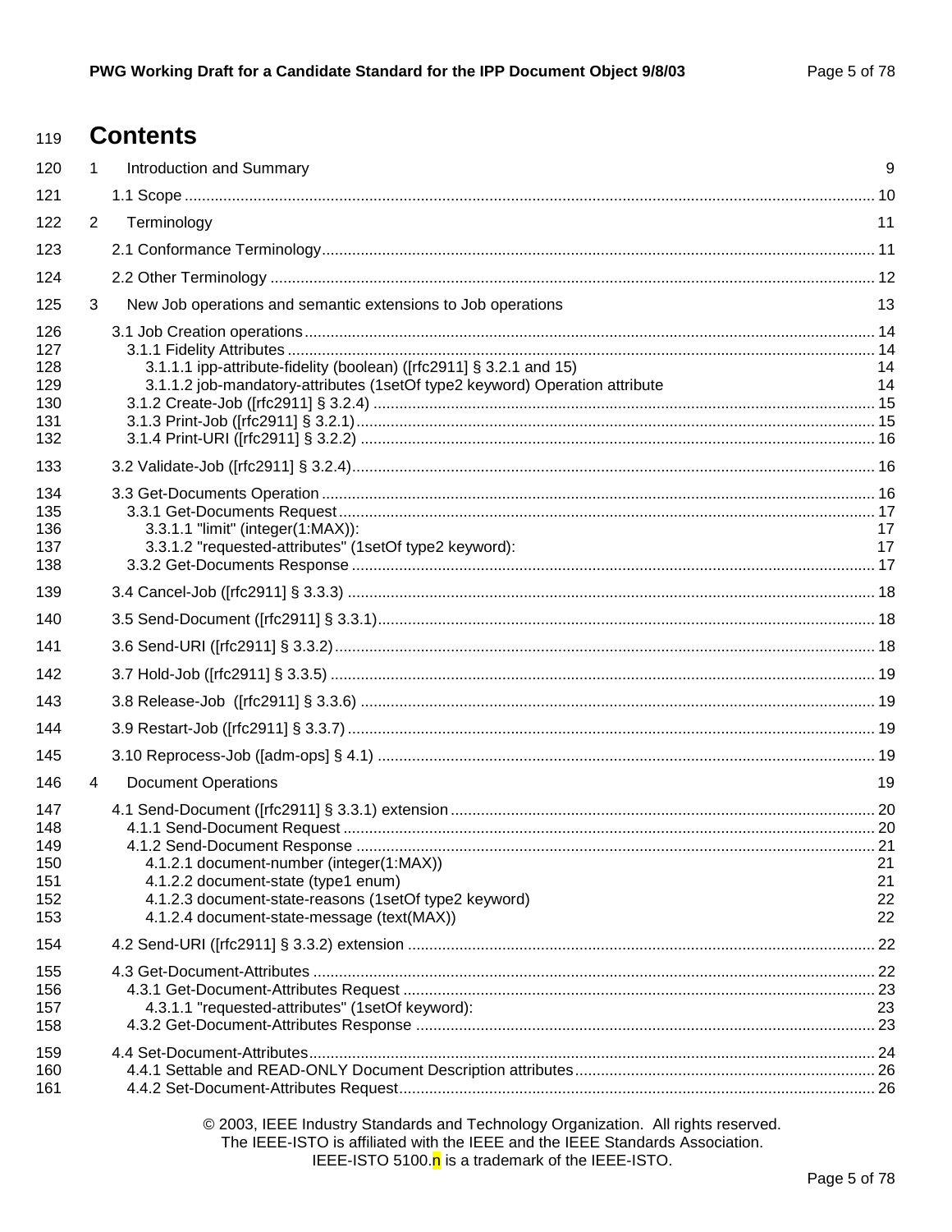# Contents

1 Introduction and Summary 9

1.1 Scope 10

2 Terminology 11

2.1 Conformance Terminology 11

2.2 Other Terminology 12

3 New Job operations and semantic extensions to Job operations 13

3.1 Job Creation operations 14
  3.1.1 Fidelity Attributes 14
    3.1.1.1 ipp-attribute-fidelity (boolean) ([rfc2911] § 3.2.1 and 15) 14
    3.1.1.2 job-mandatory-attributes (1setOf type2 keyword) Operation attribute 14
  3.1.2 Create-Job ([rfc2911] § 3.2.4) 15
  3.1.3 Print-Job ([rfc2911] § 3.2.1) 15
  3.1.4 Print-URI ([rfc2911] § 3.2.2) 16

3.2 Validate-Job ([rfc2911] § 3.2.4) 16

3.3 Get-Documents Operation 16
  3.3.1 Get-Documents Request 17
    3.3.1.1 "limit" (integer(1:MAX)): 17
    3.3.1.2 "requested-attributes" (1setOf type2 keyword): 17
  3.3.2 Get-Documents Response 17

3.4 Cancel-Job ([rfc2911] § 3.3.3) 18

3.5 Send-Document ([rfc2911] § 3.3.1) 18

3.6 Send-URI ([rfc2911] § 3.3.2) 18

3.7 Hold-Job ([rfc2911] § 3.3.5) 19

3.8 Release-Job ([rfc2911] § 3.3.6) 19

3.9 Restart-Job ([rfc2911] § 3.3.7) 19

3.10 Reprocess-Job ([adm-ops] § 4.1) 19

4 Document Operations 19

4.1 Send-Document ([rfc2911] § 3.3.1) extension 20
  4.1.1 Send-Document Request 20
  4.1.2 Send-Document Response 21
    4.1.2.1 document-number (integer(1:MAX)) 21
    4.1.2.2 document-state (type1 enum) 21
    4.1.2.3 document-state-reasons (1setOf type2 keyword) 22
    4.1.2.4 document-state-message (text(MAX)) 22

4.2 Send-URI ([rfc2911] § 3.3.2) extension 22

4.3 Get-Document-Attributes 22
  4.3.1 Get-Document-Attributes Request 23
    4.3.1.1 "requested-attributes" (1setOf keyword): 23
  4.3.2 Get-Document-Attributes Response 23

4.4 Set-Document-Attributes 24
  4.4.1 Settable and READ-ONLY Document Description attributes 26
  4.4.2 Set-Document-Attributes Request 26

© 2003, IEEE Industry Standards and Technology Organization. All rights reserved.
The IEEE-ISTO is affiliated with the IEEE and the IEEE Standards Association.
IEEE-ISTO 5100.n is a trademark of the IEEE-ISTO.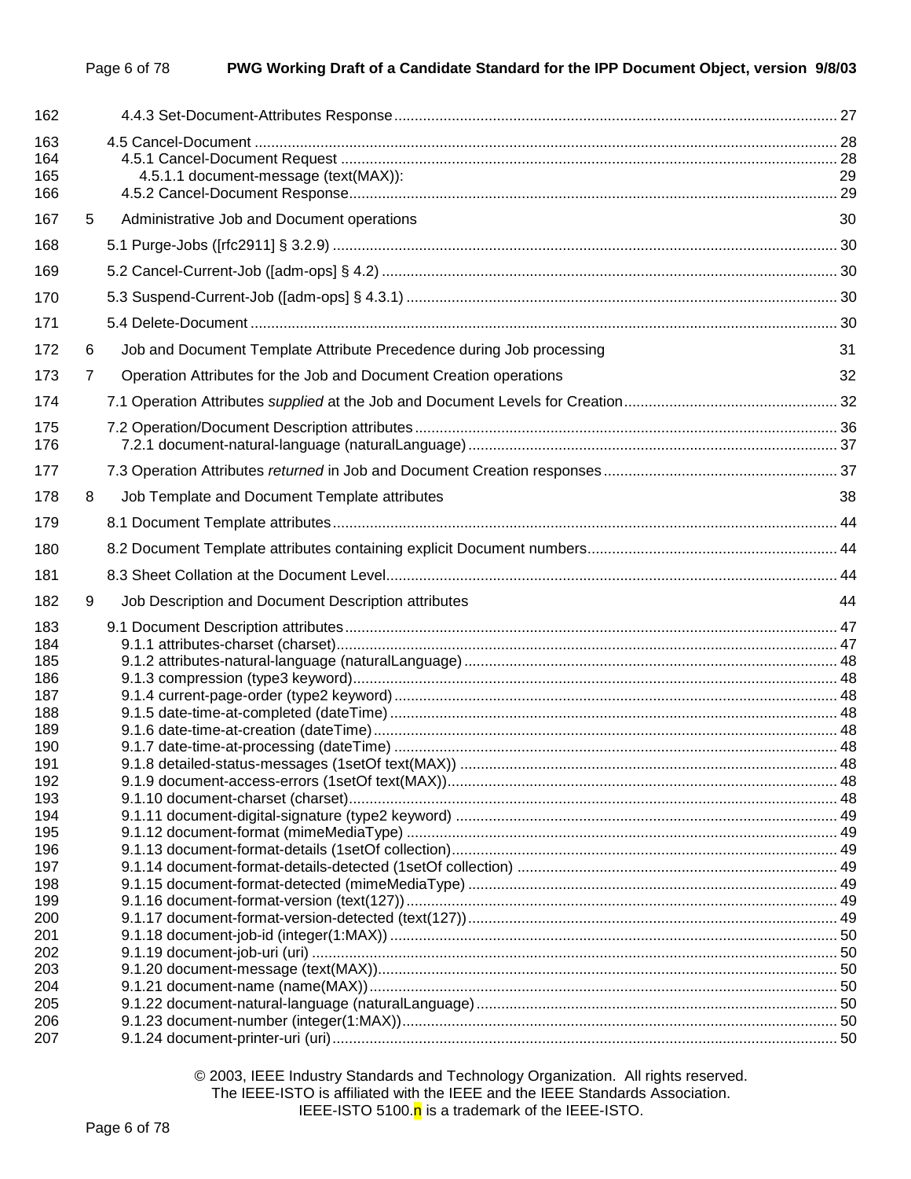4.4.3 Set-Document-Attributes Response ........................................................ 27

4.5 Cancel-Document ........................................................ 28

4.5.1 Cancel-Document Request ........................................................ 28

4.5.1.1 document-message (text(MAX)): 29

4.5.2 Cancel-Document Response........................................................ 29

5 Administrative Job and Document operations 30

5.1 Purge-Jobs ([rfc2911] § 3.2.9) ........................................................ 30

5.2 Cancel-Current-Job ([adm-ops] § 4.2) ........................................................ 30

5.3 Suspend-Current-Job ([adm-ops] § 4.3.1) ........................................................ 30

5.4 Delete-Document ........................................................ 30

6 Job and Document Template Attribute Precedence during Job processing 31

7 Operation Attributes for the Job and Document Creation operations 32

7.1 Operation Attributes *supplied* at the Job and Document Levels for Creation........................................................ 32

7.2 Operation/Document Description attributes........................................................ 36

7.2.1 document-natural-language (naturalLanguage)........................................................ 37

7.3 Operation Attributes *returned* in Job and Document Creation responses........................................................ 37

8 Job Template and Document Template attributes 38

8.1 Document Template attributes........................................................ 44

8.2 Document Template attributes containing explicit Document numbers........................................................ 44

8.3 Sheet Collation at the Document Level........................................................ 44

9 Job Description and Document Description attributes 44

9.1 Document Description attributes........................................................ 47

9.1.1 attributes-charset (charset)........................................................ 47

9.1.2 attributes-natural-language (naturalLanguage)........................................................ 48

9.1.3 compression (type3 keyword)........................................................ 48

9.1.4 current-page-order (type2 keyword)........................................................ 48

9.1.5 date-time-at-completed (dateTime)........................................................ 48

9.1.6 date-time-at-creation (dateTime)........................................................ 48

9.1.7 date-time-at-processing (dateTime) ........................................................ 48

9.1.8 detailed-status-messages (1setOf text(MAX)) ........................................................ 48

9.1.9 document-access-errors (1setOf text(MAX))........................................................ 48

9.1.10 document-charset (charset)........................................................ 48

9.1.11 document-digital-signature (type2 keyword) ........................................................ 49

9.1.12 document-format (mimeMediaType) ........................................................ 49

9.1.13 document-format-details (1setOf collection)........................................................ 49

9.1.14 document-format-details-detected (1setOf collection) ........................................................ 49

9.1.15 document-format-detected (mimeMediaType) ........................................................ 49

9.1.16 document-format-version (text(127))........................................................ 49

9.1.17 document-format-version-detected (text(127))........................................................ 49

9.1.18 document-job-id (integer(1:MAX)) ........................................................ 50

9.1.19 document-job-uri (uri) ........................................................ 50

9.1.20 document-message (text(MAX))........................................................ 50

9.1.21 document-name (name(MAX))........................................................ 50

9.1.22 document-natural-language (naturalLanguage)........................................................ 50

9.1.23 document-number (integer(1:MAX))........................................................ 50

9.1.24 document-printer-uri (uri)........................................................ 50

© 2003, IEEE Industry Standards and Technology Organization. All rights reserved.
The IEEE-ISTO is affiliated with the IEEE and the IEEE Standards Association.
IEEE-ISTO 5100.n is a trademark of the IEEE-ISTO.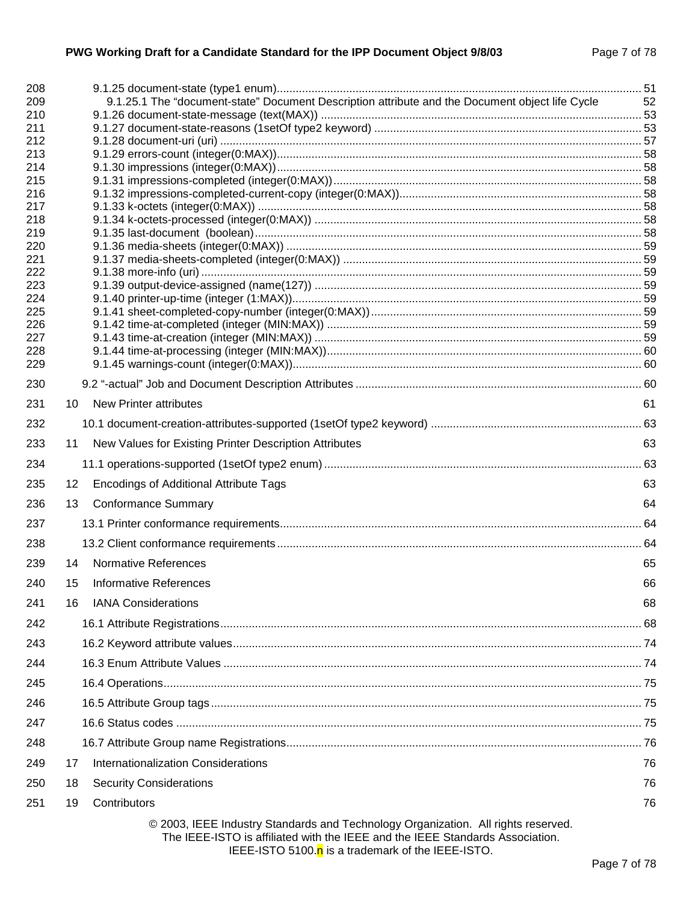208 9.1.25 document-state (type1 enum)........................................................................................................ 51
209 9.1.25.1 The "document-state" Document Description attribute and the Document object life Cycle 52
210 9.1.26 document-state-message (text(MAX)) ..................................................................................... 53
211 9.1.27 document-state-reasons (1setOf type2 keyword) .................................................................... 53
212 9.1.28 document-uri (uri) ..................................................................................................................... 57
213 9.1.29 errors-count (integer(0:MAX))................................................................................................... 58
214 9.1.30 impressions (integer(0:MAX))................................................................................................... 58
215 9.1.31 impressions-completed (integer(0:MAX)).................................................................................. 58
216 9.1.32 impressions-completed-current-copy (integer(0:MAX)).............................................................. 58
217 9.1.33 k-octets (integer(0:MAX)) ........................................................................................................ 58
218 9.1.34 k-octets-processed (integer(0:MAX)) ....................................................................................... 58
219 9.1.35 last-document (boolean).......................................................................................................... 58
220 9.1.36 media-sheets (integer(0:MAX)) ................................................................................................ 59
221 9.1.37 media-sheets-completed (integer(0:MAX)) .............................................................................. 59
222 9.1.38 more-info (uri) .......................................................................................................................... 59
223 9.1.39 output-device-assigned (name(127)) ....................................................................................... 59
224 9.1.40 printer-up-time (integer (1:MAX))............................................................................................. 59
225 9.1.41 sheet-completed-copy-number (integer(0:MAX))...................................................................... 59
226 9.1.42 time-at-completed (integer (MIN:MAX)) .................................................................................... 59
227 9.1.43 time-at-creation (integer (MIN:MAX)) ....................................................................................... 59
228 9.1.44 time-at-processing (integer (MIN:MAX))................................................................................... 60
229 9.1.45 warnings-count (integer(0:MAX)).............................................................................................. 60
230 9.2 "-actual" Job and Document Description Attributes ........................................................................... 60
231 10 New Printer attributes 61
232 10.1 document-creation-attributes-supported (1setOf type2 keyword) .................................................. 63
233 11 New Values for Existing Printer Description Attributes 63
234 11.1 operations-supported (1setOf type2 enum) .................................................................................... 63
235 12 Encodings of Additional Attribute Tags 63
236 13 Conformance Summary 64
237 13.1 Printer conformance requirements.................................................................................................. 64
238 13.2 Client conformance requirements ................................................................................................... 64
239 14 Normative References 65
240 15 Informative References 66
241 16 IANA Considerations 68
242 16.1 Attribute Registrations..................................................................................................................... 68
243 16.2 Keyword attribute values................................................................................................................. 74
244 16.3 Enum Attribute Values .................................................................................................................... 74
245 16.4 Operations....................................................................................................................................... 75
246 16.5 Attribute Group tags ........................................................................................................................ 75
247 16.6 Status codes ................................................................................................................................... 75
248 16.7 Attribute Group name Registrations................................................................................................ 76
249 17 Internationalization Considerations 76
250 18 Security Considerations 76
251 19 Contributors 76

© 2003, IEEE Industry Standards and Technology Organization. All rights reserved.
The IEEE-ISTO is affiliated with the IEEE and the IEEE Standards Association.
IEEE-ISTO 5100.n is a trademark of the IEEE-ISTO.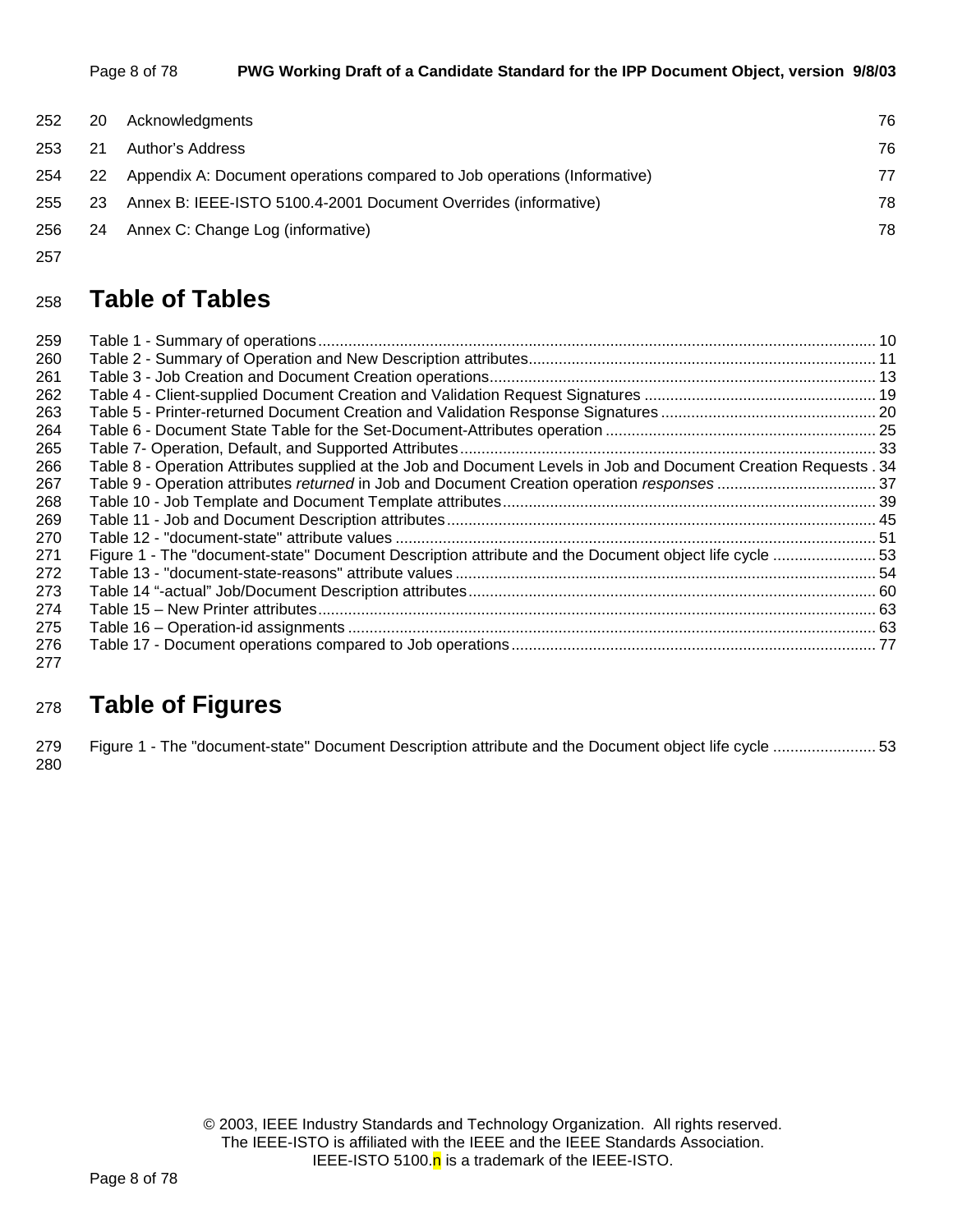| | | |
|---|---|---|
| 20 | Acknowledgments | 76 |
| 21 | Author's Address | 76 |
| 22 | Appendix A: Document operations compared to Job operations (Informative) | 77 |
| 23 | Annex B: IEEE-ISTO 5100.4-2001 Document Overrides (informative) | 78 |
| 24 | Annex C: Change Log (informative) | 78 |

# Table of Tables

Table 1 - Summary of operations ..... 10
Table 2 - Summary of Operation and New Description attributes ..... 11
Table 3 - Job Creation and Document Creation operations ..... 13
Table 4 - Client-supplied Document Creation and Validation Request Signatures ..... 19
Table 5 - Printer-returned Document Creation and Validation Response Signatures ..... 20
Table 6 - Document State Table for the Set-Document-Attributes operation ..... 25
Table 7- Operation, Default, and Supported Attributes ..... 33
Table 8 - Operation Attributes supplied at the Job and Document Levels in Job and Document Creation Requests . 34
Table 9 - Operation attributes *returned* in Job and Document Creation operation *responses* ..... 37
Table 10 - Job Template and Document Template attributes ..... 39
Table 11 - Job and Document Description attributes ..... 45
Table 12 - "document-state" attribute values ..... 51
Figure 1 - The "document-state" Document Description attribute and the Document object life cycle ..... 53
Table 13 - "document-state-reasons" attribute values ..... 54
Table 14 "-actual" Job/Document Description attributes ..... 60
Table 15 – New Printer attributes ..... 63
Table 16 – Operation-id assignments ..... 63
Table 17 - Document operations compared to Job operations ..... 77

# Table of Figures

Figure 1 - The "document-state" Document Description attribute and the Document object life cycle ..... 53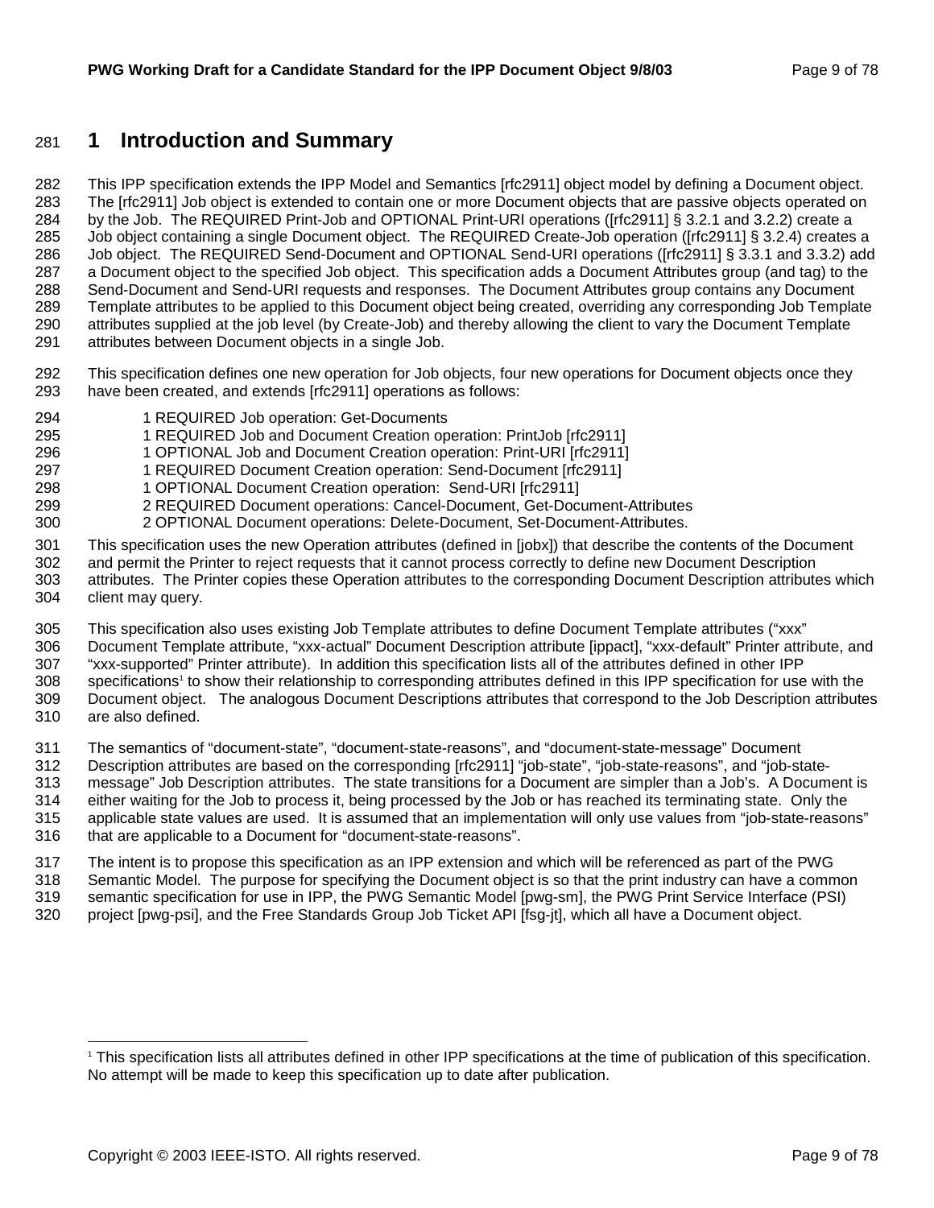# 1 Introduction and Summary

This IPP specification extends the IPP Model and Semantics [rfc2911] object model by defining a Document object. The [rfc2911] Job object is extended to contain one or more Document objects that are passive objects operated on by the Job. The REQUIRED Print-Job and OPTIONAL Print-URI operations ([rfc2911] § 3.2.1 and 3.2.2) create a Job object containing a single Document object. The REQUIRED Create-Job operation ([rfc2911] § 3.2.4) creates a Job object. The REQUIRED Send-Document and OPTIONAL Send-URI operations ([rfc2911] § 3.3.1 and 3.3.2) add a Document object to the specified Job object. This specification adds a Document Attributes group (and tag) to the Send-Document and Send-URI requests and responses. The Document Attributes group contains any Document Template attributes to be applied to this Document object being created, overriding any corresponding Job Template attributes supplied at the job level (by Create-Job) and thereby allowing the client to vary the Document Template attributes between Document objects in a single Job.

This specification defines one new operation for Job objects, four new operations for Document objects once they have been created, and extends [rfc2911] operations as follows:

- 1 REQUIRED Job operation: Get-Documents
- 1 REQUIRED Job and Document Creation operation: PrintJob [rfc2911]
- 1 OPTIONAL Job and Document Creation operation: Print-URI [rfc2911]
- 1 REQUIRED Document Creation operation: Send-Document [rfc2911]
- 1 OPTIONAL Document Creation operation: Send-URI [rfc2911]
- 2 REQUIRED Document operations: Cancel-Document, Get-Document-Attributes
- 2 OPTIONAL Document operations: Delete-Document, Set-Document-Attributes.

This specification uses the new Operation attributes (defined in [jobx]) that describe the contents of the Document and permit the Printer to reject requests that it cannot process correctly to define new Document Description attributes. The Printer copies these Operation attributes to the corresponding Document Description attributes which client may query.

This specification also uses existing Job Template attributes to define Document Template attributes ("xxx" Document Template attribute, "xxx-actual" Document Description attribute [ippact], "xxx-default" Printer attribute, and "xxx-supported" Printer attribute). In addition this specification lists all of the attributes defined in other IPP specifications[1] to show their relationship to corresponding attributes defined in this IPP specification for use with the Document object. The analogous Document Descriptions attributes that correspond to the Job Description attributes are also defined.

The semantics of "document-state", "document-state-reasons", and "document-state-message" Document Description attributes are based on the corresponding [rfc2911] "job-state", "job-state-reasons", and "job-state-message" Job Description attributes. The state transitions for a Document are simpler than a Job's. A Document is either waiting for the Job to process it, being processed by the Job or has reached its terminating state. Only the applicable state values are used. It is assumed that an implementation will only use values from "job-state-reasons" that are applicable to a Document for "document-state-reasons".

The intent is to propose this specification as an IPP extension and which will be referenced as part of the PWG Semantic Model. The purpose for specifying the Document object is so that the print industry can have a common semantic specification for use in IPP, the PWG Semantic Model [pwg-sm], the PWG Print Service Interface (PSI) project [pwg-psi], and the Free Standards Group Job Ticket API [fsg-jt], which all have a Document object.

---

[1] This specification lists all attributes defined in other IPP specifications at the time of publication of this specification. No attempt will be made to keep this specification up to date after publication.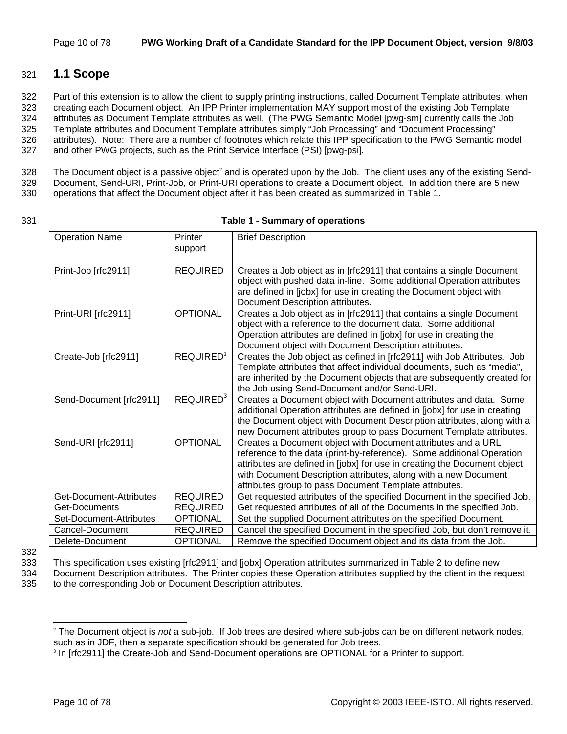## 1.1 Scope

Part of this extension is to allow the client to supply printing instructions, called Document Template attributes, when creating each Document object. An IPP Printer implementation MAY support most of the existing Job Template attributes as Document Template attributes as well. (The PWG Semantic Model [pwg-sm] currently calls the Job Template attributes and Document Template attributes simply "Job Processing" and "Document Processing" attributes). Note: There are a number of footnotes which relate this IPP specification to the PWG Semantic model and other PWG projects, such as the Print Service Interface (PSI) [pwg-psi].

The Document object is a passive object[2] and is operated upon by the Job. The client uses any of the existing Send-Document, Send-URI, Print-Job, or Print-URI operations to create a Document object. In addition there are 5 new operations that affect the Document object after it has been created as summarized in Table 1.

**Table 1 - Summary of operations**

| Operation Name | Printer support | Brief Description |
|---|---|---|
| Print-Job [rfc2911] | REQUIRED | Creates a Job object as in [rfc2911] that contains a single Document object with pushed data in-line. Some additional Operation attributes are defined in [jobx] for use in creating the Document object with Document Description attributes. |
| Print-URI [rfc2911] | OPTIONAL | Creates a Job object as in [rfc2911] that contains a single Document object with a reference to the document data. Some additional Operation attributes are defined in [jobx] for use in creating the Document object with Document Description attributes. |
| Create-Job [rfc2911] | REQUIRED[3] | Creates the Job object as defined in [rfc2911] with Job Attributes. Job Template attributes that affect individual documents, such as "media", are inherited by the Document objects that are subsequently created for the Job using Send-Document and/or Send-URI. |
| Send-Document [rfc2911] | REQUIRED[3] | Creates a Document object with Document attributes and data. Some additional Operation attributes are defined in [jobx] for use in creating the Document object with Document Description attributes, along with a new Document attributes group to pass Document Template attributes. |
| Send-URI [rfc2911] | OPTIONAL | Creates a Document object with Document attributes and a URL reference to the data (print-by-reference). Some additional Operation attributes are defined in [jobx] for use in creating the Document object with Document Description attributes, along with a new Document attributes group to pass Document Template attributes. |
| Get-Document-Attributes | REQUIRED | Get requested attributes of the specified Document in the specified Job. |
| Get-Documents | REQUIRED | Get requested attributes of all of the Documents in the specified Job. |
| Set-Document-Attributes | OPTIONAL | Set the supplied Document attributes on the specified Document. |
| Cancel-Document | REQUIRED | Cancel the specified Document in the specified Job, but don't remove it. |
| Delete-Document | OPTIONAL | Remove the specified Document object and its data from the Job. |

This specification uses existing [rfc2911] and [jobx] Operation attributes summarized in Table 2 to define new Document Description attributes. The Printer copies these Operation attributes supplied by the client in the request to the corresponding Job or Document Description attributes.

---

[2] The Document object is *not* a sub-job. If Job trees are desired where sub-jobs can be on different network nodes, such as in JDF, then a separate specification should be generated for Job trees.

[3] In [rfc2911] the Create-Job and Send-Document operations are OPTIONAL for a Printer to support.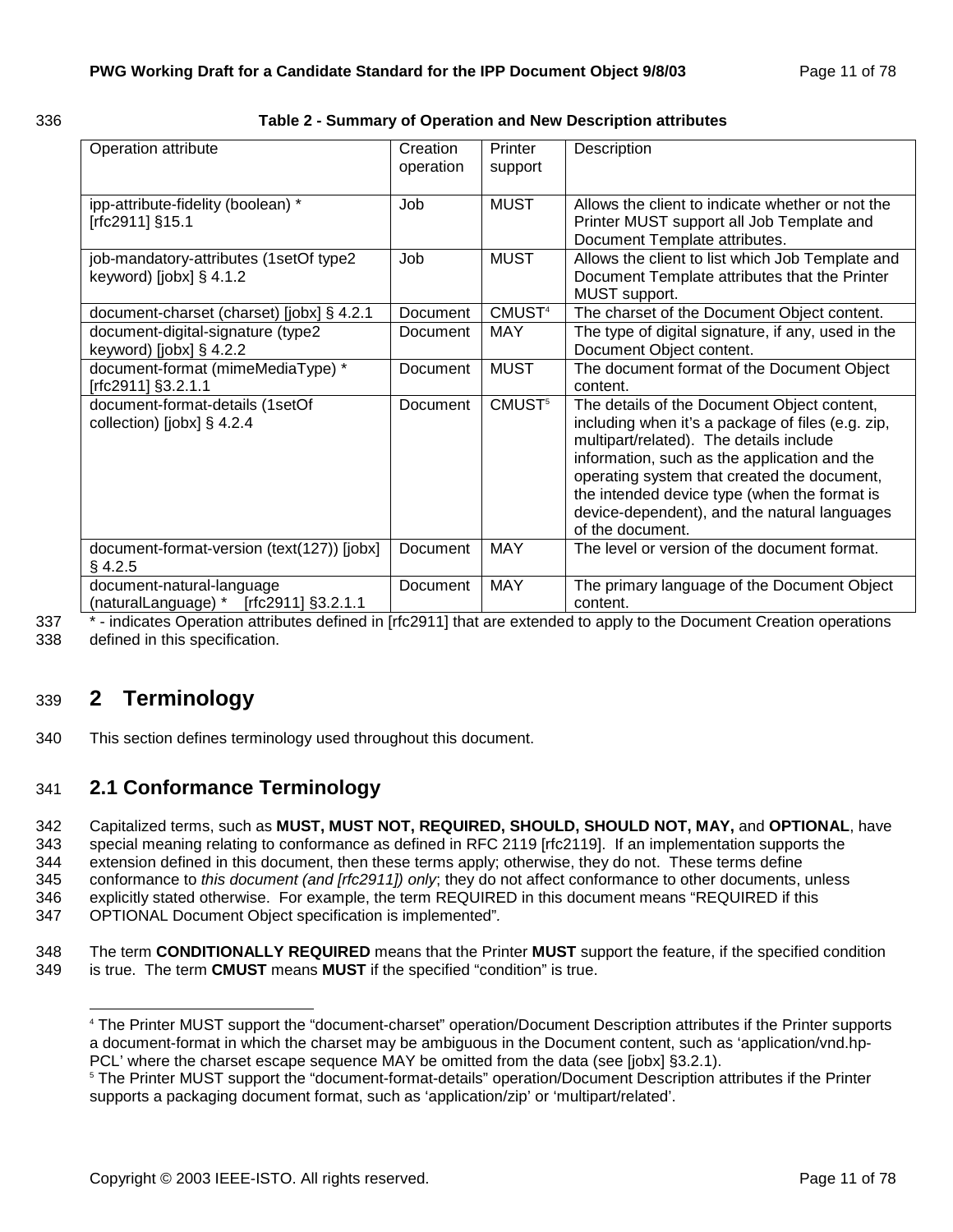**Table 2 - Summary of Operation and New Description attributes**

| Operation attribute | Creation operation | Printer support | Description |
|---|---|---|---|
| ipp-attribute-fidelity (boolean) * [rfc2911] §15.1 | Job | MUST | Allows the client to indicate whether or not the Printer MUST support all Job Template and Document Template attributes. |
| job-mandatory-attributes (1setOf type2 keyword) [jobx] § 4.1.2 | Job | MUST | Allows the client to list which Job Template and Document Template attributes that the Printer MUST support. |
| document-charset (charset) [jobx] § 4.2.1 | Document | CMUST[4] | The charset of the Document Object content. |
| document-digital-signature (type2 keyword) [jobx] § 4.2.2 | Document | MAY | The type of digital signature, if any, used in the Document Object content. |
| document-format (mimeMediaType) * [rfc2911] §3.2.1.1 | Document | MUST | The document format of the Document Object content. |
| document-format-details (1setOf collection) [jobx] § 4.2.4 | Document | CMUST[5] | The details of the Document Object content, including when it's a package of files (e.g. zip, multipart/related). The details include information, such as the application and the operating system that created the document, the intended device type (when the format is device-dependent), and the natural languages of the document. |
| document-format-version (text(127)) [jobx] § 4.2.5 | Document | MAY | The level or version of the document format. |
| document-natural-language (naturalLanguage) * [rfc2911] §3.2.1.1 | Document | MAY | The primary language of the Document Object content. |

\* - indicates Operation attributes defined in [rfc2911] that are extended to apply to the Document Creation operations defined in this specification.

# 2 Terminology

This section defines terminology used throughout this document.

## 2.1 Conformance Terminology

Capitalized terms, such as **MUST, MUST NOT, REQUIRED, SHOULD, SHOULD NOT, MAY,** and **OPTIONAL**, have special meaning relating to conformance as defined in RFC 2119 [rfc2119]. If an implementation supports the extension defined in this document, then these terms apply; otherwise, they do not. These terms define conformance to *this document (and [rfc2911]) only*; they do not affect conformance to other documents, unless explicitly stated otherwise. For example, the term REQUIRED in this document means "REQUIRED if this OPTIONAL Document Object specification is implemented".

The term **CONDITIONALLY REQUIRED** means that the Printer **MUST** support the feature, if the specified condition is true. The term **CMUST** means **MUST** if the specified "condition" is true.

---

[4] The Printer MUST support the "document-charset" operation/Document Description attributes if the Printer supports a document-format in which the charset may be ambiguous in the Document content, such as 'application/vnd.hp-PCL' where the charset escape sequence MAY be omitted from the data (see [jobx] §3.2.1).

[5] The Printer MUST support the "document-format-details" operation/Document Description attributes if the Printer supports a packaging document format, such as 'application/zip' or 'multipart/related'.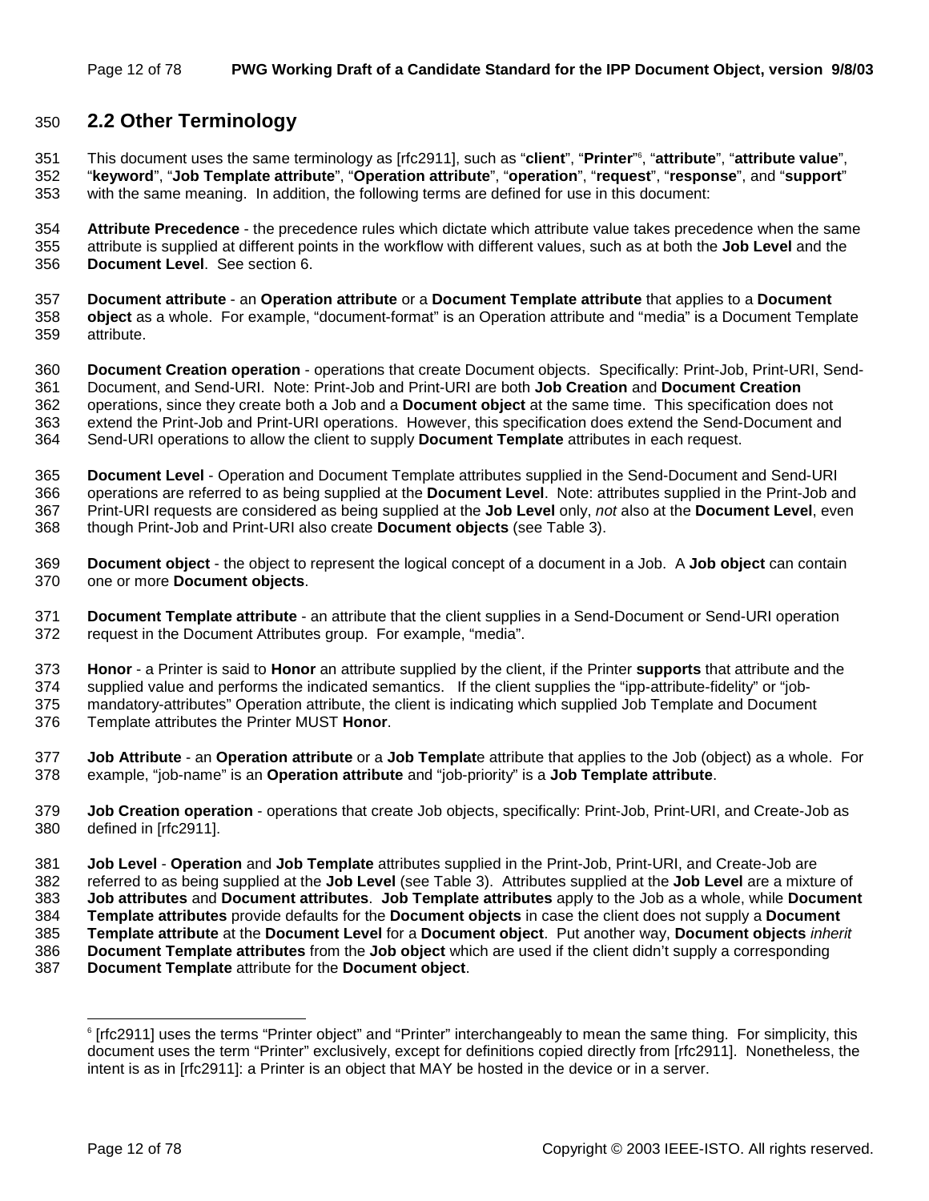## 2.2 Other Terminology

This document uses the same terminology as [rfc2911], such as "**client**", "**Printer**"[6], "**attribute**", "**attribute value**", "**keyword**", "**Job Template attribute**", "**Operation attribute**", "**operation**", "**request**", "**response**", and "**support**" with the same meaning. In addition, the following terms are defined for use in this document:

**Attribute Precedence** - the precedence rules which dictate which attribute value takes precedence when the same attribute is supplied at different points in the workflow with different values, such as at both the **Job Level** and the **Document Level**. See section 6.

**Document attribute** - an **Operation attribute** or a **Document Template attribute** that applies to a **Document object** as a whole. For example, "document-format" is an Operation attribute and "media" is a Document Template attribute.

**Document Creation operation** - operations that create Document objects. Specifically: Print-Job, Print-URI, Send-Document, and Send-URI. Note: Print-Job and Print-URI are both **Job Creation** and **Document Creation** operations, since they create both a Job and a **Document object** at the same time. This specification does not extend the Print-Job and Print-URI operations. However, this specification does extend the Send-Document and Send-URI operations to allow the client to supply **Document Template** attributes in each request.

**Document Level** - Operation and Document Template attributes supplied in the Send-Document and Send-URI operations are referred to as being supplied at the **Document Level**. Note: attributes supplied in the Print-Job and Print-URI requests are considered as being supplied at the **Job Level** only, *not* also at the **Document Level**, even though Print-Job and Print-URI also create **Document objects** (see Table 3).

**Document object** - the object to represent the logical concept of a document in a Job. A **Job object** can contain one or more **Document objects**.

**Document Template attribute** - an attribute that the client supplies in a Send-Document or Send-URI operation request in the Document Attributes group. For example, "media".

**Honor** - a Printer is said to **Honor** an attribute supplied by the client, if the Printer **supports** that attribute and the supplied value and performs the indicated semantics. If the client supplies the "ipp-attribute-fidelity" or "job-mandatory-attributes" Operation attribute, the client is indicating which supplied Job Template and Document Template attributes the Printer MUST **Honor**.

**Job Attribute** - an **Operation attribute** or a **Job Templat**e attribute that applies to the Job (object) as a whole. For example, "job-name" is an **Operation attribute** and "job-priority" is a **Job Template attribute**.

**Job Creation operation** - operations that create Job objects, specifically: Print-Job, Print-URI, and Create-Job as defined in [rfc2911].

**Job Level** - **Operation** and **Job Template** attributes supplied in the Print-Job, Print-URI, and Create-Job are referred to as being supplied at the **Job Level** (see Table 3). Attributes supplied at the **Job Level** are a mixture of **Job attributes** and **Document attributes**. **Job Template attributes** apply to the Job as a whole, while **Document Template attributes** provide defaults for the **Document objects** in case the client does not supply a **Document Template attribute** at the **Document Level** for a **Document object**. Put another way, **Document objects** *inherit* **Document Template attributes** from the **Job object** which are used if the client didn't supply a corresponding **Document Template** attribute for the **Document object**.

[6] [rfc2911] uses the terms "Printer object" and "Printer" interchangeably to mean the same thing. For simplicity, this document uses the term "Printer" exclusively, except for definitions copied directly from [rfc2911]. Nonetheless, the intent is as in [rfc2911]: a Printer is an object that MAY be hosted in the device or in a server.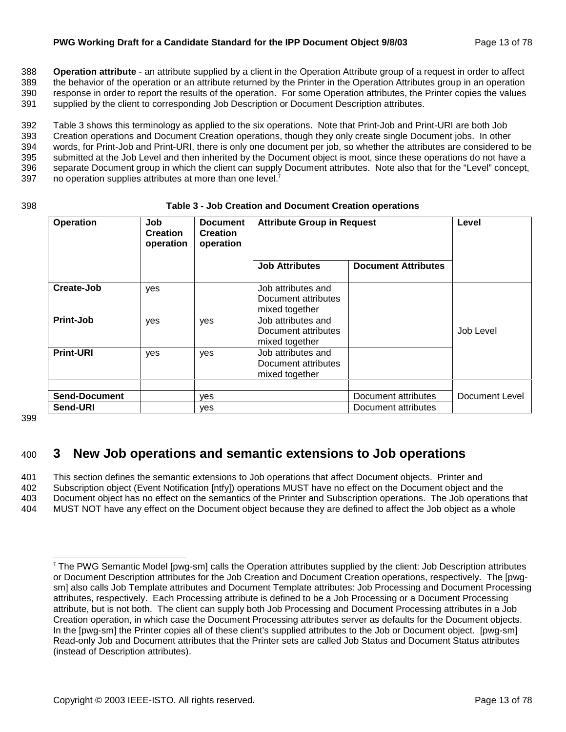**Operation attribute** - an attribute supplied by a client in the Operation Attribute group of a request in order to affect the behavior of the operation or an attribute returned by the Printer in the Operation Attributes group in an operation response in order to report the results of the operation. For some Operation attributes, the Printer copies the values supplied by the client to corresponding Job Description or Document Description attributes.

Table 3 shows this terminology as applied to the six operations. Note that Print-Job and Print-URI are both Job Creation operations and Document Creation operations, though they only create single Document jobs. In other words, for Print-Job and Print-URI, there is only one document per job, so whether the attributes are considered to be submitted at the Job Level and then inherited by the Document object is moot, since these operations do not have a separate Document group in which the client can supply Document attributes. Note also that for the "Level" concept, no operation supplies attributes at more than one level.[7]

**Table 3 - Job Creation and Document Creation operations**

| Operation | Job Creation operation | Document Creation operation | Attribute Group in Request | | Level |
|---|---|---|---|---|---|
| | | | Job Attributes | Document Attributes | |
| **Create-Job** | yes | | Job attributes and Document attributes mixed together | | Job Level |
| **Print-Job** | yes | yes | Job attributes and Document attributes mixed together | | |
| **Print-URI** | yes | yes | Job attributes and Document attributes mixed together | | |
| | | | | | |
| **Send-Document** | | yes | | Document attributes | Document Level |
| **Send-URI** | | yes | | Document attributes | |

# 3 New Job operations and semantic extensions to Job operations

This section defines the semantic extensions to Job operations that affect Document objects. Printer and Subscription object (Event Notification [ntfy]) operations MUST have no effect on the Document object and the Document object has no effect on the semantics of the Printer and Subscription operations. The Job operations that MUST NOT have any effect on the Document object because they are defined to affect the Job object as a whole

[7] The PWG Semantic Model [pwg-sm] calls the Operation attributes supplied by the client: Job Description attributes or Document Description attributes for the Job Creation and Document Creation operations, respectively. The [pwg-sm] also calls Job Template attributes and Document Template attributes: Job Processing and Document Processing attributes, respectively. Each Processing attribute is defined to be a Job Processing or a Document Processing attribute, but is not both. The client can supply both Job Processing and Document Processing attributes in a Job Creation operation, in which case the Document Processing attributes server as defaults for the Document objects. In the [pwg-sm] the Printer copies all of these client's supplied attributes to the Job or Document object. [pwg-sm] Read-only Job and Document attributes that the Printer sets are called Job Status and Document Status attributes (instead of Description attributes).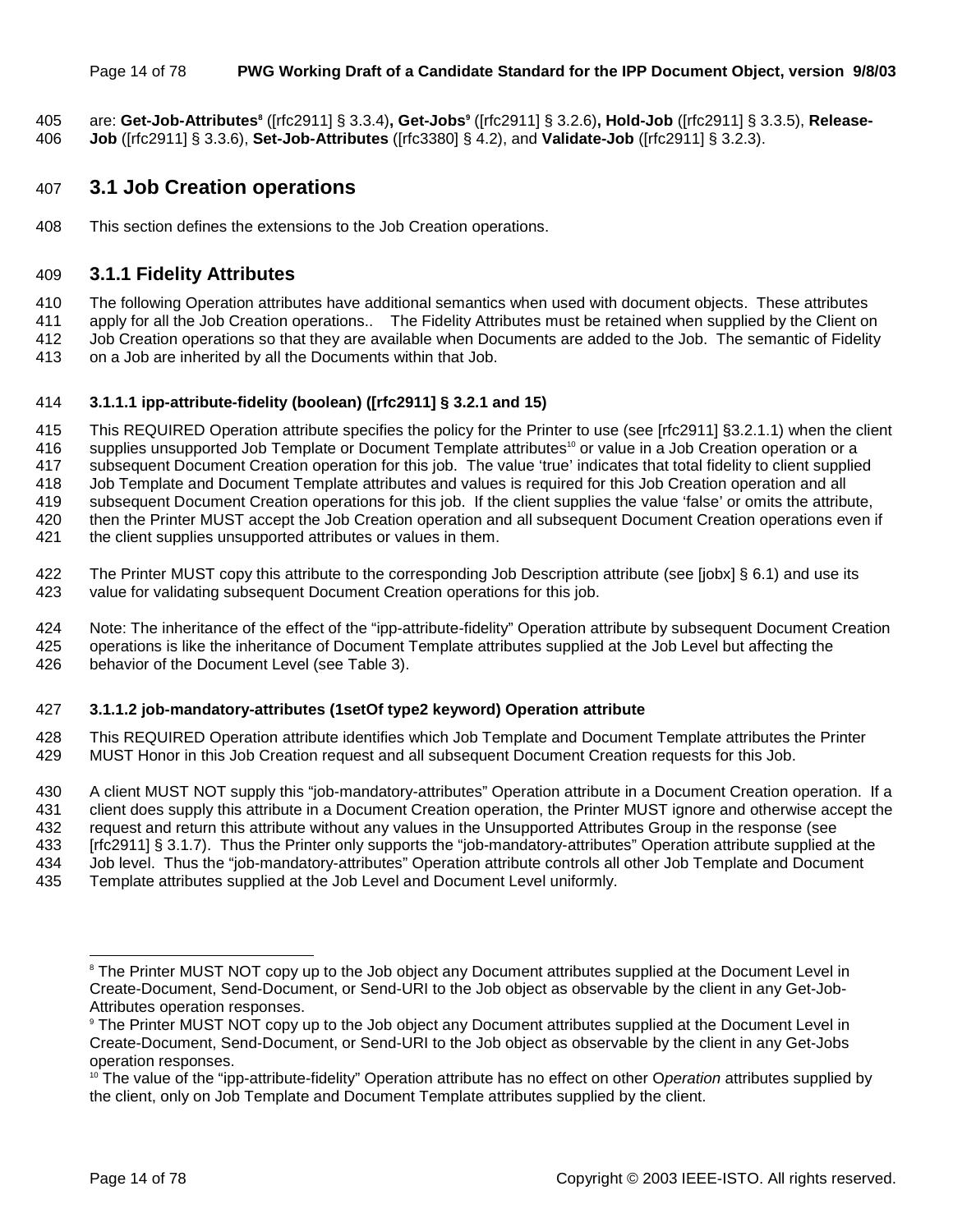are: **Get-Job-Attributes**[8] ([rfc2911] § 3.3.4)**, Get-Jobs**[9] ([rfc2911] § 3.2.6)**, Hold-Job** ([rfc2911] § 3.3.5), **Release-Job** ([rfc2911] § 3.3.6), **Set-Job-Attributes** ([rfc3380] § 4.2), and **Validate-Job** ([rfc2911] § 3.2.3).

## 3.1 Job Creation operations

This section defines the extensions to the Job Creation operations.

### 3.1.1 Fidelity Attributes

The following Operation attributes have additional semantics when used with document objects. These attributes apply for all the Job Creation operations.. The Fidelity Attributes must be retained when supplied by the Client on Job Creation operations so that they are available when Documents are added to the Job. The semantic of Fidelity on a Job are inherited by all the Documents within that Job.

#### 3.1.1.1 ipp-attribute-fidelity (boolean) ([rfc2911] § 3.2.1 and 15)

This REQUIRED Operation attribute specifies the policy for the Printer to use (see [rfc2911] §3.2.1.1) when the client supplies unsupported Job Template or Document Template attributes[10] or value in a Job Creation operation or a subsequent Document Creation operation for this job. The value 'true' indicates that total fidelity to client supplied Job Template and Document Template attributes and values is required for this Job Creation operation and all subsequent Document Creation operations for this job. If the client supplies the value 'false' or omits the attribute, then the Printer MUST accept the Job Creation operation and all subsequent Document Creation operations even if the client supplies unsupported attributes or values in them.

The Printer MUST copy this attribute to the corresponding Job Description attribute (see [jobx] § 6.1) and use its value for validating subsequent Document Creation operations for this job.

Note: The inheritance of the effect of the "ipp-attribute-fidelity" Operation attribute by subsequent Document Creation operations is like the inheritance of Document Template attributes supplied at the Job Level but affecting the behavior of the Document Level (see Table 3).

#### 3.1.1.2 job-mandatory-attributes (1setOf type2 keyword) Operation attribute

This REQUIRED Operation attribute identifies which Job Template and Document Template attributes the Printer MUST Honor in this Job Creation request and all subsequent Document Creation requests for this Job.

A client MUST NOT supply this "job-mandatory-attributes" Operation attribute in a Document Creation operation. If a client does supply this attribute in a Document Creation operation, the Printer MUST ignore and otherwise accept the request and return this attribute without any values in the Unsupported Attributes Group in the response (see [rfc2911] § 3.1.7). Thus the Printer only supports the "job-mandatory-attributes" Operation attribute supplied at the Job level. Thus the "job-mandatory-attributes" Operation attribute controls all other Job Template and Document Template attributes supplied at the Job Level and Document Level uniformly.

---

[8] The Printer MUST NOT copy up to the Job object any Document attributes supplied at the Document Level in Create-Document, Send-Document, or Send-URI to the Job object as observable by the client in any Get-Job-Attributes operation responses.

[9] The Printer MUST NOT copy up to the Job object any Document attributes supplied at the Document Level in Create-Document, Send-Document, or Send-URI to the Job object as observable by the client in any Get-Jobs operation responses.

[10] The value of the "ipp-attribute-fidelity" Operation attribute has no effect on other O*peration* attributes supplied by the client, only on Job Template and Document Template attributes supplied by the client.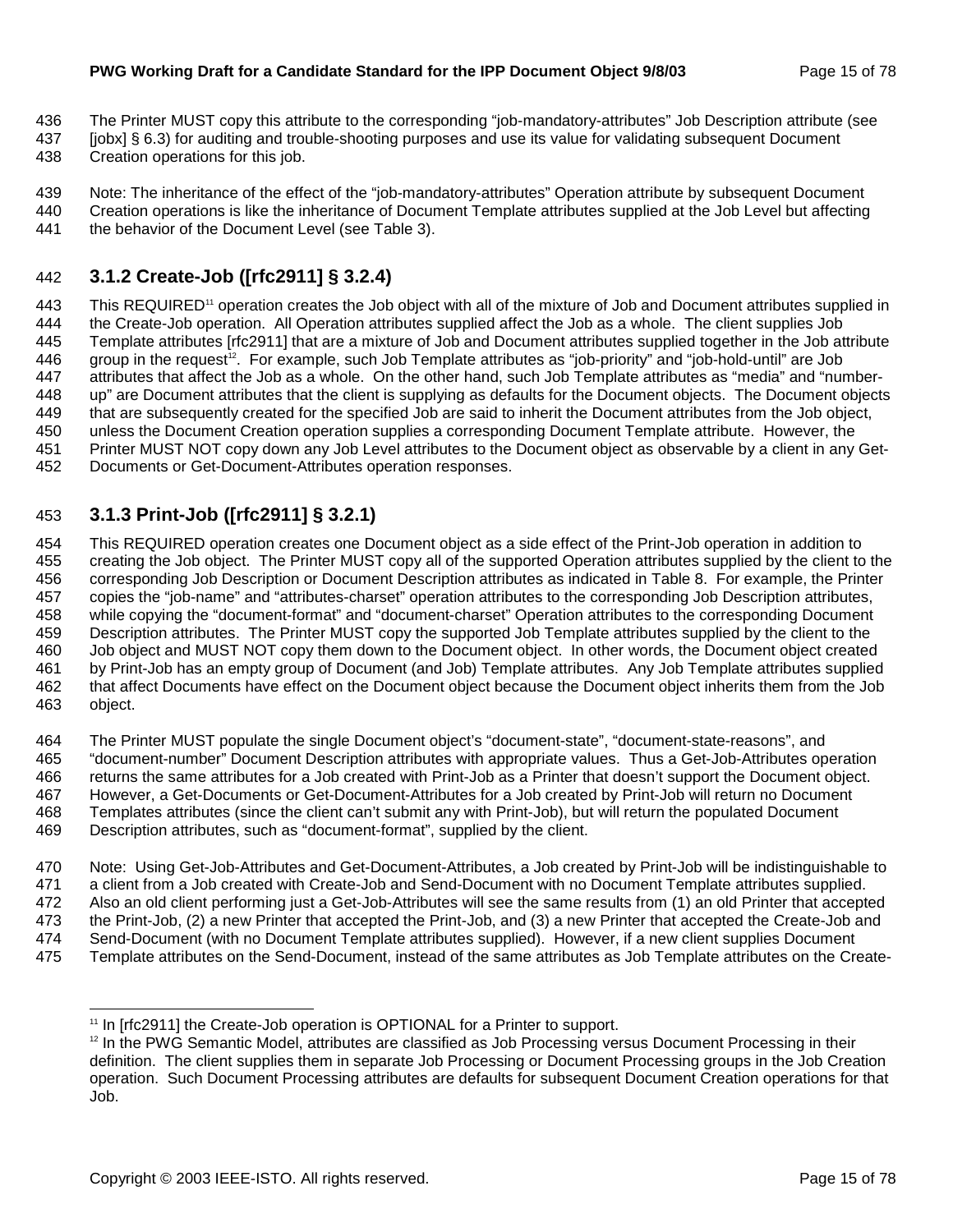The Printer MUST copy this attribute to the corresponding "job-mandatory-attributes" Job Description attribute (see [jobx] § 6.3) for auditing and trouble-shooting purposes and use its value for validating subsequent Document Creation operations for this job.

Note: The inheritance of the effect of the "job-mandatory-attributes" Operation attribute by subsequent Document Creation operations is like the inheritance of Document Template attributes supplied at the Job Level but affecting the behavior of the Document Level (see Table 3).

### 3.1.2 Create-Job ([rfc2911] § 3.2.4)

This REQUIRED[11] operation creates the Job object with all of the mixture of Job and Document attributes supplied in the Create-Job operation. All Operation attributes supplied affect the Job as a whole. The client supplies Job Template attributes [rfc2911] that are a mixture of Job and Document attributes supplied together in the Job attribute group in the request[12]. For example, such Job Template attributes as "job-priority" and "job-hold-until" are Job attributes that affect the Job as a whole. On the other hand, such Job Template attributes as "media" and "number-up" are Document attributes that the client is supplying as defaults for the Document objects. The Document objects that are subsequently created for the specified Job are said to inherit the Document attributes from the Job object, unless the Document Creation operation supplies a corresponding Document Template attribute. However, the Printer MUST NOT copy down any Job Level attributes to the Document object as observable by a client in any Get-Documents or Get-Document-Attributes operation responses.

### 3.1.3 Print-Job ([rfc2911] § 3.2.1)

This REQUIRED operation creates one Document object as a side effect of the Print-Job operation in addition to creating the Job object. The Printer MUST copy all of the supported Operation attributes supplied by the client to the corresponding Job Description or Document Description attributes as indicated in Table 8. For example, the Printer copies the "job-name" and "attributes-charset" operation attributes to the corresponding Job Description attributes, while copying the "document-format" and "document-charset" Operation attributes to the corresponding Document Description attributes. The Printer MUST copy the supported Job Template attributes supplied by the client to the Job object and MUST NOT copy them down to the Document object. In other words, the Document object created by Print-Job has an empty group of Document (and Job) Template attributes. Any Job Template attributes supplied that affect Documents have effect on the Document object because the Document object inherits them from the Job object.

The Printer MUST populate the single Document object's "document-state", "document-state-reasons", and "document-number" Document Description attributes with appropriate values. Thus a Get-Job-Attributes operation returns the same attributes for a Job created with Print-Job as a Printer that doesn't support the Document object. However, a Get-Documents or Get-Document-Attributes for a Job created by Print-Job will return no Document Templates attributes (since the client can't submit any with Print-Job), but will return the populated Document Description attributes, such as "document-format", supplied by the client.

Note: Using Get-Job-Attributes and Get-Document-Attributes, a Job created by Print-Job will be indistinguishable to a client from a Job created with Create-Job and Send-Document with no Document Template attributes supplied. Also an old client performing just a Get-Job-Attributes will see the same results from (1) an old Printer that accepted the Print-Job, (2) a new Printer that accepted the Print-Job, and (3) a new Printer that accepted the Create-Job and Send-Document (with no Document Template attributes supplied). However, if a new client supplies Document Template attributes on the Send-Document, instead of the same attributes as Job Template attributes on the Create-

[11] In [rfc2911] the Create-Job operation is OPTIONAL for a Printer to support.

[12] In the PWG Semantic Model, attributes are classified as Job Processing versus Document Processing in their definition. The client supplies them in separate Job Processing or Document Processing groups in the Job Creation operation. Such Document Processing attributes are defaults for subsequent Document Creation operations for that Job.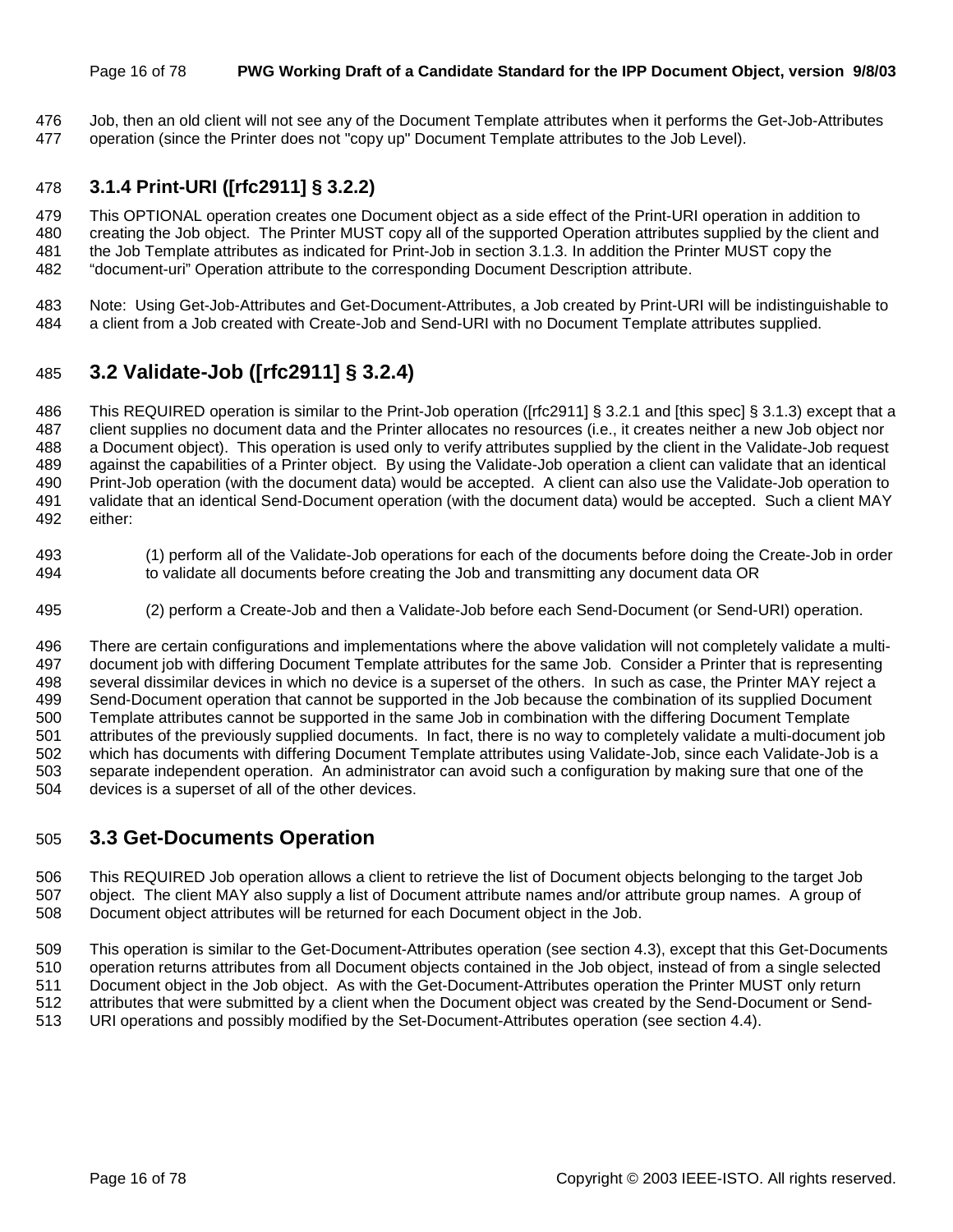Job, then an old client will not see any of the Document Template attributes when it performs the Get-Job-Attributes operation (since the Printer does not "copy up" Document Template attributes to the Job Level).

### 3.1.4 Print-URI ([rfc2911] § 3.2.2)

This OPTIONAL operation creates one Document object as a side effect of the Print-URI operation in addition to creating the Job object. The Printer MUST copy all of the supported Operation attributes supplied by the client and the Job Template attributes as indicated for Print-Job in section 3.1.3. In addition the Printer MUST copy the "document-uri" Operation attribute to the corresponding Document Description attribute.

Note: Using Get-Job-Attributes and Get-Document-Attributes, a Job created by Print-URI will be indistinguishable to a client from a Job created with Create-Job and Send-URI with no Document Template attributes supplied.

## 3.2 Validate-Job ([rfc2911] § 3.2.4)

This REQUIRED operation is similar to the Print-Job operation ([rfc2911] § 3.2.1 and [this spec] § 3.1.3) except that a client supplies no document data and the Printer allocates no resources (i.e., it creates neither a new Job object nor a Document object). This operation is used only to verify attributes supplied by the client in the Validate-Job request against the capabilities of a Printer object. By using the Validate-Job operation a client can validate that an identical Print-Job operation (with the document data) would be accepted. A client can also use the Validate-Job operation to validate that an identical Send-Document operation (with the document data) would be accepted. Such a client MAY either:

(1) perform all of the Validate-Job operations for each of the documents before doing the Create-Job in order to validate all documents before creating the Job and transmitting any document data OR

(2) perform a Create-Job and then a Validate-Job before each Send-Document (or Send-URI) operation.

There are certain configurations and implementations where the above validation will not completely validate a multi-document job with differing Document Template attributes for the same Job. Consider a Printer that is representing several dissimilar devices in which no device is a superset of the others. In such as case, the Printer MAY reject a Send-Document operation that cannot be supported in the Job because the combination of its supplied Document Template attributes cannot be supported in the same Job in combination with the differing Document Template attributes of the previously supplied documents. In fact, there is no way to completely validate a multi-document job which has documents with differing Document Template attributes using Validate-Job, since each Validate-Job is a separate independent operation. An administrator can avoid such a configuration by making sure that one of the devices is a superset of all of the other devices.

## 3.3 Get-Documents Operation

This REQUIRED Job operation allows a client to retrieve the list of Document objects belonging to the target Job object. The client MAY also supply a list of Document attribute names and/or attribute group names. A group of Document object attributes will be returned for each Document object in the Job.

This operation is similar to the Get-Document-Attributes operation (see section 4.3), except that this Get-Documents operation returns attributes from all Document objects contained in the Job object, instead of from a single selected Document object in the Job object. As with the Get-Document-Attributes operation the Printer MUST only return attributes that were submitted by a client when the Document object was created by the Send-Document or Send-URI operations and possibly modified by the Set-Document-Attributes operation (see section 4.4).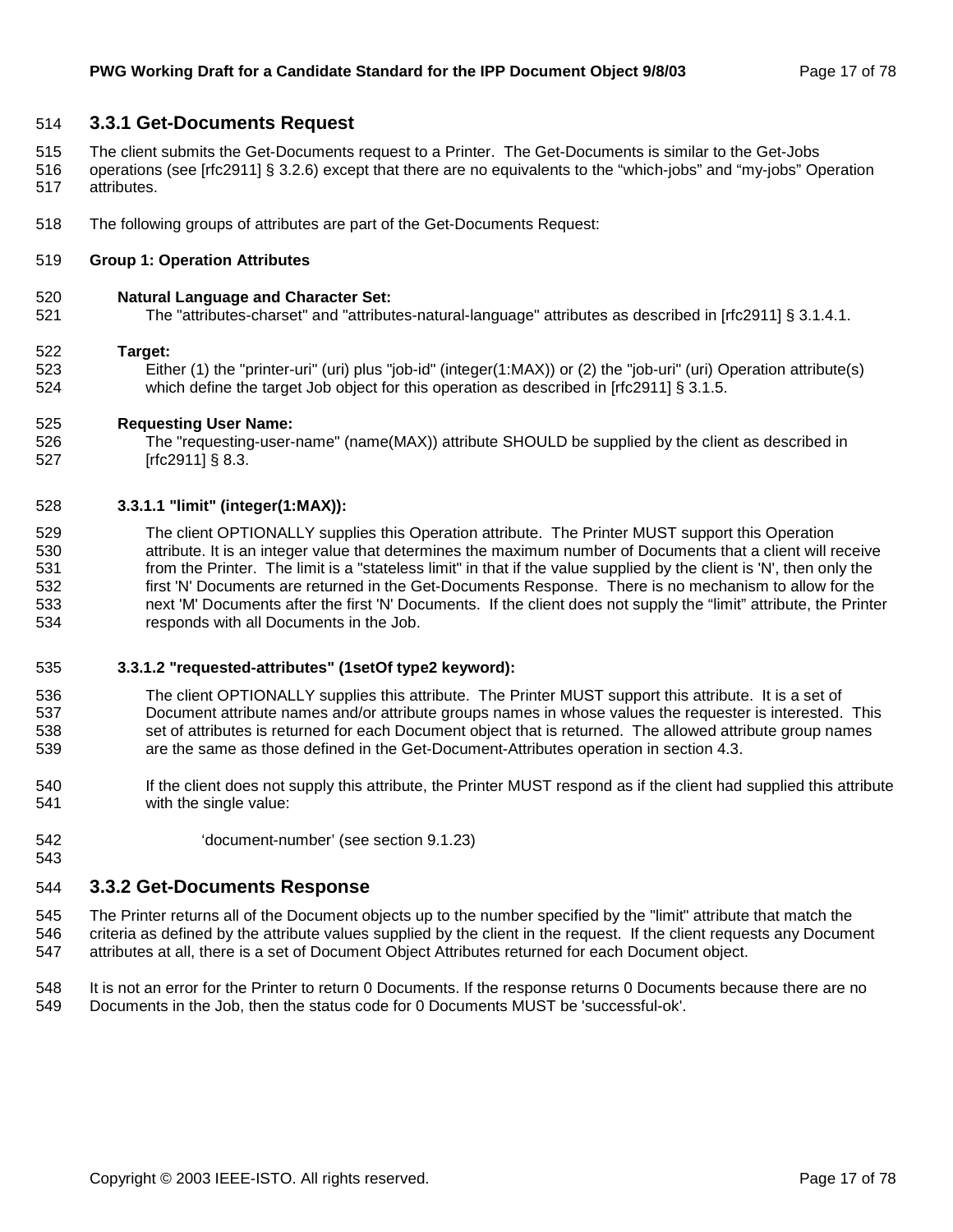### 3.3.1 Get-Documents Request

The client submits the Get-Documents request to a Printer. The Get-Documents is similar to the Get-Jobs operations (see [rfc2911] § 3.2.6) except that there are no equivalents to the “which-jobs” and “my-jobs” Operation attributes.

The following groups of attributes are part of the Get-Documents Request:

**Group 1: Operation Attributes**

**Natural Language and Character Set:**
The "attributes-charset" and "attributes-natural-language" attributes as described in [rfc2911] § 3.1.4.1.

**Target:**
Either (1) the "printer-uri" (uri) plus "job-id" (integer(1:MAX)) or (2) the "job-uri" (uri) Operation attribute(s) which define the target Job object for this operation as described in [rfc2911] § 3.1.5.

**Requesting User Name:**
The "requesting-user-name" (name(MAX)) attribute SHOULD be supplied by the client as described in [rfc2911] § 8.3.

**3.3.1.1 "limit" (integer(1:MAX)):**

The client OPTIONALLY supplies this Operation attribute. The Printer MUST support this Operation attribute. It is an integer value that determines the maximum number of Documents that a client will receive from the Printer. The limit is a "stateless limit" in that if the value supplied by the client is 'N', then only the first 'N' Documents are returned in the Get-Documents Response. There is no mechanism to allow for the next 'M' Documents after the first 'N' Documents. If the client does not supply the “limit” attribute, the Printer responds with all Documents in the Job.

**3.3.1.2 "requested-attributes" (1setOf type2 keyword):**

The client OPTIONALLY supplies this attribute. The Printer MUST support this attribute. It is a set of Document attribute names and/or attribute groups names in whose values the requester is interested. This set of attributes is returned for each Document object that is returned. The allowed attribute group names are the same as those defined in the Get-Document-Attributes operation in section 4.3.

If the client does not supply this attribute, the Printer MUST respond as if the client had supplied this attribute with the single value:

‘document-number’ (see section 9.1.23)

### 3.3.2 Get-Documents Response

The Printer returns all of the Document objects up to the number specified by the "limit" attribute that match the criteria as defined by the attribute values supplied by the client in the request. If the client requests any Document attributes at all, there is a set of Document Object Attributes returned for each Document object.

It is not an error for the Printer to return 0 Documents. If the response returns 0 Documents because there are no Documents in the Job, then the status code for 0 Documents MUST be 'successful-ok'.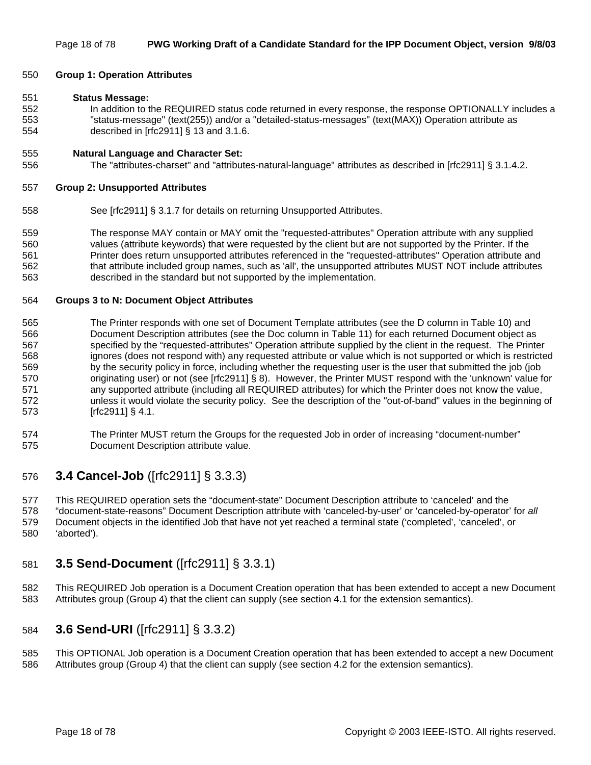**Group 1: Operation Attributes**

**Status Message:**

In addition to the REQUIRED status code returned in every response, the response OPTIONALLY includes a "status-message" (text(255)) and/or a "detailed-status-messages" (text(MAX)) Operation attribute as described in [rfc2911] § 13 and 3.1.6.

**Natural Language and Character Set:**

The "attributes-charset" and "attributes-natural-language" attributes as described in [rfc2911] § 3.1.4.2.

**Group 2: Unsupported Attributes**

See [rfc2911] § 3.1.7 for details on returning Unsupported Attributes.

The response MAY contain or MAY omit the "requested-attributes" Operation attribute with any supplied values (attribute keywords) that were requested by the client but are not supported by the Printer. If the Printer does return unsupported attributes referenced in the "requested-attributes" Operation attribute and that attribute included group names, such as 'all', the unsupported attributes MUST NOT include attributes described in the standard but not supported by the implementation.

**Groups 3 to N: Document Object Attributes**

The Printer responds with one set of Document Template attributes (see the D column in Table 10) and Document Description attributes (see the Doc column in Table 11) for each returned Document object as specified by the "requested-attributes" Operation attribute supplied by the client in the request. The Printer ignores (does not respond with) any requested attribute or value which is not supported or which is restricted by the security policy in force, including whether the requesting user is the user that submitted the job (job originating user) or not (see [rfc2911] § 8). However, the Printer MUST respond with the 'unknown' value for any supported attribute (including all REQUIRED attributes) for which the Printer does not know the value, unless it would violate the security policy. See the description of the "out-of-band" values in the beginning of [rfc2911] § 4.1.

The Printer MUST return the Groups for the requested Job in order of increasing "document-number" Document Description attribute value.

## 3.4 Cancel-Job ([rfc2911] § 3.3.3)

This REQUIRED operation sets the "document-state" Document Description attribute to 'canceled' and the "document-state-reasons" Document Description attribute with 'canceled-by-user' or 'canceled-by-operator' for *all* Document objects in the identified Job that have not yet reached a terminal state ('completed', 'canceled', or 'aborted').

## 3.5 Send-Document ([rfc2911] § 3.3.1)

This REQUIRED Job operation is a Document Creation operation that has been extended to accept a new Document Attributes group (Group 4) that the client can supply (see section 4.1 for the extension semantics).

## 3.6 Send-URI ([rfc2911] § 3.3.2)

This OPTIONAL Job operation is a Document Creation operation that has been extended to accept a new Document Attributes group (Group 4) that the client can supply (see section 4.2 for the extension semantics).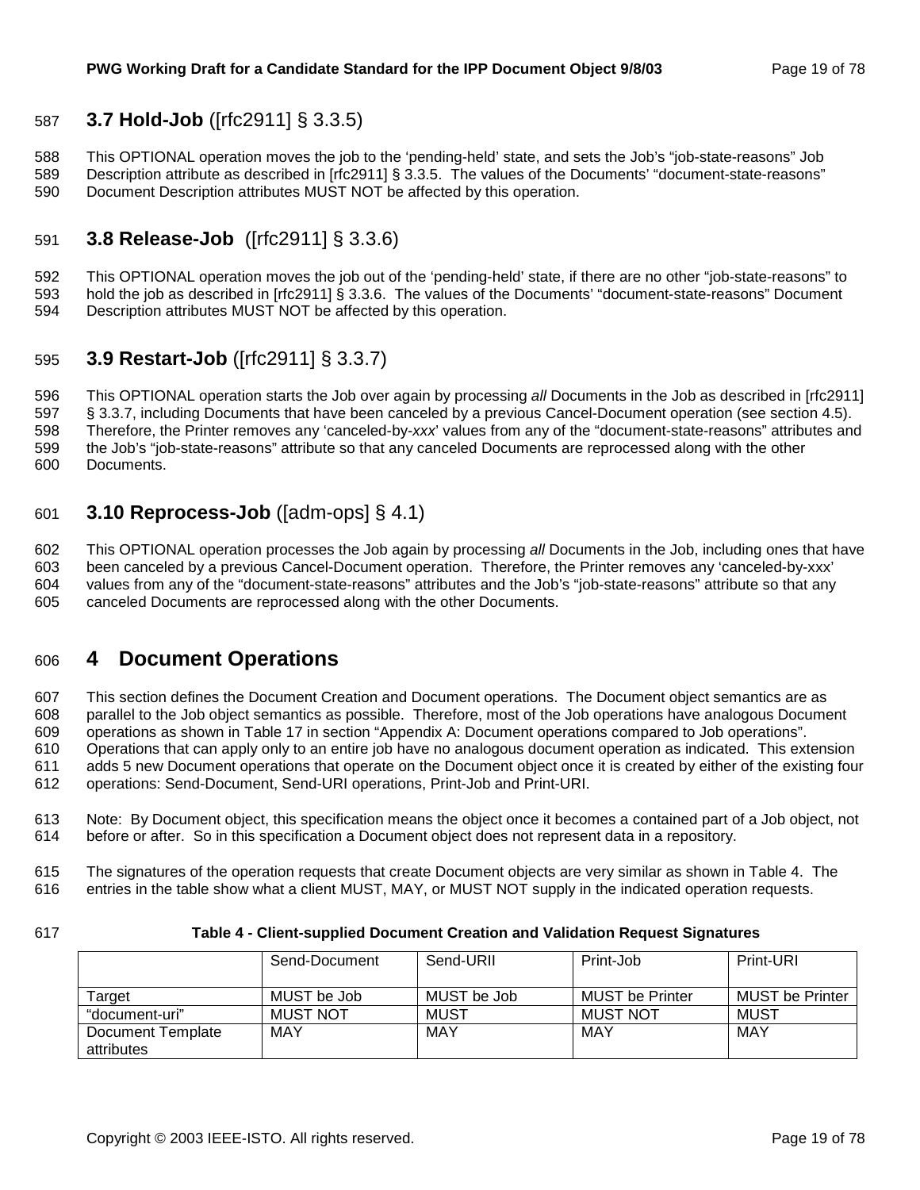## 3.7 Hold-Job ([rfc2911] § 3.3.5)

This OPTIONAL operation moves the job to the 'pending-held' state, and sets the Job's "job-state-reasons" Job Description attribute as described in [rfc2911] § 3.3.5. The values of the Documents' "document-state-reasons" Document Description attributes MUST NOT be affected by this operation.

## 3.8 Release-Job ([rfc2911] § 3.3.6)

This OPTIONAL operation moves the job out of the 'pending-held' state, if there are no other "job-state-reasons" to hold the job as described in [rfc2911] § 3.3.6. The values of the Documents' "document-state-reasons" Document Description attributes MUST NOT be affected by this operation.

## 3.9 Restart-Job ([rfc2911] § 3.3.7)

This OPTIONAL operation starts the Job over again by processing *all* Documents in the Job as described in [rfc2911] § 3.3.7, including Documents that have been canceled by a previous Cancel-Document operation (see section 4.5). Therefore, the Printer removes any 'canceled-by-*xxx*' values from any of the "document-state-reasons" attributes and the Job's "job-state-reasons" attribute so that any canceled Documents are reprocessed along with the other Documents.

## 3.10 Reprocess-Job ([adm-ops] § 4.1)

This OPTIONAL operation processes the Job again by processing *all* Documents in the Job, including ones that have been canceled by a previous Cancel-Document operation. Therefore, the Printer removes any 'canceled-by-xxx' values from any of the "document-state-reasons" attributes and the Job's "job-state-reasons" attribute so that any canceled Documents are reprocessed along with the other Documents.

# 4 Document Operations

This section defines the Document Creation and Document operations. The Document object semantics are as parallel to the Job object semantics as possible. Therefore, most of the Job operations have analogous Document operations as shown in Table 17 in section "Appendix A: Document operations compared to Job operations". Operations that can apply only to an entire job have no analogous document operation as indicated. This extension adds 5 new Document operations that operate on the Document object once it is created by either of the existing four operations: Send-Document, Send-URI operations, Print-Job and Print-URI.

Note: By Document object, this specification means the object once it becomes a contained part of a Job object, not before or after. So in this specification a Document object does not represent data in a repository.

The signatures of the operation requests that create Document objects are very similar as shown in Table 4. The entries in the table show what a client MUST, MAY, or MUST NOT supply in the indicated operation requests.

**Table 4 - Client-supplied Document Creation and Validation Request Signatures**

| | Send-Document | Send-URII | Print-Job | Print-URI |
|---|---|---|---|---|
| Target | MUST be Job | MUST be Job | MUST be Printer | MUST be Printer |
| "document-uri" | MUST NOT | MUST | MUST NOT | MUST |
| Document Template attributes | MAY | MAY | MAY | MAY |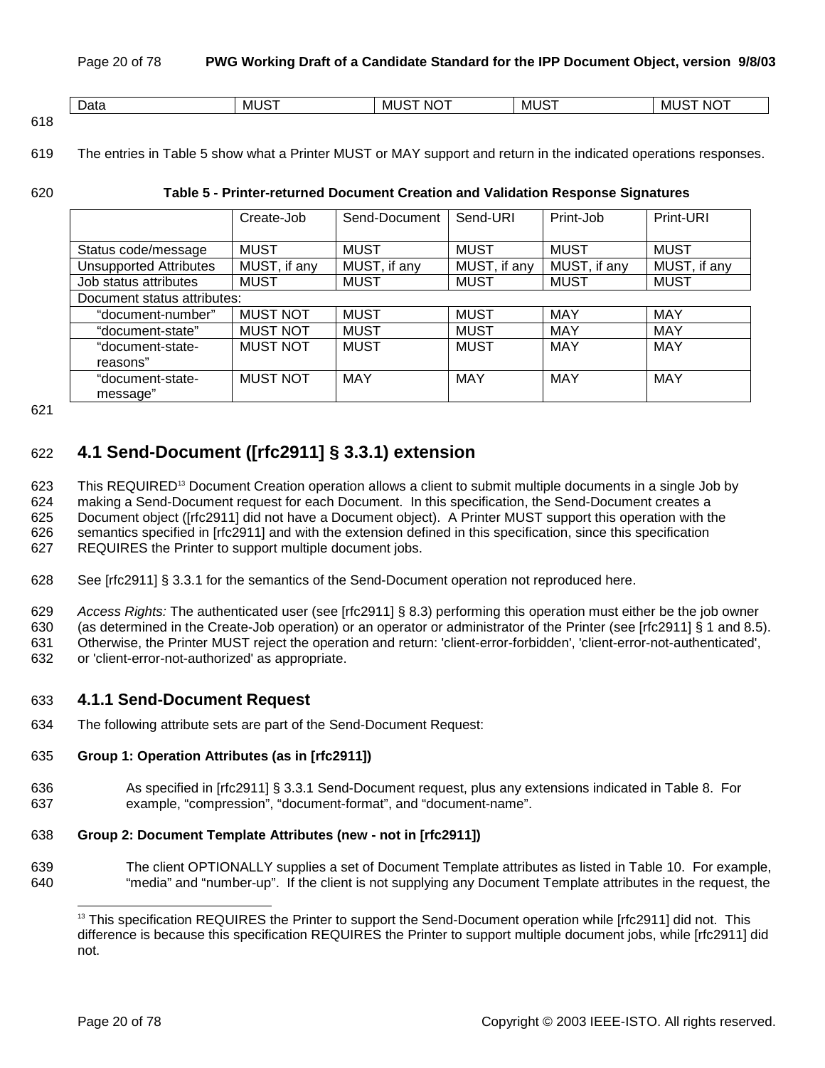| Data | MUST | MUST NOT | MUST | MUST NOT |
|---|---|---|---|---|

The entries in Table 5 show what a Printer MUST or MAY support and return in the indicated operations responses.

**Table 5 - Printer-returned Document Creation and Validation Response Signatures**

| | Create-Job | Send-Document | Send-URI | Print-Job | Print-URI |
|---|---|---|---|---|---|
| Status code/message | MUST | MUST | MUST | MUST | MUST |
| Unsupported Attributes | MUST, if any | MUST, if any | MUST, if any | MUST, if any | MUST, if any |
| Job status attributes | MUST | MUST | MUST | MUST | MUST |
| Document status attributes: | | | | | |
| "document-number" | MUST NOT | MUST | MUST | MAY | MAY |
| "document-state" | MUST NOT | MUST | MUST | MAY | MAY |
| "document-state-reasons" | MUST NOT | MUST | MUST | MAY | MAY |
| "document-state-message" | MUST NOT | MAY | MAY | MAY | MAY |

## 4.1 Send-Document ([rfc2911] § 3.3.1) extension

This REQUIRED[13] Document Creation operation allows a client to submit multiple documents in a single Job by making a Send-Document request for each Document. In this specification, the Send-Document creates a Document object ([rfc2911] did not have a Document object). A Printer MUST support this operation with the semantics specified in [rfc2911] and with the extension defined in this specification, since this specification REQUIRES the Printer to support multiple document jobs.

See [rfc2911] § 3.3.1 for the semantics of the Send-Document operation not reproduced here.

*Access Rights:* The authenticated user (see [rfc2911] § 8.3) performing this operation must either be the job owner (as determined in the Create-Job operation) or an operator or administrator of the Printer (see [rfc2911] § 1 and 8.5). Otherwise, the Printer MUST reject the operation and return: 'client-error-forbidden', 'client-error-not-authenticated', or 'client-error-not-authorized' as appropriate.

### 4.1.1 Send-Document Request

The following attribute sets are part of the Send-Document Request:

**Group 1: Operation Attributes (as in [rfc2911])**

As specified in [rfc2911] § 3.3.1 Send-Document request, plus any extensions indicated in Table 8. For example, "compression", "document-format", and "document-name".

**Group 2: Document Template Attributes (new - not in [rfc2911])**

The client OPTIONALLY supplies a set of Document Template attributes as listed in Table 10. For example, "media" and "number-up". If the client is not supplying any Document Template attributes in the request, the

[13] This specification REQUIRES the Printer to support the Send-Document operation while [rfc2911] did not. This difference is because this specification REQUIRES the Printer to support multiple document jobs, while [rfc2911] did not.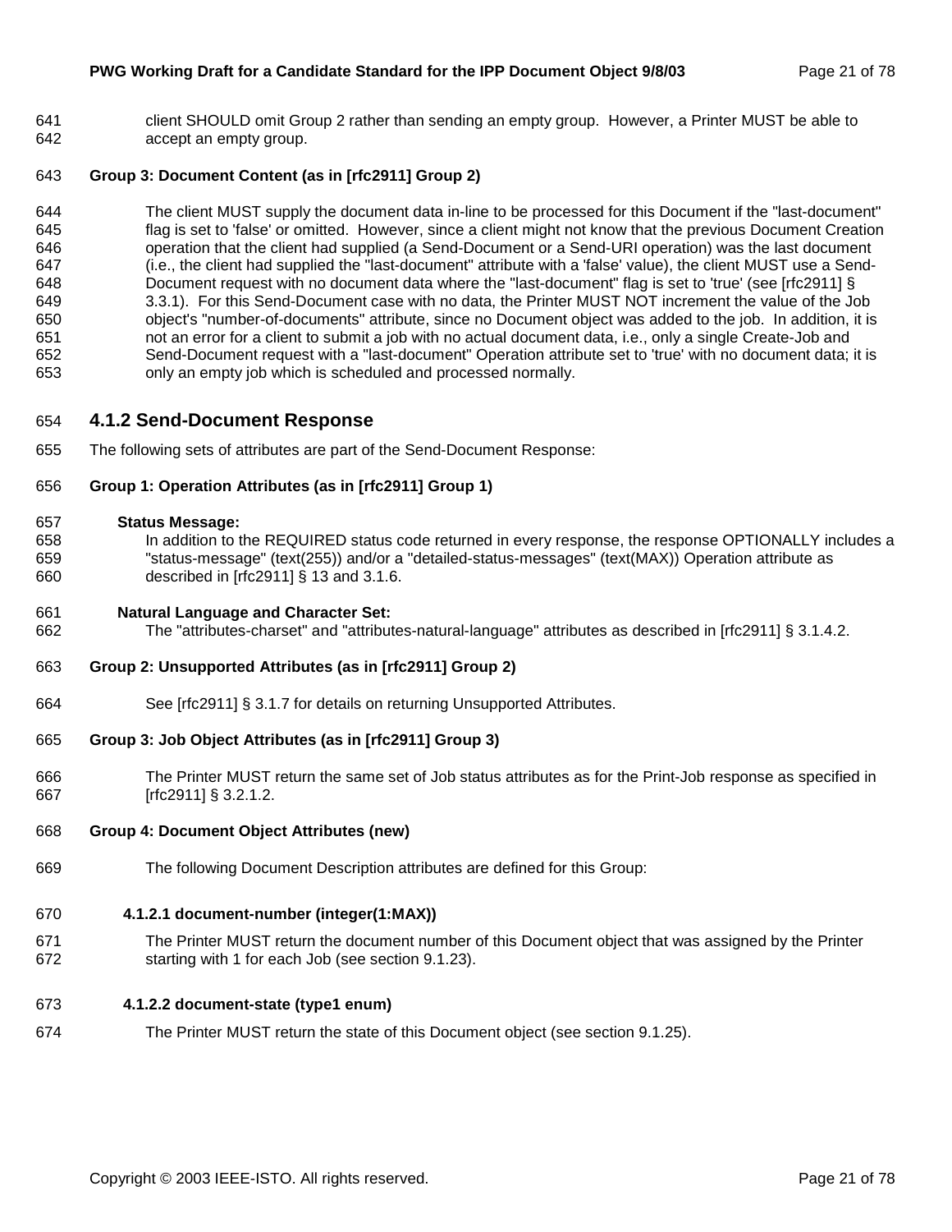client SHOULD omit Group 2 rather than sending an empty group. However, a Printer MUST be able to accept an empty group.

**Group 3: Document Content (as in [rfc2911] Group 2)**

The client MUST supply the document data in-line to be processed for this Document if the "last-document" flag is set to 'false' or omitted. However, since a client might not know that the previous Document Creation operation that the client had supplied (a Send-Document or a Send-URI operation) was the last document (i.e., the client had supplied the "last-document" attribute with a 'false' value), the client MUST use a Send-Document request with no document data where the "last-document" flag is set to 'true' (see [rfc2911] § 3.3.1). For this Send-Document case with no data, the Printer MUST NOT increment the value of the Job object's "number-of-documents" attribute, since no Document object was added to the job. In addition, it is not an error for a client to submit a job with no actual document data, i.e., only a single Create-Job and Send-Document request with a "last-document" Operation attribute set to 'true' with no document data; it is only an empty job which is scheduled and processed normally.

## 4.1.2 Send-Document Response

The following sets of attributes are part of the Send-Document Response:

**Group 1: Operation Attributes (as in [rfc2911] Group 1)**

**Status Message:**
In addition to the REQUIRED status code returned in every response, the response OPTIONALLY includes a "status-message" (text(255)) and/or a "detailed-status-messages" (text(MAX)) Operation attribute as described in [rfc2911] § 13 and 3.1.6.

**Natural Language and Character Set:**
The "attributes-charset" and "attributes-natural-language" attributes as described in [rfc2911] § 3.1.4.2.

**Group 2: Unsupported Attributes (as in [rfc2911] Group 2)**

See [rfc2911] § 3.1.7 for details on returning Unsupported Attributes.

**Group 3: Job Object Attributes (as in [rfc2911] Group 3)**

The Printer MUST return the same set of Job status attributes as for the Print-Job response as specified in [rfc2911] § 3.2.1.2.

**Group 4: Document Object Attributes (new)**

The following Document Description attributes are defined for this Group:

### 4.1.2.1 document-number (integer(1:MAX))

The Printer MUST return the document number of this Document object that was assigned by the Printer starting with 1 for each Job (see section 9.1.23).

### 4.1.2.2 document-state (type1 enum)

The Printer MUST return the state of this Document object (see section 9.1.25).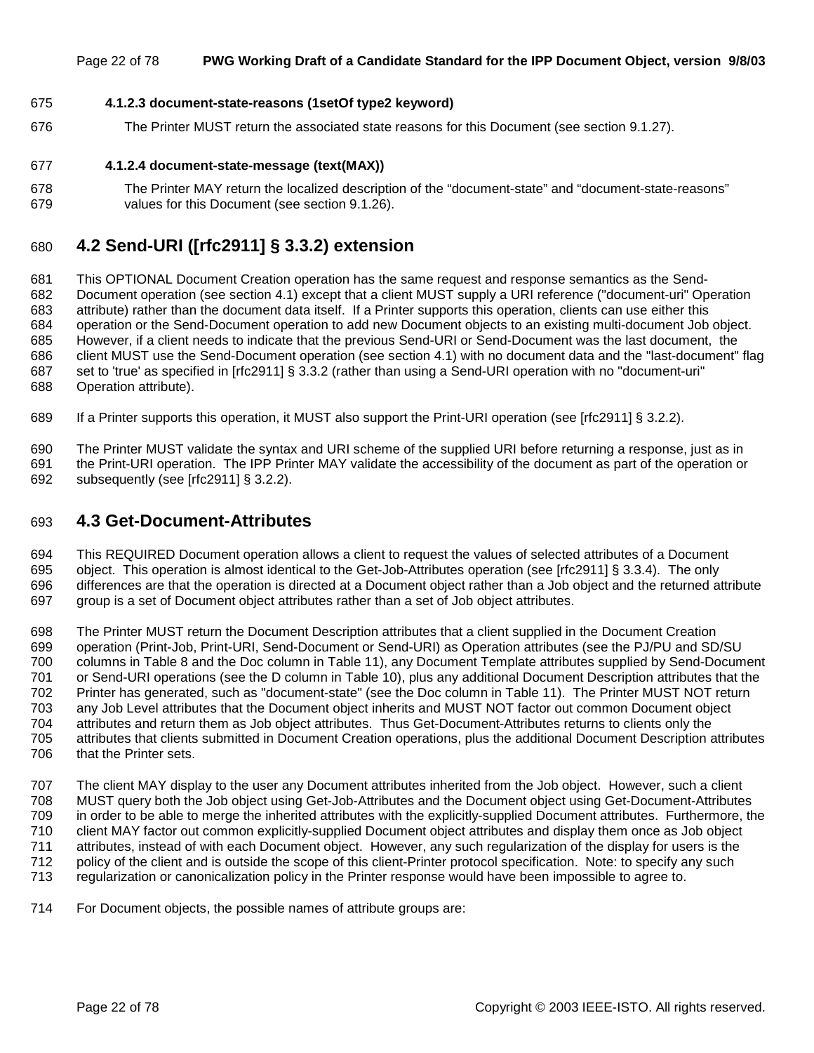#### 4.1.2.3 document-state-reasons (1setOf type2 keyword)

The Printer MUST return the associated state reasons for this Document (see section 9.1.27).

#### 4.1.2.4 document-state-message (text(MAX))

The Printer MAY return the localized description of the “document-state” and “document-state-reasons” values for this Document (see section 9.1.26).

## 4.2 Send-URI ([rfc2911] § 3.3.2) extension

This OPTIONAL Document Creation operation has the same request and response semantics as the Send-Document operation (see section 4.1) except that a client MUST supply a URI reference ("document-uri" Operation attribute) rather than the document data itself. If a Printer supports this operation, clients can use either this operation or the Send-Document operation to add new Document objects to an existing multi-document Job object. However, if a client needs to indicate that the previous Send-URI or Send-Document was the last document, the client MUST use the Send-Document operation (see section 4.1) with no document data and the "last-document" flag set to 'true' as specified in [rfc2911] § 3.3.2 (rather than using a Send-URI operation with no "document-uri" Operation attribute).

If a Printer supports this operation, it MUST also support the Print-URI operation (see [rfc2911] § 3.2.2).

The Printer MUST validate the syntax and URI scheme of the supplied URI before returning a response, just as in the Print-URI operation. The IPP Printer MAY validate the accessibility of the document as part of the operation or subsequently (see [rfc2911] § 3.2.2).

## 4.3 Get-Document-Attributes

This REQUIRED Document operation allows a client to request the values of selected attributes of a Document object. This operation is almost identical to the Get-Job-Attributes operation (see [rfc2911] § 3.3.4). The only differences are that the operation is directed at a Document object rather than a Job object and the returned attribute group is a set of Document object attributes rather than a set of Job object attributes.

The Printer MUST return the Document Description attributes that a client supplied in the Document Creation operation (Print-Job, Print-URI, Send-Document or Send-URI) as Operation attributes (see the PJ/PU and SD/SU columns in Table 8 and the Doc column in Table 11), any Document Template attributes supplied by Send-Document or Send-URI operations (see the D column in Table 10), plus any additional Document Description attributes that the Printer has generated, such as "document-state" (see the Doc column in Table 11). The Printer MUST NOT return any Job Level attributes that the Document object inherits and MUST NOT factor out common Document object attributes and return them as Job object attributes. Thus Get-Document-Attributes returns to clients only the attributes that clients submitted in Document Creation operations, plus the additional Document Description attributes that the Printer sets.

The client MAY display to the user any Document attributes inherited from the Job object. However, such a client MUST query both the Job object using Get-Job-Attributes and the Document object using Get-Document-Attributes in order to be able to merge the inherited attributes with the explicitly-supplied Document attributes. Furthermore, the client MAY factor out common explicitly-supplied Document object attributes and display them once as Job object attributes, instead of with each Document object. However, any such regularization of the display for users is the policy of the client and is outside the scope of this client-Printer protocol specification. Note: to specify any such regularization or canonicalization policy in the Printer response would have been impossible to agree to.

For Document objects, the possible names of attribute groups are: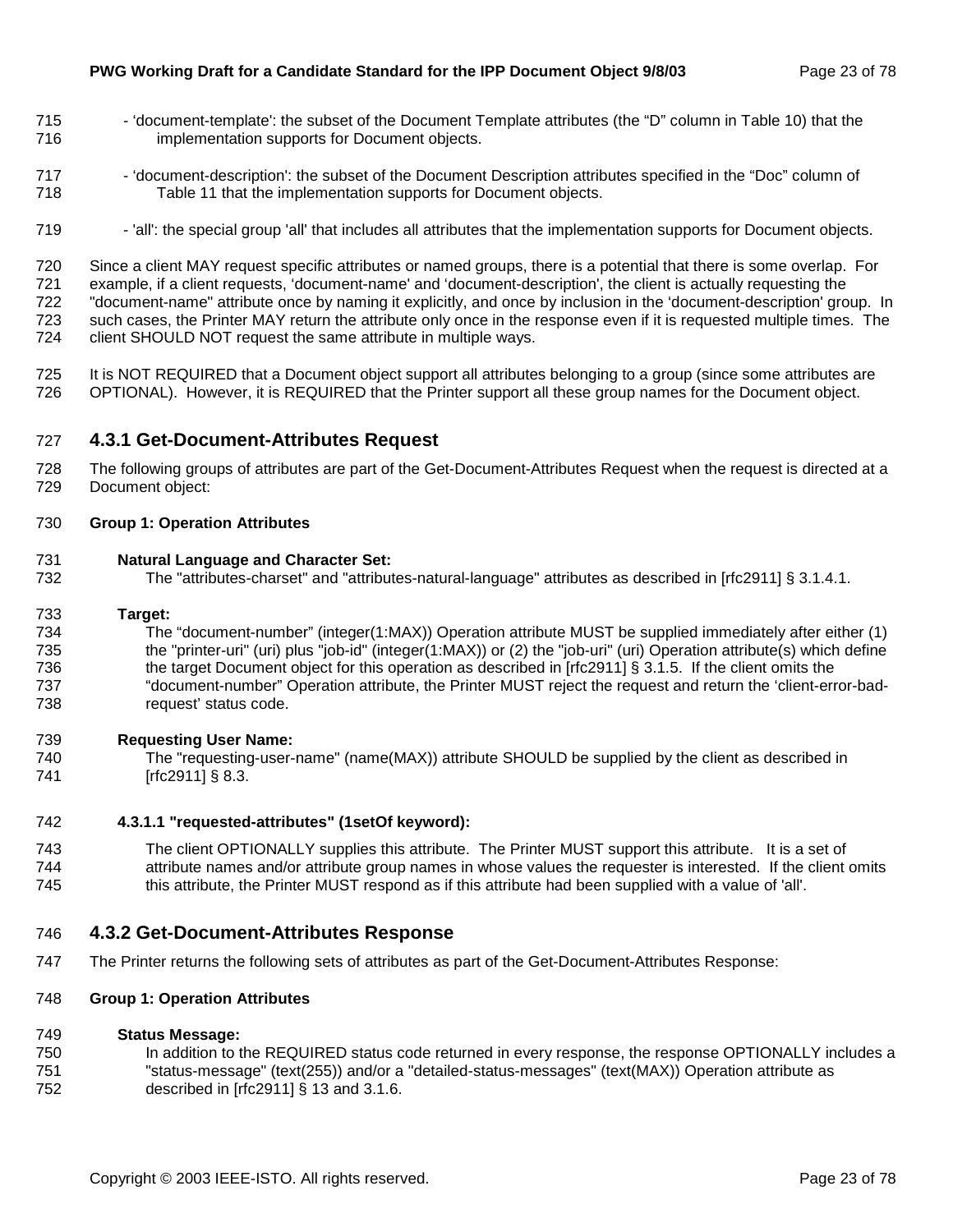- 'document-template': the subset of the Document Template attributes (the "D" column in Table 10) that the implementation supports for Document objects.

- 'document-description': the subset of the Document Description attributes specified in the "Doc" column of Table 11 that the implementation supports for Document objects.

- 'all': the special group 'all' that includes all attributes that the implementation supports for Document objects.

Since a client MAY request specific attributes or named groups, there is a potential that there is some overlap. For example, if a client requests, 'document-name' and 'document-description', the client is actually requesting the "document-name" attribute once by naming it explicitly, and once by inclusion in the 'document-description' group. In such cases, the Printer MAY return the attribute only once in the response even if it is requested multiple times. The client SHOULD NOT request the same attribute in multiple ways.

It is NOT REQUIRED that a Document object support all attributes belonging to a group (since some attributes are OPTIONAL). However, it is REQUIRED that the Printer support all these group names for the Document object.

### 4.3.1 Get-Document-Attributes Request

The following groups of attributes are part of the Get-Document-Attributes Request when the request is directed at a Document object:

**Group 1: Operation Attributes**

**Natural Language and Character Set:**
The "attributes-charset" and "attributes-natural-language" attributes as described in [rfc2911] § 3.1.4.1.

**Target:**
The "document-number" (integer(1:MAX)) Operation attribute MUST be supplied immediately after either (1) the "printer-uri" (uri) plus "job-id" (integer(1:MAX)) or (2) the "job-uri" (uri) Operation attribute(s) which define the target Document object for this operation as described in [rfc2911] § 3.1.5. If the client omits the "document-number" Operation attribute, the Printer MUST reject the request and return the 'client-error-bad-request' status code.

**Requesting User Name:**
The "requesting-user-name" (name(MAX)) attribute SHOULD be supplied by the client as described in [rfc2911] § 8.3.

**4.3.1.1 "requested-attributes" (1setOf keyword):**

The client OPTIONALLY supplies this attribute. The Printer MUST support this attribute. It is a set of attribute names and/or attribute group names in whose values the requester is interested. If the client omits this attribute, the Printer MUST respond as if this attribute had been supplied with a value of 'all'.

### 4.3.2 Get-Document-Attributes Response

The Printer returns the following sets of attributes as part of the Get-Document-Attributes Response:

**Group 1: Operation Attributes**

**Status Message:**
In addition to the REQUIRED status code returned in every response, the response OPTIONALLY includes a "status-message" (text(255)) and/or a "detailed-status-messages" (text(MAX)) Operation attribute as described in [rfc2911] § 13 and 3.1.6.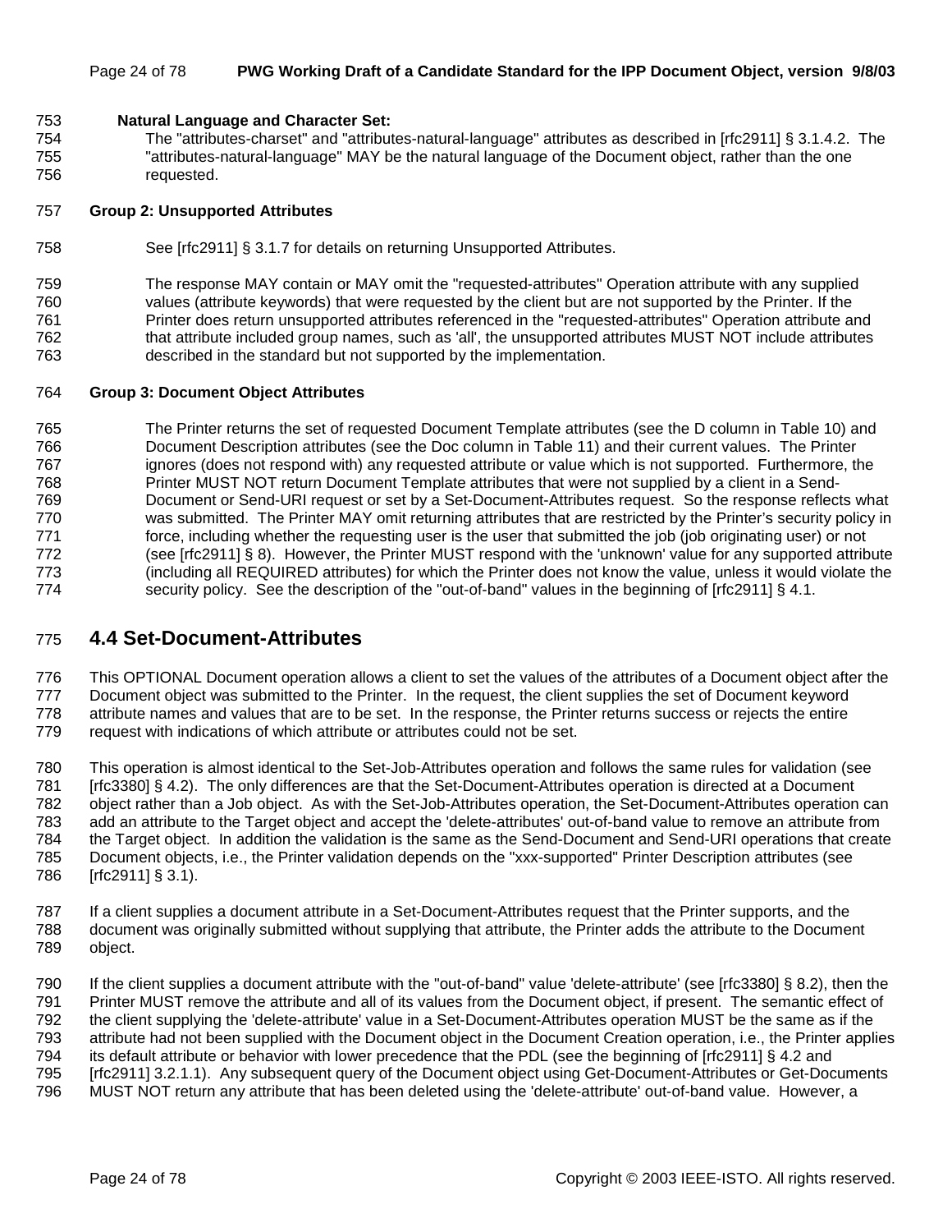**Natural Language and Character Set:**

The "attributes-charset" and "attributes-natural-language" attributes as described in [rfc2911] § 3.1.4.2. The "attributes-natural-language" MAY be the natural language of the Document object, rather than the one requested.

**Group 2: Unsupported Attributes**

See [rfc2911] § 3.1.7 for details on returning Unsupported Attributes.

The response MAY contain or MAY omit the "requested-attributes" Operation attribute with any supplied values (attribute keywords) that were requested by the client but are not supported by the Printer. If the Printer does return unsupported attributes referenced in the "requested-attributes" Operation attribute and that attribute included group names, such as 'all', the unsupported attributes MUST NOT include attributes described in the standard but not supported by the implementation.

**Group 3: Document Object Attributes**

The Printer returns the set of requested Document Template attributes (see the D column in Table 10) and Document Description attributes (see the Doc column in Table 11) and their current values. The Printer ignores (does not respond with) any requested attribute or value which is not supported. Furthermore, the Printer MUST NOT return Document Template attributes that were not supplied by a client in a Send-Document or Send-URI request or set by a Set-Document-Attributes request. So the response reflects what was submitted. The Printer MAY omit returning attributes that are restricted by the Printer's security policy in force, including whether the requesting user is the user that submitted the job (job originating user) or not (see [rfc2911] § 8). However, the Printer MUST respond with the 'unknown' value for any supported attribute (including all REQUIRED attributes) for which the Printer does not know the value, unless it would violate the security policy. See the description of the "out-of-band" values in the beginning of [rfc2911] § 4.1.

## 4.4 Set-Document-Attributes

This OPTIONAL Document operation allows a client to set the values of the attributes of a Document object after the Document object was submitted to the Printer. In the request, the client supplies the set of Document keyword attribute names and values that are to be set. In the response, the Printer returns success or rejects the entire request with indications of which attribute or attributes could not be set.

This operation is almost identical to the Set-Job-Attributes operation and follows the same rules for validation (see [rfc3380] § 4.2). The only differences are that the Set-Document-Attributes operation is directed at a Document object rather than a Job object. As with the Set-Job-Attributes operation, the Set-Document-Attributes operation can add an attribute to the Target object and accept the 'delete-attributes' out-of-band value to remove an attribute from the Target object. In addition the validation is the same as the Send-Document and Send-URI operations that create Document objects, i.e., the Printer validation depends on the "xxx-supported" Printer Description attributes (see [rfc2911] § 3.1).

If a client supplies a document attribute in a Set-Document-Attributes request that the Printer supports, and the document was originally submitted without supplying that attribute, the Printer adds the attribute to the Document object.

If the client supplies a document attribute with the "out-of-band" value 'delete-attribute' (see [rfc3380] § 8.2), then the Printer MUST remove the attribute and all of its values from the Document object, if present. The semantic effect of the client supplying the 'delete-attribute' value in a Set-Document-Attributes operation MUST be the same as if the attribute had not been supplied with the Document object in the Document Creation operation, i.e., the Printer applies its default attribute or behavior with lower precedence that the PDL (see the beginning of [rfc2911] § 4.2 and [rfc2911] 3.2.1.1). Any subsequent query of the Document object using Get-Document-Attributes or Get-Documents MUST NOT return any attribute that has been deleted using the 'delete-attribute' out-of-band value. However, a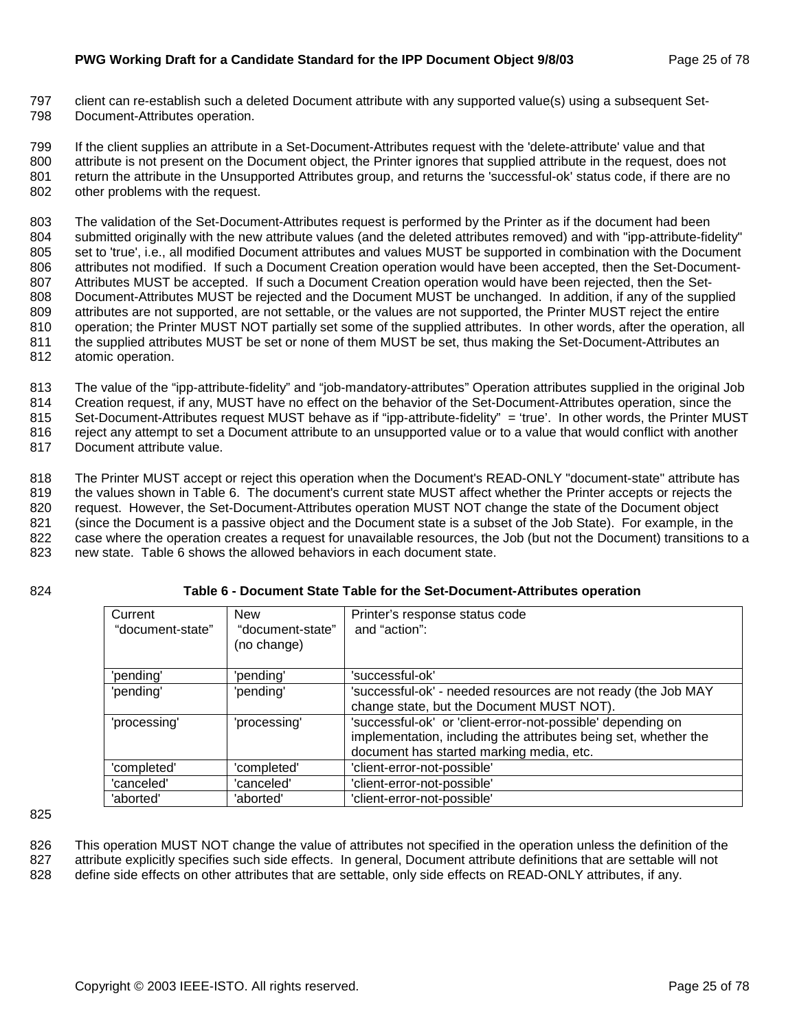client can re-establish such a deleted Document attribute with any supported value(s) using a subsequent Set-Document-Attributes operation.

If the client supplies an attribute in a Set-Document-Attributes request with the 'delete-attribute' value and that attribute is not present on the Document object, the Printer ignores that supplied attribute in the request, does not return the attribute in the Unsupported Attributes group, and returns the 'successful-ok' status code, if there are no other problems with the request.

The validation of the Set-Document-Attributes request is performed by the Printer as if the document had been submitted originally with the new attribute values (and the deleted attributes removed) and with "ipp-attribute-fidelity" set to 'true', i.e., all modified Document attributes and values MUST be supported in combination with the Document attributes not modified. If such a Document Creation operation would have been accepted, then the Set-Document-Attributes MUST be accepted. If such a Document Creation operation would have been rejected, then the Set-Document-Attributes MUST be rejected and the Document MUST be unchanged. In addition, if any of the supplied attributes are not supported, are not settable, or the values are not supported, the Printer MUST reject the entire operation; the Printer MUST NOT partially set some of the supplied attributes. In other words, after the operation, all the supplied attributes MUST be set or none of them MUST be set, thus making the Set-Document-Attributes an atomic operation.

The value of the "ipp-attribute-fidelity" and "job-mandatory-attributes" Operation attributes supplied in the original Job Creation request, if any, MUST have no effect on the behavior of the Set-Document-Attributes operation, since the Set-Document-Attributes request MUST behave as if "ipp-attribute-fidelity" = 'true'. In other words, the Printer MUST reject any attempt to set a Document attribute to an unsupported value or to a value that would conflict with another Document attribute value.

The Printer MUST accept or reject this operation when the Document's READ-ONLY "document-state" attribute has the values shown in Table 6. The document's current state MUST affect whether the Printer accepts or rejects the request. However, the Set-Document-Attributes operation MUST NOT change the state of the Document object (since the Document is a passive object and the Document state is a subset of the Job State). For example, in the case where the operation creates a request for unavailable resources, the Job (but not the Document) transitions to a new state. Table 6 shows the allowed behaviors in each document state.

**Table 6 - Document State Table for the Set-Document-Attributes operation**

| Current "document-state" | New "document-state" (no change) | Printer's response status code and "action": |
|---|---|---|
| 'pending' | 'pending' | 'successful-ok' |
| 'pending' | 'pending' | 'successful-ok' - needed resources are not ready (the Job MAY change state, but the Document MUST NOT). |
| 'processing' | 'processing' | 'successful-ok' or 'client-error-not-possible' depending on implementation, including the attributes being set, whether the document has started marking media, etc. |
| 'completed' | 'completed' | 'client-error-not-possible' |
| 'canceled' | 'canceled' | 'client-error-not-possible' |
| 'aborted' | 'aborted' | 'client-error-not-possible' |

This operation MUST NOT change the value of attributes not specified in the operation unless the definition of the attribute explicitly specifies such side effects. In general, Document attribute definitions that are settable will not define side effects on other attributes that are settable, only side effects on READ-ONLY attributes, if any.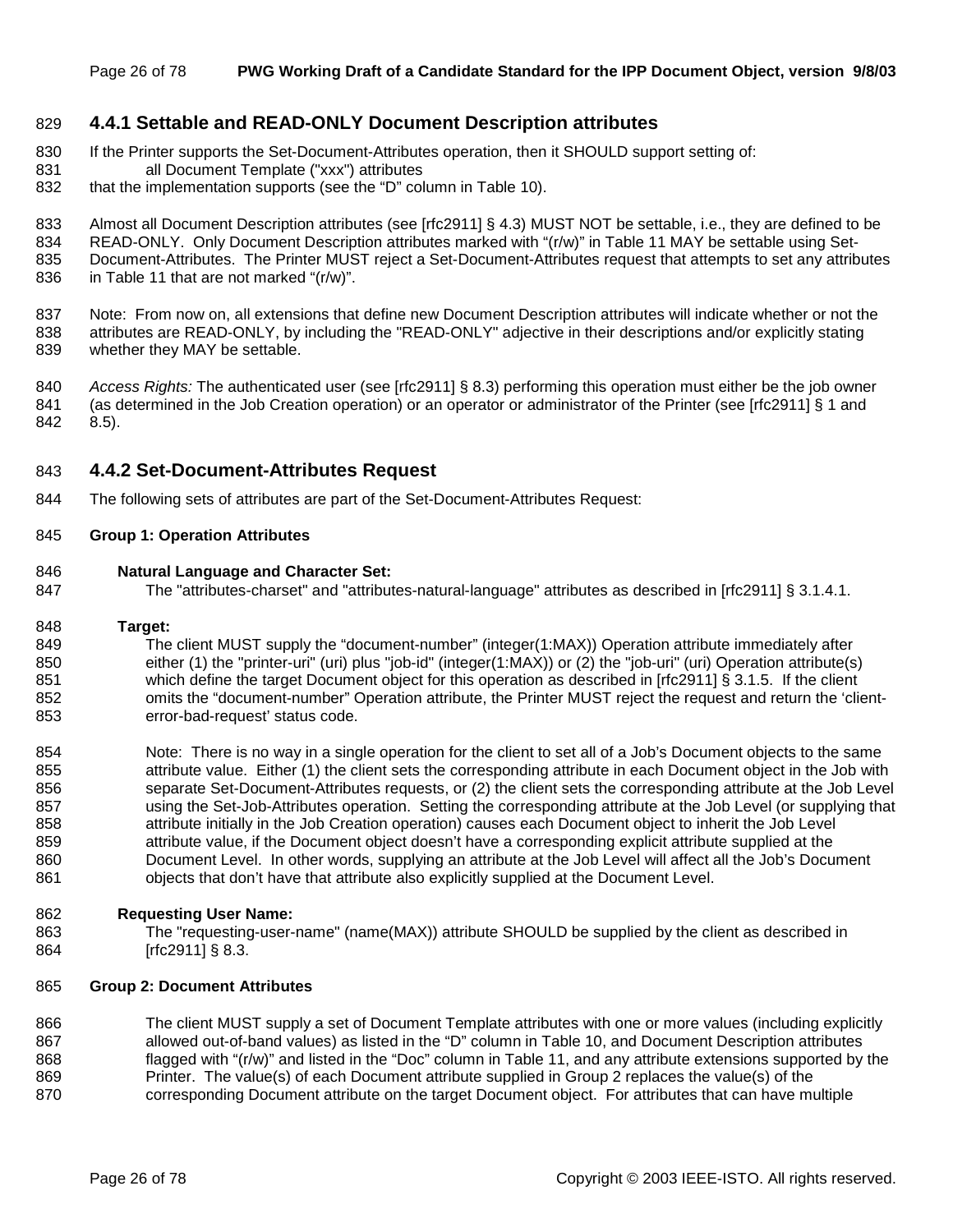### 4.4.1 Settable and READ-ONLY Document Description attributes

If the Printer supports the Set-Document-Attributes operation, then it SHOULD support setting of:

all Document Template ("xxx") attributes

that the implementation supports (see the "D" column in Table 10).

Almost all Document Description attributes (see [rfc2911] § 4.3) MUST NOT be settable, i.e., they are defined to be READ-ONLY. Only Document Description attributes marked with "(r/w)" in Table 11 MAY be settable using Set-Document-Attributes. The Printer MUST reject a Set-Document-Attributes request that attempts to set any attributes in Table 11 that are not marked "(r/w)".

Note: From now on, all extensions that define new Document Description attributes will indicate whether or not the attributes are READ-ONLY, by including the "READ-ONLY" adjective in their descriptions and/or explicitly stating whether they MAY be settable.

*Access Rights:* The authenticated user (see [rfc2911] § 8.3) performing this operation must either be the job owner (as determined in the Job Creation operation) or an operator or administrator of the Printer (see [rfc2911] § 1 and 8.5).

### 4.4.2 Set-Document-Attributes Request

The following sets of attributes are part of the Set-Document-Attributes Request:

**Group 1: Operation Attributes**

**Natural Language and Character Set:**

The "attributes-charset" and "attributes-natural-language" attributes as described in [rfc2911] § 3.1.4.1.

**Target:**

The client MUST supply the "document-number" (integer(1:MAX)) Operation attribute immediately after either (1) the "printer-uri" (uri) plus "job-id" (integer(1:MAX)) or (2) the "job-uri" (uri) Operation attribute(s) which define the target Document object for this operation as described in [rfc2911] § 3.1.5. If the client omits the "document-number" Operation attribute, the Printer MUST reject the request and return the 'client-error-bad-request' status code.

Note: There is no way in a single operation for the client to set all of a Job's Document objects to the same attribute value. Either (1) the client sets the corresponding attribute in each Document object in the Job with separate Set-Document-Attributes requests, or (2) the client sets the corresponding attribute at the Job Level using the Set-Job-Attributes operation. Setting the corresponding attribute at the Job Level (or supplying that attribute initially in the Job Creation operation) causes each Document object to inherit the Job Level attribute value, if the Document object doesn't have a corresponding explicit attribute supplied at the Document Level. In other words, supplying an attribute at the Job Level will affect all the Job's Document objects that don't have that attribute also explicitly supplied at the Document Level.

**Requesting User Name:**

The "requesting-user-name" (name(MAX)) attribute SHOULD be supplied by the client as described in [rfc2911] § 8.3.

**Group 2: Document Attributes**

The client MUST supply a set of Document Template attributes with one or more values (including explicitly allowed out-of-band values) as listed in the "D" column in Table 10, and Document Description attributes flagged with "(r/w)" and listed in the "Doc" column in Table 11, and any attribute extensions supported by the Printer. The value(s) of each Document attribute supplied in Group 2 replaces the value(s) of the corresponding Document attribute on the target Document object. For attributes that can have multiple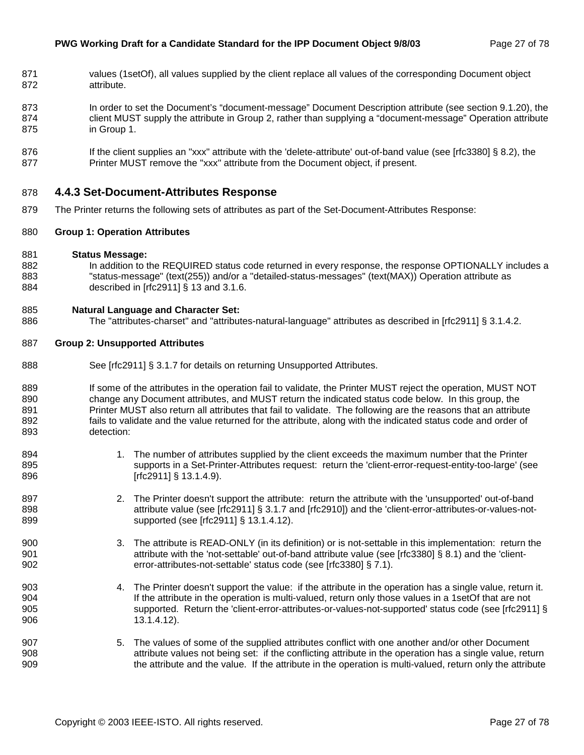values (1setOf), all values supplied by the client replace all values of the corresponding Document object attribute.

In order to set the Document's "document-message" Document Description attribute (see section 9.1.20), the client MUST supply the attribute in Group 2, rather than supplying a "document-message" Operation attribute in Group 1.

If the client supplies an "xxx" attribute with the 'delete-attribute' out-of-band value (see [rfc3380] § 8.2), the Printer MUST remove the "xxx" attribute from the Document object, if present.

### 4.4.3 Set-Document-Attributes Response

The Printer returns the following sets of attributes as part of the Set-Document-Attributes Response:

**Group 1: Operation Attributes**

**Status Message:**
In addition to the REQUIRED status code returned in every response, the response OPTIONALLY includes a "status-message" (text(255)) and/or a "detailed-status-messages" (text(MAX)) Operation attribute as described in [rfc2911] § 13 and 3.1.6.

**Natural Language and Character Set:**
The "attributes-charset" and "attributes-natural-language" attributes as described in [rfc2911] § 3.1.4.2.

**Group 2: Unsupported Attributes**

See [rfc2911] § 3.1.7 for details on returning Unsupported Attributes.

If some of the attributes in the operation fail to validate, the Printer MUST reject the operation, MUST NOT change any Document attributes, and MUST return the indicated status code below. In this group, the Printer MUST also return all attributes that fail to validate. The following are the reasons that an attribute fails to validate and the value returned for the attribute, along with the indicated status code and order of detection:

1. The number of attributes supplied by the client exceeds the maximum number that the Printer supports in a Set-Printer-Attributes request: return the 'client-error-request-entity-too-large' (see [rfc2911] § 13.1.4.9).

2. The Printer doesn't support the attribute: return the attribute with the 'unsupported' out-of-band attribute value (see [rfc2911] § 3.1.7 and [rfc2910]) and the 'client-error-attributes-or-values-not-supported (see [rfc2911] § 13.1.4.12).

3. The attribute is READ-ONLY (in its definition) or is not-settable in this implementation: return the attribute with the 'not-settable' out-of-band attribute value (see [rfc3380] § 8.1) and the 'client-error-attributes-not-settable' status code (see [rfc3380] § 7.1).

4. The Printer doesn't support the value: if the attribute in the operation has a single value, return it. If the attribute in the operation is multi-valued, return only those values in a 1setOf that are not supported. Return the 'client-error-attributes-or-values-not-supported' status code (see [rfc2911] § 13.1.4.12).

5. The values of some of the supplied attributes conflict with one another and/or other Document attribute values not being set: if the conflicting attribute in the operation has a single value, return the attribute and the value. If the attribute in the operation is multi-valued, return only the attribute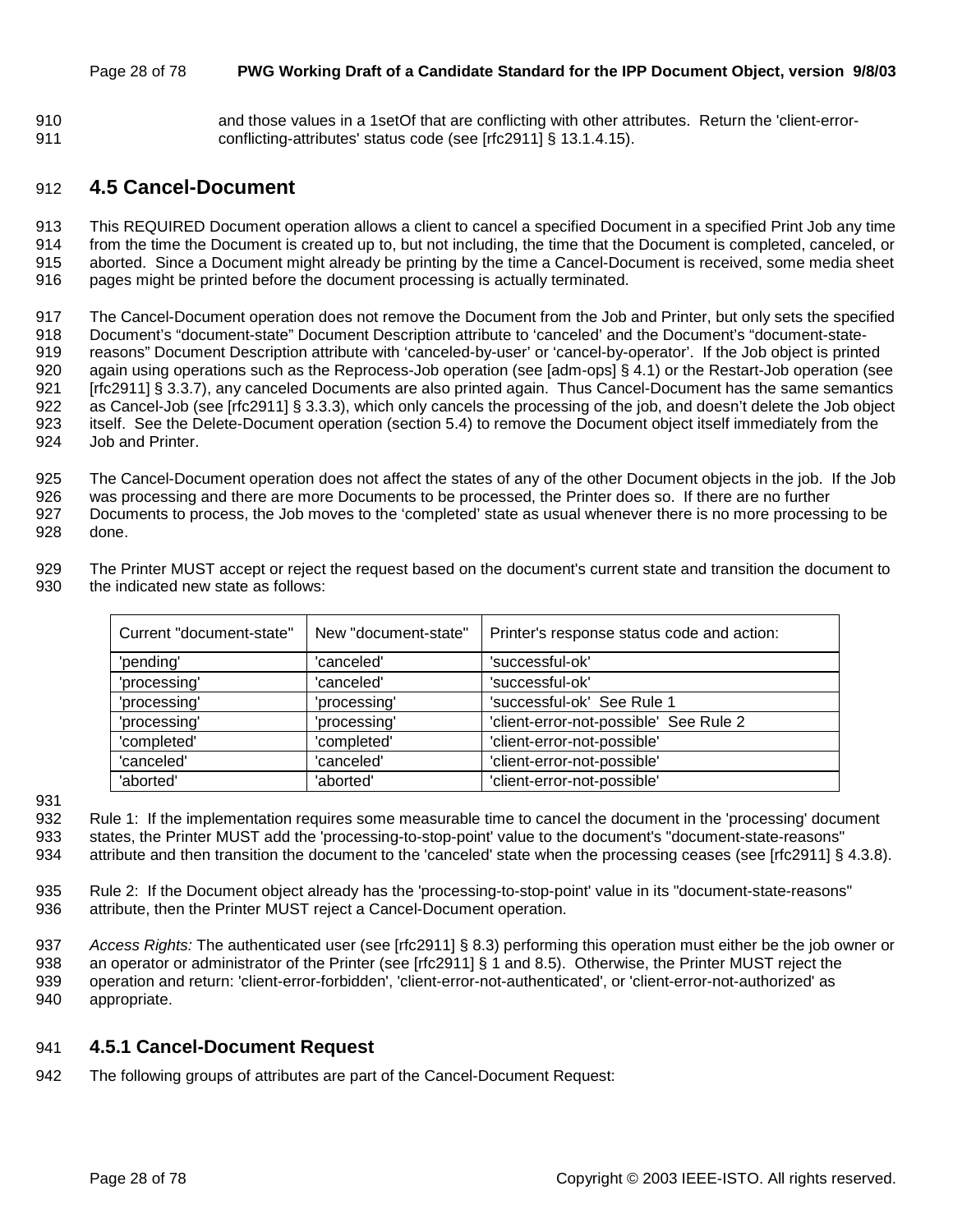and those values in a 1setOf that are conflicting with other attributes. Return the 'client-error-conflicting-attributes' status code (see [rfc2911] § 13.1.4.15).

## 4.5 Cancel-Document

This REQUIRED Document operation allows a client to cancel a specified Document in a specified Print Job any time from the time the Document is created up to, but not including, the time that the Document is completed, canceled, or aborted. Since a Document might already be printing by the time a Cancel-Document is received, some media sheet pages might be printed before the document processing is actually terminated.

The Cancel-Document operation does not remove the Document from the Job and Printer, but only sets the specified Document's "document-state" Document Description attribute to 'canceled' and the Document's "document-state-reasons" Document Description attribute with 'canceled-by-user' or 'cancel-by-operator'. If the Job object is printed again using operations such as the Reprocess-Job operation (see [adm-ops] § 4.1) or the Restart-Job operation (see [rfc2911] § 3.3.7), any canceled Documents are also printed again. Thus Cancel-Document has the same semantics as Cancel-Job (see [rfc2911] § 3.3.3), which only cancels the processing of the job, and doesn't delete the Job object itself. See the Delete-Document operation (section 5.4) to remove the Document object itself immediately from the Job and Printer.

The Cancel-Document operation does not affect the states of any of the other Document objects in the job. If the Job was processing and there are more Documents to be processed, the Printer does so. If there are no further Documents to process, the Job moves to the 'completed' state as usual whenever there is no more processing to be done.

The Printer MUST accept or reject the request based on the document's current state and transition the document to the indicated new state as follows:

| Current "document-state" | New "document-state" | Printer's response status code and action: |
|---|---|---|
| 'pending' | 'canceled' | 'successful-ok' |
| 'processing' | 'canceled' | 'successful-ok' |
| 'processing' | 'processing' | 'successful-ok' See Rule 1 |
| 'processing' | 'processing' | 'client-error-not-possible' See Rule 2 |
| 'completed' | 'completed' | 'client-error-not-possible' |
| 'canceled' | 'canceled' | 'client-error-not-possible' |
| 'aborted' | 'aborted' | 'client-error-not-possible' |

Rule 1: If the implementation requires some measurable time to cancel the document in the 'processing' document states, the Printer MUST add the 'processing-to-stop-point' value to the document's "document-state-reasons" attribute and then transition the document to the 'canceled' state when the processing ceases (see [rfc2911] § 4.3.8).

Rule 2: If the Document object already has the 'processing-to-stop-point' value in its "document-state-reasons" attribute, then the Printer MUST reject a Cancel-Document operation.

*Access Rights:* The authenticated user (see [rfc2911] § 8.3) performing this operation must either be the job owner or an operator or administrator of the Printer (see [rfc2911] § 1 and 8.5). Otherwise, the Printer MUST reject the operation and return: 'client-error-forbidden', 'client-error-not-authenticated', or 'client-error-not-authorized' as appropriate.

### 4.5.1 Cancel-Document Request

The following groups of attributes are part of the Cancel-Document Request: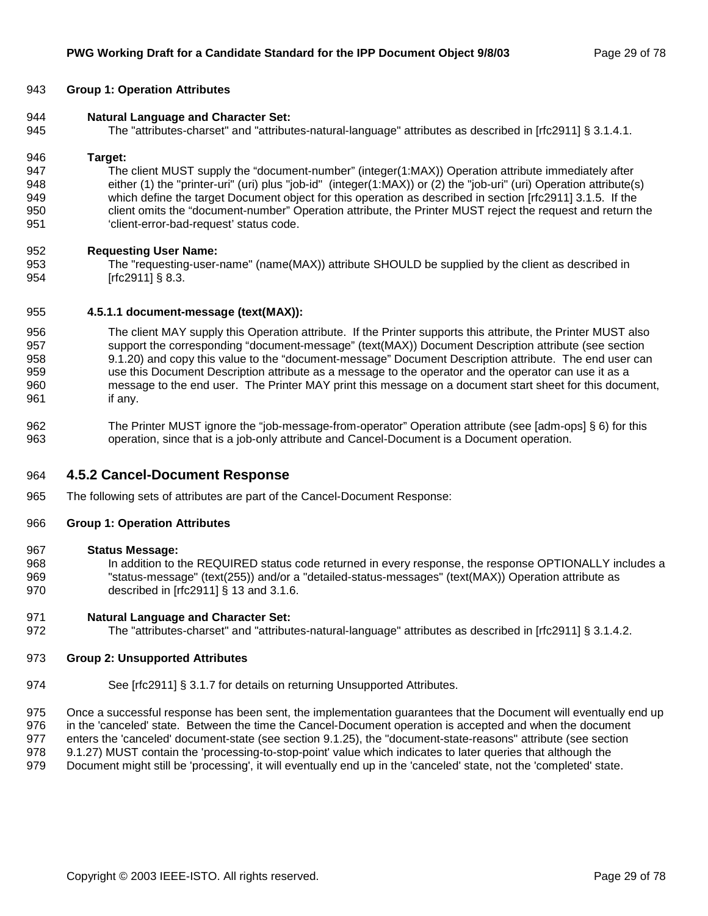**Group 1: Operation Attributes**

**Natural Language and Character Set:**

The "attributes-charset" and "attributes-natural-language" attributes as described in [rfc2911] § 3.1.4.1.

**Target:**

The client MUST supply the “document-number” (integer(1:MAX)) Operation attribute immediately after either (1) the "printer-uri" (uri) plus "job-id" (integer(1:MAX)) or (2) the "job-uri" (uri) Operation attribute(s) which define the target Document object for this operation as described in section [rfc2911] 3.1.5. If the client omits the “document-number” Operation attribute, the Printer MUST reject the request and return the ‘client-error-bad-request’ status code.

**Requesting User Name:**

The "requesting-user-name" (name(MAX)) attribute SHOULD be supplied by the client as described in [rfc2911] § 8.3.

#### 4.5.1.1 document-message (text(MAX)):

The client MAY supply this Operation attribute. If the Printer supports this attribute, the Printer MUST also support the corresponding “document-message” (text(MAX)) Document Description attribute (see section 9.1.20) and copy this value to the “document-message” Document Description attribute. The end user can use this Document Description attribute as a message to the operator and the operator can use it as a message to the end user. The Printer MAY print this message on a document start sheet for this document, if any.

The Printer MUST ignore the “job-message-from-operator” Operation attribute (see [adm-ops] § 6) for this operation, since that is a job-only attribute and Cancel-Document is a Document operation.

### 4.5.2 Cancel-Document Response

The following sets of attributes are part of the Cancel-Document Response:

**Group 1: Operation Attributes**

**Status Message:**

In addition to the REQUIRED status code returned in every response, the response OPTIONALLY includes a "status-message" (text(255)) and/or a "detailed-status-messages" (text(MAX)) Operation attribute as described in [rfc2911] § 13 and 3.1.6.

**Natural Language and Character Set:**

The "attributes-charset" and "attributes-natural-language" attributes as described in [rfc2911] § 3.1.4.2.

**Group 2: Unsupported Attributes**

See [rfc2911] § 3.1.7 for details on returning Unsupported Attributes.

Once a successful response has been sent, the implementation guarantees that the Document will eventually end up in the 'canceled' state. Between the time the Cancel-Document operation is accepted and when the document enters the 'canceled' document-state (see section 9.1.25), the "document-state-reasons" attribute (see section 9.1.27) MUST contain the 'processing-to-stop-point' value which indicates to later queries that although the Document might still be 'processing', it will eventually end up in the 'canceled' state, not the 'completed' state.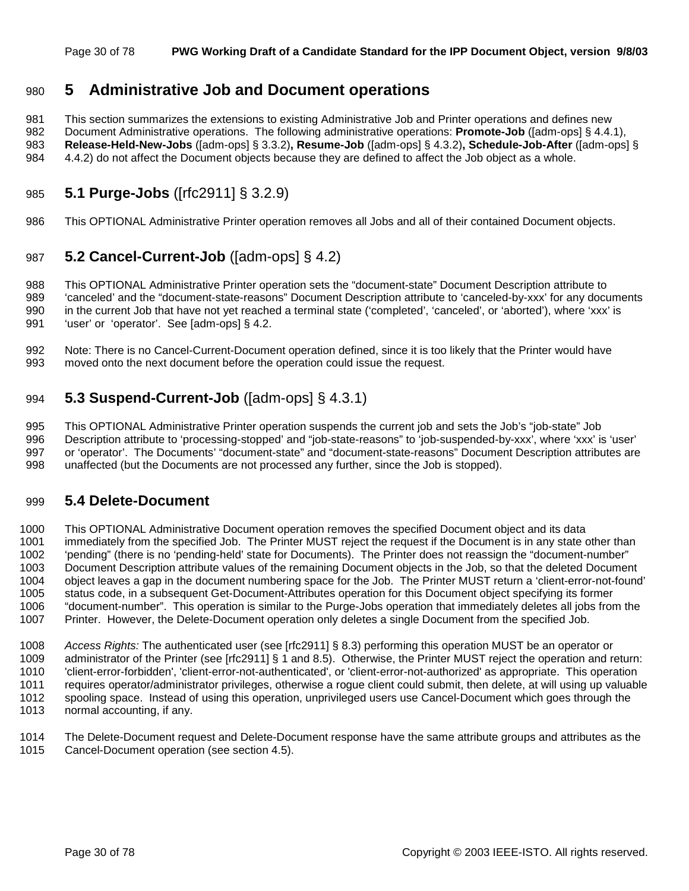# 5 Administrative Job and Document operations

This section summarizes the extensions to existing Administrative Job and Printer operations and defines new Document Administrative operations. The following administrative operations: **Promote-Job** ([adm-ops] § 4.4.1), **Release-Held-New-Jobs** ([adm-ops] § 3.3.2)**, Resume-Job** ([adm-ops] § 4.3.2)**, Schedule-Job-After** ([adm-ops] § 4.4.2) do not affect the Document objects because they are defined to affect the Job object as a whole.

## 5.1 Purge-Jobs ([rfc2911] § 3.2.9)

This OPTIONAL Administrative Printer operation removes all Jobs and all of their contained Document objects.

## 5.2 Cancel-Current-Job ([adm-ops] § 4.2)

This OPTIONAL Administrative Printer operation sets the "document-state" Document Description attribute to 'canceled' and the "document-state-reasons" Document Description attribute to 'canceled-by-xxx' for any documents in the current Job that have not yet reached a terminal state ('completed', 'canceled', or 'aborted'), where 'xxx' is 'user' or 'operator'. See [adm-ops] § 4.2.

Note: There is no Cancel-Current-Document operation defined, since it is too likely that the Printer would have moved onto the next document before the operation could issue the request.

## 5.3 Suspend-Current-Job ([adm-ops] § 4.3.1)

This OPTIONAL Administrative Printer operation suspends the current job and sets the Job's "job-state" Job Description attribute to 'processing-stopped' and "job-state-reasons" to 'job-suspended-by-xxx', where 'xxx' is 'user' or 'operator'. The Documents' "document-state" and "document-state-reasons" Document Description attributes are unaffected (but the Documents are not processed any further, since the Job is stopped).

## 5.4 Delete-Document

This OPTIONAL Administrative Document operation removes the specified Document object and its data immediately from the specified Job. The Printer MUST reject the request if the Document is in any state other than 'pending" (there is no 'pending-held' state for Documents). The Printer does not reassign the "document-number" Document Description attribute values of the remaining Document objects in the Job, so that the deleted Document object leaves a gap in the document numbering space for the Job. The Printer MUST return a 'client-error-not-found' status code, in a subsequent Get-Document-Attributes operation for this Document object specifying its former "document-number". This operation is similar to the Purge-Jobs operation that immediately deletes all jobs from the Printer. However, the Delete-Document operation only deletes a single Document from the specified Job.

*Access Rights:* The authenticated user (see [rfc2911] § 8.3) performing this operation MUST be an operator or administrator of the Printer (see [rfc2911] § 1 and 8.5). Otherwise, the Printer MUST reject the operation and return: 'client-error-forbidden', 'client-error-not-authenticated', or 'client-error-not-authorized' as appropriate. This operation requires operator/administrator privileges, otherwise a rogue client could submit, then delete, at will using up valuable spooling space. Instead of using this operation, unprivileged users use Cancel-Document which goes through the normal accounting, if any.

The Delete-Document request and Delete-Document response have the same attribute groups and attributes as the Cancel-Document operation (see section 4.5).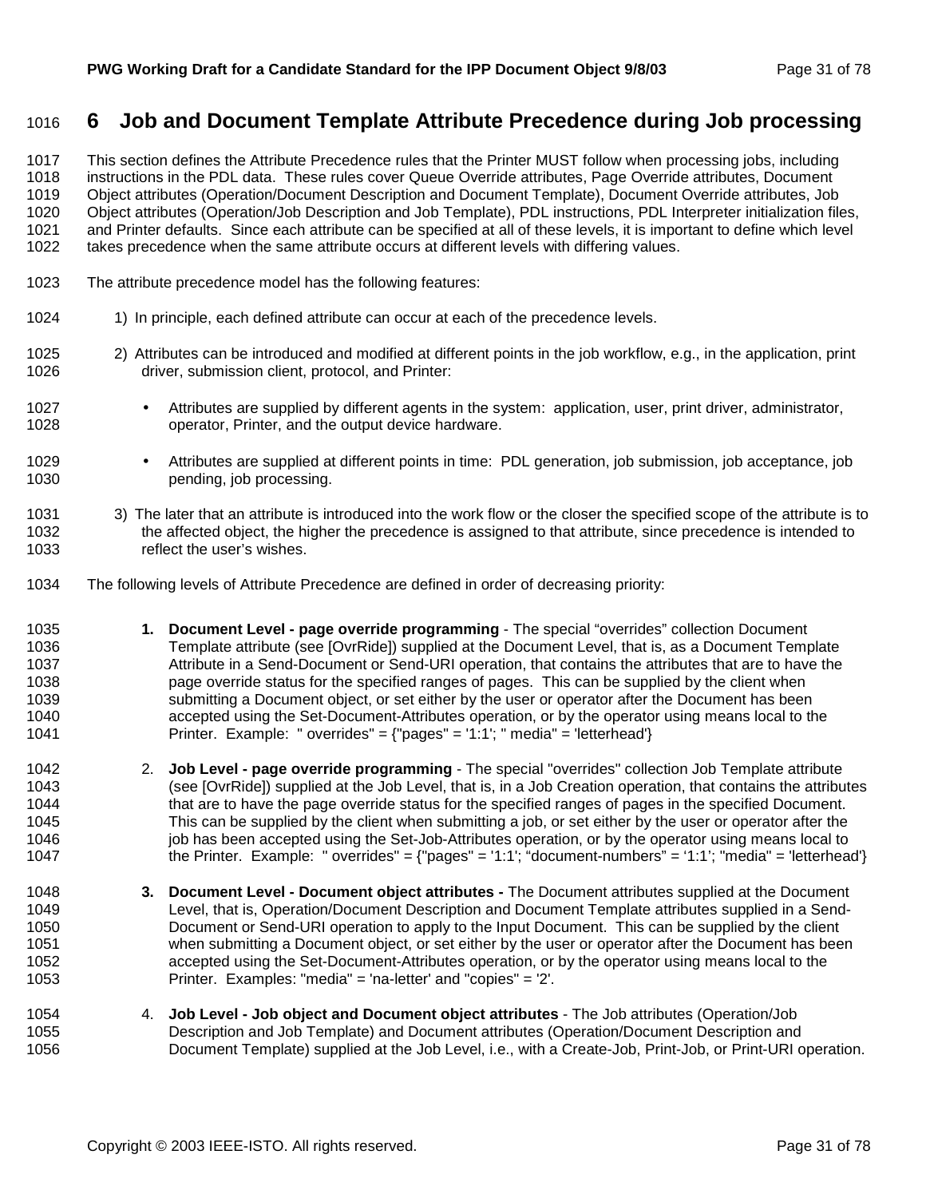# 6 Job and Document Template Attribute Precedence during Job processing

This section defines the Attribute Precedence rules that the Printer MUST follow when processing jobs, including instructions in the PDL data. These rules cover Queue Override attributes, Page Override attributes, Document Object attributes (Operation/Document Description and Document Template), Document Override attributes, Job Object attributes (Operation/Job Description and Job Template), PDL instructions, PDL Interpreter initialization files, and Printer defaults. Since each attribute can be specified at all of these levels, it is important to define which level takes precedence when the same attribute occurs at different levels with differing values.

The attribute precedence model has the following features:

1) In principle, each defined attribute can occur at each of the precedence levels.

2) Attributes can be introduced and modified at different points in the job workflow, e.g., in the application, print driver, submission client, protocol, and Printer:

- Attributes are supplied by different agents in the system: application, user, print driver, administrator, operator, Printer, and the output device hardware.
- Attributes are supplied at different points in time: PDL generation, job submission, job acceptance, job pending, job processing.

3) The later that an attribute is introduced into the work flow or the closer the specified scope of the attribute is to the affected object, the higher the precedence is assigned to that attribute, since precedence is intended to reflect the user's wishes.

The following levels of Attribute Precedence are defined in order of decreasing priority:

**1.** **Document Level - page override programming** - The special "overrides" collection Document Template attribute (see [OvrRide]) supplied at the Document Level, that is, as a Document Template Attribute in a Send-Document or Send-URI operation, that contains the attributes that are to have the page override status for the specified ranges of pages. This can be supplied by the client when submitting a Document object, or set either by the user or operator after the Document has been accepted using the Set-Document-Attributes operation, or by the operator using means local to the Printer. Example: " overrides" = {"pages" = '1:1'; " media" = 'letterhead'}

2. **Job Level - page override programming** - The special "overrides" collection Job Template attribute (see [OvrRide]) supplied at the Job Level, that is, in a Job Creation operation, that contains the attributes that are to have the page override status for the specified ranges of pages in the specified Document. This can be supplied by the client when submitting a job, or set either by the user or operator after the job has been accepted using the Set-Job-Attributes operation, or by the operator using means local to the Printer. Example: " overrides" = {"pages" = '1:1'; "document-numbers" = '1:1'; "media" = 'letterhead'}

**3.** **Document Level - Document object attributes -** The Document attributes supplied at the Document Level, that is, Operation/Document Description and Document Template attributes supplied in a Send-Document or Send-URI operation to apply to the Input Document. This can be supplied by the client when submitting a Document object, or set either by the user or operator after the Document has been accepted using the Set-Document-Attributes operation, or by the operator using means local to the Printer. Examples: "media" = 'na-letter' and "copies" = '2'.

4. **Job Level - Job object and Document object attributes** - The Job attributes (Operation/Job Description and Job Template) and Document attributes (Operation/Document Description and Document Template) supplied at the Job Level, i.e., with a Create-Job, Print-Job, or Print-URI operation.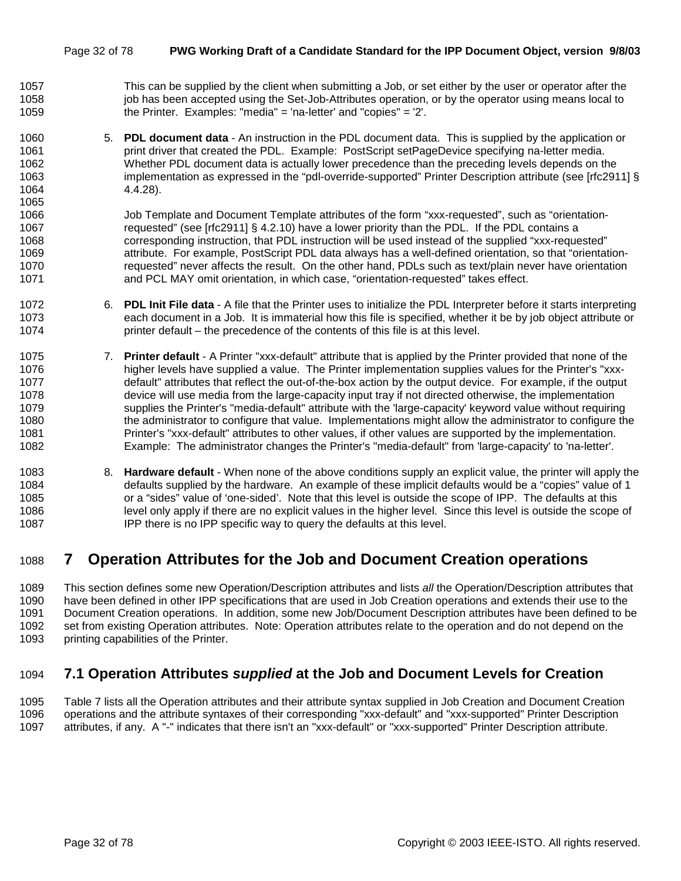This can be supplied by the client when submitting a Job, or set either by the user or operator after the job has been accepted using the Set-Job-Attributes operation, or by the operator using means local to the Printer. Examples: "media" = 'na-letter' and "copies" = '2'.

5. **PDL document data** - An instruction in the PDL document data. This is supplied by the application or print driver that created the PDL. Example: PostScript setPageDevice specifying na-letter media. Whether PDL document data is actually lower precedence than the preceding levels depends on the implementation as expressed in the "pdl-override-supported" Printer Description attribute (see [rfc2911] § 4.4.28).

   Job Template and Document Template attributes of the form "xxx-requested", such as "orientation-requested" (see [rfc2911] § 4.2.10) have a lower priority than the PDL. If the PDL contains a corresponding instruction, that PDL instruction will be used instead of the supplied "xxx-requested" attribute. For example, PostScript PDL data always has a well-defined orientation, so that "orientation-requested" never affects the result. On the other hand, PDLs such as text/plain never have orientation and PCL MAY omit orientation, in which case, "orientation-requested" takes effect.

6. **PDL Init File data** - A file that the Printer uses to initialize the PDL Interpreter before it starts interpreting each document in a Job. It is immaterial how this file is specified, whether it be by job object attribute or printer default – the precedence of the contents of this file is at this level.

7. **Printer default** - A Printer "xxx-default" attribute that is applied by the Printer provided that none of the higher levels have supplied a value. The Printer implementation supplies values for the Printer's "xxx-default" attributes that reflect the out-of-the-box action by the output device. For example, if the output device will use media from the large-capacity input tray if not directed otherwise, the implementation supplies the Printer's "media-default" attribute with the 'large-capacity' keyword value without requiring the administrator to configure that value. Implementations might allow the administrator to configure the Printer's "xxx-default" attributes to other values, if other values are supported by the implementation. Example: The administrator changes the Printer's "media-default" from 'large-capacity' to 'na-letter'.

8. **Hardware default** - When none of the above conditions supply an explicit value, the printer will apply the defaults supplied by the hardware. An example of these implicit defaults would be a "copies" value of 1 or a "sides" value of 'one-sided'. Note that this level is outside the scope of IPP. The defaults at this level only apply if there are no explicit values in the higher level. Since this level is outside the scope of IPP there is no IPP specific way to query the defaults at this level.

# 7 Operation Attributes for the Job and Document Creation operations

This section defines some new Operation/Description attributes and lists *all* the Operation/Description attributes that have been defined in other IPP specifications that are used in Job Creation operations and extends their use to the Document Creation operations. In addition, some new Job/Document Description attributes have been defined to be set from existing Operation attributes. Note: Operation attributes relate to the operation and do not depend on the printing capabilities of the Printer.

## 7.1 Operation Attributes *supplied* at the Job and Document Levels for Creation

Table 7 lists all the Operation attributes and their attribute syntax supplied in Job Creation and Document Creation operations and the attribute syntaxes of their corresponding "xxx-default" and "xxx-supported" Printer Description attributes, if any. A "-" indicates that there isn't an "xxx-default" or "xxx-supported" Printer Description attribute.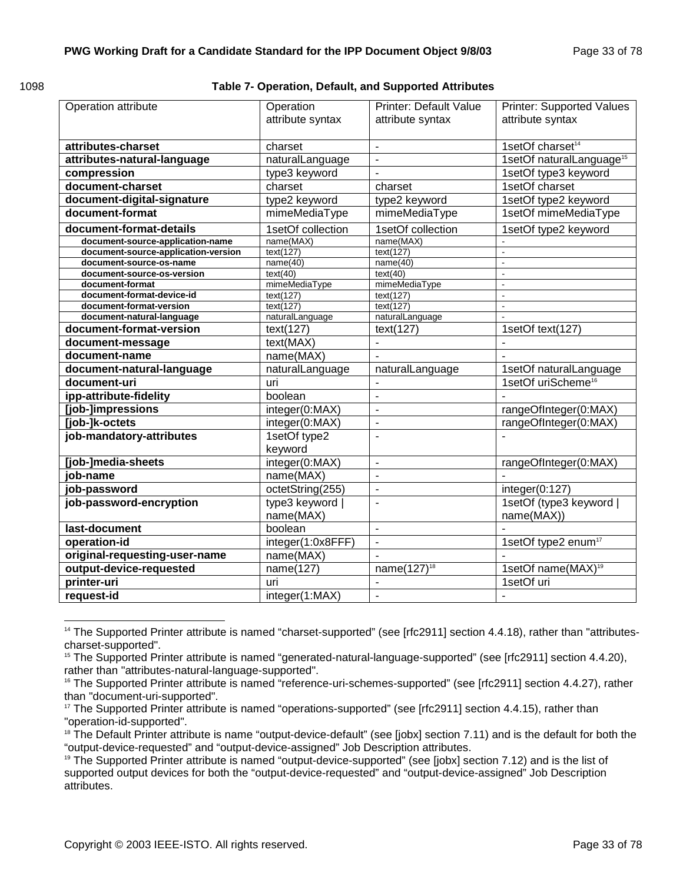1098 **Table 7- Operation, Default, and Supported Attributes**

| Operation attribute | Operation attribute syntax | Printer: Default Value attribute syntax | Printer: Supported Values attribute syntax |
|---|---|---|---|
| **attributes-charset** | charset | - | 1setOf charset[14] |
| **attributes-natural-language** | naturalLanguage | - | 1setOf naturalLanguage[15] |
| **compression** | type3 keyword | - | 1setOf type3 keyword |
| **document-charset** | charset | charset | 1setOf charset |
| **document-digital-signature** | type2 keyword | type2 keyword | 1setOf type2 keyword |
| **document-format** | mimeMediaType | mimeMediaType | 1setOf mimeMediaType |
| **document-format-details** | 1setOf collection | 1setOf collection | 1setOf type2 keyword |
| **document-source-application-name** | name(MAX) | name(MAX) | - |
| **document-source-application-version** | text(127) | text(127) | - |
| **document-source-os-name** | name(40) | name(40) | - |
| **document-source-os-version** | text(40) | text(40) | - |
| **document-format** | mimeMediaType | mimeMediaType | - |
| **document-format-device-id** | text(127) | text(127) | - |
| **document-format-version** | text(127) | text(127) | - |
| **document-natural-language** | naturalLanguage | naturalLanguage | - |
| **document-format-version** | text(127) | text(127) | 1setOf text(127) |
| **document-message** | text(MAX) | - | - |
| **document-name** | name(MAX) | - | - |
| **document-natural-language** | naturalLanguage | naturalLanguage | 1setOf naturalLanguage |
| **document-uri** | uri | - | 1setOf uriScheme[16] |
| **ipp-attribute-fidelity** | boolean | - | - |
| **[job-]impressions** | integer(0:MAX) | - | rangeOfInteger(0:MAX) |
| **[job-]k-octets** | integer(0:MAX) | - | rangeOfInteger(0:MAX) |
| **job-mandatory-attributes** | 1setOf type2 keyword | - | - |
| **[job-]media-sheets** | integer(0:MAX) | - | rangeOfInteger(0:MAX) |
| **job-name** | name(MAX) | - | - |
| **job-password** | octetString(255) | - | integer(0:127) |
| **job-password-encryption** | type3 keyword \| name(MAX) | - | 1setOf (type3 keyword \| name(MAX)) |
| **last-document** | boolean | - | - |
| **operation-id** | integer(1:0x8FFF) | - | 1setOf type2 enum[17] |
| **original-requesting-user-name** | name(MAX) | - | - |
| **output-device-requested** | name(127) | name(127)[18] | 1setOf name(MAX)[19] |
| **printer-uri** | uri | - | 1setOf uri |
| **request-id** | integer(1:MAX) | - | - |

[14] The Supported Printer attribute is named "charset-supported" (see [rfc2911] section 4.4.18), rather than "attributes-charset-supported".

[15] The Supported Printer attribute is named "generated-natural-language-supported" (see [rfc2911] section 4.4.20), rather than "attributes-natural-language-supported".

[16] The Supported Printer attribute is named "reference-uri-schemes-supported" (see [rfc2911] section 4.4.27), rather than "document-uri-supported".

[17] The Supported Printer attribute is named "operations-supported" (see [rfc2911] section 4.4.15), rather than "operation-id-supported".

[18] The Default Printer attribute is name "output-device-default" (see [jobx] section 7.11) and is the default for both the "output-device-requested" and "output-device-assigned" Job Description attributes.

[19] The Supported Printer attribute is named "output-device-supported" (see [jobx] section 7.12) and is the list of supported output devices for both the "output-device-requested" and "output-device-assigned" Job Description attributes.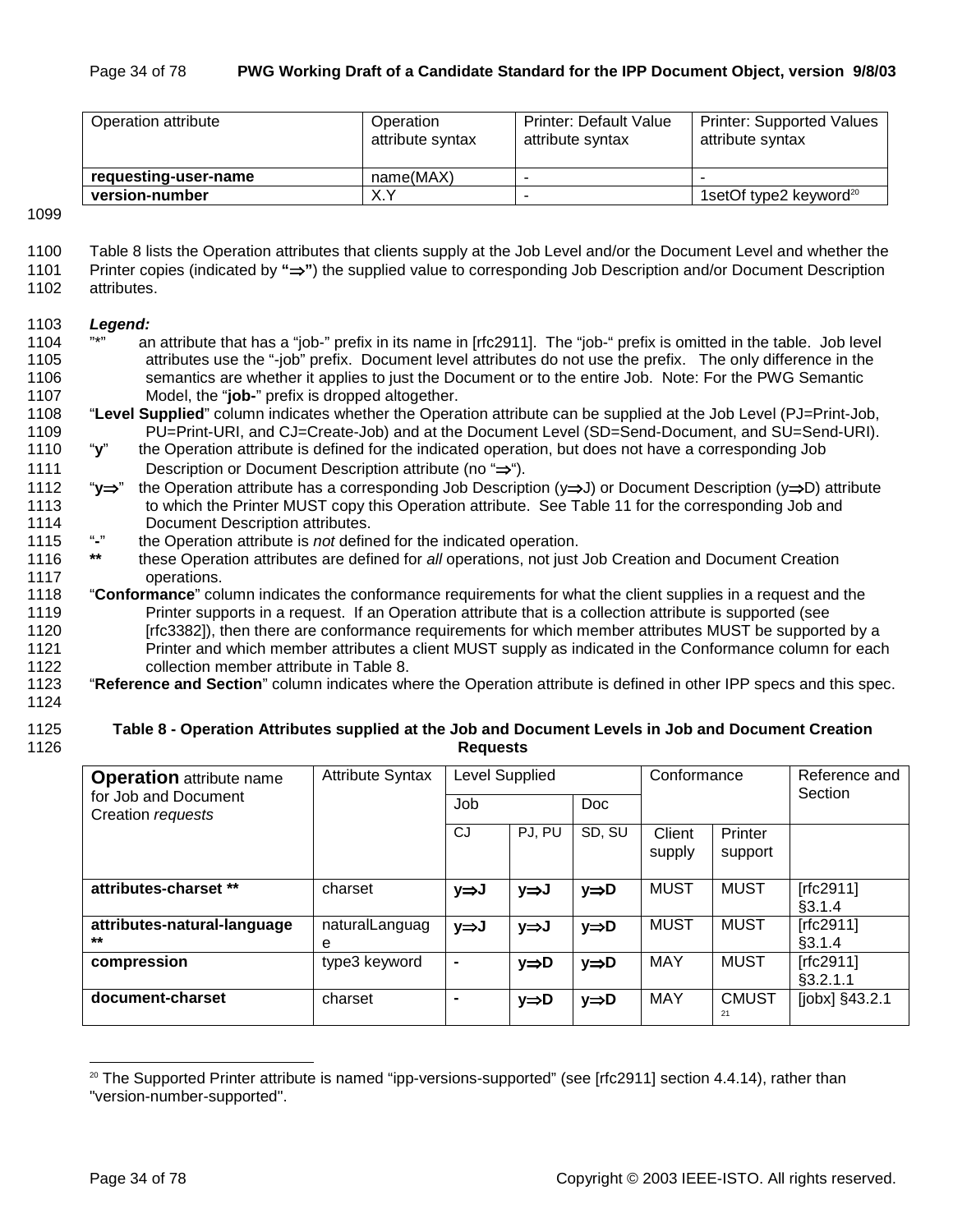| Operation attribute | Operation attribute syntax | Printer: Default Value attribute syntax | Printer: Supported Values attribute syntax |
|---|---|---|---|
| **requesting-user-name** | name(MAX) | - | - |
| **version-number** | X.Y | - | 1setOf type2 keyword[20] |

Table 8 lists the Operation attributes that clients supply at the Job Level and/or the Document Level and whether the Printer copies (indicated by **"⇒"**) the supplied value to corresponding Job Description and/or Document Description attributes.

***Legend:***

"*" an attribute that has a "job-" prefix in its name in [rfc2911]. The "job-" prefix is omitted in the table. Job level attributes use the "-job" prefix. Document level attributes do not use the prefix. The only difference in the semantics are whether it applies to just the Document or to the entire Job. Note: For the PWG Semantic Model, the "**job-**" prefix is dropped altogether.

"**Level Supplied**" column indicates whether the Operation attribute can be supplied at the Job Level (PJ=Print-Job, PU=Print-URI, and CJ=Create-Job) and at the Document Level (SD=Send-Document, and SU=Send-URI).

"**y**" the Operation attribute is defined for the indicated operation, but does not have a corresponding Job Description or Document Description attribute (no "⇒").

"**y⇒**" the Operation attribute has a corresponding Job Description (y⇒J) or Document Description (y⇒D) attribute to which the Printer MUST copy this Operation attribute. See Table 11 for the corresponding Job and Document Description attributes.

"**-**" the Operation attribute is *not* defined for the indicated operation.

**\*\*** these Operation attributes are defined for *all* operations, not just Job Creation and Document Creation operations.

"**Conformance**" column indicates the conformance requirements for what the client supplies in a request and the Printer supports in a request. If an Operation attribute that is a collection attribute is supported (see [rfc3382]), then there are conformance requirements for which member attributes MUST be supported by a Printer and which member attributes a client MUST supply as indicated in the Conformance column for each collection member attribute in Table 8.

"**Reference and Section**" column indicates where the Operation attribute is defined in other IPP specs and this spec.

**Table 8 - Operation Attributes supplied at the Job and Document Levels in Job and Document Creation Requests**

| **Operation** attribute name for Job and Document Creation *requests* | Attribute Syntax | Level Supplied | | | Conformance | | Reference and Section |
|---|---|---|---|---|---|---|---|
| | | Job | | Doc | | | |
| | | CJ | PJ, PU | SD, SU | Client supply | Printer support | |
| **attributes-charset \*\*** | charset | **y⇒J** | **y⇒J** | **y⇒D** | MUST | MUST | [rfc2911] §3.1.4 |
| **attributes-natural-language \*\*** | naturalLanguage | **y⇒J** | **y⇒J** | **y⇒D** | MUST | MUST | [rfc2911] §3.1.4 |
| **compression** | type3 keyword | **-** | **y⇒D** | **y⇒D** | MAY | MUST | [rfc2911] §3.2.1.1 |
| **document-charset** | charset | **-** | **y⇒D** | **y⇒D** | MAY | CMUST[21] | [jobx] §43.2.1 |

[20] The Supported Printer attribute is named "ipp-versions-supported" (see [rfc2911] section 4.4.14), rather than "version-number-supported".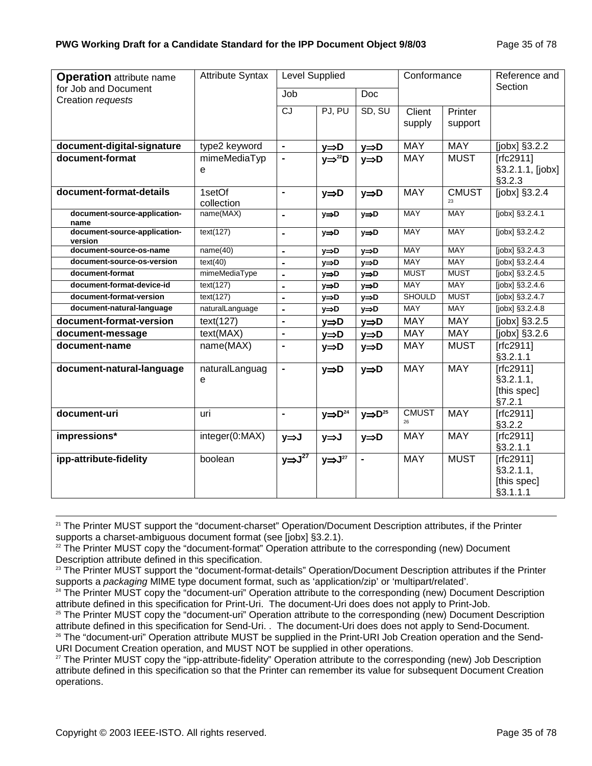| **Operation** attribute name for Job and Document Creation *requests* | Attribute Syntax | Level Supplied | | | Conformance | | Reference and Section |
|---|---|---|---|---|---|---|---|
| | | Job | | Doc | | | |
| | | CJ | PJ, PU | SD, SU | Client supply | Printer support | |
| **document-digital-signature** | type2 keyword | - | **y⇒D** | **y⇒D** | MAY | MAY | [jobx] §3.2.2 |
| **document-format** | mimeMediaType | - | **y⇒[22]D** | **y⇒D** | MAY | MUST | [rfc2911] §3.2.1.1, [jobx] §3.2.3 |
| **document-format-details** | 1setOf collection | - | **y⇒D** | **y⇒D** | MAY | CMUST [23] | [jobx] §3.2.4 |
| **document-source-application-name** | name(MAX) | - | **y⇒D** | **y⇒D** | MAY | MAY | [jobx] §3.2.4.1 |
| **document-source-application-version** | text(127) | - | **y⇒D** | **y⇒D** | MAY | MAY | [jobx] §3.2.4.2 |
| **document-source-os-name** | name(40) | - | **y⇒D** | **y⇒D** | MAY | MAY | [jobx] §3.2.4.3 |
| **document-source-os-version** | text(40) | - | **y⇒D** | **y⇒D** | MAY | MAY | [jobx] §3.2.4.4 |
| **document-format** | mimeMediaType | - | **y⇒D** | **y⇒D** | MUST | MUST | [jobx] §3.2.4.5 |
| **document-format-device-id** | text(127) | - | **y⇒D** | **y⇒D** | MAY | MAY | [jobx] §3.2.4.6 |
| **document-format-version** | text(127) | - | **y⇒D** | **y⇒D** | SHOULD | MUST | [jobx] §3.2.4.7 |
| **document-natural-language** | naturalLanguage | - | **y⇒D** | **y⇒D** | MAY | MAY | [jobx] §3.2.4.8 |
| **document-format-version** | text(127) | - | **y⇒D** | **y⇒D** | MAY | MAY | [jobx] §3.2.5 |
| **document-message** | text(MAX) | - | **y⇒D** | **y⇒D** | MAY | MAY | [jobx] §3.2.6 |
| **document-name** | name(MAX) | - | **y⇒D** | **y⇒D** | MAY | MUST | [rfc2911] §3.2.1.1 |
| **document-natural-language** | naturalLanguage | - | **y⇒D** | **y⇒D** | MAY | MAY | [rfc2911] §3.2.1.1, [this spec] §7.2.1 |
| **document-uri** | uri | - | **y⇒D[24]** | **y⇒D[25]** | CMUST [26] | MAY | [rfc2911] §3.2.2 |
| **impressions*** | integer(0:MAX) | **y⇒J** | **y⇒J** | **y⇒D** | MAY | MAY | [rfc2911] §3.2.1.1 |
| **ipp-attribute-fidelity** | boolean | **y⇒J[27]** | **y⇒J[27]** | - | MAY | MUST | [rfc2911] §3.2.1.1, [this spec] §3.1.1.1 |

---

[21] The Printer MUST support the "document-charset" Operation/Document Description attributes, if the Printer supports a charset-ambiguous document format (see [jobx] §3.2.1).

[22] The Printer MUST copy the "document-format" Operation attribute to the corresponding (new) Document Description attribute defined in this specification.

[23] The Printer MUST support the "document-format-details" Operation/Document Description attributes if the Printer supports a *packaging* MIME type document format, such as 'application/zip' or 'multipart/related'.

[24] The Printer MUST copy the "document-uri" Operation attribute to the corresponding (new) Document Description attribute defined in this specification for Print-Uri. The document-Uri does does not apply to Print-Job.

[25] The Printer MUST copy the "document-uri" Operation attribute to the corresponding (new) Document Description attribute defined in this specification for Send-Uri. . The document-Uri does does not apply to Send-Document.

[26] The "document-uri" Operation attribute MUST be supplied in the Print-URI Job Creation operation and the Send-URI Document Creation operation, and MUST NOT be supplied in other operations.

[27] The Printer MUST copy the "ipp-attribute-fidelity" Operation attribute to the corresponding (new) Job Description attribute defined in this specification so that the Printer can remember its value for subsequent Document Creation operations.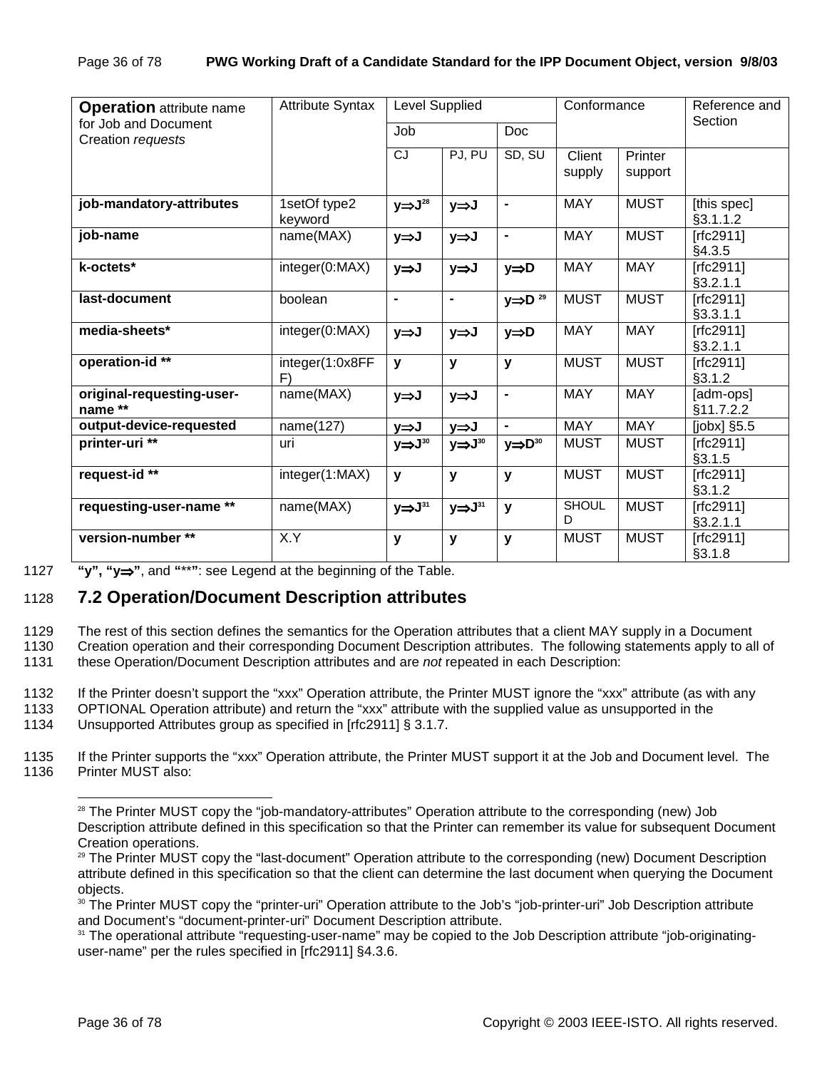| **Operation** attribute name for Job and Document Creation *requests* | Attribute Syntax | Level Supplied | | | Conformance | | Reference and Section |
|---|---|---|---|---|---|---|---|
| | | Job | | Doc | | | |
| | | CJ | PJ, PU | SD, SU | Client supply | Printer support | |
| **job-mandatory-attributes** | 1setOf type2 keyword | **y⇒J**[28] | **y⇒J** | **-** | MAY | MUST | [this spec] §3.1.1.2 |
| **job-name** | name(MAX) | **y⇒J** | **y⇒J** | **-** | MAY | MUST | [rfc2911] §4.3.5 |
| **k-octets*** | integer(0:MAX) | **y⇒J** | **y⇒J** | **y⇒D** | MAY | MAY | [rfc2911] §3.2.1.1 |
| **last-document** | boolean | **-** | **-** | **y⇒D** [29] | MUST | MUST | [rfc2911] §3.3.1.1 |
| **media-sheets*** | integer(0:MAX) | **y⇒J** | **y⇒J** | **y⇒D** | MAY | MAY | [rfc2911] §3.2.1.1 |
| **operation-id **** | integer(1:0x8FFF) | **y** | **y** | **y** | MUST | MUST | [rfc2911] §3.1.2 |
| **original-requesting-user-name **** | name(MAX) | **y⇒J** | **y⇒J** | **-** | MAY | MAY | [adm-ops] §11.7.2.2 |
| **output-device-requested** | name(127) | **y⇒J** | **y⇒J** | **-** | MAY | MAY | [jobx] §5.5 |
| **printer-uri **** | uri | **y⇒J**[30] | **y⇒J**[30] | **y⇒D**[30] | MUST | MUST | [rfc2911] §3.1.5 |
| **request-id **** | integer(1:MAX) | **y** | **y** | **y** | MUST | MUST | [rfc2911] §3.1.2 |
| **requesting-user-name **** | name(MAX) | **y⇒J**[31] | **y⇒J**[31] | **y** | SHOULD | MUST | [rfc2911] §3.2.1.1 |
| **version-number **** | X.Y | **y** | **y** | **y** | MUST | MUST | [rfc2911] §3.1.8 |

1127 **"y", "y⇒"**, and **"**"**: see Legend at the beginning of the Table.

## 1128 7.2 Operation/Document Description attributes

1129 The rest of this section defines the semantics for the Operation attributes that a client MAY supply in a Document
1130 Creation operation and their corresponding Document Description attributes. The following statements apply to all of
1131 these Operation/Document Description attributes and are *not* repeated in each Description:

1132 If the Printer doesn't support the "xxx" Operation attribute, the Printer MUST ignore the "xxx" attribute (as with any
1133 OPTIONAL Operation attribute) and return the "xxx" attribute with the supplied value as unsupported in the
1134 Unsupported Attributes group as specified in [rfc2911] § 3.1.7.

1135 If the Printer supports the "xxx" Operation attribute, the Printer MUST support it at the Job and Document level. The
1136 Printer MUST also:

---

[28] The Printer MUST copy the "job-mandatory-attributes" Operation attribute to the corresponding (new) Job Description attribute defined in this specification so that the Printer can remember its value for subsequent Document Creation operations.

[29] The Printer MUST copy the "last-document" Operation attribute to the corresponding (new) Document Description attribute defined in this specification so that the client can determine the last document when querying the Document objects.

[30] The Printer MUST copy the "printer-uri" Operation attribute to the Job's "job-printer-uri" Job Description attribute and Document's "document-printer-uri" Document Description attribute.

[31] The operational attribute "requesting-user-name" may be copied to the Job Description attribute "job-originating-user-name" per the rules specified in [rfc2911] §4.3.6.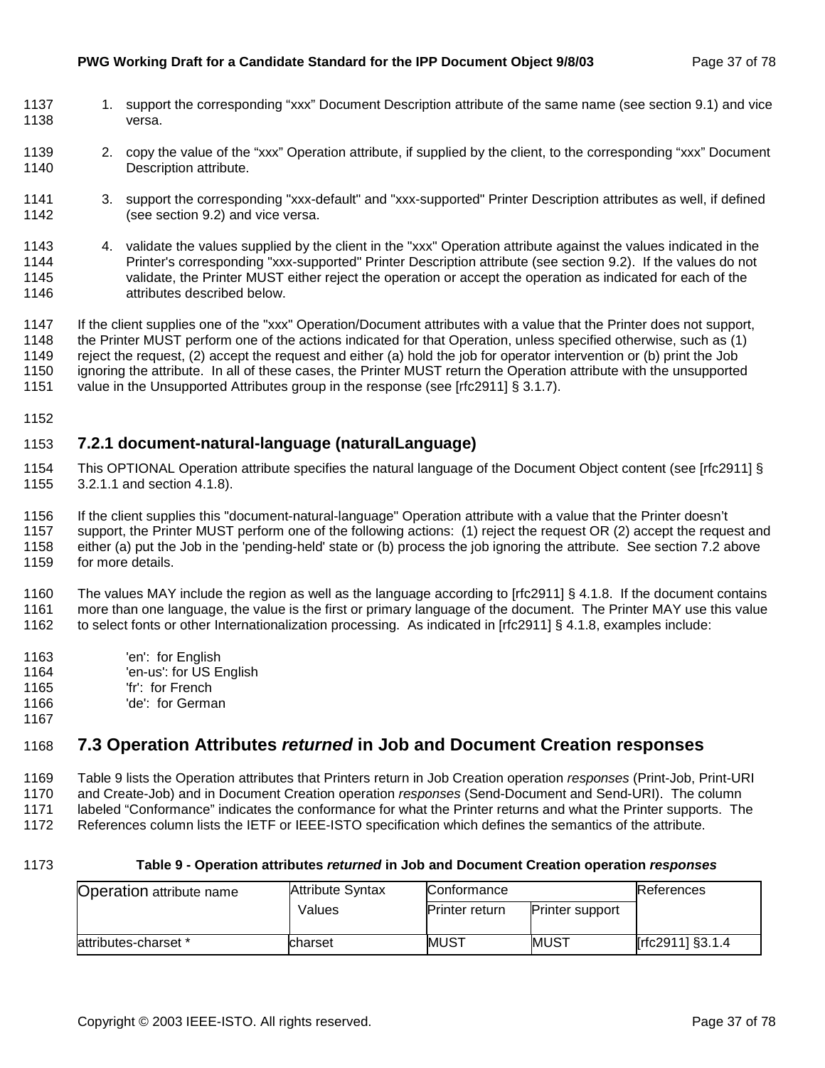1. support the corresponding "xxx" Document Description attribute of the same name (see section 9.1) and vice versa.

2. copy the value of the "xxx" Operation attribute, if supplied by the client, to the corresponding "xxx" Document Description attribute.

3. support the corresponding "xxx-default" and "xxx-supported" Printer Description attributes as well, if defined (see section 9.2) and vice versa.

4. validate the values supplied by the client in the "xxx" Operation attribute against the values indicated in the Printer's corresponding "xxx-supported" Printer Description attribute (see section 9.2). If the values do not validate, the Printer MUST either reject the operation or accept the operation as indicated for each of the attributes described below.

If the client supplies one of the "xxx" Operation/Document attributes with a value that the Printer does not support, the Printer MUST perform one of the actions indicated for that Operation, unless specified otherwise, such as (1) reject the request, (2) accept the request and either (a) hold the job for operator intervention or (b) print the Job ignoring the attribute. In all of these cases, the Printer MUST return the Operation attribute with the unsupported value in the Unsupported Attributes group in the response (see [rfc2911] § 3.1.7).

### 7.2.1 document-natural-language (naturalLanguage)

This OPTIONAL Operation attribute specifies the natural language of the Document Object content (see [rfc2911] § 3.2.1.1 and section 4.1.8).

If the client supplies this "document-natural-language" Operation attribute with a value that the Printer doesn't support, the Printer MUST perform one of the following actions: (1) reject the request OR (2) accept the request and either (a) put the Job in the 'pending-held' state or (b) process the job ignoring the attribute. See section 7.2 above for more details.

The values MAY include the region as well as the language according to [rfc2911] § 4.1.8. If the document contains more than one language, the value is the first or primary language of the document. The Printer MAY use this value to select fonts or other Internationalization processing. As indicated in [rfc2911] § 4.1.8, examples include:

'en': for English
'en-us': for US English
'fr': for French
'de': for German

## 7.3 Operation Attributes *returned* in Job and Document Creation responses

Table 9 lists the Operation attributes that Printers return in Job Creation operation *responses* (Print-Job, Print-URI and Create-Job) and in Document Creation operation *responses* (Send-Document and Send-URI). The column labeled "Conformance" indicates the conformance for what the Printer returns and what the Printer supports. The References column lists the IETF or IEEE-ISTO specification which defines the semantics of the attribute.

**Table 9 - Operation attributes *returned* in Job and Document Creation operation *responses***

| Operation attribute name | Attribute Syntax Values | Conformance | | References |
|---|---|---|---|---|
| | | Printer return | Printer support | |
| attributes-charset * | charset | MUST | MUST | [rfc2911] §3.1.4 |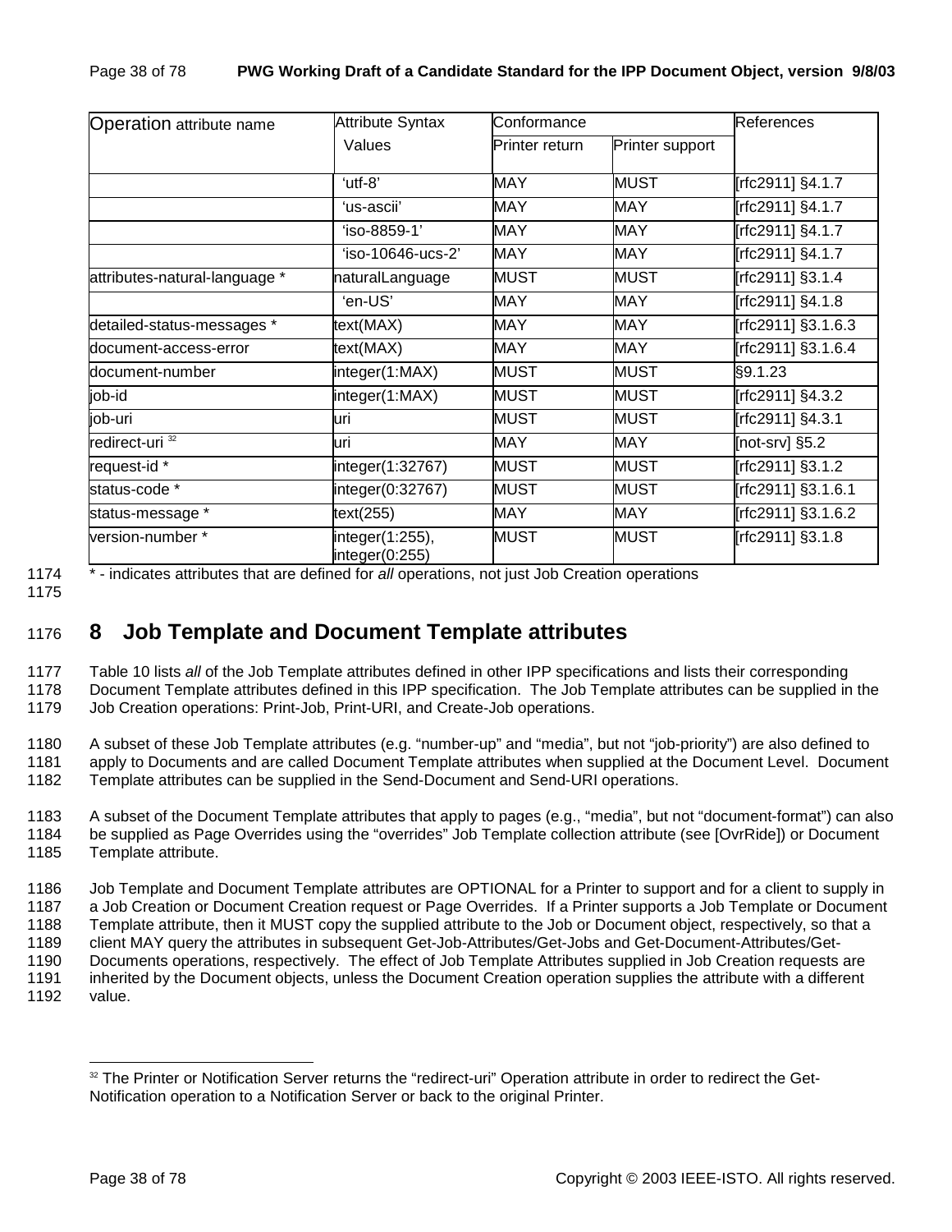| Operation attribute name | Attribute Syntax Values | Conformance | | References |
|---|---|---|---|---|
| | | Printer return | Printer support | |
| | 'utf-8' | MAY | MUST | [rfc2911] §4.1.7 |
| | 'us-ascii' | MAY | MAY | [rfc2911] §4.1.7 |
| | 'iso-8859-1' | MAY | MAY | [rfc2911] §4.1.7 |
| | 'iso-10646-ucs-2' | MAY | MAY | [rfc2911] §4.1.7 |
| attributes-natural-language * | naturalLanguage | MUST | MUST | [rfc2911] §3.1.4 |
| | 'en-US' | MAY | MAY | [rfc2911] §4.1.8 |
| detailed-status-messages * | text(MAX) | MAY | MAY | [rfc2911] §3.1.6.3 |
| document-access-error | text(MAX) | MAY | MAY | [rfc2911] §3.1.6.4 |
| document-number | integer(1:MAX) | MUST | MUST | §9.1.23 |
| job-id | integer(1:MAX) | MUST | MUST | [rfc2911] §4.3.2 |
| job-uri | uri | MUST | MUST | [rfc2911] §4.3.1 |
| redirect-uri [32] | uri | MAY | MAY | [not-srv] §5.2 |
| request-id * | integer(1:32767) | MUST | MUST | [rfc2911] §3.1.2 |
| status-code * | integer(0:32767) | MUST | MUST | [rfc2911] §3.1.6.1 |
| status-message * | text(255) | MAY | MAY | [rfc2911] §3.1.6.2 |
| version-number * | integer(1:255), integer(0:255) | MUST | MUST | [rfc2911] §3.1.8 |

1174 * - indicates attributes that are defined for *all* operations, not just Job Creation operations

1175

## 1176 8 Job Template and Document Template attributes

1177 Table 10 lists *all* of the Job Template attributes defined in other IPP specifications and lists their corresponding
1178 Document Template attributes defined in this IPP specification. The Job Template attributes can be supplied in the
1179 Job Creation operations: Print-Job, Print-URI, and Create-Job operations.

1180 A subset of these Job Template attributes (e.g. "number-up" and "media", but not "job-priority") are also defined to
1181 apply to Documents and are called Document Template attributes when supplied at the Document Level. Document
1182 Template attributes can be supplied in the Send-Document and Send-URI operations.

1183 A subset of the Document Template attributes that apply to pages (e.g., "media", but not "document-format") can also
1184 be supplied as Page Overrides using the "overrides" Job Template collection attribute (see [OvrRide]) or Document
1185 Template attribute.

1186 Job Template and Document Template attributes are OPTIONAL for a Printer to support and for a client to supply in
1187 a Job Creation or Document Creation request or Page Overrides. If a Printer supports a Job Template or Document
1188 Template attribute, then it MUST copy the supplied attribute to the Job or Document object, respectively, so that a
1189 client MAY query the attributes in subsequent Get-Job-Attributes/Get-Jobs and Get-Document-Attributes/Get-
1190 Documents operations, respectively. The effect of Job Template Attributes supplied in Job Creation requests are
1191 inherited by the Document objects, unless the Document Creation operation supplies the attribute with a different
1192 value.

[32] The Printer or Notification Server returns the "redirect-uri" Operation attribute in order to redirect the Get-Notification operation to a Notification Server or back to the original Printer.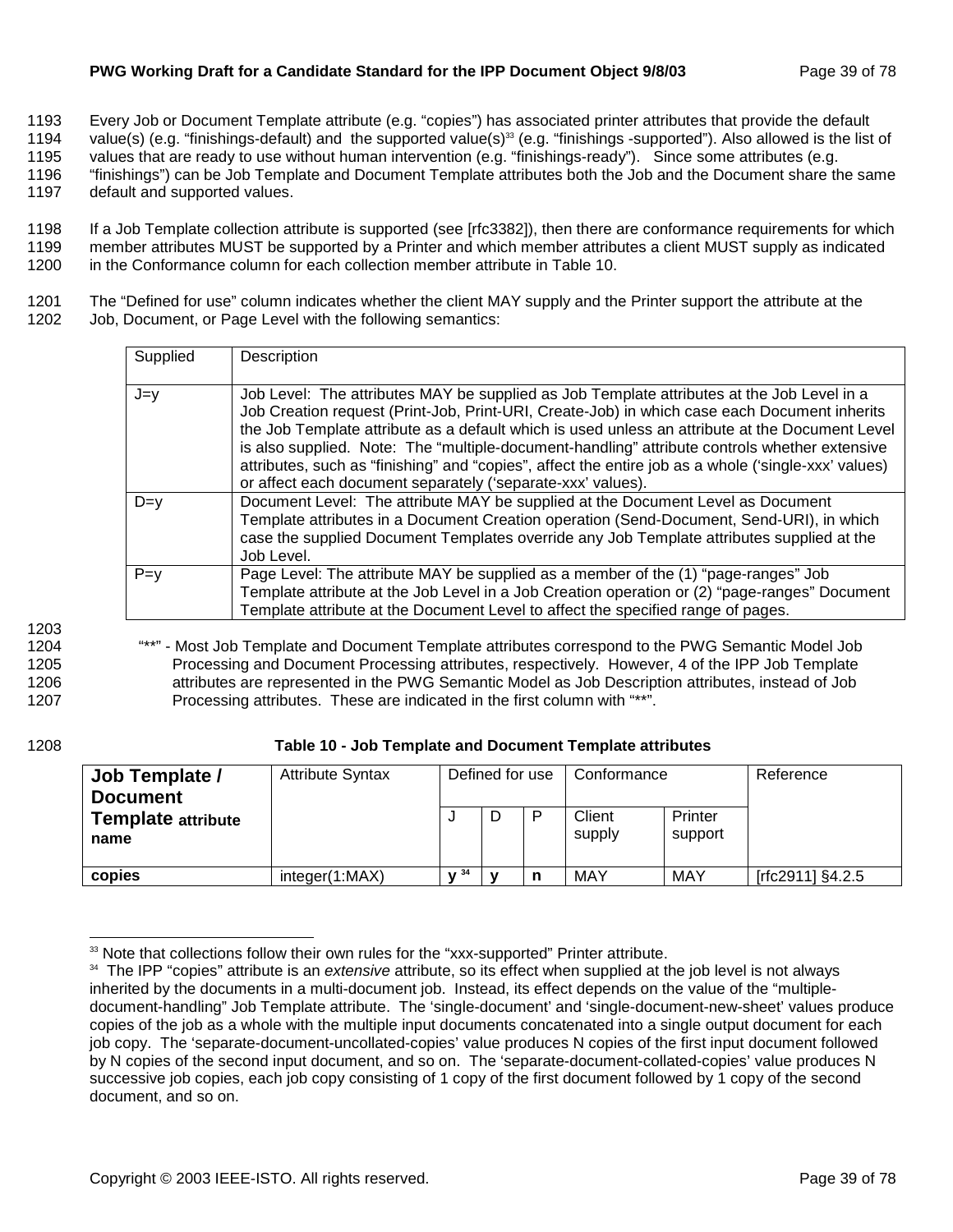Every Job or Document Template attribute (e.g. “copies”) has associated printer attributes that provide the default value(s) (e.g. “finishings-default) and the supported value(s)[33] (e.g. “finishings -supported”). Also allowed is the list of values that are ready to use without human intervention (e.g. “finishings-ready”). Since some attributes (e.g. “finishings”) can be Job Template and Document Template attributes both the Job and the Document share the same default and supported values.

If a Job Template collection attribute is supported (see [rfc3382]), then there are conformance requirements for which member attributes MUST be supported by a Printer and which member attributes a client MUST supply as indicated in the Conformance column for each collection member attribute in Table 10.

The “Defined for use” column indicates whether the client MAY supply and the Printer support the attribute at the Job, Document, or Page Level with the following semantics:

| Supplied | Description |
|---|---|
| J=y | Job Level: The attributes MAY be supplied as Job Template attributes at the Job Level in a Job Creation request (Print-Job, Print-URI, Create-Job) in which case each Document inherits the Job Template attribute as a default which is used unless an attribute at the Document Level is also supplied. Note: The “multiple-document-handling” attribute controls whether extensive attributes, such as “finishing” and “copies”, affect the entire job as a whole (‘single-xxx’ values) or affect each document separately (‘separate-xxx’ values). |
| D=y | Document Level: The attribute MAY be supplied at the Document Level as Document Template attributes in a Document Creation operation (Send-Document, Send-URI), in which case the supplied Document Templates override any Job Template attributes supplied at the Job Level. |
| P=y | Page Level: The attribute MAY be supplied as a member of the (1) “page-ranges” Job Template attribute at the Job Level in a Job Creation operation or (2) “page-ranges” Document Template attribute at the Document Level to affect the specified range of pages. |

“**” - Most Job Template and Document Template attributes correspond to the PWG Semantic Model Job Processing and Document Processing attributes, respectively. However, 4 of the IPP Job Template attributes are represented in the PWG Semantic Model as Job Description attributes, instead of Job Processing attributes. These are indicated in the first column with “**”.

**Table 10 - Job Template and Document Template attributes**

| Job Template / Document Template attribute name | Attribute Syntax | Defined for use | | | Conformance | | Reference |
|---|---|---|---|---|---|---|---|
| | | J | D | P | Client supply | Printer support | |
| **copies** | integer(1:MAX) | **y** [34] | **y** | **n** | MAY | MAY | [rfc2911] §4.2.5 |

[33] Note that collections follow their own rules for the “xxx-supported” Printer attribute.

[34] The IPP “copies” attribute is an *extensive* attribute, so its effect when supplied at the job level is not always inherited by the documents in a multi-document job. Instead, its effect depends on the value of the “multiple-document-handling” Job Template attribute. The ‘single-document’ and ‘single-document-new-sheet’ values produce copies of the job as a whole with the multiple input documents concatenated into a single output document for each job copy. The ‘separate-document-uncollated-copies’ value produces N copies of the first input document followed by N copies of the second input document, and so on. The ‘separate-document-collated-copies’ value produces N successive job copies, each job copy consisting of 1 copy of the first document followed by 1 copy of the second document, and so on.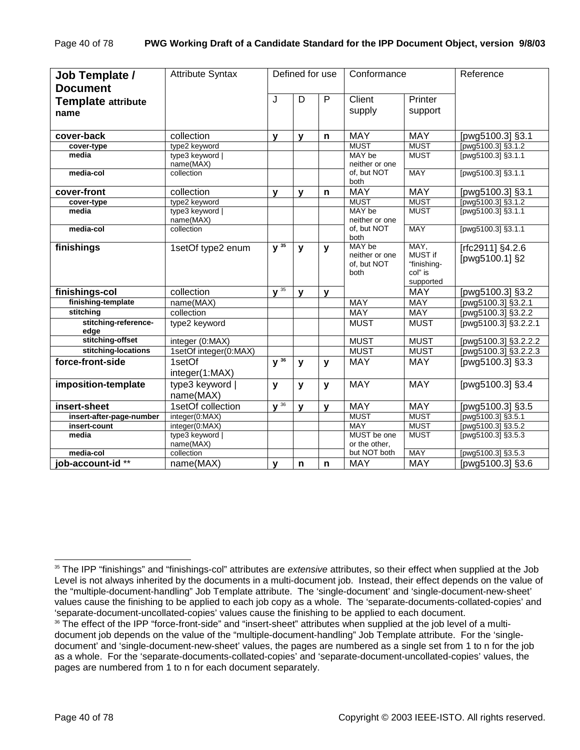| **Job Template / Document Template attribute name** | Attribute Syntax | Defined for use | | | Conformance | | Reference |
|---|---|---|---|---|---|---|---|
| | | J | D | P | Client supply | Printer support | |
| **cover-back** | collection | **y** | **y** | **n** | MAY | MAY | [pwg5100.3] §3.1 |
| **cover-type** | type2 keyword | | | | MUST | MUST | [pwg5100.3] §3.1.2 |
| **media** | type3 keyword \| name(MAX) | | | | MAY be neither or one of, but NOT both | MUST | [pwg5100.3] §3.1.1 |
| **media-col** | collection | | | | | MAY | [pwg5100.3] §3.1.1 |
| **cover-front** | collection | **y** | **y** | **n** | MAY | MAY | [pwg5100.3] §3.1 |
| **cover-type** | type2 keyword | | | | MUST | MUST | [pwg5100.3] §3.1.2 |
| **media** | type3 keyword \| name(MAX) | | | | MAY be neither or one of, but NOT both | MUST | [pwg5100.3] §3.1.1 |
| **media-col** | collection | | | | | MAY | [pwg5100.3] §3.1.1 |
| **finishings** | 1setOf type2 enum | **y** [35] | **y** | **y** | MAY be neither or one of, but NOT both | MAY, MUST if "finishing-col" is supported | [rfc2911] §4.2.6 [pwg5100.1] §2 |
| **finishings-col** | collection | **y** [35] | **y** | **y** | | MAY | [pwg5100.3] §3.2 |
| **finishing-template** | name(MAX) | | | | MAY | MAY | [pwg5100.3] §3.2.1 |
| **stitching** | collection | | | | MAY | MAY | [pwg5100.3] §3.2.2 |
| **stitching-reference-edge** | type2 keyword | | | | MUST | MUST | [pwg5100.3] §3.2.2.1 |
| **stitching-offset** | integer (0:MAX) | | | | MUST | MUST | [pwg5100.3] §3.2.2.2 |
| **stitching-locations** | 1setOf integer(0:MAX) | | | | MUST | MUST | [pwg5100.3] §3.2.2.3 |
| **force-front-side** | 1setOf integer(1:MAX) | **y** [36] | **y** | **y** | MAY | MAY | [pwg5100.3] §3.3 |
| **imposition-template** | type3 keyword \| name(MAX) | **y** | **y** | **y** | MAY | MAY | [pwg5100.3] §3.4 |
| **insert-sheet** | 1setOf collection | **y** [36] | **y** | **y** | MAY | MAY | [pwg5100.3] §3.5 |
| **insert-after-page-number** | integer(0:MAX) | | | | MUST | MUST | [pwg5100.3] §3.5.1 |
| **insert-count** | integer(0:MAX) | | | | MAY | MUST | [pwg5100.3] §3.5.2 |
| **media** | type3 keyword \| name(MAX) | | | | MUST be one or the other, but NOT both | MUST | [pwg5100.3] §3.5.3 |
| **media-col** | collection | | | | | MAY | [pwg5100.3] §3.5.3 |
| **job-account-id** ** | name(MAX) | **y** | **n** | **n** | MAY | MAY | [pwg5100.3] §3.6 |

[35] The IPP "finishings" and "finishings-col" attributes are *extensive* attributes, so their effect when supplied at the Job Level is not always inherited by the documents in a multi-document job. Instead, their effect depends on the value of the "multiple-document-handling" Job Template attribute. The 'single-document' and 'single-document-new-sheet' values cause the finishing to be applied to each job copy as a whole. The 'separate-documents-collated-copies' and 'separate-document-uncollated-copies' values cause the finishing to be applied to each document.

[36] The effect of the IPP "force-front-side" and "insert-sheet" attributes when supplied at the job level of a multi-document job depends on the value of the "multiple-document-handling" Job Template attribute. For the 'single-document' and 'single-document-new-sheet' values, the pages are numbered as a single set from 1 to n for the job as a whole. For the 'separate-documents-collated-copies' and 'separate-document-uncollated-copies' values, the pages are numbered from 1 to n for each document separately.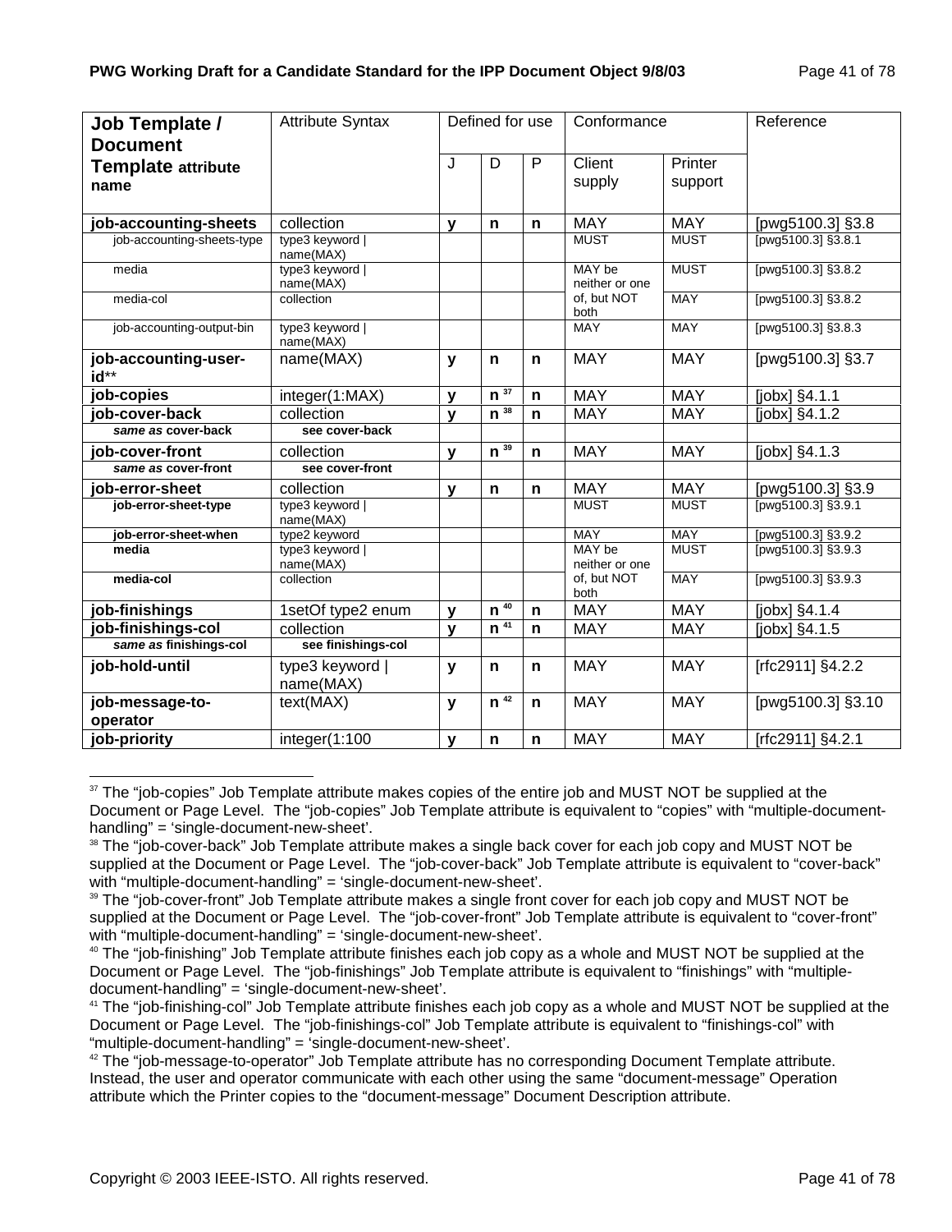| Job Template / Document Template attribute name | Attribute Syntax | Defined for use | | | Conformance | | Reference |
|---|---|---|---|---|---|---|---|
| | | J | D | P | Client supply | Printer support | |
| **job-accounting-sheets** | collection | **y** | **n** | **n** | MAY | MAY | [pwg5100.3] §3.8 |
| job-accounting-sheets-type | type3 keyword \| name(MAX) | | | | MUST | MUST | [pwg5100.3] §3.8.1 |
| media | type3 keyword \| name(MAX) | | | | MAY be neither or one | MUST | [pwg5100.3] §3.8.2 |
| media-col | collection | | | | of, but NOT both | MAY | [pwg5100.3] §3.8.2 |
| job-accounting-output-bin | type3 keyword \| name(MAX) | | | | MAY | MAY | [pwg5100.3] §3.8.3 |
| **job-accounting-user-id**** | name(MAX) | **y** | **n** | **n** | MAY | MAY | [pwg5100.3] §3.7 |
| **job-copies** | integer(1:MAX) | **y** | **n** [37] | **n** | MAY | MAY | [jobx] §4.1.1 |
| **job-cover-back** | collection | **y** | **n** [38] | **n** | MAY | MAY | [jobx] §4.1.2 |
| ***same as* cover-back** | **see cover-back** | | | | | | |
| **job-cover-front** | collection | **y** | **n** [39] | **n** | MAY | MAY | [jobx] §4.1.3 |
| ***same as* cover-front** | **see cover-front** | | | | | | |
| **job-error-sheet** | collection | **y** | **n** | **n** | MAY | MAY | [pwg5100.3] §3.9 |
| **job-error-sheet-type** | type3 keyword \| name(MAX) | | | | MUST | MUST | [pwg5100.3] §3.9.1 |
| **job-error-sheet-when** | type2 keyword | | | | MAY | MAY | [pwg5100.3] §3.9.2 |
| **media** | type3 keyword \| name(MAX) | | | | MAY be neither or one | MUST | [pwg5100.3] §3.9.3 |
| **media-col** | collection | | | | of, but NOT both | MAY | [pwg5100.3] §3.9.3 |
| **job-finishings** | 1setOf type2 enum | **y** | **n** [40] | **n** | MAY | MAY | [jobx] §4.1.4 |
| **job-finishings-col** | collection | **y** | **n** [41] | **n** | MAY | MAY | [jobx] §4.1.5 |
| ***same as* finishings-col** | **see finishings-col** | | | | | | |
| **job-hold-until** | type3 keyword \| name(MAX) | **y** | **n** | **n** | MAY | MAY | [rfc2911] §4.2.2 |
| **job-message-to-operator** | text(MAX) | **y** | **n** [42] | **n** | MAY | MAY | [pwg5100.3] §3.10 |
| **job-priority** | integer(1:100 | **y** | **n** | **n** | MAY | MAY | [rfc2911] §4.2.1 |

---

[37] The "job-copies" Job Template attribute makes copies of the entire job and MUST NOT be supplied at the Document or Page Level. The "job-copies" Job Template attribute is equivalent to "copies" with "multiple-document-handling" = 'single-document-new-sheet'.

[38] The "job-cover-back" Job Template attribute makes a single back cover for each job copy and MUST NOT be supplied at the Document or Page Level. The "job-cover-back" Job Template attribute is equivalent to "cover-back" with "multiple-document-handling" = 'single-document-new-sheet'.

[39] The "job-cover-front" Job Template attribute makes a single front cover for each job copy and MUST NOT be supplied at the Document or Page Level. The "job-cover-front" Job Template attribute is equivalent to "cover-front" with "multiple-document-handling" = 'single-document-new-sheet'.

[40] The "job-finishing" Job Template attribute finishes each job copy as a whole and MUST NOT be supplied at the Document or Page Level. The "job-finishings" Job Template attribute is equivalent to "finishings" with "multiple-document-handling" = 'single-document-new-sheet'.

[41] The "job-finishing-col" Job Template attribute finishes each job copy as a whole and MUST NOT be supplied at the Document or Page Level. The "job-finishings-col" Job Template attribute is equivalent to "finishings-col" with "multiple-document-handling" = 'single-document-new-sheet'.

[42] The "job-message-to-operator" Job Template attribute has no corresponding Document Template attribute. Instead, the user and operator communicate with each other using the same "document-message" Operation attribute which the Printer copies to the "document-message" Document Description attribute.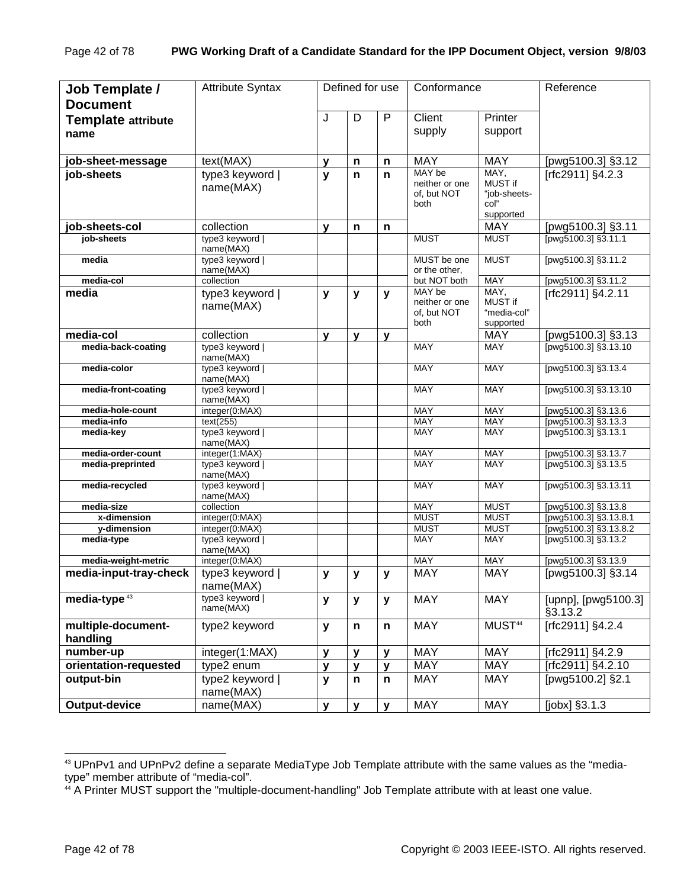| Job Template / Document Template attribute name | Attribute Syntax | Defined for use | | | Conformance | | Reference |
|---|---|---|---|---|---|---|---|
| | | J | D | P | Client supply | Printer support | |
| **job-sheet-message** | text(MAX) | **y** | **n** | **n** | MAY | MAY | [pwg5100.3] §3.12 |
| **job-sheets** | type3 keyword \| name(MAX) | **y** | **n** | **n** | MAY be neither or one of, but NOT both | MAY, MUST if "job-sheets-col" supported | [rfc2911] §4.2.3 |
| **job-sheets-col** | collection | **y** | **n** | **n** | | MAY | [pwg5100.3] §3.11 |
| job-sheets | type3 keyword \| name(MAX) | | | | MUST | MUST | [pwg5100.3] §3.11.1 |
| media | type3 keyword \| name(MAX) | | | | MUST be one or the other, but NOT both | MUST | [pwg5100.3] §3.11.2 |
| media-col | collection | | | | | MAY | [pwg5100.3] §3.11.2 |
| **media** | type3 keyword \| name(MAX) | **y** | **y** | **y** | MAY be neither or one of, but NOT both | MAY, MUST if "media-col" supported | [rfc2911] §4.2.11 |
| **media-col** | collection | **y** | **y** | **y** | | MAY | [pwg5100.3] §3.13 |
| media-back-coating | type3 keyword \| name(MAX) | | | | MAY | MAY | [pwg5100.3] §3.13.10 |
| media-color | type3 keyword \| name(MAX) | | | | MAY | MAY | [pwg5100.3] §3.13.4 |
| media-front-coating | type3 keyword \| name(MAX) | | | | MAY | MAY | [pwg5100.3] §3.13.10 |
| media-hole-count | integer(0:MAX) | | | | MAY | MAY | [pwg5100.3] §3.13.6 |
| media-info | text(255) | | | | MAY | MAY | [pwg5100.3] §3.13.3 |
| media-key | type3 keyword \| name(MAX) | | | | MAY | MAY | [pwg5100.3] §3.13.1 |
| media-order-count | integer(1:MAX) | | | | MAY | MAY | [pwg5100.3] §3.13.7 |
| media-preprinted | type3 keyword \| name(MAX) | | | | MAY | MAY | [pwg5100.3] §3.13.5 |
| media-recycled | type3 keyword \| name(MAX) | | | | MAY | MAY | [pwg5100.3] §3.13.11 |
| media-size | collection | | | | MAY | MUST | [pwg5100.3] §3.13.8 |
| x-dimension | integer(0:MAX) | | | | MUST | MUST | [pwg5100.3] §3.13.8.1 |
| y-dimension | integer(0:MAX) | | | | MUST | MUST | [pwg5100.3] §3.13.8.2 |
| media-type | type3 keyword \| name(MAX) | | | | MAY | MAY | [pwg5100.3] §3.13.2 |
| media-weight-metric | integer(0:MAX) | | | | MAY | MAY | [pwg5100.3] §3.13.9 |
| **media-input-tray-check** | type3 keyword \| name(MAX) | **y** | **y** | **y** | MAY | MAY | [pwg5100.3] §3.14 |
| **media-type** [43] | type3 keyword \| name(MAX) | **y** | **y** | **y** | MAY | MAY | [upnp], [pwg5100.3] §3.13.2 |
| **multiple-document-handling** | type2 keyword | **y** | **n** | **n** | MAY | MUST[44] | [rfc2911] §4.2.4 |
| **number-up** | integer(1:MAX) | **y** | **y** | **y** | MAY | MAY | [rfc2911] §4.2.9 |
| **orientation-requested** | type2 enum | **y** | **y** | **y** | MAY | MAY | [rfc2911] §4.2.10 |
| **output-bin** | type2 keyword \| name(MAX) | **y** | **n** | **n** | MAY | MAY | [pwg5100.2] §2.1 |
| **Output-device** | name(MAX) | **y** | **y** | **y** | MAY | MAY | [jobx] §3.1.3 |

[43] UPnPv1 and UPnPv2 define a separate MediaType Job Template attribute with the same values as the "media-type" member attribute of "media-col".

[44] A Printer MUST support the "multiple-document-handling" Job Template attribute with at least one value.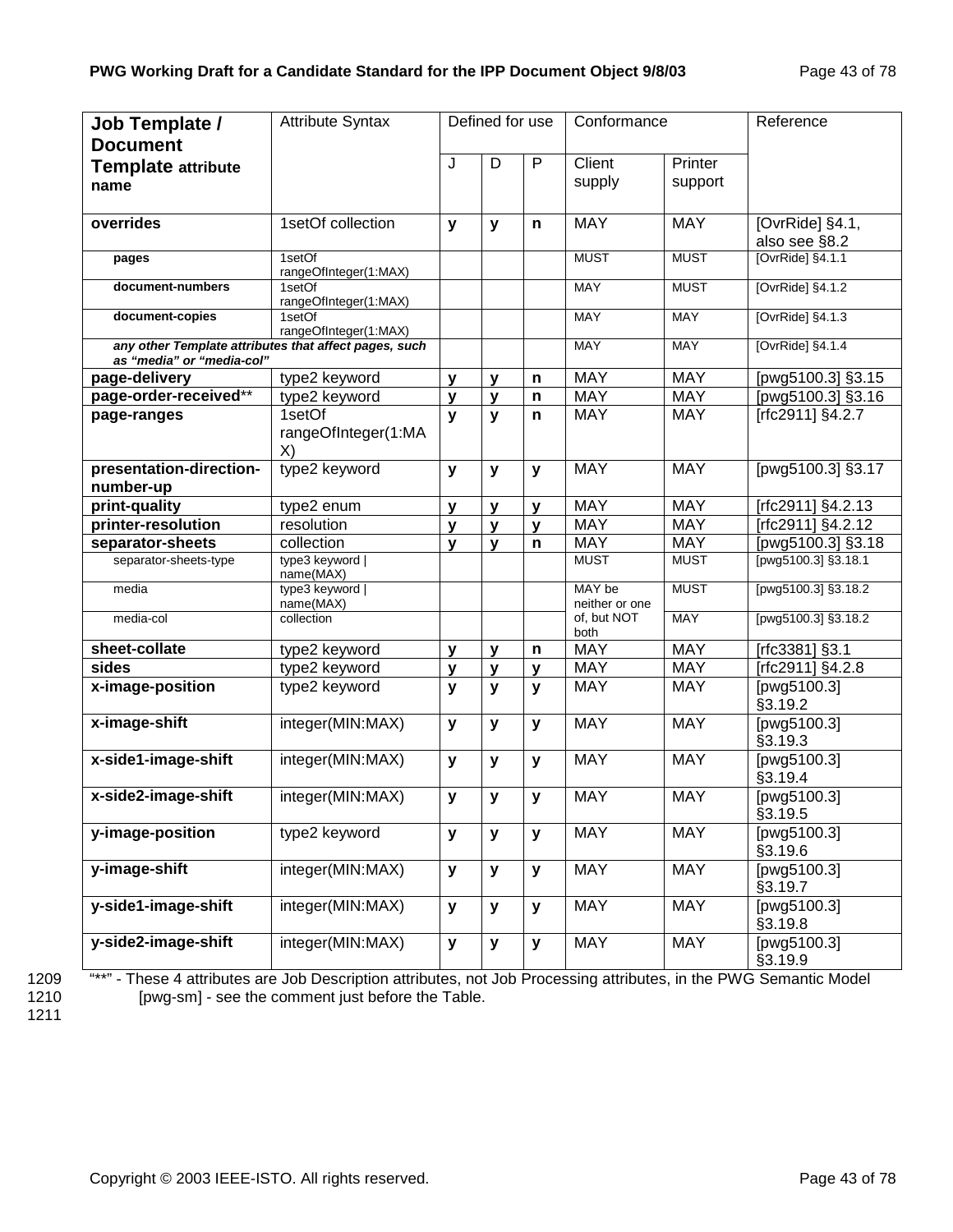| **Job Template / Document Template attribute name** | Attribute Syntax | Defined for use | | | Conformance | | Reference |
|---|---|---|---|---|---|---|---|
| | | J | D | P | Client supply | Printer support | |
| **overrides** | 1setOf collection | **y** | **y** | **n** | MAY | MAY | [OvrRide] §4.1, also see §8.2 |
| **pages** | 1setOf rangeOfInteger(1:MAX) | | | | MUST | MUST | [OvrRide] §4.1.1 |
| **document-numbers** | 1setOf rangeOfInteger(1:MAX) | | | | MAY | MUST | [OvrRide] §4.1.2 |
| **document-copies** | 1setOf rangeOfInteger(1:MAX) | | | | MAY | MAY | [OvrRide] §4.1.3 |
| ***any other Template attributes that affect pages, such as "media" or "media-col"*** | | | | | MAY | MAY | [OvrRide] §4.1.4 |
| **page-delivery** | type2 keyword | **y** | **y** | **n** | MAY | MAY | [pwg5100.3] §3.15 |
| **page-order-received**** | type2 keyword | **y** | **y** | **n** | MAY | MAY | [pwg5100.3] §3.16 |
| **page-ranges** | 1setOf rangeOfInteger(1:MAX) | **y** | **y** | **n** | MAY | MAY | [rfc2911] §4.2.7 |
| **presentation-direction-number-up** | type2 keyword | **y** | **y** | **y** | MAY | MAY | [pwg5100.3] §3.17 |
| **print-quality** | type2 enum | **y** | **y** | **y** | MAY | MAY | [rfc2911] §4.2.13 |
| **printer-resolution** | resolution | **y** | **y** | **y** | MAY | MAY | [rfc2911] §4.2.12 |
| **separator-sheets** | collection | **y** | **y** | **n** | MAY | MAY | [pwg5100.3] §3.18 |
| separator-sheets-type | type3 keyword \| name(MAX) | | | | MUST | MUST | [pwg5100.3] §3.18.1 |
| media | type3 keyword \| name(MAX) | | | | MAY be neither or one of, but NOT both | MUST | [pwg5100.3] §3.18.2 |
| media-col | collection | | | | | MAY | [pwg5100.3] §3.18.2 |
| **sheet-collate** | type2 keyword | **y** | **y** | **n** | MAY | MAY | [rfc3381] §3.1 |
| **sides** | type2 keyword | **y** | **y** | **y** | MAY | MAY | [rfc2911] §4.2.8 |
| **x-image-position** | type2 keyword | **y** | **y** | **y** | MAY | MAY | [pwg5100.3] §3.19.2 |
| **x-image-shift** | integer(MIN:MAX) | **y** | **y** | **y** | MAY | MAY | [pwg5100.3] §3.19.3 |
| **x-side1-image-shift** | integer(MIN:MAX) | **y** | **y** | **y** | MAY | MAY | [pwg5100.3] §3.19.4 |
| **x-side2-image-shift** | integer(MIN:MAX) | **y** | **y** | **y** | MAY | MAY | [pwg5100.3] §3.19.5 |
| **y-image-position** | type2 keyword | **y** | **y** | **y** | MAY | MAY | [pwg5100.3] §3.19.6 |
| **y-image-shift** | integer(MIN:MAX) | **y** | **y** | **y** | MAY | MAY | [pwg5100.3] §3.19.7 |
| **y-side1-image-shift** | integer(MIN:MAX) | **y** | **y** | **y** | MAY | MAY | [pwg5100.3] §3.19.8 |
| **y-side2-image-shift** | integer(MIN:MAX) | **y** | **y** | **y** | MAY | MAY | [pwg5100.3] §3.19.9 |

1209 "**" - These 4 attributes are Job Description attributes, not Job Processing attributes, in the PWG Semantic Model
1210 [pwg-sm] - see the comment just before the Table.
1211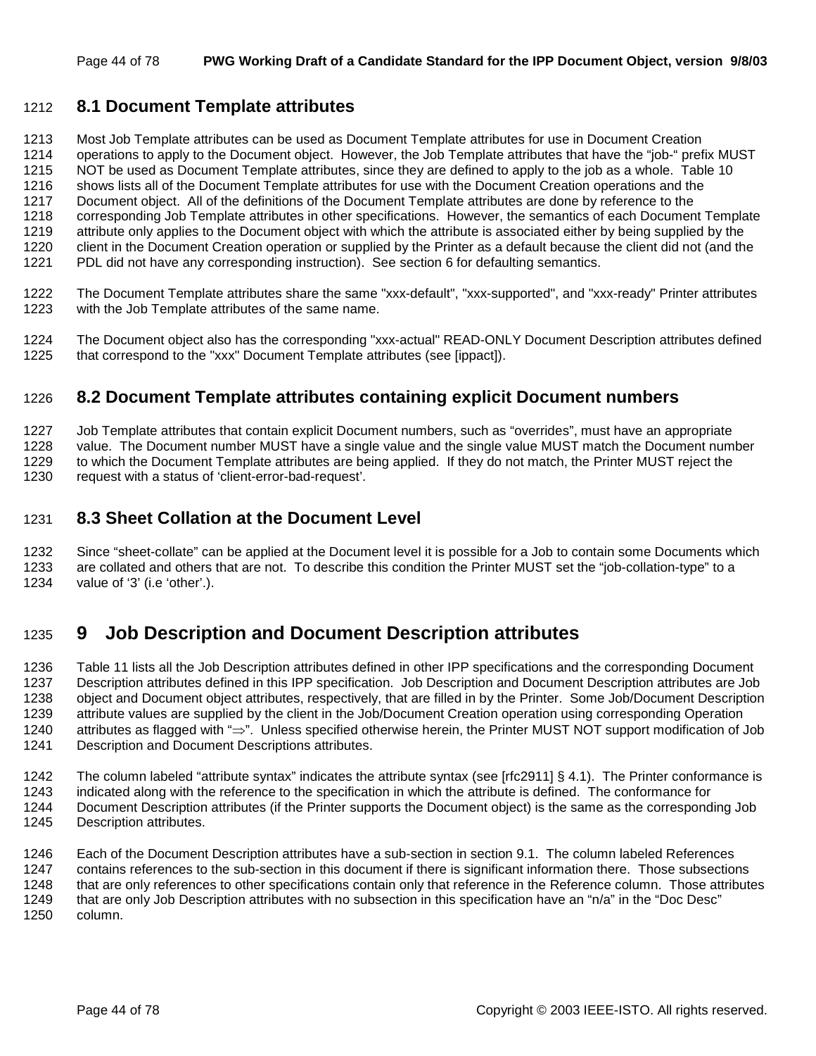## 8.1 Document Template attributes

Most Job Template attributes can be used as Document Template attributes for use in Document Creation operations to apply to the Document object. However, the Job Template attributes that have the "job-" prefix MUST NOT be used as Document Template attributes, since they are defined to apply to the job as a whole. Table 10 shows lists all of the Document Template attributes for use with the Document Creation operations and the Document object. All of the definitions of the Document Template attributes are done by reference to the corresponding Job Template attributes in other specifications. However, the semantics of each Document Template attribute only applies to the Document object with which the attribute is associated either by being supplied by the client in the Document Creation operation or supplied by the Printer as a default because the client did not (and the PDL did not have any corresponding instruction). See section 6 for defaulting semantics.

The Document Template attributes share the same "xxx-default", "xxx-supported", and "xxx-ready" Printer attributes with the Job Template attributes of the same name.

The Document object also has the corresponding "xxx-actual" READ-ONLY Document Description attributes defined that correspond to the "xxx" Document Template attributes (see [ippact]).

## 8.2 Document Template attributes containing explicit Document numbers

Job Template attributes that contain explicit Document numbers, such as "overrides", must have an appropriate value. The Document number MUST have a single value and the single value MUST match the Document number to which the Document Template attributes are being applied. If they do not match, the Printer MUST reject the request with a status of 'client-error-bad-request'.

## 8.3 Sheet Collation at the Document Level

Since "sheet-collate" can be applied at the Document level it is possible for a Job to contain some Documents which are collated and others that are not. To describe this condition the Printer MUST set the "job-collation-type" to a value of '3' (i.e 'other'.).

# 9 Job Description and Document Description attributes

Table 11 lists all the Job Description attributes defined in other IPP specifications and the corresponding Document Description attributes defined in this IPP specification. Job Description and Document Description attributes are Job object and Document object attributes, respectively, that are filled in by the Printer. Some Job/Document Description attribute values are supplied by the client in the Job/Document Creation operation using corresponding Operation attributes as flagged with "⇒". Unless specified otherwise herein, the Printer MUST NOT support modification of Job Description and Document Descriptions attributes.

The column labeled "attribute syntax" indicates the attribute syntax (see [rfc2911] § 4.1). The Printer conformance is indicated along with the reference to the specification in which the attribute is defined. The conformance for Document Description attributes (if the Printer supports the Document object) is the same as the corresponding Job Description attributes.

Each of the Document Description attributes have a sub-section in section 9.1. The column labeled References contains references to the sub-section in this document if there is significant information there. Those subsections that are only references to other specifications contain only that reference in the Reference column. Those attributes that are only Job Description attributes with no subsection in this specification have an "n/a" in the "Doc Desc" column.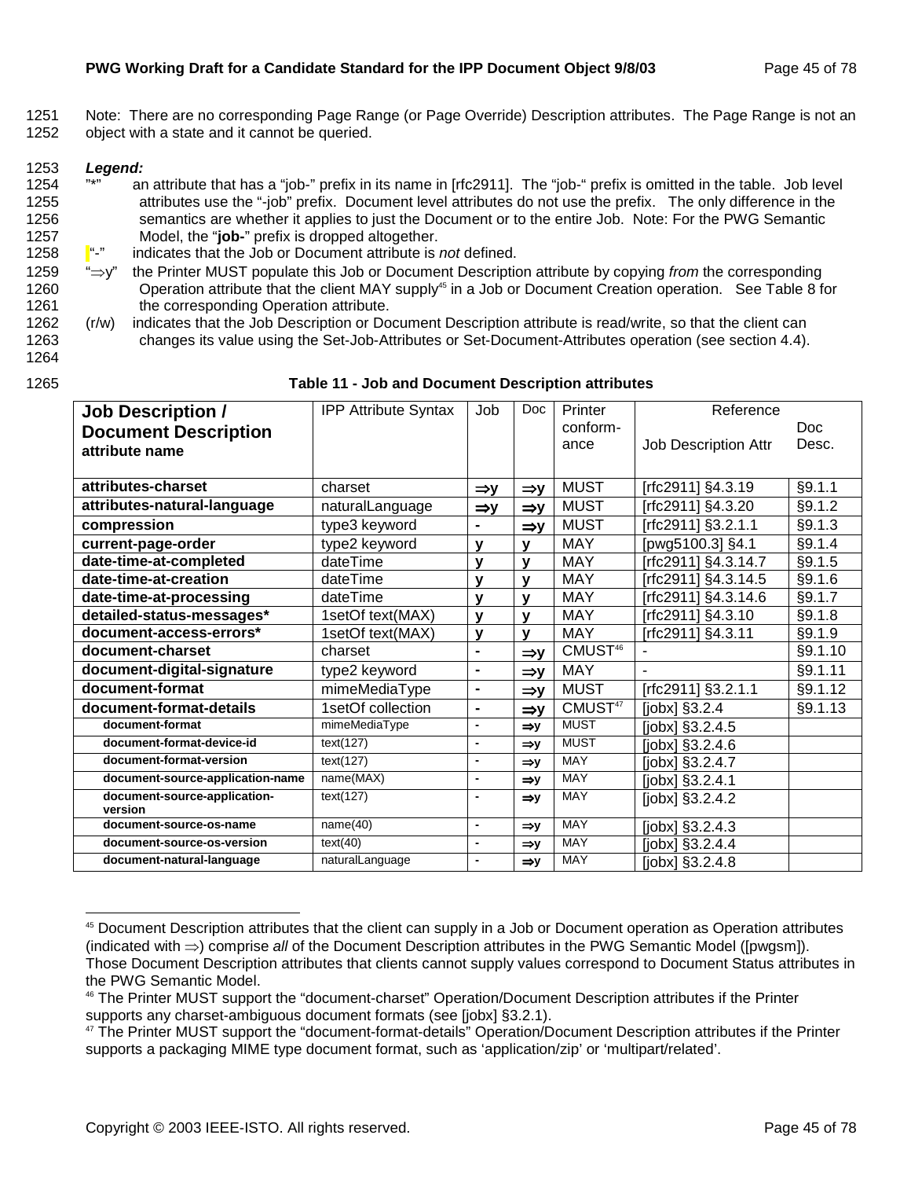Note: There are no corresponding Page Range (or Page Override) Description attributes. The Page Range is not an object with a state and it cannot be queried.

***Legend:***

"*" an attribute that has a "job-" prefix in its name in [rfc2911]. The "job-" prefix is omitted in the table. Job level attributes use the "-job" prefix. Document level attributes do not use the prefix. The only difference in the semantics are whether it applies to just the Document or to the entire Job. Note: For the PWG Semantic Model, the "**job-**" prefix is dropped altogether.

"-" indicates that the Job or Document attribute is *not* defined.

"⇒y" the Printer MUST populate this Job or Document Description attribute by copying *from* the corresponding Operation attribute that the client MAY supply[45] in a Job or Document Creation operation. See Table 8 for the corresponding Operation attribute.

(r/w) indicates that the Job Description or Document Description attribute is read/write, so that the client can changes its value using the Set-Job-Attributes or Set-Document-Attributes operation (see section 4.4).

**Table 11 - Job and Document Description attributes**

| Job Description / Document Description attribute name | IPP Attribute Syntax | Job | Doc | Printer conform-ance | Reference Job Description Attr | Doc Desc. |
|---|---|---|---|---|---|---|
| **attributes-charset** | charset | **⇒y** | **⇒y** | MUST | [rfc2911] §4.3.19 | §9.1.1 |
| **attributes-natural-language** | naturalLanguage | **⇒y** | **⇒y** | MUST | [rfc2911] §4.3.20 | §9.1.2 |
| **compression** | type3 keyword | **-** | **⇒y** | MUST | [rfc2911] §3.2.1.1 | §9.1.3 |
| **current-page-order** | type2 keyword | **y** | **y** | MAY | [pwg5100.3] §4.1 | §9.1.4 |
| **date-time-at-completed** | dateTime | **y** | **y** | MAY | [rfc2911] §4.3.14.7 | §9.1.5 |
| **date-time-at-creation** | dateTime | **y** | **y** | MAY | [rfc2911] §4.3.14.5 | §9.1.6 |
| **date-time-at-processing** | dateTime | **y** | **y** | MAY | [rfc2911] §4.3.14.6 | §9.1.7 |
| **detailed-status-messages*** | 1setOf text(MAX) | **y** | **y** | MAY | [rfc2911] §4.3.10 | §9.1.8 |
| **document-access-errors*** | 1setOf text(MAX) | **y** | **y** | MAY | [rfc2911] §4.3.11 | §9.1.9 |
| **document-charset** | charset | **-** | **⇒y** | CMUST[46] | - | §9.1.10 |
| **document-digital-signature** | type2 keyword | **-** | **⇒y** | MAY | - | §9.1.11 |
| **document-format** | mimeMediaType | **-** | **⇒y** | MUST | [rfc2911] §3.2.1.1 | §9.1.12 |
| **document-format-details** | 1setOf collection | **-** | **⇒y** | CMUST[47] | [jobx] §3.2.4 | §9.1.13 |
| **document-format** | mimeMediaType | **-** | **⇒y** | MUST | [jobx] §3.2.4.5 | |
| **document-format-device-id** | text(127) | **-** | **⇒y** | MUST | [jobx] §3.2.4.6 | |
| **document-format-version** | text(127) | **-** | **⇒y** | MAY | [jobx] §3.2.4.7 | |
| **document-source-application-name** | name(MAX) | **-** | **⇒y** | MAY | [jobx] §3.2.4.1 | |
| **document-source-application-version** | text(127) | **-** | **⇒y** | MAY | [jobx] §3.2.4.2 | |
| **document-source-os-name** | name(40) | **-** | **⇒y** | MAY | [jobx] §3.2.4.3 | |
| **document-source-os-version** | text(40) | **-** | **⇒y** | MAY | [jobx] §3.2.4.4 | |
| **document-natural-language** | naturalLanguage | **-** | **⇒y** | MAY | [jobx] §3.2.4.8 | |

[45] Document Description attributes that the client can supply in a Job or Document operation as Operation attributes (indicated with ⇒) comprise *all* of the Document Description attributes in the PWG Semantic Model ([pwgsm]). Those Document Description attributes that clients cannot supply values correspond to Document Status attributes in the PWG Semantic Model.

[46] The Printer MUST support the "document-charset" Operation/Document Description attributes if the Printer supports any charset-ambiguous document formats (see [jobx] §3.2.1).

[47] The Printer MUST support the "document-format-details" Operation/Document Description attributes if the Printer supports a packaging MIME type document format, such as 'application/zip' or 'multipart/related'.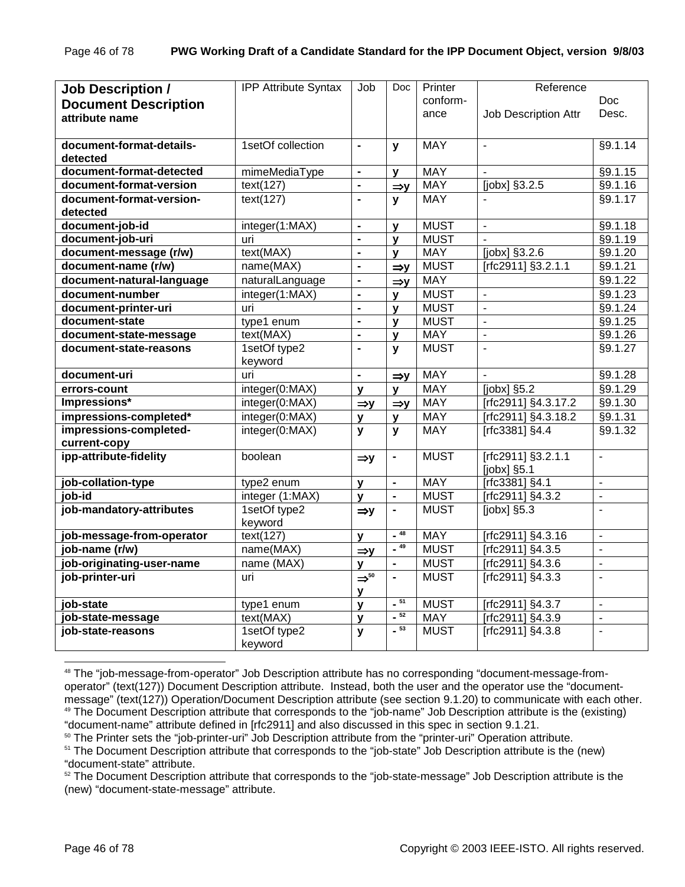| **Job Description / Document Description attribute name** | IPP Attribute Syntax | Job | Doc | Printer conform-ance | Reference Job Description Attr | Doc Desc. |
|---|---|---|---|---|---|---|
| **document-format-details-detected** | 1setOf collection | **-** | **y** | MAY | - | §9.1.14 |
| **document-format-detected** | mimeMediaType | **-** | **y** | MAY | - | §9.1.15 |
| **document-format-version** | text(127) | **-** | **⇒y** | MAY | [jobx] §3.2.5 | §9.1.16 |
| **document-format-version-detected** | text(127) | **-** | **y** | MAY | - | §9.1.17 |
| **document-job-id** | integer(1:MAX) | **-** | **y** | MUST | - | §9.1.18 |
| **document-job-uri** | uri | **-** | **y** | MUST | - | §9.1.19 |
| **document-message (r/w)** | text(MAX) | **-** | **y** | MAY | [jobx] §3.2.6 | §9.1.20 |
| **document-name (r/w)** | name(MAX) | **-** | **⇒y** | MUST | [rfc2911] §3.2.1.1 | §9.1.21 |
| **document-natural-language** | naturalLanguage | **-** | **⇒y** | MAY | | §9.1.22 |
| **document-number** | integer(1:MAX) | **-** | **y** | MUST | - | §9.1.23 |
| **document-printer-uri** | uri | **-** | **y** | MUST | - | §9.1.24 |
| **document-state** | type1 enum | **-** | **y** | MUST | - | §9.1.25 |
| **document-state-message** | text(MAX) | **-** | **y** | MAY | - | §9.1.26 |
| **document-state-reasons** | 1setOf type2 keyword | **-** | **y** | MUST | - | §9.1.27 |
| **document-uri** | uri | **-** | **⇒y** | MAY | - | §9.1.28 |
| **errors-count** | integer(0:MAX) | **y** | **y** | MAY | [jobx] §5.2 | §9.1.29 |
| **Impressions*** | integer(0:MAX) | **⇒y** | **⇒y** | MAY | [rfc2911] §4.3.17.2 | §9.1.30 |
| **impressions-completed*** | integer(0:MAX) | **y** | **y** | MAY | [rfc2911] §4.3.18.2 | §9.1.31 |
| **impressions-completed-current-copy** | integer(0:MAX) | **y** | **y** | MAY | [rfc3381] §4.4 | §9.1.32 |
| **ipp-attribute-fidelity** | boolean | **⇒y** | **-** | MUST | [rfc2911] §3.2.1.1 [jobx] §5.1 | - |
| **job-collation-type** | type2 enum | **y** | **-** | MAY | [rfc3381] §4.1 | - |
| **job-id** | integer (1:MAX) | **y** | **-** | MUST | [rfc2911] §4.3.2 | - |
| **job-mandatory-attributes** | 1setOf type2 keyword | **⇒y** | **-** | MUST | [jobx] §5.3 | - |
| **job-message-from-operator** | text(127) | **y** | **-** [48] | MAY | [rfc2911] §4.3.16 | - |
| **job-name (r/w)** | name(MAX) | **⇒y** | **-** [49] | MUST | [rfc2911] §4.3.5 | - |
| **job-originating-user-name** | name (MAX) | **y** | **-** | MUST | [rfc2911] §4.3.6 | - |
| **job-printer-uri** | uri | **⇒**[50] **y** | **-** | MUST | [rfc2911] §4.3.3 | - |
| **job-state** | type1 enum | **y** | **-** [51] | MUST | [rfc2911] §4.3.7 | - |
| **job-state-message** | text(MAX) | **y** | **-** [52] | MAY | [rfc2911] §4.3.9 | - |
| **job-state-reasons** | 1setOf type2 keyword | **y** | **-** [53] | MUST | [rfc2911] §4.3.8 | - |

[48] The "job-message-from-operator" Job Description attribute has no corresponding "document-message-from-operator" (text(127)) Document Description attribute. Instead, both the user and the operator use the "document-message" (text(127)) Operation/Document Description attribute (see section 9.1.20) to communicate with each other.

[49] The Document Description attribute that corresponds to the "job-name" Job Description attribute is the (existing) "document-name" attribute defined in [rfc2911] and also discussed in this spec in section 9.1.21.

[50] The Printer sets the "job-printer-uri" Job Description attribute from the "printer-uri" Operation attribute.

[51] The Document Description attribute that corresponds to the "job-state" Job Description attribute is the (new) "document-state" attribute.

[52] The Document Description attribute that corresponds to the "job-state-message" Job Description attribute is the (new) "document-state-message" attribute.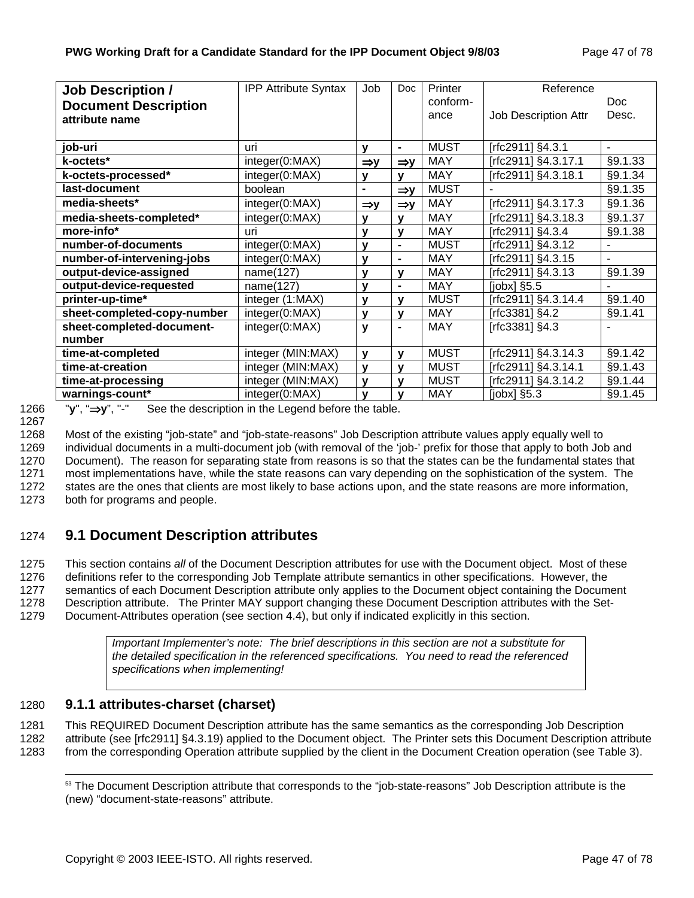| **Job Description / Document Description attribute name** | IPP Attribute Syntax | Job | Doc | Printer conform-ance | Reference Job Description Attr | Doc Desc. |
|---|---|---|---|---|---|---|
| **job-uri** | uri | **y** | **-** | MUST | [rfc2911] §4.3.1 | - |
| **k-octets*** | integer(0:MAX) | **⇒y** | **⇒y** | MAY | [rfc2911] §4.3.17.1 | §9.1.33 |
| **k-octets-processed*** | integer(0:MAX) | **y** | **y** | MAY | [rfc2911] §4.3.18.1 | §9.1.34 |
| **last-document** | boolean | **-** | **⇒y** | MUST | - | §9.1.35 |
| **media-sheets*** | integer(0:MAX) | **⇒y** | **⇒y** | MAY | [rfc2911] §4.3.17.3 | §9.1.36 |
| **media-sheets-completed*** | integer(0:MAX) | **y** | **y** | MAY | [rfc2911] §4.3.18.3 | §9.1.37 |
| **more-info*** | uri | **y** | **y** | MAY | [rfc2911] §4.3.4 | §9.1.38 |
| **number-of-documents** | integer(0:MAX) | **y** | **-** | MUST | [rfc2911] §4.3.12 | - |
| **number-of-intervening-jobs** | integer(0:MAX) | **y** | **-** | MAY | [rfc2911] §4.3.15 | - |
| **output-device-assigned** | name(127) | **y** | **y** | MAY | [rfc2911] §4.3.13 | §9.1.39 |
| **output-device-requested** | name(127) | **y** | **-** | MAY | [jobx] §5.5 | - |
| **printer-up-time*** | integer (1:MAX) | **y** | **y** | MUST | [rfc2911] §4.3.14.4 | §9.1.40 |
| **sheet-completed-copy-number** | integer(0:MAX) | **y** | **y** | MAY | [rfc3381] §4.2 | §9.1.41 |
| **sheet-completed-document-number** | integer(0:MAX) | **y** | **-** | MAY | [rfc3381] §4.3 | - |
| **time-at-completed** | integer (MIN:MAX) | **y** | **y** | MUST | [rfc2911] §4.3.14.3 | §9.1.42 |
| **time-at-creation** | integer (MIN:MAX) | **y** | **y** | MUST | [rfc2911] §4.3.14.1 | §9.1.43 |
| **time-at-processing** | integer (MIN:MAX) | **y** | **y** | MUST | [rfc2911] §4.3.14.2 | §9.1.44 |
| **warnings-count*** | integer(0:MAX) | **y** | **y** | MAY | [jobx] §5.3 | §9.1.45 |

1266 "**y**", "**⇒y**", "-" See the description in the Legend before the table.

1267

1268 Most of the existing "job-state" and "job-state-reasons" Job Description attribute values apply equally well to
1269 individual documents in a multi-document job (with removal of the 'job-' prefix for those that apply to both Job and
1270 Document). The reason for separating state from reasons is so that the states can be the fundamental states that
1271 most implementations have, while the state reasons can vary depending on the sophistication of the system. The
1272 states are the ones that clients are most likely to base actions upon, and the state reasons are more information,
1273 both for programs and people.

## 1274 9.1 Document Description attributes

1275 This section contains *all* of the Document Description attributes for use with the Document object. Most of these
1276 definitions refer to the corresponding Job Template attribute semantics in other specifications. However, the
1277 semantics of each Document Description attribute only applies to the Document object containing the Document
1278 Description attribute. The Printer MAY support changing these Document Description attributes with the Set-
1279 Document-Attributes operation (see section 4.4), but only if indicated explicitly in this section.

> *Important Implementer's note: The brief descriptions in this section are not a substitute for the detailed specification in the referenced specifications. You need to read the referenced specifications when implementing!*

### 1280 9.1.1 attributes-charset (charset)

1281 This REQUIRED Document Description attribute has the same semantics as the corresponding Job Description
1282 attribute (see [rfc2911] §4.3.19) applied to the Document object. The Printer sets this Document Description attribute
1283 from the corresponding Operation attribute supplied by the client in the Document Creation operation (see Table 3).

---

[53] The Document Description attribute that corresponds to the "job-state-reasons" Job Description attribute is the (new) "document-state-reasons" attribute.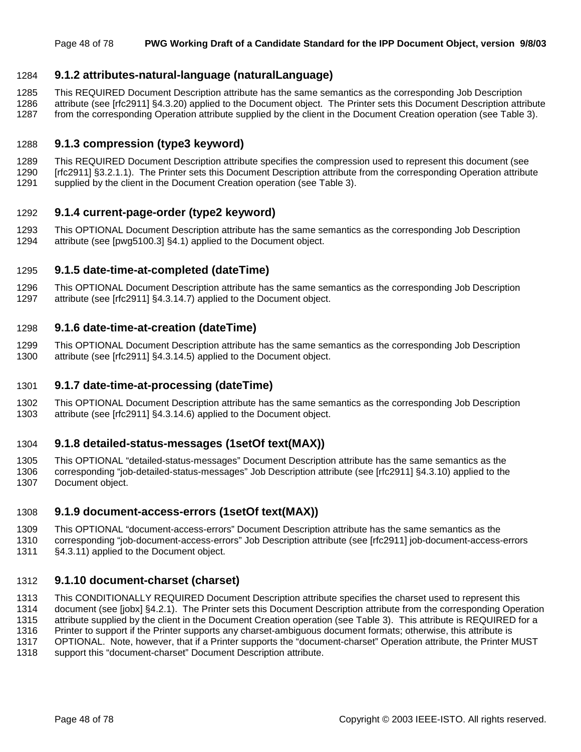### 9.1.2 attributes-natural-language (naturalLanguage)

This REQUIRED Document Description attribute has the same semantics as the corresponding Job Description attribute (see [rfc2911] §4.3.20) applied to the Document object. The Printer sets this Document Description attribute from the corresponding Operation attribute supplied by the client in the Document Creation operation (see Table 3).

### 9.1.3 compression (type3 keyword)

This REQUIRED Document Description attribute specifies the compression used to represent this document (see [rfc2911] §3.2.1.1). The Printer sets this Document Description attribute from the corresponding Operation attribute supplied by the client in the Document Creation operation (see Table 3).

### 9.1.4 current-page-order (type2 keyword)

This OPTIONAL Document Description attribute has the same semantics as the corresponding Job Description attribute (see [pwg5100.3] §4.1) applied to the Document object.

### 9.1.5 date-time-at-completed (dateTime)

This OPTIONAL Document Description attribute has the same semantics as the corresponding Job Description attribute (see [rfc2911] §4.3.14.7) applied to the Document object.

### 9.1.6 date-time-at-creation (dateTime)

This OPTIONAL Document Description attribute has the same semantics as the corresponding Job Description attribute (see [rfc2911] §4.3.14.5) applied to the Document object.

### 9.1.7 date-time-at-processing (dateTime)

This OPTIONAL Document Description attribute has the same semantics as the corresponding Job Description attribute (see [rfc2911] §4.3.14.6) applied to the Document object.

### 9.1.8 detailed-status-messages (1setOf text(MAX))

This OPTIONAL "detailed-status-messages" Document Description attribute has the same semantics as the corresponding "job-detailed-status-messages" Job Description attribute (see [rfc2911] §4.3.10) applied to the Document object.

### 9.1.9 document-access-errors (1setOf text(MAX))

This OPTIONAL "document-access-errors" Document Description attribute has the same semantics as the corresponding "job-document-access-errors" Job Description attribute (see [rfc2911] job-document-access-errors §4.3.11) applied to the Document object.

### 9.1.10 document-charset (charset)

This CONDITIONALLY REQUIRED Document Description attribute specifies the charset used to represent this document (see [jobx] §4.2.1). The Printer sets this Document Description attribute from the corresponding Operation attribute supplied by the client in the Document Creation operation (see Table 3). This attribute is REQUIRED for a Printer to support if the Printer supports any charset-ambiguous document formats; otherwise, this attribute is OPTIONAL. Note, however, that if a Printer supports the "document-charset" Operation attribute, the Printer MUST support this "document-charset" Document Description attribute.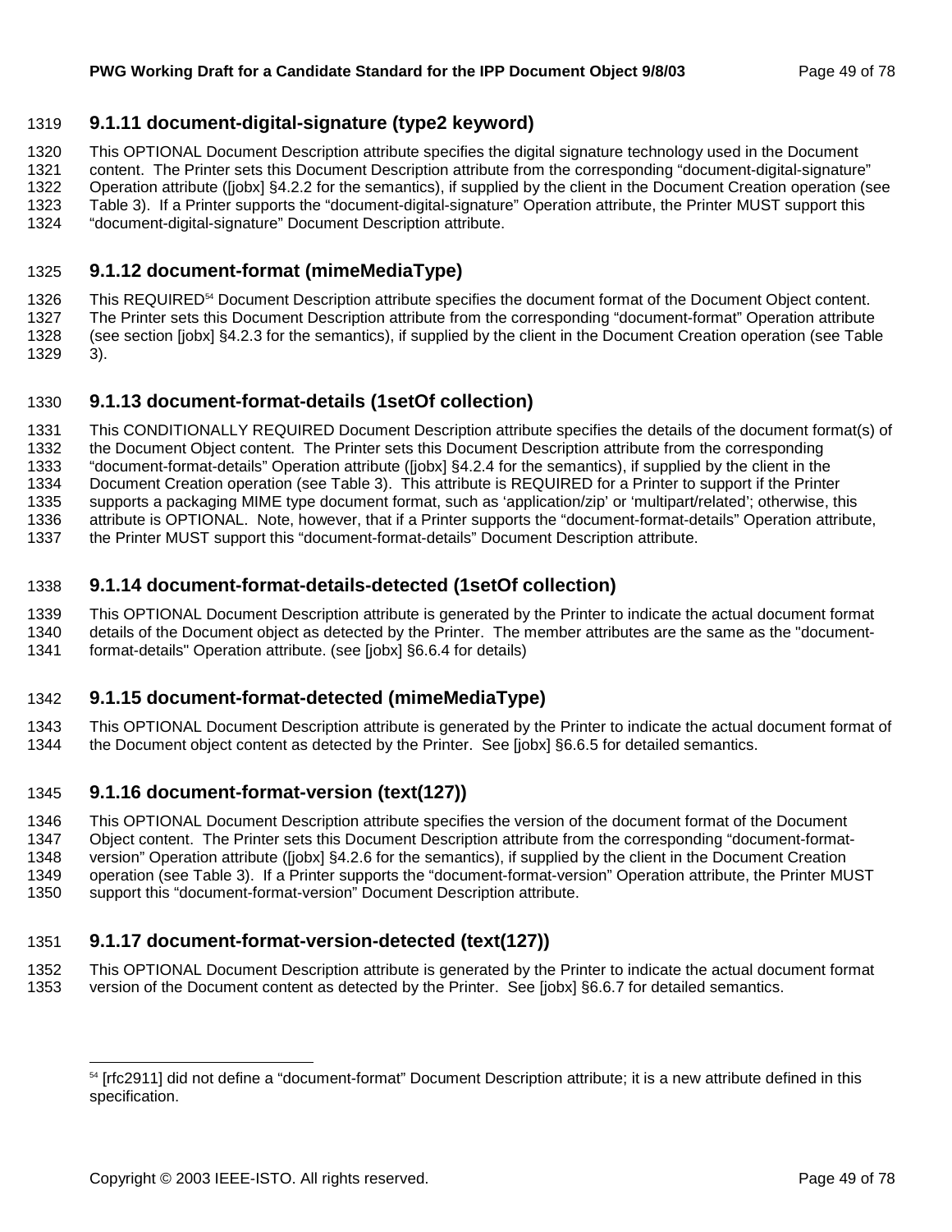### 9.1.11 document-digital-signature (type2 keyword)

This OPTIONAL Document Description attribute specifies the digital signature technology used in the Document content. The Printer sets this Document Description attribute from the corresponding "document-digital-signature" Operation attribute ([jobx] §4.2.2 for the semantics), if supplied by the client in the Document Creation operation (see Table 3). If a Printer supports the "document-digital-signature" Operation attribute, the Printer MUST support this "document-digital-signature" Document Description attribute.

### 9.1.12 document-format (mimeMediaType)

This REQUIRED[54] Document Description attribute specifies the document format of the Document Object content. The Printer sets this Document Description attribute from the corresponding "document-format" Operation attribute (see section [jobx] §4.2.3 for the semantics), if supplied by the client in the Document Creation operation (see Table 3).

### 9.1.13 document-format-details (1setOf collection)

This CONDITIONALLY REQUIRED Document Description attribute specifies the details of the document format(s) of the Document Object content. The Printer sets this Document Description attribute from the corresponding "document-format-details" Operation attribute ([jobx] §4.2.4 for the semantics), if supplied by the client in the Document Creation operation (see Table 3). This attribute is REQUIRED for a Printer to support if the Printer supports a packaging MIME type document format, such as 'application/zip' or 'multipart/related'; otherwise, this attribute is OPTIONAL. Note, however, that if a Printer supports the "document-format-details" Operation attribute, the Printer MUST support this "document-format-details" Document Description attribute.

### 9.1.14 document-format-details-detected (1setOf collection)

This OPTIONAL Document Description attribute is generated by the Printer to indicate the actual document format details of the Document object as detected by the Printer. The member attributes are the same as the "document-format-details" Operation attribute. (see [jobx] §6.6.4 for details)

### 9.1.15 document-format-detected (mimeMediaType)

This OPTIONAL Document Description attribute is generated by the Printer to indicate the actual document format of the Document object content as detected by the Printer. See [jobx] §6.6.5 for detailed semantics.

### 9.1.16 document-format-version (text(127))

This OPTIONAL Document Description attribute specifies the version of the document format of the Document Object content. The Printer sets this Document Description attribute from the corresponding "document-format-version" Operation attribute ([jobx] §4.2.6 for the semantics), if supplied by the client in the Document Creation operation (see Table 3). If a Printer supports the "document-format-version" Operation attribute, the Printer MUST support this "document-format-version" Document Description attribute.

### 9.1.17 document-format-version-detected (text(127))

This OPTIONAL Document Description attribute is generated by the Printer to indicate the actual document format version of the Document content as detected by the Printer. See [jobx] §6.6.7 for detailed semantics.

---

[54] [rfc2911] did not define a "document-format" Document Description attribute; it is a new attribute defined in this specification.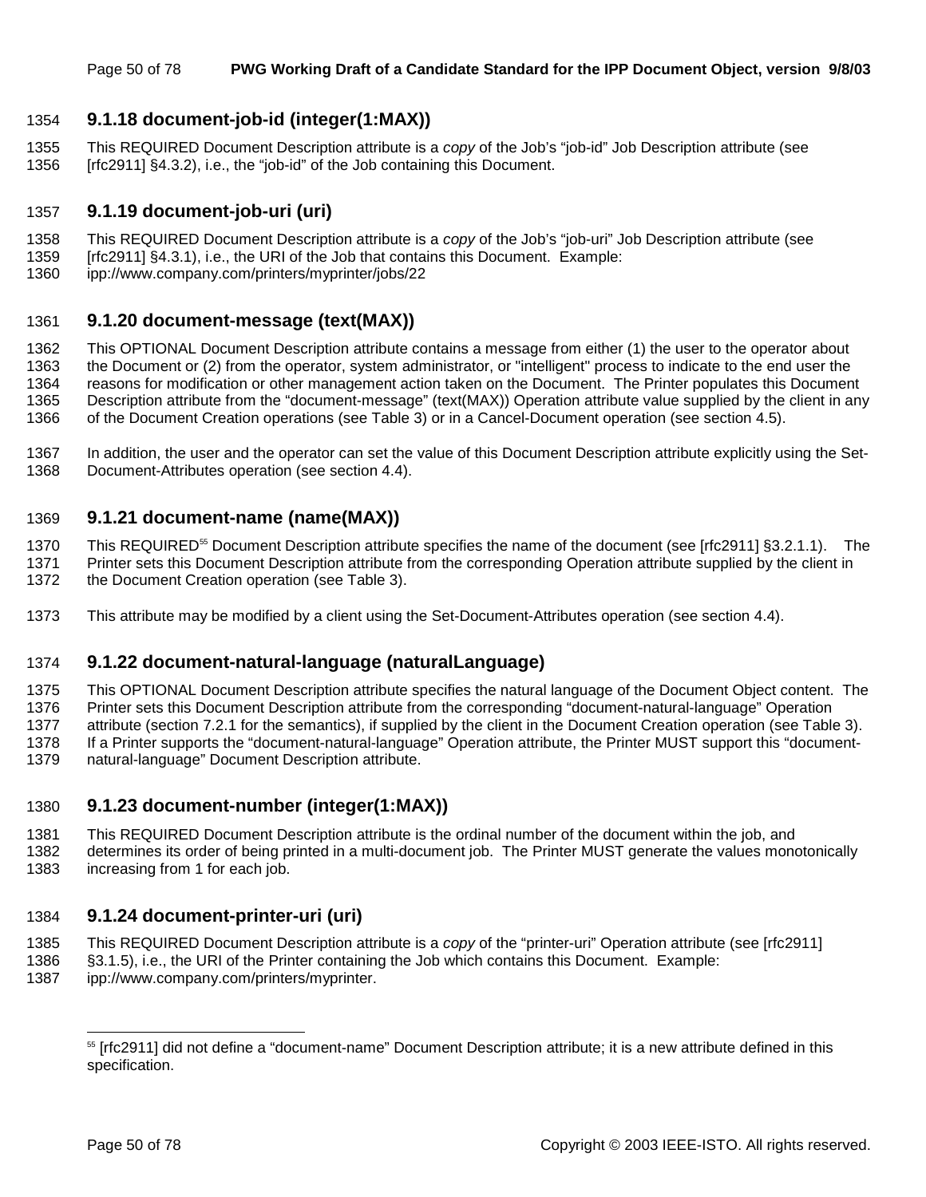### 9.1.18 document-job-id (integer(1:MAX))

This REQUIRED Document Description attribute is a *copy* of the Job's "job-id" Job Description attribute (see [rfc2911] §4.3.2), i.e., the "job-id" of the Job containing this Document.

### 9.1.19 document-job-uri (uri)

This REQUIRED Document Description attribute is a *copy* of the Job's "job-uri" Job Description attribute (see [rfc2911] §4.3.1), i.e., the URI of the Job that contains this Document. Example: ipp://www.company.com/printers/myprinter/jobs/22

### 9.1.20 document-message (text(MAX))

This OPTIONAL Document Description attribute contains a message from either (1) the user to the operator about the Document or (2) from the operator, system administrator, or "intelligent" process to indicate to the end user the reasons for modification or other management action taken on the Document. The Printer populates this Document Description attribute from the "document-message" (text(MAX)) Operation attribute value supplied by the client in any of the Document Creation operations (see Table 3) or in a Cancel-Document operation (see section 4.5).

In addition, the user and the operator can set the value of this Document Description attribute explicitly using the Set-Document-Attributes operation (see section 4.4).

### 9.1.21 document-name (name(MAX))

This REQUIRED[55] Document Description attribute specifies the name of the document (see [rfc2911] §3.2.1.1). The Printer sets this Document Description attribute from the corresponding Operation attribute supplied by the client in the Document Creation operation (see Table 3).

This attribute may be modified by a client using the Set-Document-Attributes operation (see section 4.4).

### 9.1.22 document-natural-language (naturalLanguage)

This OPTIONAL Document Description attribute specifies the natural language of the Document Object content. The Printer sets this Document Description attribute from the corresponding "document-natural-language" Operation attribute (section 7.2.1 for the semantics), if supplied by the client in the Document Creation operation (see Table 3). If a Printer supports the "document-natural-language" Operation attribute, the Printer MUST support this "document-natural-language" Document Description attribute.

### 9.1.23 document-number (integer(1:MAX))

This REQUIRED Document Description attribute is the ordinal number of the document within the job, and determines its order of being printed in a multi-document job. The Printer MUST generate the values monotonically increasing from 1 for each job.

### 9.1.24 document-printer-uri (uri)

This REQUIRED Document Description attribute is a *copy* of the "printer-uri" Operation attribute (see [rfc2911] §3.1.5), i.e., the URI of the Printer containing the Job which contains this Document. Example: ipp://www.company.com/printers/myprinter.

---

[55] [rfc2911] did not define a "document-name" Document Description attribute; it is a new attribute defined in this specification.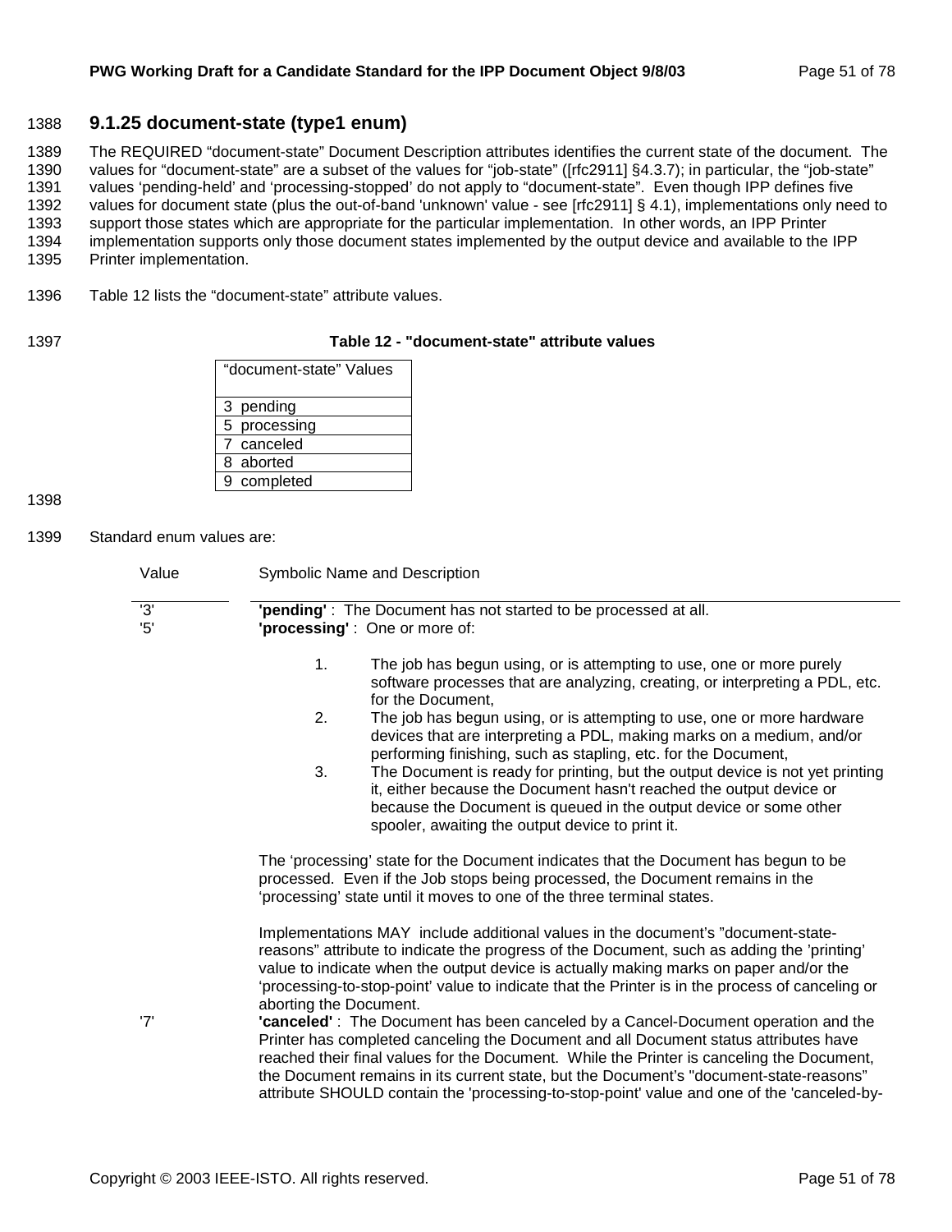### 9.1.25 document-state (type1 enum)

The REQUIRED "document-state" Document Description attributes identifies the current state of the document. The values for "document-state" are a subset of the values for "job-state" ([rfc2911] §4.3.7); in particular, the "job-state" values 'pending-held' and 'processing-stopped' do not apply to "document-state". Even though IPP defines five values for document state (plus the out-of-band 'unknown' value - see [rfc2911] § 4.1), implementations only need to support those states which are appropriate for the particular implementation. In other words, an IPP Printer implementation supports only those document states implemented by the output device and available to the IPP Printer implementation.

Table 12 lists the "document-state" attribute values.

**Table 12 - "document-state" attribute values**

| "document-state" Values |
|---|
| 3 pending |
| 5 processing |
| 7 canceled |
| 8 aborted |
| 9 completed |

Standard enum values are:

| Value | Symbolic Name and Description |
|---|---|
| '3' | **'pending'** : The Document has not started to be processed at all. |
| '5' | **'processing'** : One or more of: |

1. The job has begun using, or is attempting to use, one or more purely software processes that are analyzing, creating, or interpreting a PDL, etc. for the Document,
2. The job has begun using, or is attempting to use, one or more hardware devices that are interpreting a PDL, making marks on a medium, and/or performing finishing, such as stapling, etc. for the Document,
3. The Document is ready for printing, but the output device is not yet printing it, either because the Document hasn't reached the output device or because the Document is queued in the output device or some other spooler, awaiting the output device to print it.

The 'processing' state for the Document indicates that the Document has begun to be processed. Even if the Job stops being processed, the Document remains in the 'processing' state until it moves to one of the three terminal states.

Implementations MAY include additional values in the document's "document-state-reasons" attribute to indicate the progress of the Document, such as adding the 'printing' value to indicate when the output device is actually making marks on paper and/or the 'processing-to-stop-point' value to indicate that the Printer is in the process of canceling or aborting the Document.

'7' **'canceled'** : The Document has been canceled by a Cancel-Document operation and the Printer has completed canceling the Document and all Document status attributes have reached their final values for the Document. While the Printer is canceling the Document, the Document remains in its current state, but the Document's "document-state-reasons" attribute SHOULD contain the 'processing-to-stop-point' value and one of the 'canceled-by-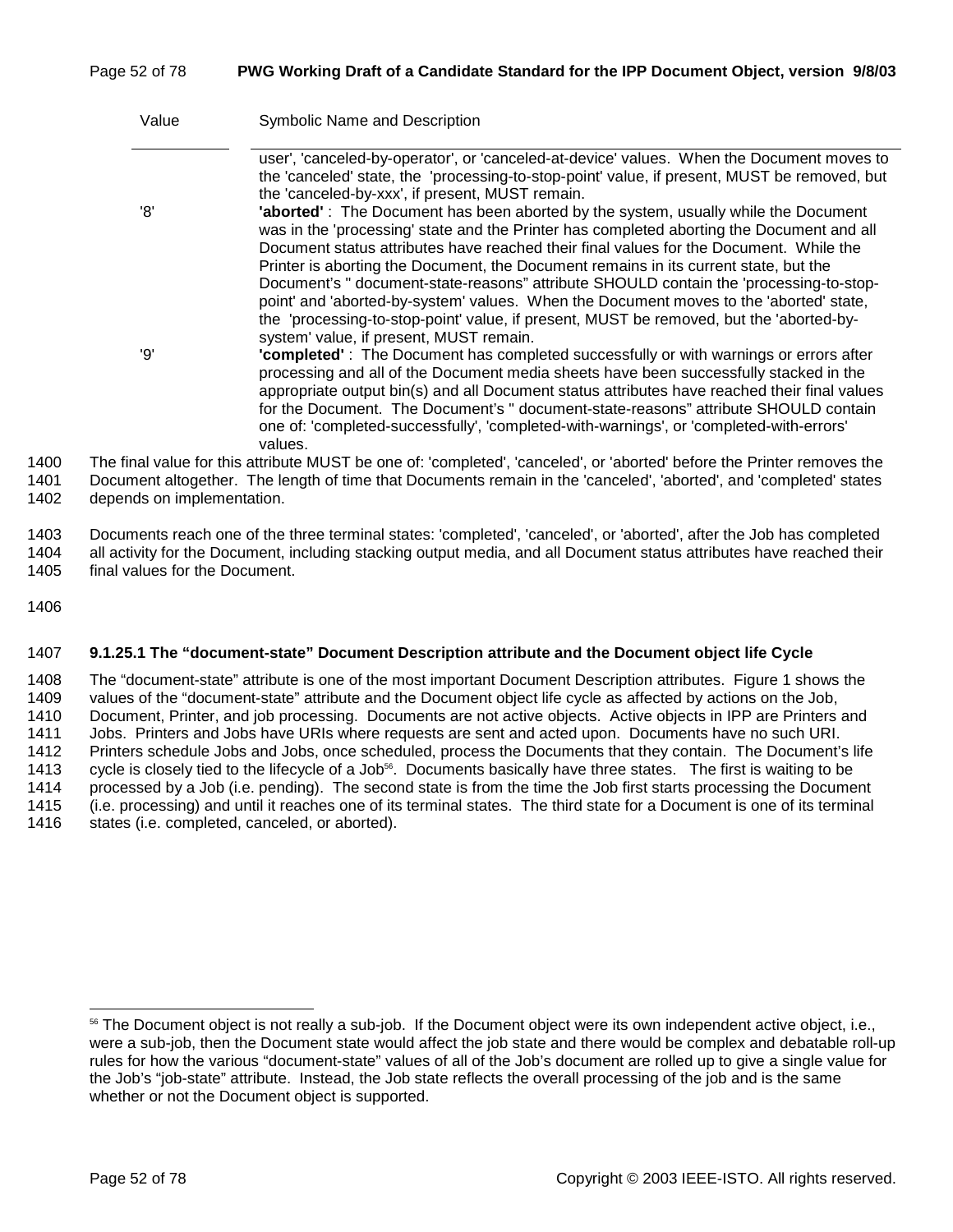| Value | Symbolic Name and Description |
|---|---|
| | user', 'canceled-by-operator', or 'canceled-at-device' values. When the Document moves to the 'canceled' state, the 'processing-to-stop-point' value, if present, MUST be removed, but the 'canceled-by-xxx', if present, MUST remain. |
| '8' | **'aborted'** : The Document has been aborted by the system, usually while the Document was in the 'processing' state and the Printer has completed aborting the Document and all Document status attributes have reached their final values for the Document. While the Printer is aborting the Document, the Document remains in its current state, but the Document's " document-state-reasons" attribute SHOULD contain the 'processing-to-stop-point' and 'aborted-by-system' values. When the Document moves to the 'aborted' state, the 'processing-to-stop-point' value, if present, MUST be removed, but the 'aborted-by-system' value, if present, MUST remain. |
| '9' | **'completed'** : The Document has completed successfully or with warnings or errors after processing and all of the Document media sheets have been successfully stacked in the appropriate output bin(s) and all Document status attributes have reached their final values for the Document. The Document's " document-state-reasons" attribute SHOULD contain one of: 'completed-successfully', 'completed-with-warnings', or 'completed-with-errors' values. |

1400 The final value for this attribute MUST be one of: 'completed', 'canceled', or 'aborted' before the Printer removes the
1401 Document altogether. The length of time that Documents remain in the 'canceled', 'aborted', and 'completed' states
1402 depends on implementation.

1403 Documents reach one of the three terminal states: 'completed', 'canceled', or 'aborted', after the Job has completed
1404 all activity for the Document, including stacking output media, and all Document status attributes have reached their
1405 final values for the Document.

1406

1407 **9.1.25.1 The "document-state" Document Description attribute and the Document object life Cycle**

1408 The "document-state" attribute is one of the most important Document Description attributes. Figure 1 shows the
1409 values of the "document-state" attribute and the Document object life cycle as affected by actions on the Job,
1410 Document, Printer, and job processing. Documents are not active objects. Active objects in IPP are Printers and
1411 Jobs. Printers and Jobs have URIs where requests are sent and acted upon. Documents have no such URI.
1412 Printers schedule Jobs and Jobs, once scheduled, process the Documents that they contain. The Document's life
1413 cycle is closely tied to the lifecycle of a Job[56]. Documents basically have three states. The first is waiting to be
1414 processed by a Job (i.e. pending). The second state is from the time the Job first starts processing the Document
1415 (i.e. processing) and until it reaches one of its terminal states. The third state for a Document is one of its terminal
1416 states (i.e. completed, canceled, or aborted).

---

[56] The Document object is not really a sub-job. If the Document object were its own independent active object, i.e., were a sub-job, then the Document state would affect the job state and there would be complex and debatable roll-up rules for how the various "document-state" values of all of the Job's document are rolled up to give a single value for the Job's "job-state" attribute. Instead, the Job state reflects the overall processing of the job and is the same whether or not the Document object is supported.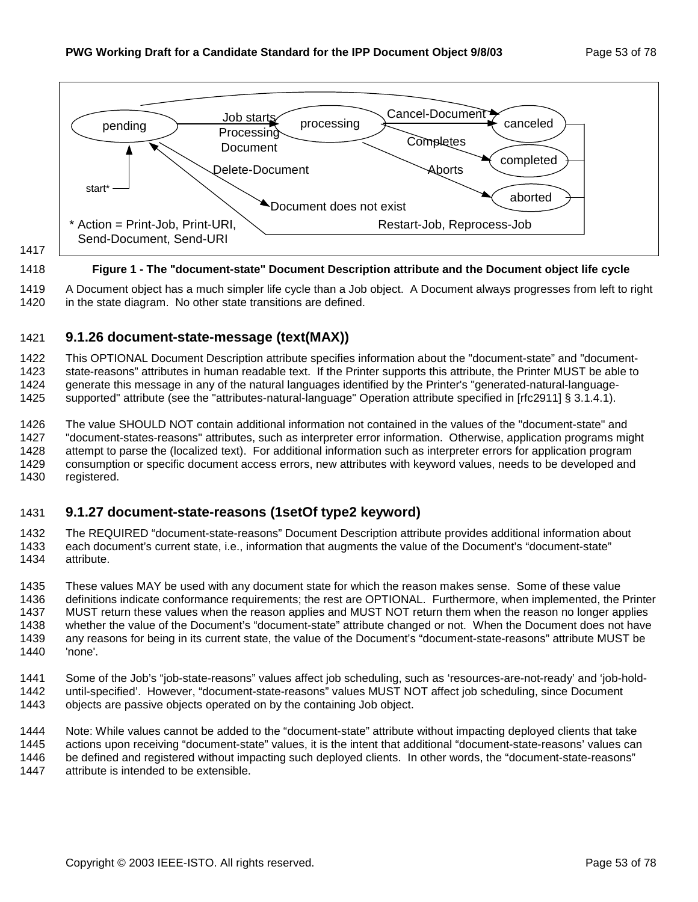pending → processing (Job starts Processing Document)

processing → canceled (Cancel-Document)

pending → canceled

processing → completed (Completes)

processing → aborted (Aborts)

pending → Document does not exist (Delete-Document)

canceled/completed/aborted → pending (Restart-Job, Reprocess-Job)

start* → pending

\* Action = Print-Job, Print-URI, Send-Document, Send-URI

**Figure 1 - The "document-state" Document Description attribute and the Document object life cycle**

A Document object has a much simpler life cycle than a Job object. A Document always progresses from left to right in the state diagram. No other state transitions are defined.

### 9.1.26 document-state-message (text(MAX))

This OPTIONAL Document Description attribute specifies information about the "document-state" and "document-state-reasons" attributes in human readable text. If the Printer supports this attribute, the Printer MUST be able to generate this message in any of the natural languages identified by the Printer's "generated-natural-language-supported" attribute (see the "attributes-natural-language" Operation attribute specified in [rfc2911] § 3.1.4.1).

The value SHOULD NOT contain additional information not contained in the values of the "document-state" and "document-states-reasons" attributes, such as interpreter error information. Otherwise, application programs might attempt to parse the (localized text). For additional information such as interpreter errors for application program consumption or specific document access errors, new attributes with keyword values, needs to be developed and registered.

### 9.1.27 document-state-reasons (1setOf type2 keyword)

The REQUIRED "document-state-reasons" Document Description attribute provides additional information about each document's current state, i.e., information that augments the value of the Document's "document-state" attribute.

These values MAY be used with any document state for which the reason makes sense. Some of these value definitions indicate conformance requirements; the rest are OPTIONAL. Furthermore, when implemented, the Printer MUST return these values when the reason applies and MUST NOT return them when the reason no longer applies whether the value of the Document's "document-state" attribute changed or not. When the Document does not have any reasons for being in its current state, the value of the Document's "document-state-reasons" attribute MUST be 'none'.

Some of the Job's "job-state-reasons" values affect job scheduling, such as 'resources-are-not-ready' and 'job-hold-until-specified'. However, "document-state-reasons" values MUST NOT affect job scheduling, since Document objects are passive objects operated on by the containing Job object.

Note: While values cannot be added to the "document-state" attribute without impacting deployed clients that take actions upon receiving "document-state" values, it is the intent that additional "document-state-reasons' values can be defined and registered without impacting such deployed clients. In other words, the "document-state-reasons" attribute is intended to be extensible.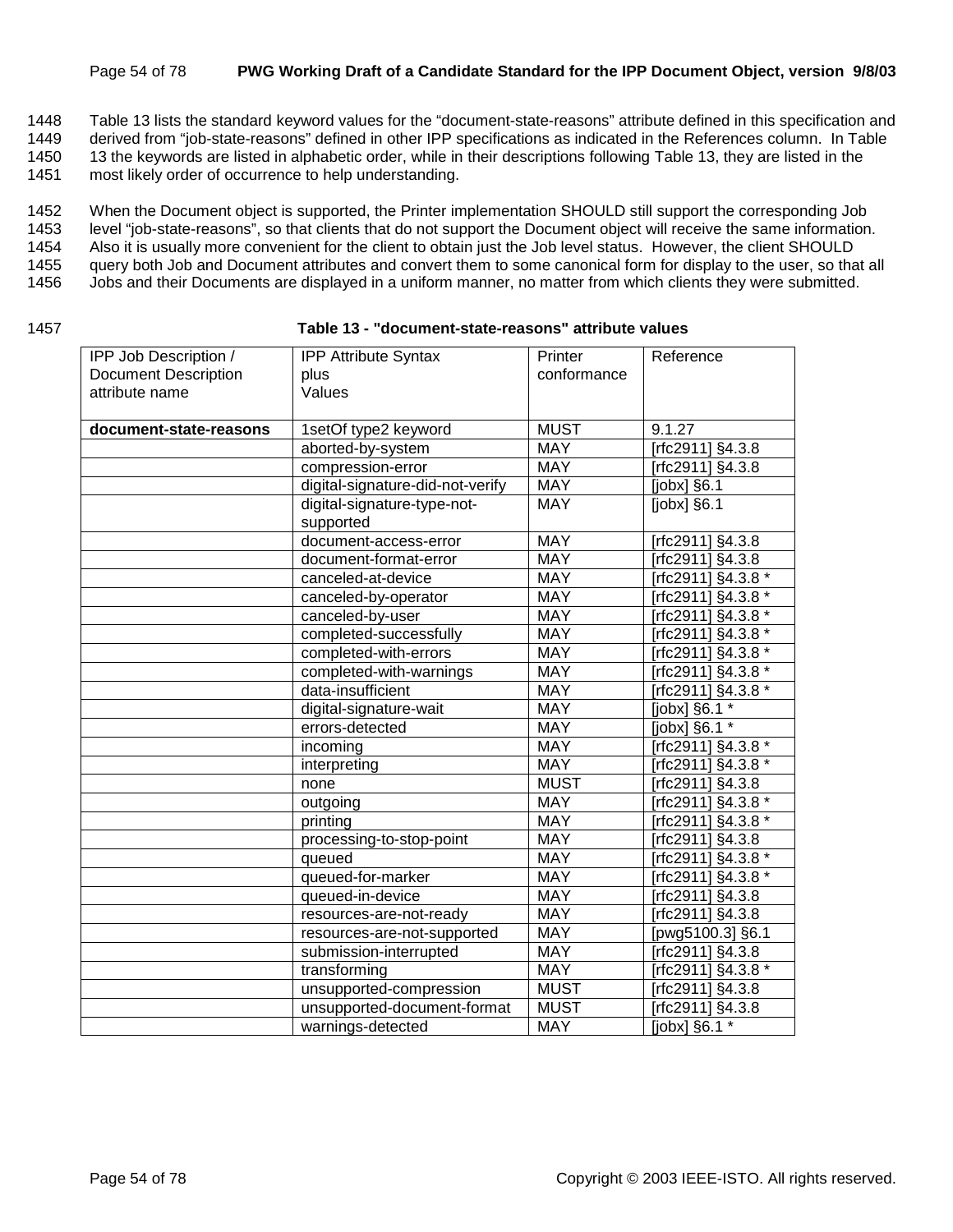Table 13 lists the standard keyword values for the "document-state-reasons" attribute defined in this specification and derived from "job-state-reasons" defined in other IPP specifications as indicated in the References column. In Table 13 the keywords are listed in alphabetic order, while in their descriptions following Table 13, they are listed in the most likely order of occurrence to help understanding.

When the Document object is supported, the Printer implementation SHOULD still support the corresponding Job level "job-state-reasons", so that clients that do not support the Document object will receive the same information. Also it is usually more convenient for the client to obtain just the Job level status. However, the client SHOULD query both Job and Document attributes and convert them to some canonical form for display to the user, so that all Jobs and their Documents are displayed in a uniform manner, no matter from which clients they were submitted.

**Table 13 - "document-state-reasons" attribute values**

| IPP Job Description / Document Description attribute name | IPP Attribute Syntax plus Values | Printer conformance | Reference |
|---|---|---|---|
| **document-state-reasons** | 1setOf type2 keyword | MUST | 9.1.27 |
| | aborted-by-system | MAY | [rfc2911] §4.3.8 |
| | compression-error | MAY | [rfc2911] §4.3.8 |
| | digital-signature-did-not-verify | MAY | [jobx] §6.1 |
| | digital-signature-type-not-supported | MAY | [jobx] §6.1 |
| | document-access-error | MAY | [rfc2911] §4.3.8 |
| | document-format-error | MAY | [rfc2911] §4.3.8 |
| | canceled-at-device | MAY | [rfc2911] §4.3.8 * |
| | canceled-by-operator | MAY | [rfc2911] §4.3.8 * |
| | canceled-by-user | MAY | [rfc2911] §4.3.8 * |
| | completed-successfully | MAY | [rfc2911] §4.3.8 * |
| | completed-with-errors | MAY | [rfc2911] §4.3.8 * |
| | completed-with-warnings | MAY | [rfc2911] §4.3.8 * |
| | data-insufficient | MAY | [rfc2911] §4.3.8 * |
| | digital-signature-wait | MAY | [jobx] §6.1 * |
| | errors-detected | MAY | [jobx] §6.1 * |
| | incoming | MAY | [rfc2911] §4.3.8 * |
| | interpreting | MAY | [rfc2911] §4.3.8 * |
| | none | MUST | [rfc2911] §4.3.8 |
| | outgoing | MAY | [rfc2911] §4.3.8 * |
| | printing | MAY | [rfc2911] §4.3.8 * |
| | processing-to-stop-point | MAY | [rfc2911] §4.3.8 |
| | queued | MAY | [rfc2911] §4.3.8 * |
| | queued-for-marker | MAY | [rfc2911] §4.3.8 * |
| | queued-in-device | MAY | [rfc2911] §4.3.8 |
| | resources-are-not-ready | MAY | [rfc2911] §4.3.8 |
| | resources-are-not-supported | MAY | [pwg5100.3] §6.1 |
| | submission-interrupted | MAY | [rfc2911] §4.3.8 |
| | transforming | MAY | [rfc2911] §4.3.8 * |
| | unsupported-compression | MUST | [rfc2911] §4.3.8 |
| | unsupported-document-format | MUST | [rfc2911] §4.3.8 |
| | warnings-detected | MAY | [jobx] §6.1 * |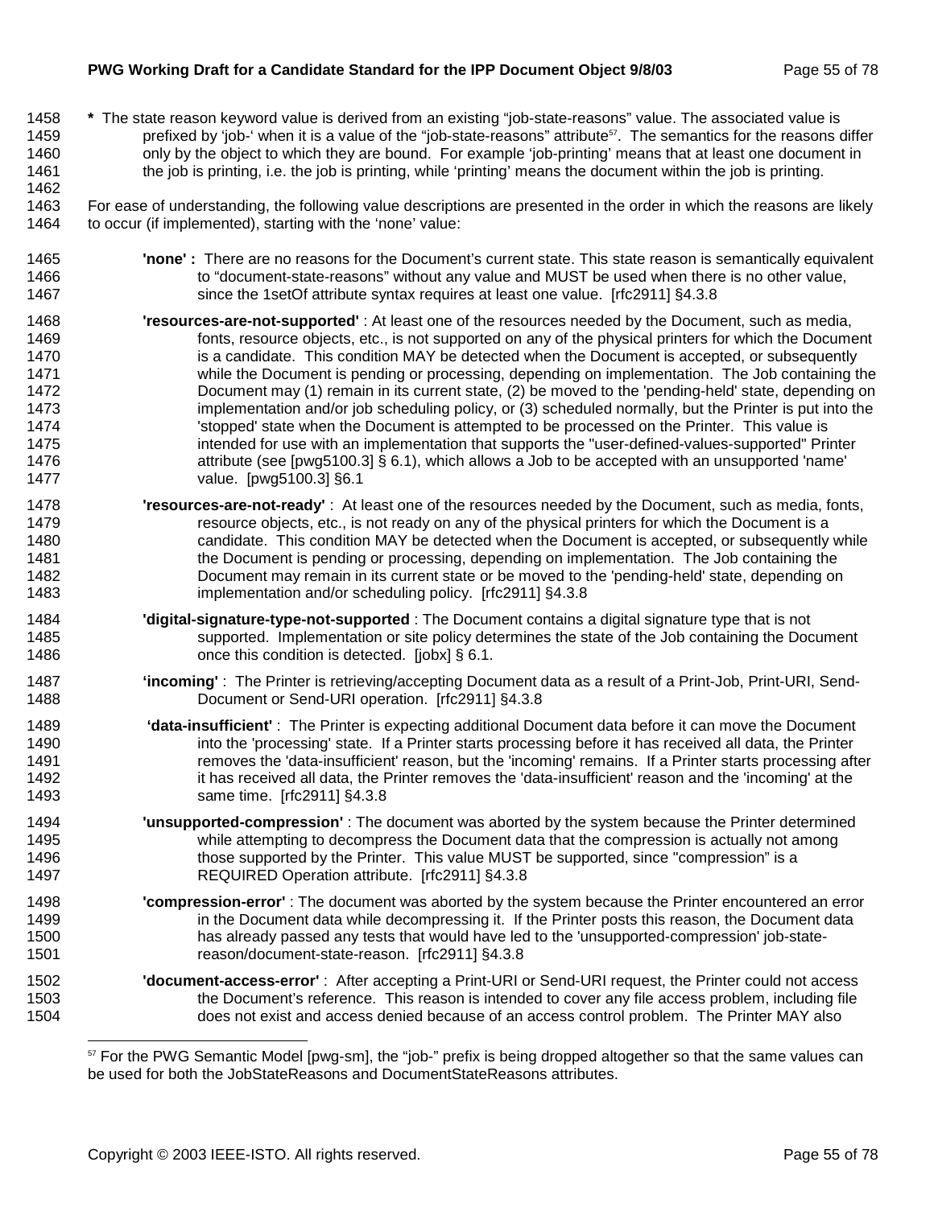**\*** The state reason keyword value is derived from an existing "job-state-reasons" value. The associated value is prefixed by 'job-' when it is a value of the "job-state-reasons" attribute[57]. The semantics for the reasons differ only by the object to which they are bound. For example 'job-printing' means that at least one document in the job is printing, i.e. the job is printing, while 'printing' means the document within the job is printing.

For ease of understanding, the following value descriptions are presented in the order in which the reasons are likely to occur (if implemented), starting with the 'none' value:

**'none' :** There are no reasons for the Document's current state. This state reason is semantically equivalent to "document-state-reasons" without any value and MUST be used when there is no other value, since the 1setOf attribute syntax requires at least one value. [rfc2911] §4.3.8

**'resources-are-not-supported'** : At least one of the resources needed by the Document, such as media, fonts, resource objects, etc., is not supported on any of the physical printers for which the Document is a candidate. This condition MAY be detected when the Document is accepted, or subsequently while the Document is pending or processing, depending on implementation. The Job containing the Document may (1) remain in its current state, (2) be moved to the 'pending-held' state, depending on implementation and/or job scheduling policy, or (3) scheduled normally, but the Printer is put into the 'stopped' state when the Document is attempted to be processed on the Printer. This value is intended for use with an implementation that supports the "user-defined-values-supported" Printer attribute (see [pwg5100.3] § 6.1), which allows a Job to be accepted with an unsupported 'name' value. [pwg5100.3] §6.1

**'resources-are-not-ready'** : At least one of the resources needed by the Document, such as media, fonts, resource objects, etc., is not ready on any of the physical printers for which the Document is a candidate. This condition MAY be detected when the Document is accepted, or subsequently while the Document is pending or processing, depending on implementation. The Job containing the Document may remain in its current state or be moved to the 'pending-held' state, depending on implementation and/or scheduling policy. [rfc2911] §4.3.8

**'digital-signature-type-not-supported** : The Document contains a digital signature type that is not supported. Implementation or site policy determines the state of the Job containing the Document once this condition is detected. [jobx] § 6.1.

**'incoming'** : The Printer is retrieving/accepting Document data as a result of a Print-Job, Print-URI, Send-Document or Send-URI operation. [rfc2911] §4.3.8

**'data-insufficient'** : The Printer is expecting additional Document data before it can move the Document into the 'processing' state. If a Printer starts processing before it has received all data, the Printer removes the 'data-insufficient' reason, but the 'incoming' remains. If a Printer starts processing after it has received all data, the Printer removes the 'data-insufficient' reason and the 'incoming' at the same time. [rfc2911] §4.3.8

**'unsupported-compression'** : The document was aborted by the system because the Printer determined while attempting to decompress the Document data that the compression is actually not among those supported by the Printer. This value MUST be supported, since "compression" is a REQUIRED Operation attribute. [rfc2911] §4.3.8

**'compression-error'** : The document was aborted by the system because the Printer encountered an error in the Document data while decompressing it. If the Printer posts this reason, the Document data has already passed any tests that would have led to the 'unsupported-compression' job-state-reason/document-state-reason. [rfc2911] §4.3.8

**'document-access-error'** : After accepting a Print-URI or Send-URI request, the Printer could not access the Document's reference. This reason is intended to cover any file access problem, including file does not exist and access denied because of an access control problem. The Printer MAY also

[57] For the PWG Semantic Model [pwg-sm], the "job-" prefix is being dropped altogether so that the same values can be used for both the JobStateReasons and DocumentStateReasons attributes.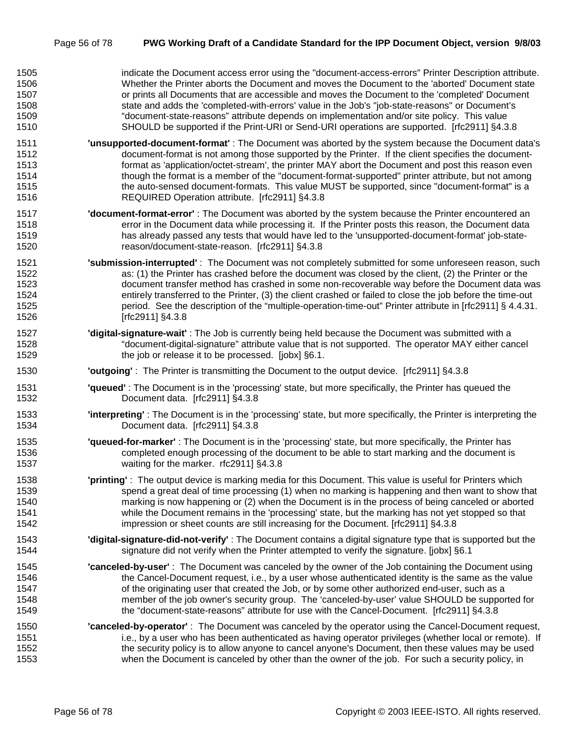indicate the Document access error using the "document-access-errors" Printer Description attribute. Whether the Printer aborts the Document and moves the Document to the 'aborted' Document state or prints all Documents that are accessible and moves the Document to the 'completed' Document state and adds the 'completed-with-errors' value in the Job's "job-state-reasons" or Document's "document-state-reasons" attribute depends on implementation and/or site policy. This value SHOULD be supported if the Print-URI or Send-URI operations are supported. [rfc2911] §4.3.8

**'unsupported-document-format'** : The Document was aborted by the system because the Document data's document-format is not among those supported by the Printer. If the client specifies the document-format as 'application/octet-stream', the printer MAY abort the Document and post this reason even though the format is a member of the "document-format-supported" printer attribute, but not among the auto-sensed document-formats. This value MUST be supported, since "document-format" is a REQUIRED Operation attribute. [rfc2911] §4.3.8

**'document-format-error'** : The Document was aborted by the system because the Printer encountered an error in the Document data while processing it. If the Printer posts this reason, the Document data has already passed any tests that would have led to the 'unsupported-document-format' job-state-reason/document-state-reason. [rfc2911] §4.3.8

**'submission-interrupted'** : The Document was not completely submitted for some unforeseen reason, such as: (1) the Printer has crashed before the document was closed by the client, (2) the Printer or the document transfer method has crashed in some non-recoverable way before the Document data was entirely transferred to the Printer, (3) the client crashed or failed to close the job before the time-out period. See the description of the "multiple-operation-time-out" Printer attribute in [rfc2911] § 4.4.31. [rfc2911] §4.3.8

**'digital-signature-wait'** : The Job is currently being held because the Document was submitted with a "document-digital-signature" attribute value that is not supported. The operator MAY either cancel the job or release it to be processed. [jobx] §6.1.

**'outgoing'** : The Printer is transmitting the Document to the output device. [rfc2911] §4.3.8

**'queued'** : The Document is in the 'processing' state, but more specifically, the Printer has queued the Document data. [rfc2911] §4.3.8

**'interpreting'** : The Document is in the 'processing' state, but more specifically, the Printer is interpreting the Document data. [rfc2911] §4.3.8

**'queued-for-marker'** : The Document is in the 'processing' state, but more specifically, the Printer has completed enough processing of the document to be able to start marking and the document is waiting for the marker. rfc2911] §4.3.8

**'printing'** : The output device is marking media for this Document. This value is useful for Printers which spend a great deal of time processing (1) when no marking is happening and then want to show that marking is now happening or (2) when the Document is in the process of being canceled or aborted while the Document remains in the 'processing' state, but the marking has not yet stopped so that impression or sheet counts are still increasing for the Document. [rfc2911] §4.3.8

**'digital-signature-did-not-verify'** : The Document contains a digital signature type that is supported but the signature did not verify when the Printer attempted to verify the signature. [jobx] §6.1

**'canceled-by-user'** : The Document was canceled by the owner of the Job containing the Document using the Cancel-Document request, i.e., by a user whose authenticated identity is the same as the value of the originating user that created the Job, or by some other authorized end-user, such as a member of the job owner's security group. The 'canceled-by-user' value SHOULD be supported for the "document-state-reasons" attribute for use with the Cancel-Document. [rfc2911] §4.3.8

**'canceled-by-operator'** : The Document was canceled by the operator using the Cancel-Document request, i.e., by a user who has been authenticated as having operator privileges (whether local or remote). If the security policy is to allow anyone to cancel anyone's Document, then these values may be used when the Document is canceled by other than the owner of the job. For such a security policy, in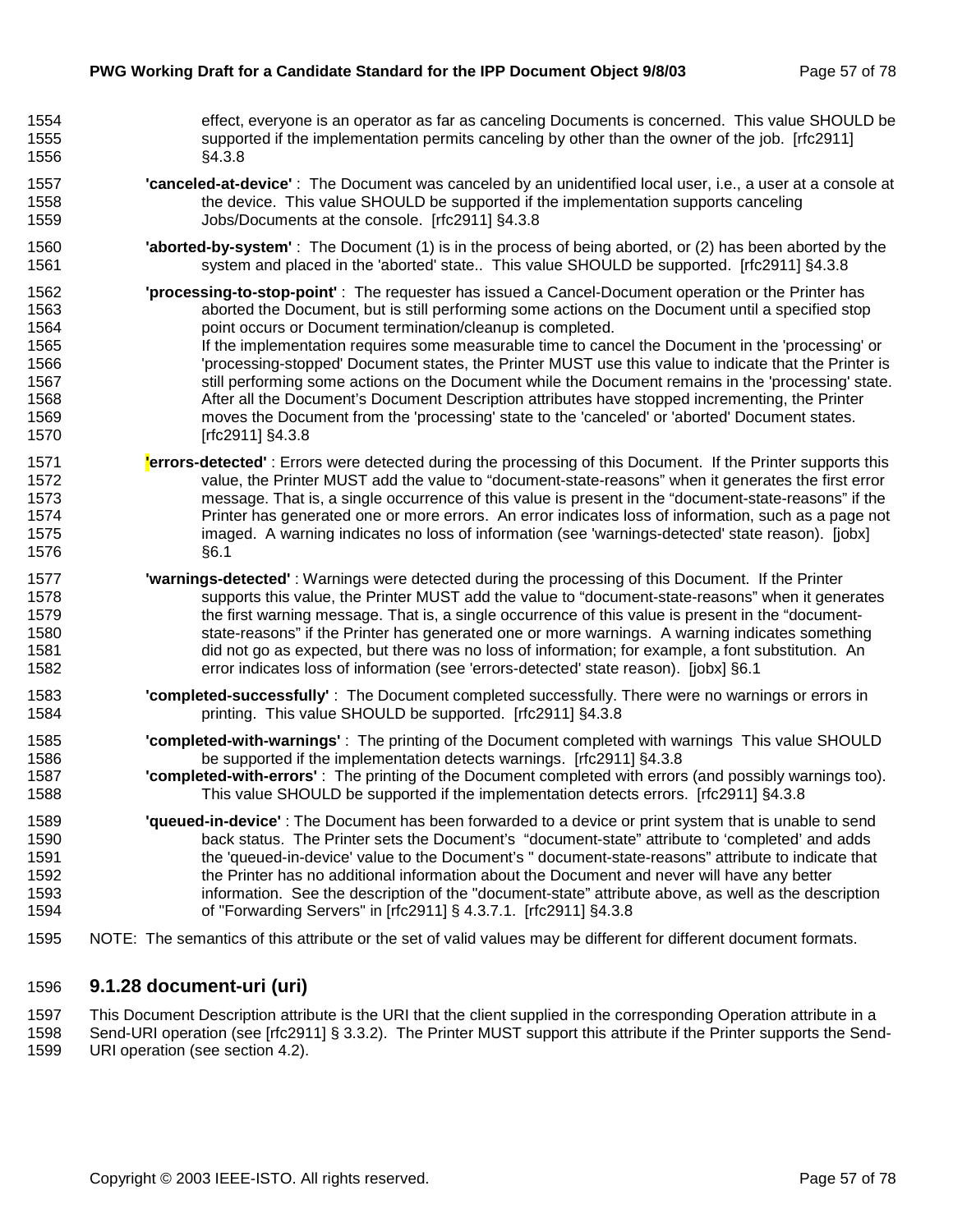effect, everyone is an operator as far as canceling Documents is concerned. This value SHOULD be supported if the implementation permits canceling by other than the owner of the job. [rfc2911] §4.3.8

**'canceled-at-device'** : The Document was canceled by an unidentified local user, i.e., a user at a console at the device. This value SHOULD be supported if the implementation supports canceling Jobs/Documents at the console. [rfc2911] §4.3.8

**'aborted-by-system'** : The Document (1) is in the process of being aborted, or (2) has been aborted by the system and placed in the 'aborted' state.. This value SHOULD be supported. [rfc2911] §4.3.8

**'processing-to-stop-point'** : The requester has issued a Cancel-Document operation or the Printer has aborted the Document, but is still performing some actions on the Document until a specified stop point occurs or Document termination/cleanup is completed.
If the implementation requires some measurable time to cancel the Document in the 'processing' or 'processing-stopped' Document states, the Printer MUST use this value to indicate that the Printer is still performing some actions on the Document while the Document remains in the 'processing' state. After all the Document's Document Description attributes have stopped incrementing, the Printer moves the Document from the 'processing' state to the 'canceled' or 'aborted' Document states. [rfc2911] §4.3.8

**'errors-detected'** : Errors were detected during the processing of this Document. If the Printer supports this value, the Printer MUST add the value to "document-state-reasons" when it generates the first error message. That is, a single occurrence of this value is present in the "document-state-reasons" if the Printer has generated one or more errors. An error indicates loss of information, such as a page not imaged. A warning indicates no loss of information (see 'warnings-detected' state reason). [jobx] §6.1

**'warnings-detected'** : Warnings were detected during the processing of this Document. If the Printer supports this value, the Printer MUST add the value to "document-state-reasons" when it generates the first warning message. That is, a single occurrence of this value is present in the "document-state-reasons" if the Printer has generated one or more warnings. A warning indicates something did not go as expected, but there was no loss of information; for example, a font substitution. An error indicates loss of information (see 'errors-detected' state reason). [jobx] §6.1

**'completed-successfully'** : The Document completed successfully. There were no warnings or errors in printing. This value SHOULD be supported. [rfc2911] §4.3.8

**'completed-with-warnings'** : The printing of the Document completed with warnings This value SHOULD be supported if the implementation detects warnings. [rfc2911] §4.3.8

**'completed-with-errors'** : The printing of the Document completed with errors (and possibly warnings too). This value SHOULD be supported if the implementation detects errors. [rfc2911] §4.3.8

**'queued-in-device'** : The Document has been forwarded to a device or print system that is unable to send back status. The Printer sets the Document's "document-state" attribute to 'completed' and adds the 'queued-in-device' value to the Document's " document-state-reasons" attribute to indicate that the Printer has no additional information about the Document and never will have any better information. See the description of the "document-state" attribute above, as well as the description of "Forwarding Servers" in [rfc2911] § 4.3.7.1. [rfc2911] §4.3.8

NOTE: The semantics of this attribute or the set of valid values may be different for different document formats.

### 9.1.28 document-uri (uri)

This Document Description attribute is the URI that the client supplied in the corresponding Operation attribute in a Send-URI operation (see [rfc2911] § 3.3.2). The Printer MUST support this attribute if the Printer supports the Send-URI operation (see section 4.2).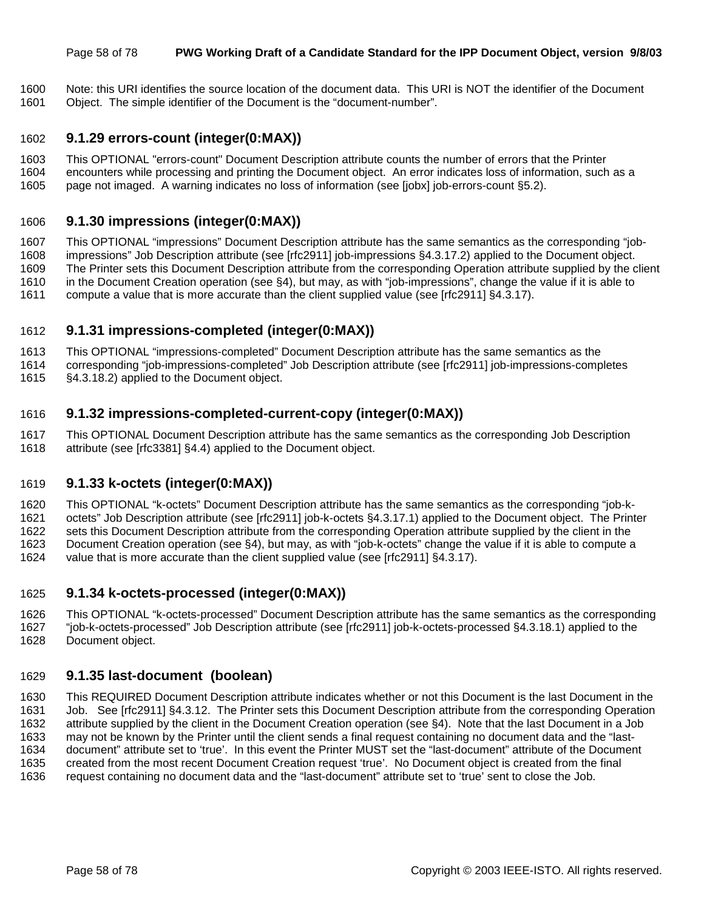Note: this URI identifies the source location of the document data. This URI is NOT the identifier of the Document Object. The simple identifier of the Document is the “document-number”.

### 9.1.29 errors-count (integer(0:MAX))

This OPTIONAL "errors-count" Document Description attribute counts the number of errors that the Printer encounters while processing and printing the Document object. An error indicates loss of information, such as a page not imaged. A warning indicates no loss of information (see [jobx] job-errors-count §5.2).

### 9.1.30 impressions (integer(0:MAX))

This OPTIONAL “impressions” Document Description attribute has the same semantics as the corresponding “job-impressions” Job Description attribute (see [rfc2911] job-impressions §4.3.17.2) applied to the Document object. The Printer sets this Document Description attribute from the corresponding Operation attribute supplied by the client in the Document Creation operation (see §4), but may, as with “job-impressions”, change the value if it is able to compute a value that is more accurate than the client supplied value (see [rfc2911] §4.3.17).

### 9.1.31 impressions-completed (integer(0:MAX))

This OPTIONAL “impressions-completed” Document Description attribute has the same semantics as the corresponding “job-impressions-completed” Job Description attribute (see [rfc2911] job-impressions-completes §4.3.18.2) applied to the Document object.

### 9.1.32 impressions-completed-current-copy (integer(0:MAX))

This OPTIONAL Document Description attribute has the same semantics as the corresponding Job Description attribute (see [rfc3381] §4.4) applied to the Document object.

### 9.1.33 k-octets (integer(0:MAX))

This OPTIONAL “k-octets” Document Description attribute has the same semantics as the corresponding “job-k-octets” Job Description attribute (see [rfc2911] job-k-octets §4.3.17.1) applied to the Document object. The Printer sets this Document Description attribute from the corresponding Operation attribute supplied by the client in the Document Creation operation (see §4), but may, as with “job-k-octets” change the value if it is able to compute a value that is more accurate than the client supplied value (see [rfc2911] §4.3.17).

### 9.1.34 k-octets-processed (integer(0:MAX))

This OPTIONAL “k-octets-processed” Document Description attribute has the same semantics as the corresponding “job-k-octets-processed” Job Description attribute (see [rfc2911] job-k-octets-processed §4.3.18.1) applied to the Document object.

### 9.1.35 last-document (boolean)

This REQUIRED Document Description attribute indicates whether or not this Document is the last Document in the Job. See [rfc2911] §4.3.12. The Printer sets this Document Description attribute from the corresponding Operation attribute supplied by the client in the Document Creation operation (see §4). Note that the last Document in a Job may not be known by the Printer until the client sends a final request containing no document data and the “last-document” attribute set to ‘true’. In this event the Printer MUST set the “last-document” attribute of the Document created from the most recent Document Creation request ‘true’. No Document object is created from the final request containing no document data and the “last-document” attribute set to ‘true’ sent to close the Job.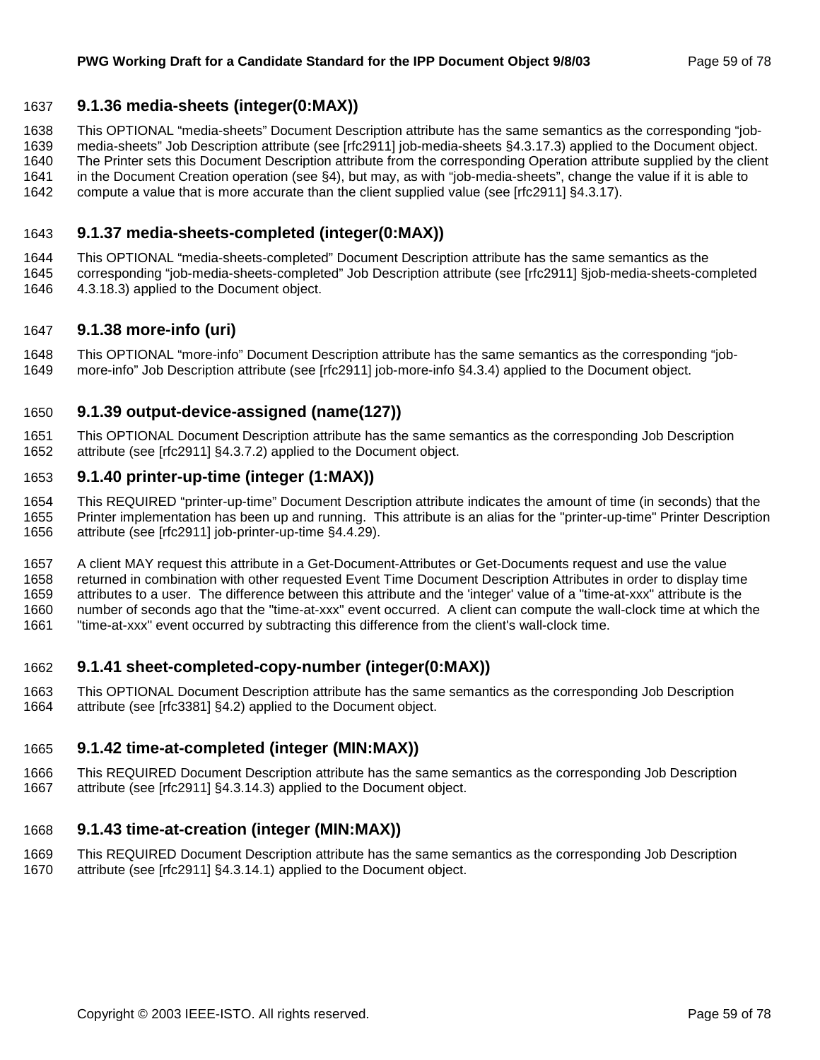### 9.1.36 media-sheets (integer(0:MAX))

This OPTIONAL "media-sheets" Document Description attribute has the same semantics as the corresponding "job-media-sheets" Job Description attribute (see [rfc2911] job-media-sheets §4.3.17.3) applied to the Document object. The Printer sets this Document Description attribute from the corresponding Operation attribute supplied by the client in the Document Creation operation (see §4), but may, as with "job-media-sheets", change the value if it is able to compute a value that is more accurate than the client supplied value (see [rfc2911] §4.3.17).

### 9.1.37 media-sheets-completed (integer(0:MAX))

This OPTIONAL "media-sheets-completed" Document Description attribute has the same semantics as the corresponding "job-media-sheets-completed" Job Description attribute (see [rfc2911] §job-media-sheets-completed 4.3.18.3) applied to the Document object.

### 9.1.38 more-info (uri)

This OPTIONAL "more-info" Document Description attribute has the same semantics as the corresponding "job-more-info" Job Description attribute (see [rfc2911] job-more-info §4.3.4) applied to the Document object.

### 9.1.39 output-device-assigned (name(127))

This OPTIONAL Document Description attribute has the same semantics as the corresponding Job Description attribute (see [rfc2911] §4.3.7.2) applied to the Document object.

### 9.1.40 printer-up-time (integer (1:MAX))

This REQUIRED "printer-up-time" Document Description attribute indicates the amount of time (in seconds) that the Printer implementation has been up and running. This attribute is an alias for the "printer-up-time" Printer Description attribute (see [rfc2911] job-printer-up-time §4.4.29).

A client MAY request this attribute in a Get-Document-Attributes or Get-Documents request and use the value returned in combination with other requested Event Time Document Description Attributes in order to display time attributes to a user. The difference between this attribute and the 'integer' value of a "time-at-xxx" attribute is the number of seconds ago that the "time-at-xxx" event occurred. A client can compute the wall-clock time at which the "time-at-xxx" event occurred by subtracting this difference from the client's wall-clock time.

### 9.1.41 sheet-completed-copy-number (integer(0:MAX))

This OPTIONAL Document Description attribute has the same semantics as the corresponding Job Description attribute (see [rfc3381] §4.2) applied to the Document object.

### 9.1.42 time-at-completed (integer (MIN:MAX))

This REQUIRED Document Description attribute has the same semantics as the corresponding Job Description attribute (see [rfc2911] §4.3.14.3) applied to the Document object.

### 9.1.43 time-at-creation (integer (MIN:MAX))

This REQUIRED Document Description attribute has the same semantics as the corresponding Job Description attribute (see [rfc2911] §4.3.14.1) applied to the Document object.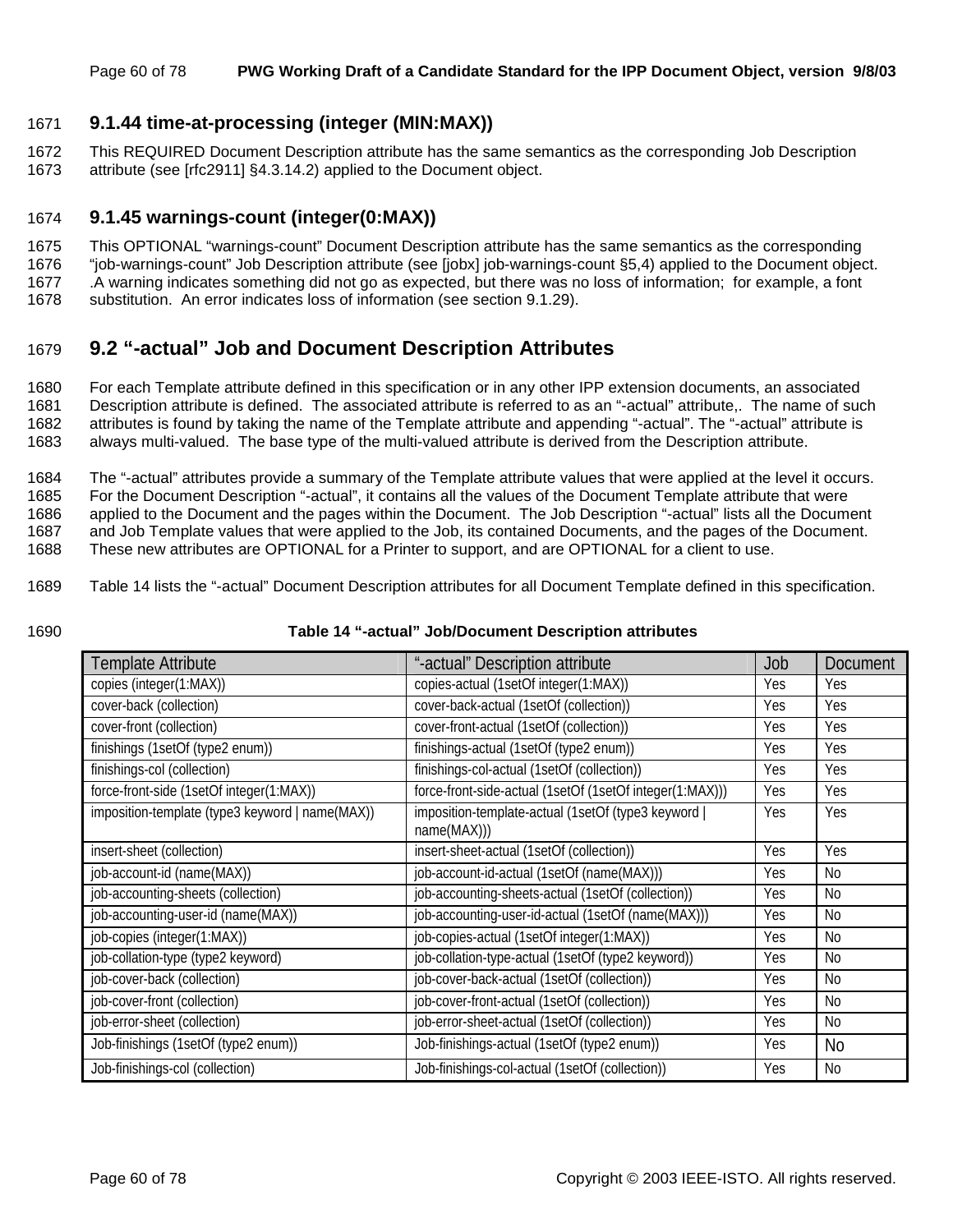### 9.1.44 time-at-processing (integer (MIN:MAX))

This REQUIRED Document Description attribute has the same semantics as the corresponding Job Description attribute (see [rfc2911] §4.3.14.2) applied to the Document object.

### 9.1.45 warnings-count (integer(0:MAX))

This OPTIONAL "warnings-count" Document Description attribute has the same semantics as the corresponding "job-warnings-count" Job Description attribute (see [jobx] job-warnings-count §5,4) applied to the Document object. .A warning indicates something did not go as expected, but there was no loss of information; for example, a font substitution. An error indicates loss of information (see section 9.1.29).

## 9.2 "-actual" Job and Document Description Attributes

For each Template attribute defined in this specification or in any other IPP extension documents, an associated Description attribute is defined. The associated attribute is referred to as an "-actual" attribute,. The name of such attributes is found by taking the name of the Template attribute and appending "-actual". The "-actual" attribute is always multi-valued. The base type of the multi-valued attribute is derived from the Description attribute.

The "-actual" attributes provide a summary of the Template attribute values that were applied at the level it occurs. For the Document Description "-actual", it contains all the values of the Document Template attribute that were applied to the Document and the pages within the Document. The Job Description "-actual" lists all the Document and Job Template values that were applied to the Job, its contained Documents, and the pages of the Document. These new attributes are OPTIONAL for a Printer to support, and are OPTIONAL for a client to use.

Table 14 lists the "-actual" Document Description attributes for all Document Template defined in this specification.

**Table 14 "-actual" Job/Document Description attributes**

| Template Attribute | "-actual" Description attribute | Job | Document |
|---|---|---|---|
| copies (integer(1:MAX)) | copies-actual (1setOf integer(1:MAX)) | Yes | Yes |
| cover-back (collection) | cover-back-actual (1setOf (collection)) | Yes | Yes |
| cover-front (collection) | cover-front-actual (1setOf (collection)) | Yes | Yes |
| finishings (1setOf (type2 enum)) | finishings-actual (1setOf (type2 enum)) | Yes | Yes |
| finishings-col (collection) | finishings-col-actual (1setOf (collection)) | Yes | Yes |
| force-front-side (1setOf integer(1:MAX)) | force-front-side-actual (1setOf (1setOf integer(1:MAX))) | Yes | Yes |
| imposition-template (type3 keyword \| name(MAX)) | imposition-template-actual (1setOf (type3 keyword \| name(MAX))) | Yes | Yes |
| insert-sheet (collection) | insert-sheet-actual (1setOf (collection)) | Yes | Yes |
| job-account-id (name(MAX)) | job-account-id-actual (1setOf (name(MAX))) | Yes | No |
| job-accounting-sheets (collection) | job-accounting-sheets-actual (1setOf (collection)) | Yes | No |
| job-accounting-user-id (name(MAX)) | job-accounting-user-id-actual (1setOf (name(MAX))) | Yes | No |
| job-copies (integer(1:MAX)) | job-copies-actual (1setOf integer(1:MAX)) | Yes | No |
| job-collation-type (type2 keyword) | job-collation-type-actual (1setOf (type2 keyword)) | Yes | No |
| job-cover-back (collection) | job-cover-back-actual (1setOf (collection)) | Yes | No |
| job-cover-front (collection) | job-cover-front-actual (1setOf (collection)) | Yes | No |
| job-error-sheet (collection) | job-error-sheet-actual (1setOf (collection)) | Yes | No |
| Job-finishings (1setOf (type2 enum)) | Job-finishings-actual (1setOf (type2 enum)) | Yes | No |
| Job-finishings-col (collection) | Job-finishings-col-actual (1setOf (collection)) | Yes | No |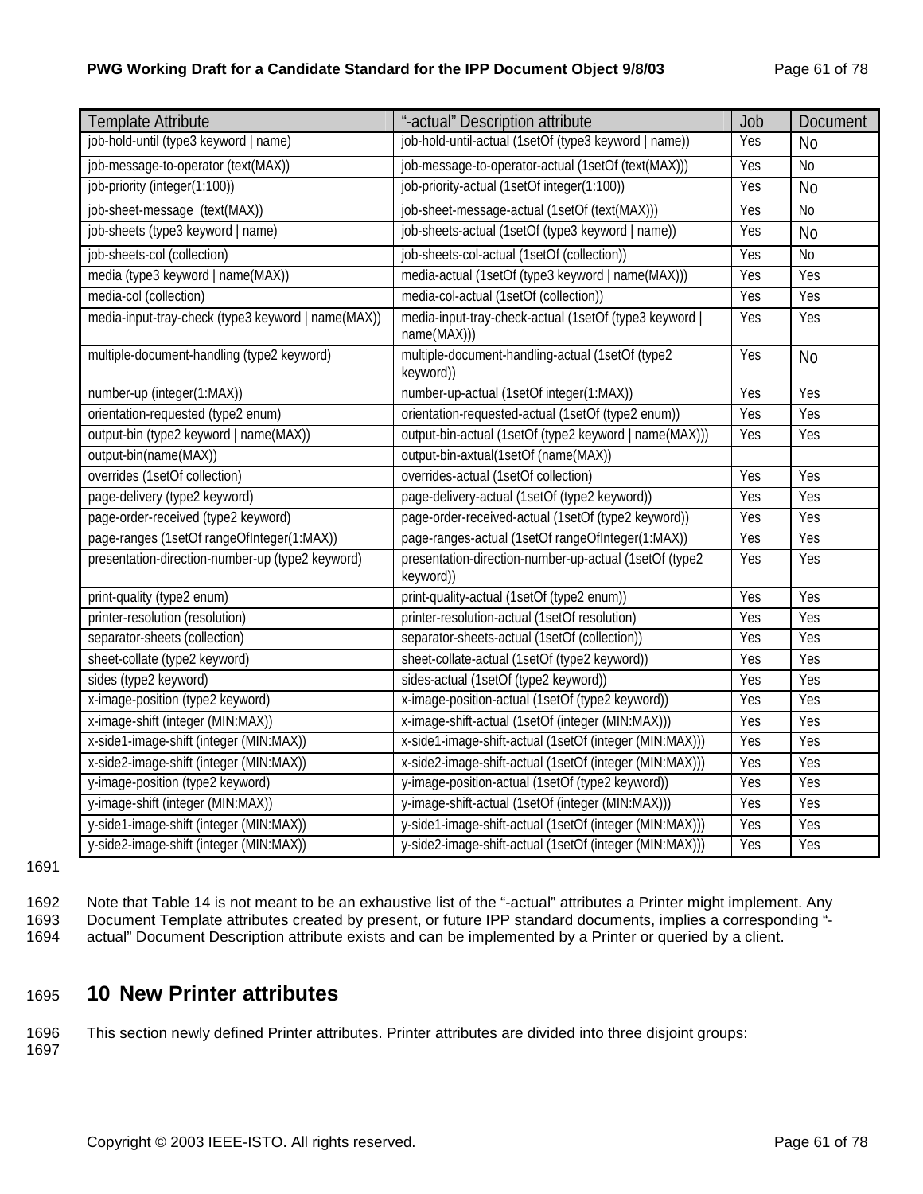| Template Attribute | "-actual" Description attribute | Job | Document |
|---|---|---|---|
| job-hold-until (type3 keyword \| name) | job-hold-until-actual (1setOf (type3 keyword \| name)) | Yes | No |
| job-message-to-operator (text(MAX)) | job-message-to-operator-actual (1setOf (text(MAX))) | Yes | No |
| job-priority (integer(1:100)) | job-priority-actual (1setOf integer(1:100)) | Yes | No |
| job-sheet-message (text(MAX)) | job-sheet-message-actual (1setOf (text(MAX))) | Yes | No |
| job-sheets (type3 keyword \| name) | job-sheets-actual (1setOf (type3 keyword \| name)) | Yes | No |
| job-sheets-col (collection) | job-sheets-col-actual (1setOf (collection)) | Yes | No |
| media (type3 keyword \| name(MAX)) | media-actual (1setOf (type3 keyword \| name(MAX))) | Yes | Yes |
| media-col (collection) | media-col-actual (1setOf (collection)) | Yes | Yes |
| media-input-tray-check (type3 keyword \| name(MAX)) | media-input-tray-check-actual (1setOf (type3 keyword \| name(MAX))) | Yes | Yes |
| multiple-document-handling (type2 keyword) | multiple-document-handling-actual (1setOf (type2 keyword)) | Yes | No |
| number-up (integer(1:MAX)) | number-up-actual (1setOf integer(1:MAX)) | Yes | Yes |
| orientation-requested (type2 enum) | orientation-requested-actual (1setOf (type2 enum)) | Yes | Yes |
| output-bin (type2 keyword \| name(MAX)) | output-bin-actual (1setOf (type2 keyword \| name(MAX))) | Yes | Yes |
| output-bin(name(MAX)) | output-bin-axtual(1setOf (name(MAX)) | | |
| overrides (1setOf collection) | overrides-actual (1setOf collection) | Yes | Yes |
| page-delivery (type2 keyword) | page-delivery-actual (1setOf (type2 keyword)) | Yes | Yes |
| page-order-received (type2 keyword) | page-order-received-actual (1setOf (type2 keyword)) | Yes | Yes |
| page-ranges (1setOf rangeOfInteger(1:MAX)) | page-ranges-actual (1setOf rangeOfInteger(1:MAX)) | Yes | Yes |
| presentation-direction-number-up (type2 keyword) | presentation-direction-number-up-actual (1setOf (type2 keyword)) | Yes | Yes |
| print-quality (type2 enum) | print-quality-actual (1setOf (type2 enum)) | Yes | Yes |
| printer-resolution (resolution) | printer-resolution-actual (1setOf resolution) | Yes | Yes |
| separator-sheets (collection) | separator-sheets-actual (1setOf (collection)) | Yes | Yes |
| sheet-collate (type2 keyword) | sheet-collate-actual (1setOf (type2 keyword)) | Yes | Yes |
| sides (type2 keyword) | sides-actual (1setOf (type2 keyword)) | Yes | Yes |
| x-image-position (type2 keyword) | x-image-position-actual (1setOf (type2 keyword)) | Yes | Yes |
| x-image-shift (integer (MIN:MAX)) | x-image-shift-actual (1setOf (integer (MIN:MAX))) | Yes | Yes |
| x-side1-image-shift (integer (MIN:MAX)) | x-side1-image-shift-actual (1setOf (integer (MIN:MAX))) | Yes | Yes |
| x-side2-image-shift (integer (MIN:MAX)) | x-side2-image-shift-actual (1setOf (integer (MIN:MAX))) | Yes | Yes |
| y-image-position (type2 keyword) | y-image-position-actual (1setOf (type2 keyword)) | Yes | Yes |
| y-image-shift (integer (MIN:MAX)) | y-image-shift-actual (1setOf (integer (MIN:MAX))) | Yes | Yes |
| y-side1-image-shift (integer (MIN:MAX)) | y-side1-image-shift-actual (1setOf (integer (MIN:MAX))) | Yes | Yes |
| y-side2-image-shift (integer (MIN:MAX)) | y-side2-image-shift-actual (1setOf (integer (MIN:MAX))) | Yes | Yes |

1691

1692 Note that Table 14 is not meant to be an exhaustive list of the "-actual" attributes a Printer might implement. Any
1693 Document Template attributes created by present, or future IPP standard documents, implies a corresponding "-
1694 actual" Document Description attribute exists and can be implemented by a Printer or queried by a client.

# 1695 10 New Printer attributes

1696 This section newly defined Printer attributes. Printer attributes are divided into three disjoint groups:
1697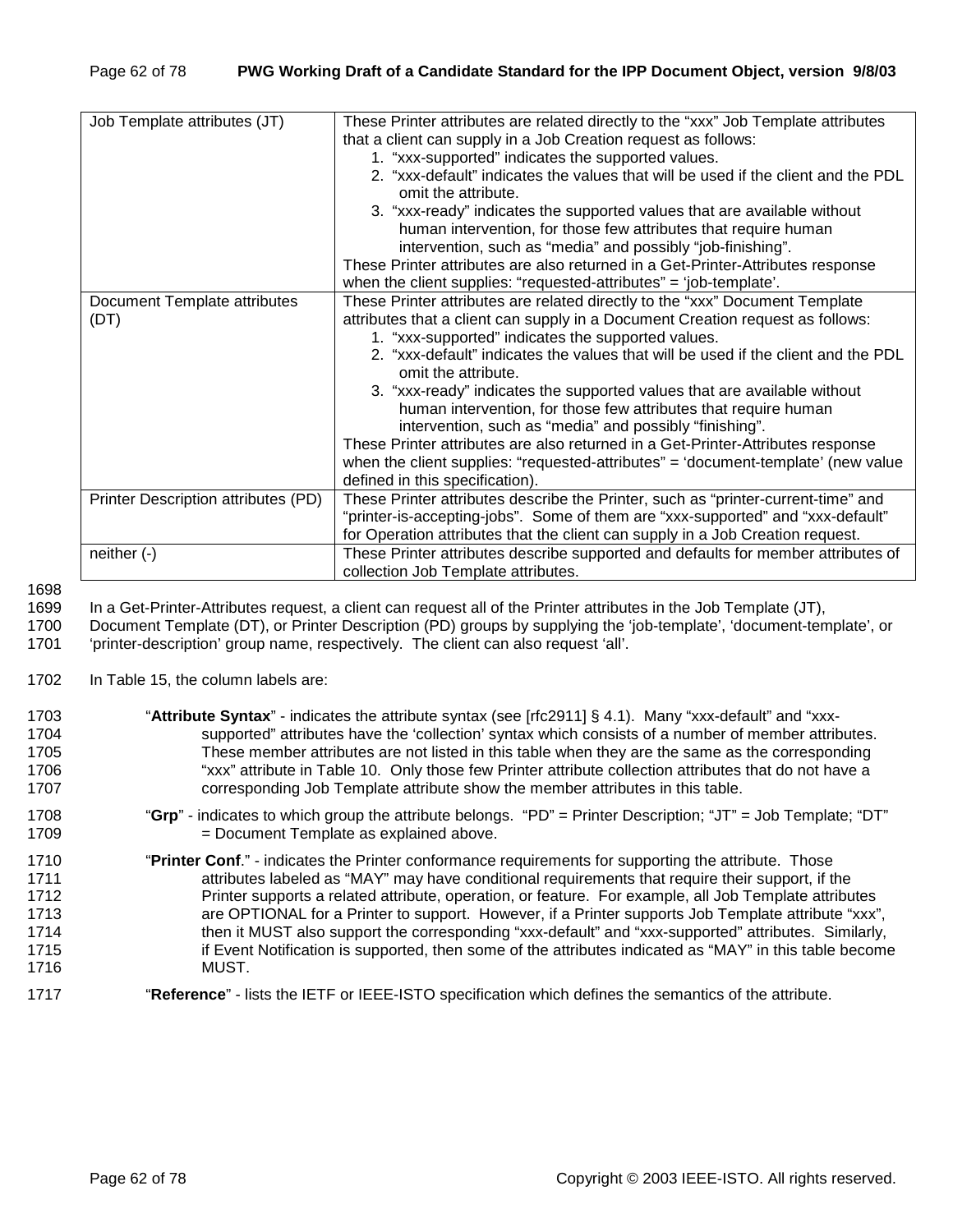| Job Template attributes (JT) | These Printer attributes are related directly to the "xxx" Job Template attributes that a client can supply in a Job Creation request as follows:<br>1. "xxx-supported" indicates the supported values.<br>2. "xxx-default" indicates the values that will be used if the client and the PDL omit the attribute.<br>3. "xxx-ready" indicates the supported values that are available without human intervention, for those few attributes that require human intervention, such as "media" and possibly "job-finishing".<br>These Printer attributes are also returned in a Get-Printer-Attributes response when the client supplies: "requested-attributes" = 'job-template'. |
|---|---|
| Document Template attributes (DT) | These Printer attributes are related directly to the "xxx" Document Template attributes that a client can supply in a Document Creation request as follows:<br>1. "xxx-supported" indicates the supported values.<br>2. "xxx-default" indicates the values that will be used if the client and the PDL omit the attribute.<br>3. "xxx-ready" indicates the supported values that are available without human intervention, for those few attributes that require human intervention, such as "media" and possibly "finishing".<br>These Printer attributes are also returned in a Get-Printer-Attributes response when the client supplies: "requested-attributes" = 'document-template' (new value defined in this specification). |
| Printer Description attributes (PD) | These Printer attributes describe the Printer, such as "printer-current-time" and "printer-is-accepting-jobs". Some of them are "xxx-supported" and "xxx-default" for Operation attributes that the client can supply in a Job Creation request. |
| neither (-) | These Printer attributes describe supported and defaults for member attributes of collection Job Template attributes. |

In a Get-Printer-Attributes request, a client can request all of the Printer attributes in the Job Template (JT), Document Template (DT), or Printer Description (PD) groups by supplying the 'job-template', 'document-template', or 'printer-description' group name, respectively. The client can also request 'all'.

In Table 15, the column labels are:

"**Attribute Syntax**" - indicates the attribute syntax (see [rfc2911] § 4.1). Many "xxx-default" and "xxx-supported" attributes have the 'collection' syntax which consists of a number of member attributes. These member attributes are not listed in this table when they are the same as the corresponding "xxx" attribute in Table 10. Only those few Printer attribute collection attributes that do not have a corresponding Job Template attribute show the member attributes in this table.

"**Grp**" - indicates to which group the attribute belongs. "PD" = Printer Description; "JT" = Job Template; "DT" = Document Template as explained above.

"**Printer Conf**." - indicates the Printer conformance requirements for supporting the attribute. Those attributes labeled as "MAY" may have conditional requirements that require their support, if the Printer supports a related attribute, operation, or feature. For example, all Job Template attributes are OPTIONAL for a Printer to support. However, if a Printer supports Job Template attribute "xxx", then it MUST also support the corresponding "xxx-default" and "xxx-supported" attributes. Similarly, if Event Notification is supported, then some of the attributes indicated as "MAY" in this table become MUST.

"**Reference**" - lists the IETF or IEEE-ISTO specification which defines the semantics of the attribute.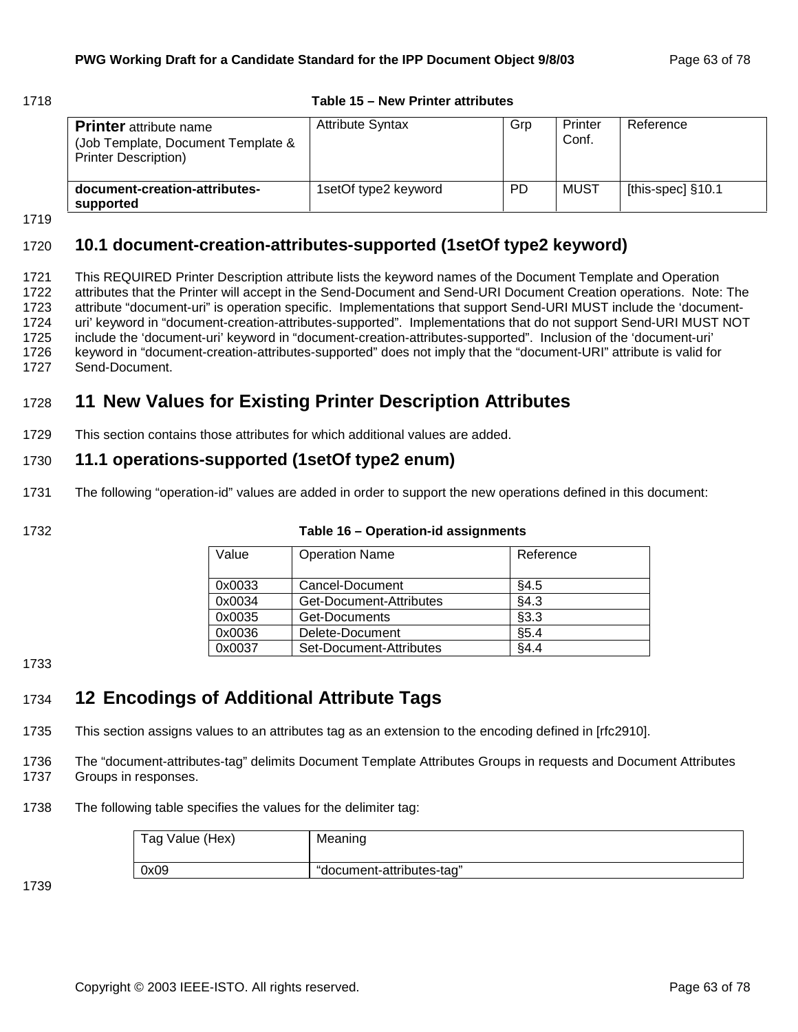**Table 15 – New Printer attributes**

| **Printer** attribute name (Job Template, Document Template & Printer Description) | Attribute Syntax | Grp | Printer Conf. | Reference |
|---|---|---|---|---|
| **document-creation-attributes-supported** | 1setOf type2 keyword | PD | MUST | [this-spec] §10.1 |

## 10.1 document-creation-attributes-supported (1setOf type2 keyword)

This REQUIRED Printer Description attribute lists the keyword names of the Document Template and Operation attributes that the Printer will accept in the Send-Document and Send-URI Document Creation operations. Note: The attribute "document-uri" is operation specific. Implementations that support Send-URI MUST include the 'document-uri' keyword in "document-creation-attributes-supported". Implementations that do not support Send-URI MUST NOT include the 'document-uri' keyword in "document-creation-attributes-supported". Inclusion of the 'document-uri' keyword in "document-creation-attributes-supported" does not imply that the "document-URI" attribute is valid for Send-Document.

# 11 New Values for Existing Printer Description Attributes

This section contains those attributes for which additional values are added.

## 11.1 operations-supported (1setOf type2 enum)

The following "operation-id" values are added in order to support the new operations defined in this document:

**Table 16 – Operation-id assignments**

| Value | Operation Name | Reference |
|---|---|---|
| 0x0033 | Cancel-Document | §4.5 |
| 0x0034 | Get-Document-Attributes | §4.3 |
| 0x0035 | Get-Documents | §3.3 |
| 0x0036 | Delete-Document | §5.4 |
| 0x0037 | Set-Document-Attributes | §4.4 |

# 12 Encodings of Additional Attribute Tags

This section assigns values to an attributes tag as an extension to the encoding defined in [rfc2910].

The "document-attributes-tag" delimits Document Template Attributes Groups in requests and Document Attributes Groups in responses.

The following table specifies the values for the delimiter tag:

| Tag Value (Hex) | Meaning |
|---|---|
| 0x09 | "document-attributes-tag" |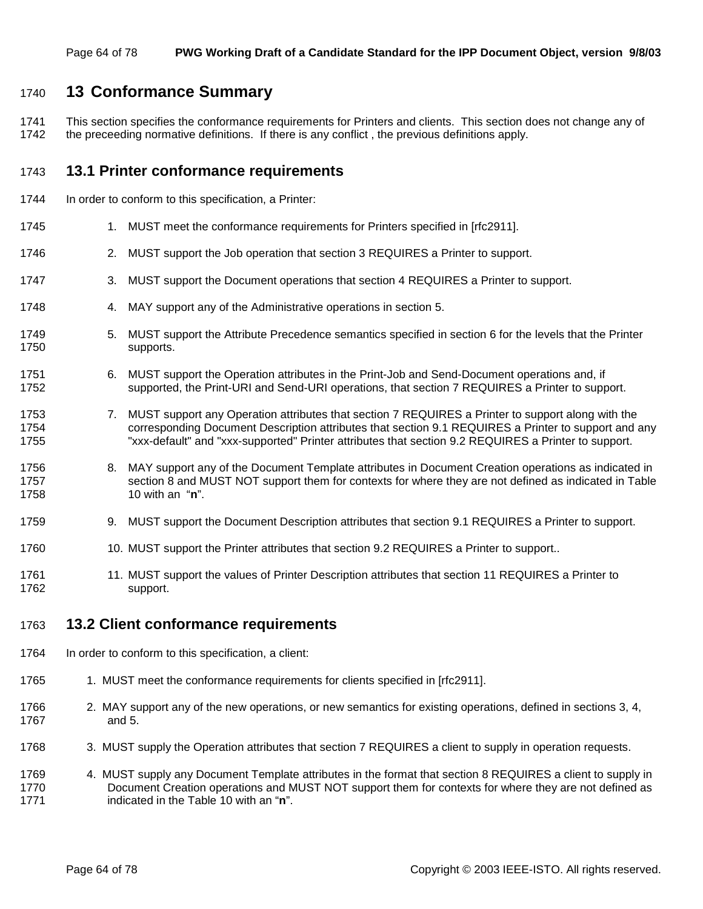# 13 Conformance Summary

This section specifies the conformance requirements for Printers and clients. This section does not change any of the preceeding normative definitions. If there is any conflict , the previous definitions apply.

## 13.1 Printer conformance requirements

In order to conform to this specification, a Printer:

1. MUST meet the conformance requirements for Printers specified in [rfc2911].
2. MUST support the Job operation that section 3 REQUIRES a Printer to support.
3. MUST support the Document operations that section 4 REQUIRES a Printer to support.
4. MAY support any of the Administrative operations in section 5.
5. MUST support the Attribute Precedence semantics specified in section 6 for the levels that the Printer supports.
6. MUST support the Operation attributes in the Print-Job and Send-Document operations and, if supported, the Print-URI and Send-URI operations, that section 7 REQUIRES a Printer to support.
7. MUST support any Operation attributes that section 7 REQUIRES a Printer to support along with the corresponding Document Description attributes that section 9.1 REQUIRES a Printer to support and any "xxx-default" and "xxx-supported" Printer attributes that section 9.2 REQUIRES a Printer to support.
8. MAY support any of the Document Template attributes in Document Creation operations as indicated in section 8 and MUST NOT support them for contexts for where they are not defined as indicated in Table 10 with an "**n**".
9. MUST support the Document Description attributes that section 9.1 REQUIRES a Printer to support.
10. MUST support the Printer attributes that section 9.2 REQUIRES a Printer to support..
11. MUST support the values of Printer Description attributes that section 11 REQUIRES a Printer to support.

## 13.2 Client conformance requirements

In order to conform to this specification, a client:

1. MUST meet the conformance requirements for clients specified in [rfc2911].
2. MAY support any of the new operations, or new semantics for existing operations, defined in sections 3, 4, and 5.
3. MUST supply the Operation attributes that section 7 REQUIRES a client to supply in operation requests.
4. MUST supply any Document Template attributes in the format that section 8 REQUIRES a client to supply in Document Creation operations and MUST NOT support them for contexts for where they are not defined as indicated in the Table 10 with an "**n**".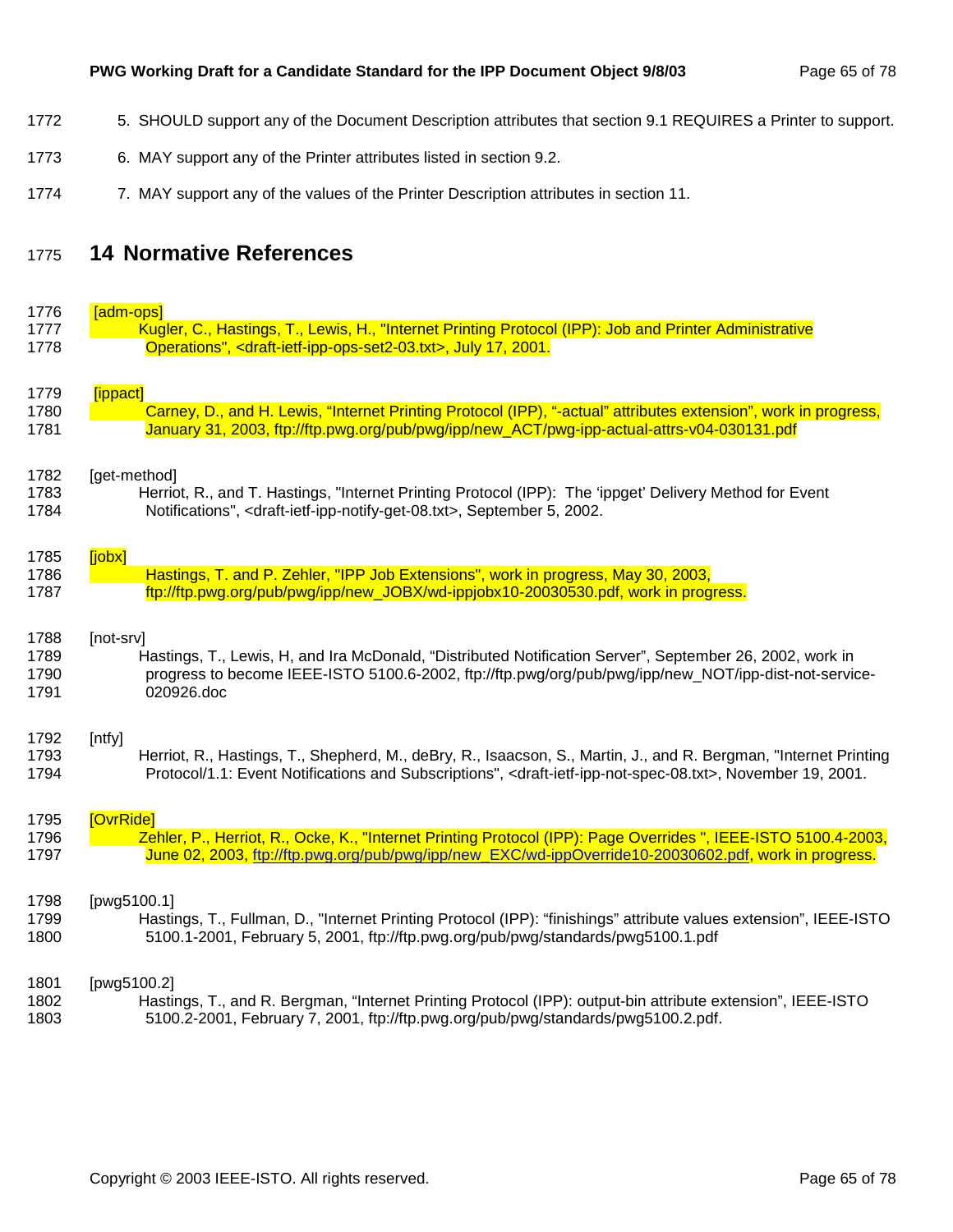5. SHOULD support any of the Document Description attributes that section 9.1 REQUIRES a Printer to support.

6. MAY support any of the Printer attributes listed in section 9.2.

7. MAY support any of the values of the Printer Description attributes in section 11.

# 14 Normative References

[adm-ops]
Kugler, C., Hastings, T., Lewis, H., "Internet Printing Protocol (IPP): Job and Printer Administrative Operations", <draft-ietf-ipp-ops-set2-03.txt>, July 17, 2001.

[ippact]
Carney, D., and H. Lewis, "Internet Printing Protocol (IPP), "-actual" attributes extension", work in progress, January 31, 2003, ftp://ftp.pwg.org/pub/pwg/ipp/new_ACT/pwg-ipp-actual-attrs-v04-030131.pdf

[get-method]
Herriot, R., and T. Hastings, "Internet Printing Protocol (IPP): The 'ippget' Delivery Method for Event Notifications", <draft-ietf-ipp-notify-get-08.txt>, September 5, 2002.

[jobx]
Hastings, T. and P. Zehler, "IPP Job Extensions", work in progress, May 30, 2003, ftp://ftp.pwg.org/pub/pwg/ipp/new_JOBX/wd-ippjobx10-20030530.pdf, work in progress.

[not-srv]
Hastings, T., Lewis, H, and Ira McDonald, "Distributed Notification Server", September 26, 2002, work in progress to become IEEE-ISTO 5100.6-2002, ftp://ftp.pwg/org/pub/pwg/ipp/new_NOT/ipp-dist-not-service-020926.doc

[ntfy]
Herriot, R., Hastings, T., Shepherd, M., deBry, R., Isaacson, S., Martin, J., and R. Bergman, "Internet Printing Protocol/1.1: Event Notifications and Subscriptions", <draft-ietf-ipp-not-spec-08.txt>, November 19, 2001.

[OvrRide]
Zehler, P., Herriot, R., Ocke, K., "Internet Printing Protocol (IPP): Page Overrides ", IEEE-ISTO 5100.4-2003, June 02, 2003, ftp://ftp.pwg.org/pub/pwg/ipp/new_EXC/wd-ippOverride10-20030602.pdf, work in progress.

[pwg5100.1]
Hastings, T., Fullman, D., "Internet Printing Protocol (IPP): "finishings" attribute values extension", IEEE-ISTO 5100.1-2001, February 5, 2001, ftp://ftp.pwg.org/pub/pwg/standards/pwg5100.1.pdf

[pwg5100.2]
Hastings, T., and R. Bergman, "Internet Printing Protocol (IPP): output-bin attribute extension", IEEE-ISTO 5100.2-2001, February 7, 2001, ftp://ftp.pwg.org/pub/pwg/standards/pwg5100.2.pdf.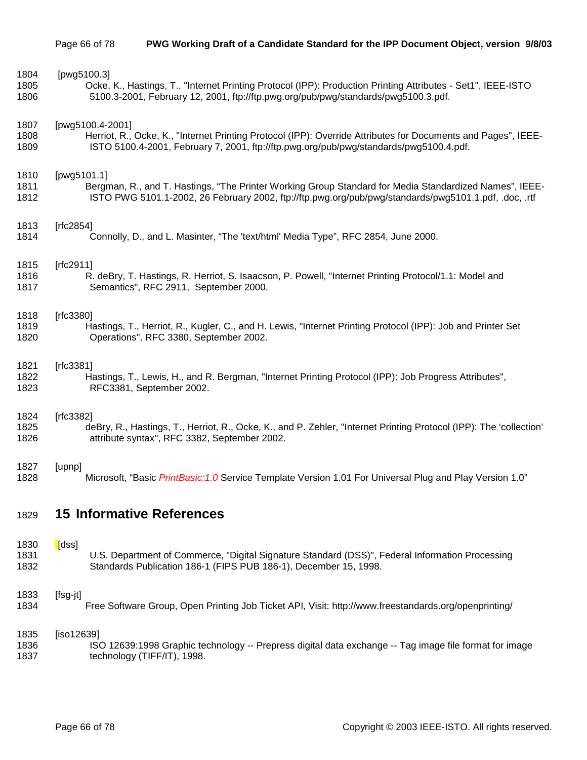[pwg5100.3]
Ocke, K., Hastings, T., "Internet Printing Protocol (IPP): Production Printing Attributes - Set1", IEEE-ISTO 5100.3-2001, February 12, 2001, ftp://ftp.pwg.org/pub/pwg/standards/pwg5100.3.pdf.

[pwg5100.4-2001]
Herriot, R., Ocke, K., "Internet Printing Protocol (IPP): Override Attributes for Documents and Pages", IEEE-ISTO 5100.4-2001, February 7, 2001, ftp://ftp.pwg.org/pub/pwg/standards/pwg5100.4.pdf.

[pwg5101.1]
Bergman, R., and T. Hastings, "The Printer Working Group Standard for Media Standardized Names", IEEE-ISTO PWG 5101.1-2002, 26 February 2002, ftp://ftp.pwg.org/pub/pwg/standards/pwg5101.1.pdf, .doc, .rtf

[rfc2854]
Connolly, D., and L. Masinter, "The 'text/html' Media Type", RFC 2854, June 2000.

[rfc2911]
R. deBry, T. Hastings, R. Herriot, S. Isaacson, P. Powell, "Internet Printing Protocol/1.1: Model and Semantics", RFC 2911, September 2000.

[rfc3380]
Hastings, T., Herriot, R., Kugler, C., and H. Lewis, "Internet Printing Protocol (IPP): Job and Printer Set Operations", RFC 3380, September 2002.

[rfc3381]
Hastings, T., Lewis, H., and R. Bergman, "Internet Printing Protocol (IPP): Job Progress Attributes", RFC3381, September 2002.

[rfc3382]
deBry, R., Hastings, T., Herriot, R., Ocke, K., and P. Zehler, "Internet Printing Protocol (IPP): The 'collection' attribute syntax", RFC 3382, September 2002.

[upnp]
Microsoft, "Basic *PrintBasic:1.0* Service Template Version 1.01 For Universal Plug and Play Version 1.0"

# 15 Informative References

[dss]
U.S. Department of Commerce, "Digital Signature Standard (DSS)", Federal Information Processing Standards Publication 186-1 (FIPS PUB 186-1), December 15, 1998.

[fsg-jt]
Free Software Group, Open Printing Job Ticket API, Visit: http://www.freestandards.org/openprinting/

[iso12639]
ISO 12639:1998 Graphic technology -- Prepress digital data exchange -- Tag image file format for image technology (TIFF/IT), 1998.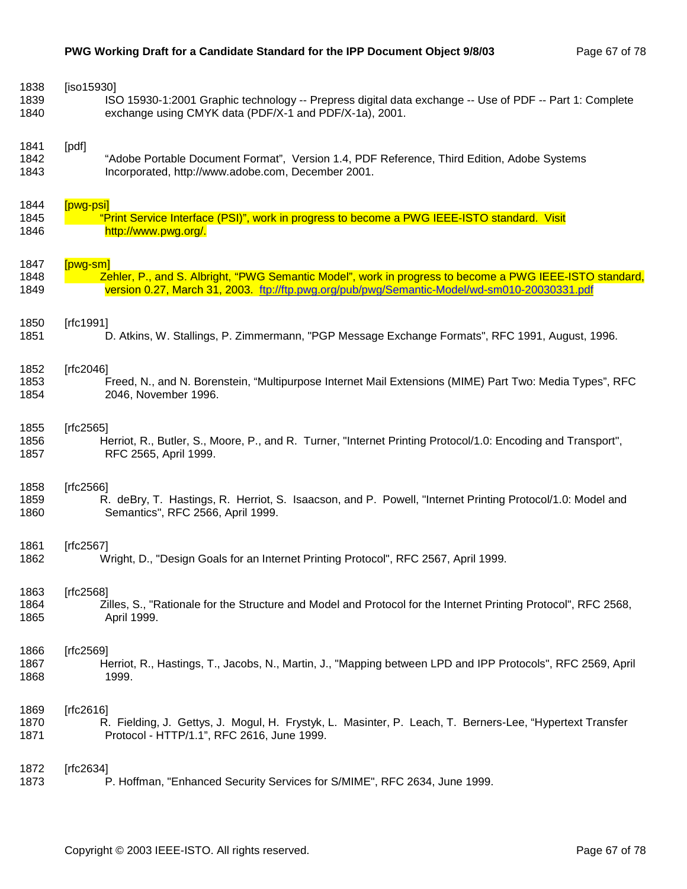[iso15930]

ISO 15930-1:2001 Graphic technology -- Prepress digital data exchange -- Use of PDF -- Part 1: Complete exchange using CMYK data (PDF/X-1 and PDF/X-1a), 2001.

[pdf]

"Adobe Portable Document Format", Version 1.4, PDF Reference, Third Edition, Adobe Systems Incorporated, http://www.adobe.com, December 2001.

[pwg-psi]

"Print Service Interface (PSI)", work in progress to become a PWG IEEE-ISTO standard. Visit http://www.pwg.org/.

[pwg-sm]

Zehler, P., and S. Albright, "PWG Semantic Model", work in progress to become a PWG IEEE-ISTO standard, version 0.27, March 31, 2003. ftp://ftp.pwg.org/pub/pwg/Semantic-Model/wd-sm010-20030331.pdf

[rfc1991]

D. Atkins, W. Stallings, P. Zimmermann, "PGP Message Exchange Formats", RFC 1991, August, 1996.

[rfc2046]

Freed, N., and N. Borenstein, "Multipurpose Internet Mail Extensions (MIME) Part Two: Media Types", RFC 2046, November 1996.

[rfc2565]

Herriot, R., Butler, S., Moore, P., and R. Turner, "Internet Printing Protocol/1.0: Encoding and Transport", RFC 2565, April 1999.

[rfc2566]

R. deBry, T. Hastings, R. Herriot, S. Isaacson, and P. Powell, "Internet Printing Protocol/1.0: Model and Semantics", RFC 2566, April 1999.

[rfc2567]

Wright, D., "Design Goals for an Internet Printing Protocol", RFC 2567, April 1999.

[rfc2568]

Zilles, S., "Rationale for the Structure and Model and Protocol for the Internet Printing Protocol", RFC 2568, April 1999.

[rfc2569]

Herriot, R., Hastings, T., Jacobs, N., Martin, J., "Mapping between LPD and IPP Protocols", RFC 2569, April 1999.

[rfc2616]

R. Fielding, J. Gettys, J. Mogul, H. Frystyk, L. Masinter, P. Leach, T. Berners-Lee, "Hypertext Transfer Protocol - HTTP/1.1", RFC 2616, June 1999.

[rfc2634]

P. Hoffman, "Enhanced Security Services for S/MIME", RFC 2634, June 1999.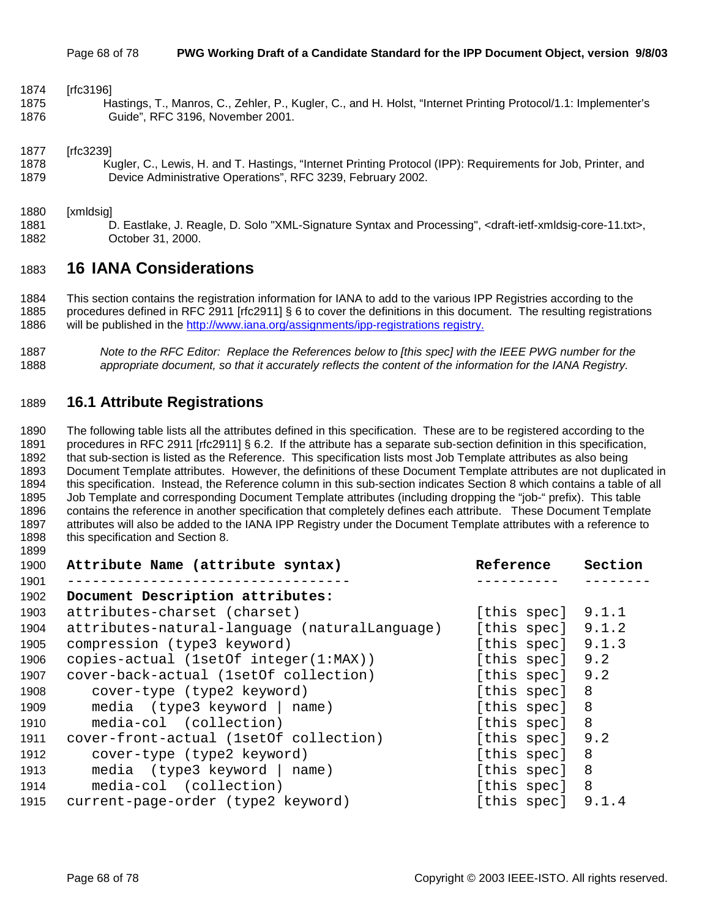[rfc3196]

Hastings, T., Manros, C., Zehler, P., Kugler, C., and H. Holst, "Internet Printing Protocol/1.1: Implementer's Guide", RFC 3196, November 2001.

[rfc3239]

Kugler, C., Lewis, H. and T. Hastings, "Internet Printing Protocol (IPP): Requirements for Job, Printer, and Device Administrative Operations", RFC 3239, February 2002.

[xmldsig]

D. Eastlake, J. Reagle, D. Solo "XML-Signature Syntax and Processing", <draft-ietf-xmldsig-core-11.txt>, October 31, 2000.

# 16 IANA Considerations

This section contains the registration information for IANA to add to the various IPP Registries according to the procedures defined in RFC 2911 [rfc2911] § 6 to cover the definitions in this document. The resulting registrations will be published in the http://www.iana.org/assignments/ipp-registrations registry.

*Note to the RFC Editor: Replace the References below to [this spec] with the IEEE PWG number for the appropriate document, so that it accurately reflects the content of the information for the IANA Registry.*

## 16.1 Attribute Registrations

The following table lists all the attributes defined in this specification. These are to be registered according to the procedures in RFC 2911 [rfc2911] § 6.2. If the attribute has a separate sub-section definition in this specification, that sub-section is listed as the Reference. This specification lists most Job Template attributes as also being Document Template attributes. However, the definitions of these Document Template attributes are not duplicated in this specification. Instead, the Reference column in this sub-section indicates Section 8 which contains a table of all Job Template and corresponding Document Template attributes (including dropping the "job-" prefix). This table contains the reference in another specification that completely defines each attribute. These Document Template attributes will also be added to the IANA IPP Registry under the Document Template attributes with a reference to this specification and Section 8.

```
Attribute Name (attribute syntax)                 Reference    Section
---------------------------------                 ----------   --------
Document Description attributes:
attributes-charset (charset)                      [this spec]  9.1.1
attributes-natural-language (naturalLanguage)     [this spec]  9.1.2
compression (type3 keyword)                       [this spec]  9.1.3
copies-actual (1setOf integer(1:MAX))             [this spec]  9.2
cover-back-actual (1setOf collection)             [this spec]  9.2
   cover-type (type2 keyword)                     [this spec]  8
   media  (type3 keyword | name)                  [this spec]  8
   media-col  (collection)                        [this spec]  8
cover-front-actual (1setOf collection)            [this spec]  9.2
   cover-type (type2 keyword)                     [this spec]  8
   media  (type3 keyword | name)                  [this spec]  8
   media-col  (collection)                        [this spec]  8
current-page-order (type2 keyword)                [this spec]  9.1.4
```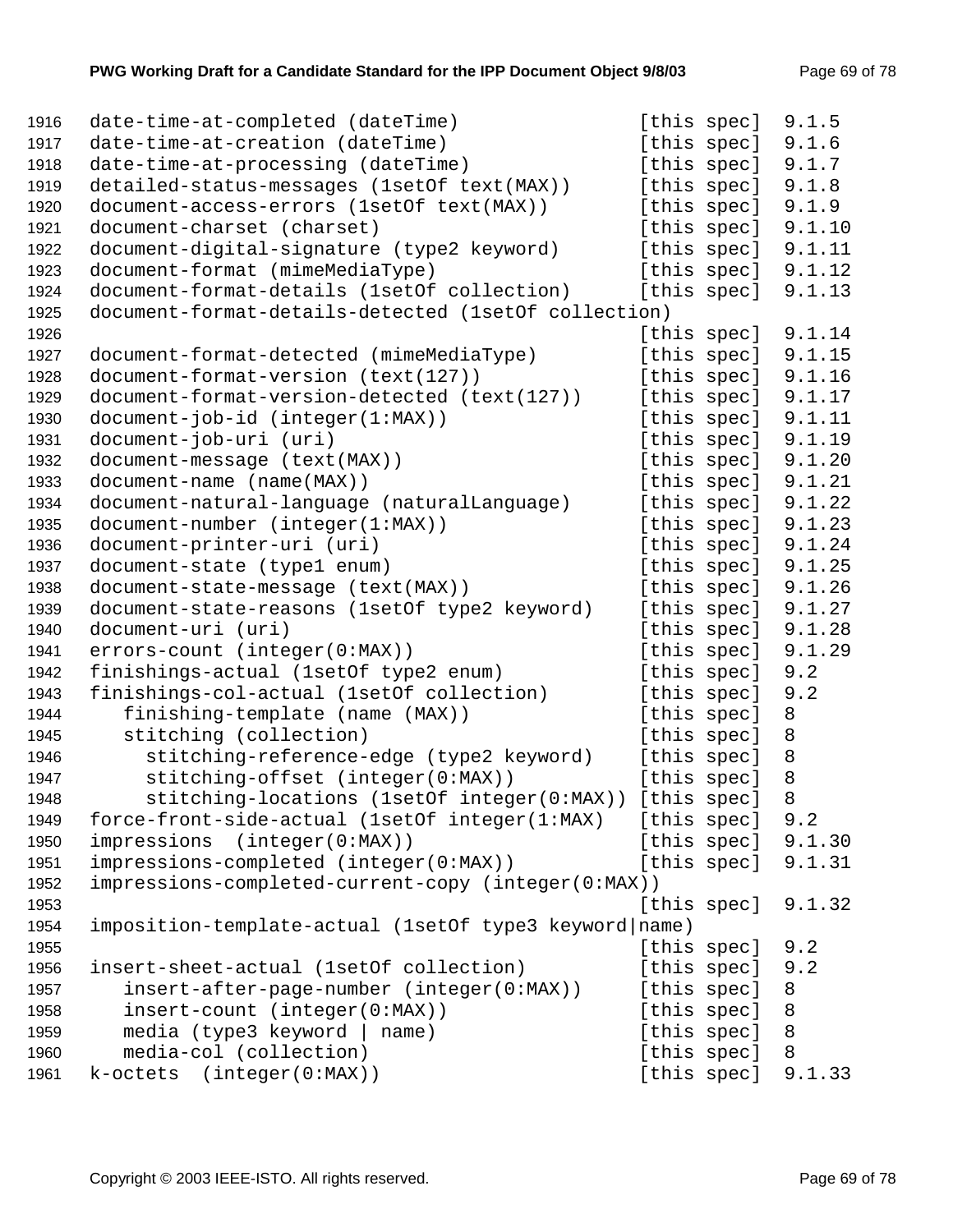```
1916  date-time-at-completed (dateTime)               [this spec]  9.1.5
1917  date-time-at-creation (dateTime)                [this spec]  9.1.6
1918  date-time-at-processing (dateTime)              [this spec]  9.1.7
1919  detailed-status-messages (1setOf text(MAX))     [this spec]  9.1.8
1920  document-access-errors (1setOf text(MAX))       [this spec]  9.1.9
1921  document-charset (charset)                      [this spec]  9.1.10
1922  document-digital-signature (type2 keyword)      [this spec]  9.1.11
1923  document-format (mimeMediaType)                 [this spec]  9.1.12
1924  document-format-details (1setOf collection)     [this spec]  9.1.13
1925  document-format-details-detected (1setOf collection)
1926                                                  [this spec]  9.1.14
1927  document-format-detected (mimeMediaType)        [this spec]  9.1.15
1928  document-format-version (text(127))             [this spec]  9.1.16
1929  document-format-version-detected (text(127))    [this spec]  9.1.17
1930  document-job-id (integer(1:MAX))                [this spec]  9.1.11
1931  document-job-uri (uri)                          [this spec]  9.1.19
1932  document-message (text(MAX))                    [this spec]  9.1.20
1933  document-name (name(MAX))                       [this spec]  9.1.21
1934  document-natural-language (naturalLanguage)     [this spec]  9.1.22
1935  document-number (integer(1:MAX))                [this spec]  9.1.23
1936  document-printer-uri (uri)                      [this spec]  9.1.24
1937  document-state (type1 enum)                     [this spec]  9.1.25
1938  document-state-message (text(MAX))              [this spec]  9.1.26
1939  document-state-reasons (1setOf type2 keyword)   [this spec]  9.1.27
1940  document-uri (uri)                              [this spec]  9.1.28
1941  errors-count (integer(0:MAX))                   [this spec]  9.1.29
1942  finishings-actual (1setOf type2 enum)           [this spec]  9.2
1943  finishings-col-actual (1setOf collection)       [this spec]  9.2
1944     finishing-template (name (MAX))              [this spec]  8
1945     stitching (collection)                       [this spec]  8
1946       stitching-reference-edge (type2 keyword)   [this spec]  8
1947       stitching-offset (integer(0:MAX))          [this spec]  8
1948       stitching-locations (1setOf integer(0:MAX)) [this spec] 8
1949  force-front-side-actual (1setOf integer(1:MAX)  [this spec]  9.2
1950  impressions  (integer(0:MAX))                   [this spec]  9.1.30
1951  impressions-completed (integer(0:MAX))          [this spec]  9.1.31
1952  impressions-completed-current-copy (integer(0:MAX))
1953                                                  [this spec]  9.1.32
1954  imposition-template-actual (1setOf type3 keyword|name)
1955                                                  [this spec]  9.2
1956  insert-sheet-actual (1setOf collection)         [this spec]  9.2
1957     insert-after-page-number (integer(0:MAX))    [this spec]  8
1958     insert-count (integer(0:MAX))                [this spec]  8
1959     media (type3 keyword | name)                 [this spec]  8
1960     media-col (collection)                       [this spec]  8
1961  k-octets  (integer(0:MAX))                      [this spec]  9.1.33
```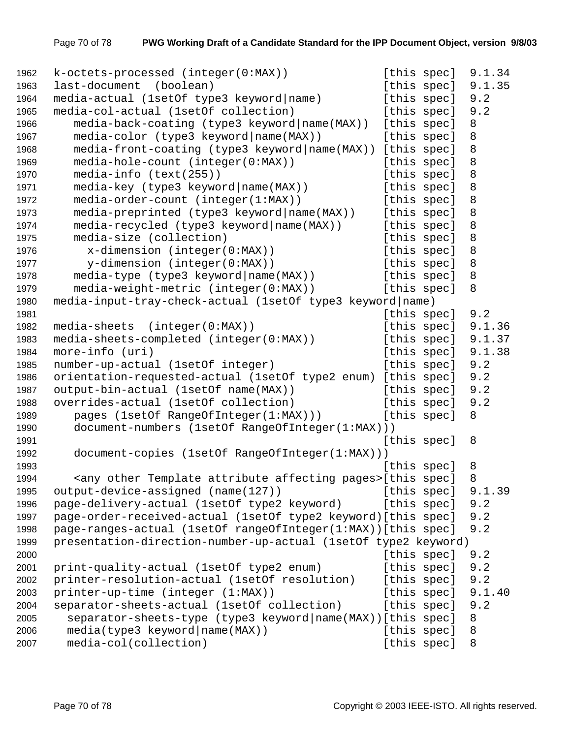```
k-octets-processed (integer(0:MAX))             [this spec]  9.1.34
last-document  (boolean)                        [this spec]  9.1.35
media-actual (1setOf type3 keyword|name)        [this spec]  9.2
media-col-actual (1setOf collection)            [this spec]  9.2
   media-back-coating (type3 keyword|name(MAX))  [this spec]  8
   media-color (type3 keyword|name(MAX))         [this spec]  8
   media-front-coating (type3 keyword|name(MAX)) [this spec]  8
   media-hole-count (integer(0:MAX))             [this spec]  8
   media-info (text(255))                        [this spec]  8
   media-key (type3 keyword|name(MAX))           [this spec]  8
   media-order-count (integer(1:MAX))            [this spec]  8
   media-preprinted (type3 keyword|name(MAX))    [this spec]  8
   media-recycled (type3 keyword|name(MAX))      [this spec]  8
   media-size (collection)                       [this spec]  8
     x-dimension (integer(0:MAX))                [this spec]  8
     y-dimension (integer(0:MAX))                [this spec]  8
   media-type (type3 keyword|name(MAX))          [this spec]  8
   media-weight-metric (integer(0:MAX))          [this spec]  8
media-input-tray-check-actual (1setOf type3 keyword|name)
                                                [this spec]  9.2
media-sheets  (integer(0:MAX))                  [this spec]  9.1.36
media-sheets-completed (integer(0:MAX))         [this spec]  9.1.37
more-info (uri)                                 [this spec]  9.1.38
number-up-actual (1setOf integer)               [this spec]  9.2
orientation-requested-actual (1setOf type2 enum) [this spec]  9.2
output-bin-actual (1setOf name(MAX))            [this spec]  9.2
overrides-actual (1setOf collection)            [this spec]  9.2
   pages (1setOf RangeOfInteger(1:MAX)))         [this spec]  8
   document-numbers (1setOf RangeOfInteger(1:MAX)))
                                                [this spec]  8
   document-copies (1setOf RangeOfInteger(1:MAX)))
                                                [this spec]  8
   <any other Template attribute affecting pages>[this spec]  8
output-device-assigned (name(127))              [this spec]  9.1.39
page-delivery-actual (1setOf type2 keyword)     [this spec]  9.2
page-order-received-actual (1setOf type2 keyword)[this spec]  9.2
page-ranges-actual (1setOf rangeOfInteger(1:MAX))[this spec]  9.2
presentation-direction-number-up-actual (1setOf type2 keyword)
                                                [this spec]  9.2
print-quality-actual (1setOf type2 enum)        [this spec]  9.2
printer-resolution-actual (1setOf resolution)   [this spec]  9.2
printer-up-time (integer (1:MAX))               [this spec]  9.1.40
separator-sheets-actual (1setOf collection)     [this spec]  9.2
  separator-sheets-type (type3 keyword|name(MAX))[this spec]  8
  media(type3 keyword|name(MAX))                [this spec]  8
  media-col(collection)                         [this spec]  8
```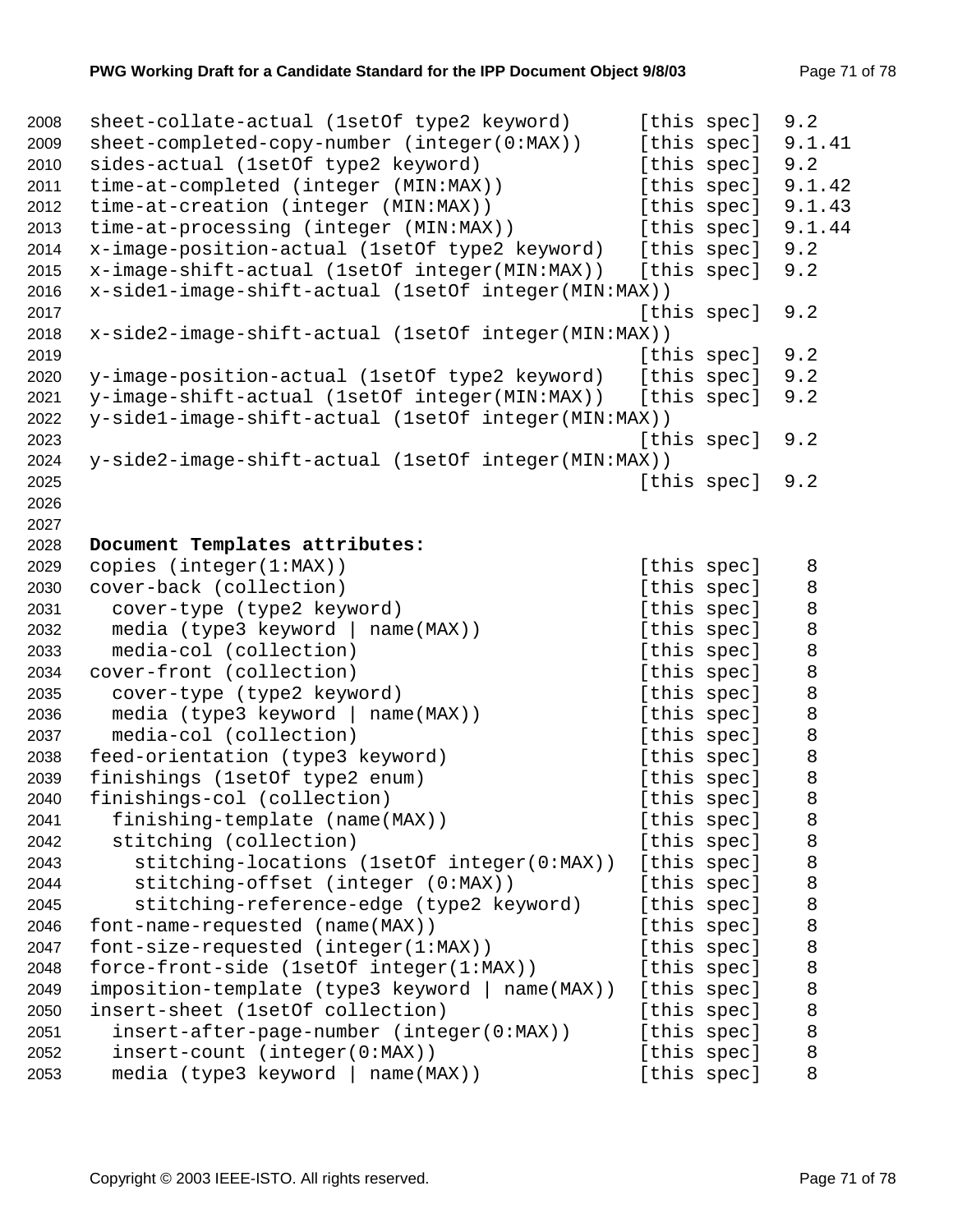```
2008   sheet-collate-actual (1setOf type2 keyword)      [this spec]  9.2
2009   sheet-completed-copy-number (integer(0:MAX))     [this spec]  9.1.41
2010   sides-actual (1setOf type2 keyword)              [this spec]  9.2
2011   time-at-completed (integer (MIN:MAX))            [this spec]  9.1.42
2012   time-at-creation (integer (MIN:MAX))             [this spec]  9.1.43
2013   time-at-processing (integer (MIN:MAX))           [this spec]  9.1.44
2014   x-image-position-actual (1setOf type2 keyword)   [this spec]  9.2
2015   x-image-shift-actual (1setOf integer(MIN:MAX))   [this spec]  9.2
2016   x-side1-image-shift-actual (1setOf integer(MIN:MAX))
2017                                                    [this spec]  9.2
2018   x-side2-image-shift-actual (1setOf integer(MIN:MAX))
2019                                                    [this spec]  9.2
2020   y-image-position-actual (1setOf type2 keyword)   [this spec]  9.2
2021   y-image-shift-actual (1setOf integer(MIN:MAX))   [this spec]  9.2
2022   y-side1-image-shift-actual (1setOf integer(MIN:MAX))
2023                                                    [this spec]  9.2
2024   y-side2-image-shift-actual (1setOf integer(MIN:MAX))
2025                                                    [this spec]  9.2
2026
2027
2028   Document Templates attributes:
2029   copies (integer(1:MAX))                          [this spec]    8
2030   cover-back (collection)                          [this spec]    8
2031     cover-type (type2 keyword)                     [this spec]    8
2032     media (type3 keyword | name(MAX))              [this spec]    8
2033     media-col (collection)                         [this spec]    8
2034   cover-front (collection)                         [this spec]    8
2035     cover-type (type2 keyword)                     [this spec]    8
2036     media (type3 keyword | name(MAX))              [this spec]    8
2037     media-col (collection)                         [this spec]    8
2038   feed-orientation (type3 keyword)                 [this spec]    8
2039   finishings (1setOf type2 enum)                   [this spec]    8
2040   finishings-col (collection)                      [this spec]    8
2041     finishing-template (name(MAX))                 [this spec]    8
2042     stitching (collection)                         [this spec]    8
2043       stitching-locations (1setOf integer(0:MAX))  [this spec]    8
2044       stitching-offset (integer (0:MAX))           [this spec]    8
2045       stitching-reference-edge (type2 keyword)     [this spec]    8
2046   font-name-requested (name(MAX))                  [this spec]    8
2047   font-size-requested (integer(1:MAX))             [this spec]    8
2048   force-front-side (1setOf integer(1:MAX))         [this spec]    8
2049   imposition-template (type3 keyword | name(MAX))  [this spec]    8
2050   insert-sheet (1setOf collection)                 [this spec]    8
2051     insert-after-page-number (integer(0:MAX))      [this spec]    8
2052     insert-count (integer(0:MAX))                  [this spec]    8
2053     media (type3 keyword | name(MAX))              [this spec]    8
```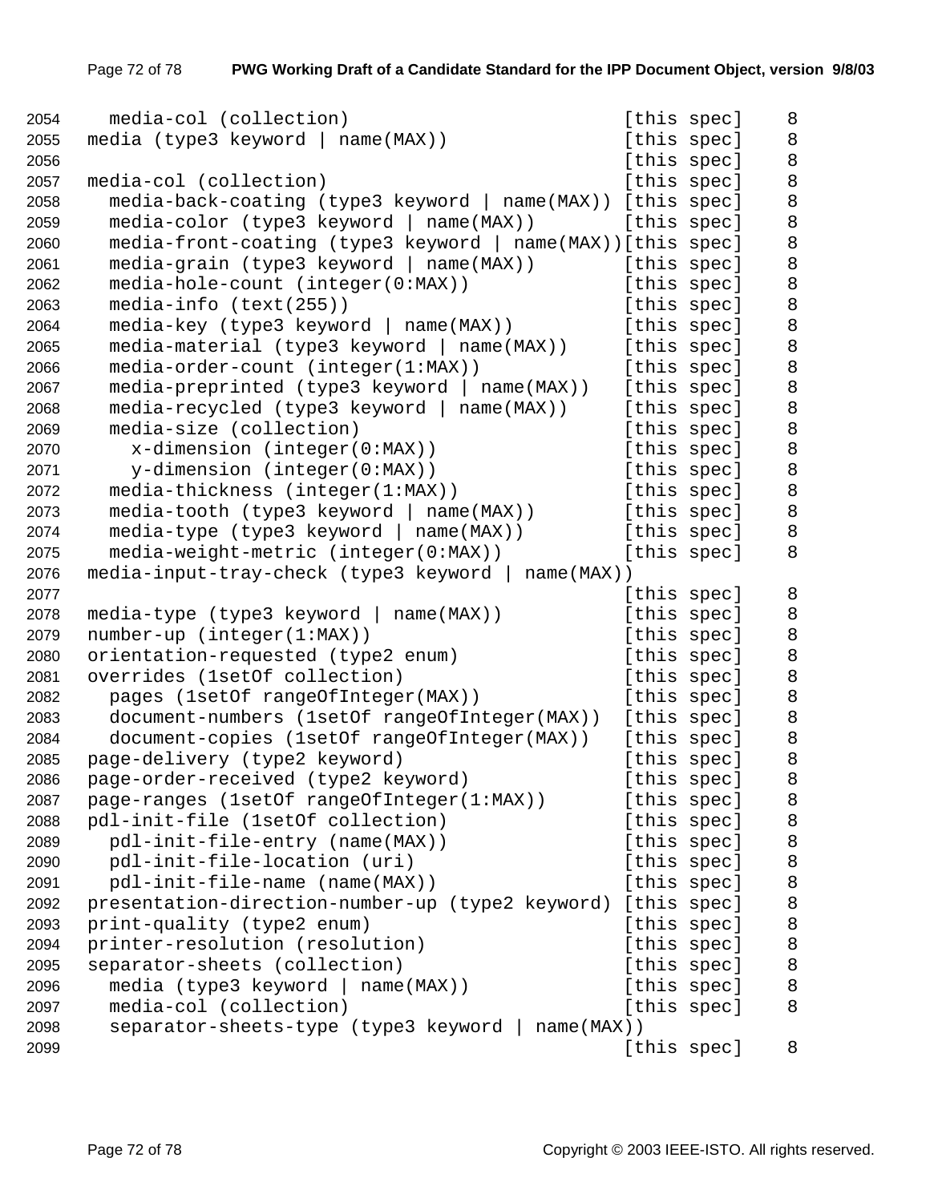```
2054     media-col (collection)                            [this spec]    8
2055   media (type3 keyword | name(MAX))                   [this spec]    8
2056                                                       [this spec]    8
2057   media-col (collection)                              [this spec]    8
2058     media-back-coating (type3 keyword | name(MAX))    [this spec]    8
2059     media-color (type3 keyword | name(MAX))           [this spec]    8
2060     media-front-coating (type3 keyword | name(MAX))[this spec]       8
2061     media-grain (type3 keyword | name(MAX))           [this spec]    8
2062     media-hole-count (integer(0:MAX))                 [this spec]    8
2063     media-info (text(255))                            [this spec]    8
2064     media-key (type3 keyword | name(MAX))             [this spec]    8
2065     media-material (type3 keyword | name(MAX))        [this spec]    8
2066     media-order-count (integer(1:MAX))                [this spec]    8
2067     media-preprinted (type3 keyword | name(MAX))      [this spec]    8
2068     media-recycled (type3 keyword | name(MAX))        [this spec]    8
2069     media-size (collection)                           [this spec]    8
2070       x-dimension (integer(0:MAX))                    [this spec]    8
2071       y-dimension (integer(0:MAX))                    [this spec]    8
2072     media-thickness (integer(1:MAX))                  [this spec]    8
2073     media-tooth (type3 keyword | name(MAX))           [this spec]    8
2074     media-type (type3 keyword | name(MAX))            [this spec]    8
2075     media-weight-metric (integer(0:MAX))              [this spec]    8
2076   media-input-tray-check (type3 keyword | name(MAX))
2077                                                       [this spec]    8
2078   media-type (type3 keyword | name(MAX))              [this spec]    8
2079   number-up (integer(1:MAX))                          [this spec]    8
2080   orientation-requested (type2 enum)                  [this spec]    8
2081   overrides (1setOf collection)                       [this spec]    8
2082     pages (1setOf rangeOfInteger(MAX))                [this spec]    8
2083     document-numbers (1setOf rangeOfInteger(MAX))     [this spec]    8
2084     document-copies (1setOf rangeOfInteger(MAX))      [this spec]    8
2085   page-delivery (type2 keyword)                       [this spec]    8
2086   page-order-received (type2 keyword)                 [this spec]    8
2087   page-ranges (1setOf rangeOfInteger(1:MAX))          [this spec]    8
2088   pdl-init-file (1setOf collection)                   [this spec]    8
2089     pdl-init-file-entry (name(MAX))                   [this spec]    8
2090     pdl-init-file-location (uri)                      [this spec]    8
2091     pdl-init-file-name (name(MAX))                    [this spec]    8
2092   presentation-direction-number-up (type2 keyword)    [this spec]    8
2093   print-quality (type2 enum)                          [this spec]    8
2094   printer-resolution (resolution)                     [this spec]    8
2095   separator-sheets (collection)                       [this spec]    8
2096     media (type3 keyword | name(MAX))                 [this spec]    8
2097     media-col (collection)                            [this spec]    8
2098     separator-sheets-type (type3 keyword | name(MAX))
2099                                                       [this spec]    8
```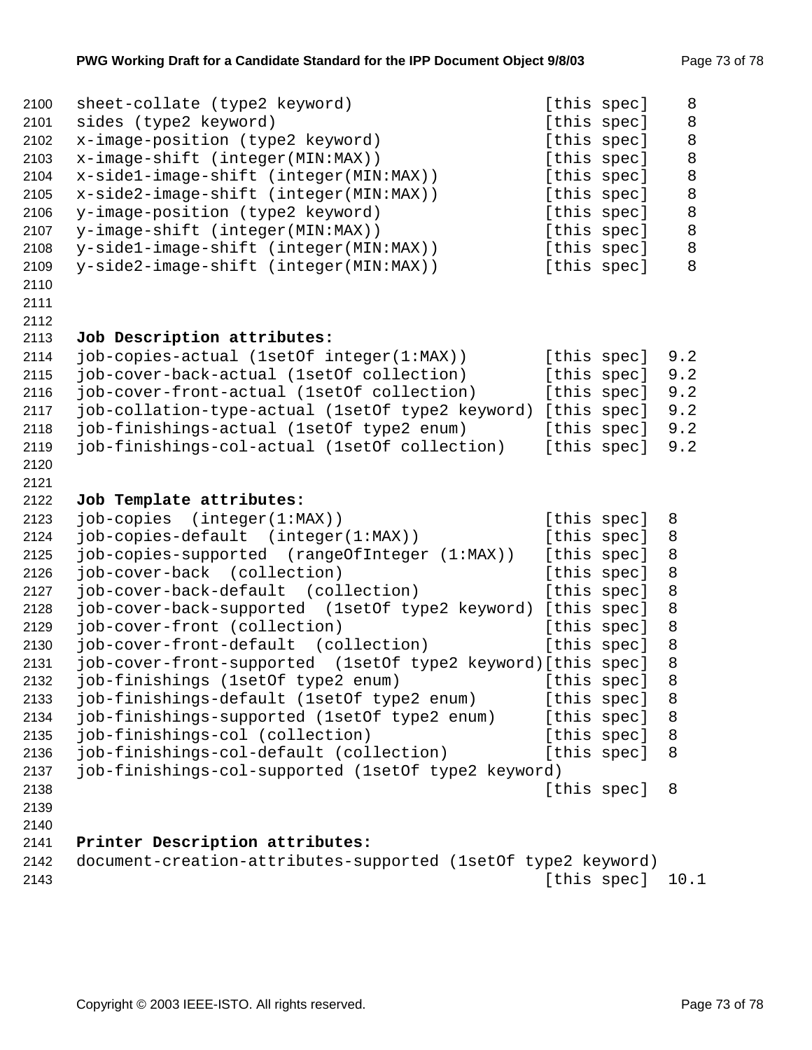```
sheet-collate (type2 keyword)                    [this spec]    8
sides (type2 keyword)                            [this spec]    8
x-image-position (type2 keyword)                 [this spec]    8
x-image-shift (integer(MIN:MAX))                 [this spec]    8
x-side1-image-shift (integer(MIN:MAX))           [this spec]    8
x-side2-image-shift (integer(MIN:MAX))           [this spec]    8
y-image-position (type2 keyword)                 [this spec]    8
y-image-shift (integer(MIN:MAX))                 [this spec]    8
y-side1-image-shift (integer(MIN:MAX))           [this spec]    8
y-side2-image-shift (integer(MIN:MAX))           [this spec]    8
```

**Job Description attributes:**

```
job-copies-actual (1setOf integer(1:MAX))        [this spec]  9.2
job-cover-back-actual (1setOf collection)        [this spec]  9.2
job-cover-front-actual (1setOf collection)       [this spec]  9.2
job-collation-type-actual (1setOf type2 keyword) [this spec]  9.2
job-finishings-actual (1setOf type2 enum)        [this spec]  9.2
job-finishings-col-actual (1setOf collection)    [this spec]  9.2
```

**Job Template attributes:**

```
job-copies  (integer(1:MAX))                     [this spec]  8
job-copies-default  (integer(1:MAX))             [this spec]  8
job-copies-supported  (rangeOfInteger (1:MAX))   [this spec]  8
job-cover-back  (collection)                     [this spec]  8
job-cover-back-default  (collection)             [this spec]  8
job-cover-back-supported  (1setOf type2 keyword) [this spec]  8
job-cover-front (collection)                     [this spec]  8
job-cover-front-default  (collection)            [this spec]  8
job-cover-front-supported  (1setOf type2 keyword)[this spec]  8
job-finishings (1setOf type2 enum)               [this spec]  8
job-finishings-default (1setOf type2 enum)       [this spec]  8
job-finishings-supported (1setOf type2 enum)     [this spec]  8
job-finishings-col (collection)                  [this spec]  8
job-finishings-col-default (collection)          [this spec]  8
job-finishings-col-supported (1setOf type2 keyword)
                                                 [this spec]  8
```

**Printer Description attributes:**

```
document-creation-attributes-supported (1setOf type2 keyword)
                                                 [this spec]  10.1
```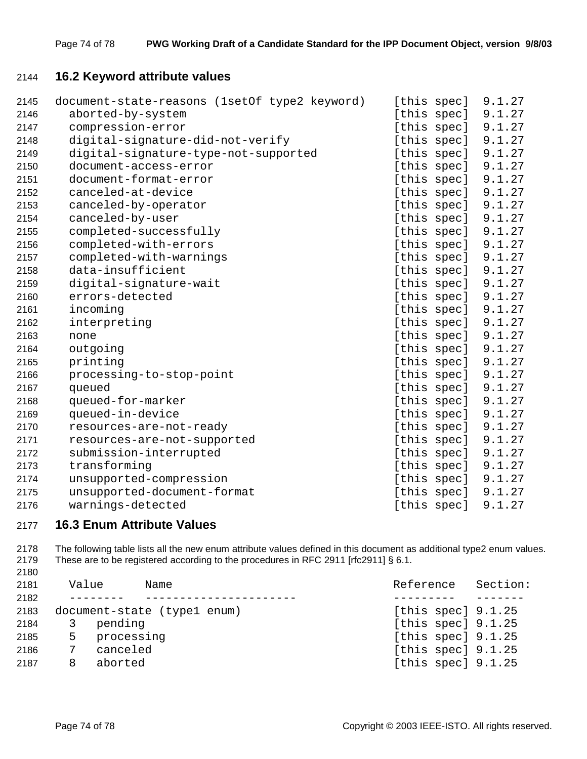## 16.2 Keyword attribute values

```
document-state-reasons (1setOf type2 keyword)    [this spec]  9.1.27
  aborted-by-system                              [this spec]  9.1.27
  compression-error                              [this spec]  9.1.27
  digital-signature-did-not-verify               [this spec]  9.1.27
  digital-signature-type-not-supported           [this spec]  9.1.27
  document-access-error                          [this spec]  9.1.27
  document-format-error                          [this spec]  9.1.27
  canceled-at-device                             [this spec]  9.1.27
  canceled-by-operator                           [this spec]  9.1.27
  canceled-by-user                               [this spec]  9.1.27
  completed-successfully                         [this spec]  9.1.27
  completed-with-errors                          [this spec]  9.1.27
  completed-with-warnings                        [this spec]  9.1.27
  data-insufficient                              [this spec]  9.1.27
  digital-signature-wait                         [this spec]  9.1.27
  errors-detected                                [this spec]  9.1.27
  incoming                                       [this spec]  9.1.27
  interpreting                                   [this spec]  9.1.27
  none                                           [this spec]  9.1.27
  outgoing                                       [this spec]  9.1.27
  printing                                       [this spec]  9.1.27
  processing-to-stop-point                       [this spec]  9.1.27
  queued                                         [this spec]  9.1.27
  queued-for-marker                              [this spec]  9.1.27
  queued-in-device                               [this spec]  9.1.27
  resources-are-not-ready                        [this spec]  9.1.27
  resources-are-not-supported                    [this spec]  9.1.27
  submission-interrupted                         [this spec]  9.1.27
  transforming                                   [this spec]  9.1.27
  unsupported-compression                        [this spec]  9.1.27
  unsupported-document-format                    [this spec]  9.1.27
  warnings-detected                              [this spec]  9.1.27
```

## 16.3 Enum Attribute Values

The following table lists all the new enum attribute values defined in this document as additional type2 enum values. These are to be registered according to the procedures in RFC 2911 [rfc2911] § 6.1.

```
  Value      Name                                  Reference   Section:
  --------   ---------------------                 ---------   -------
document-state (type1 enum)                        [this spec] 9.1.25
  3   pending                                      [this spec] 9.1.25
  5   processing                                   [this spec] 9.1.25
  7   canceled                                     [this spec] 9.1.25
  8   aborted                                      [this spec] 9.1.25
```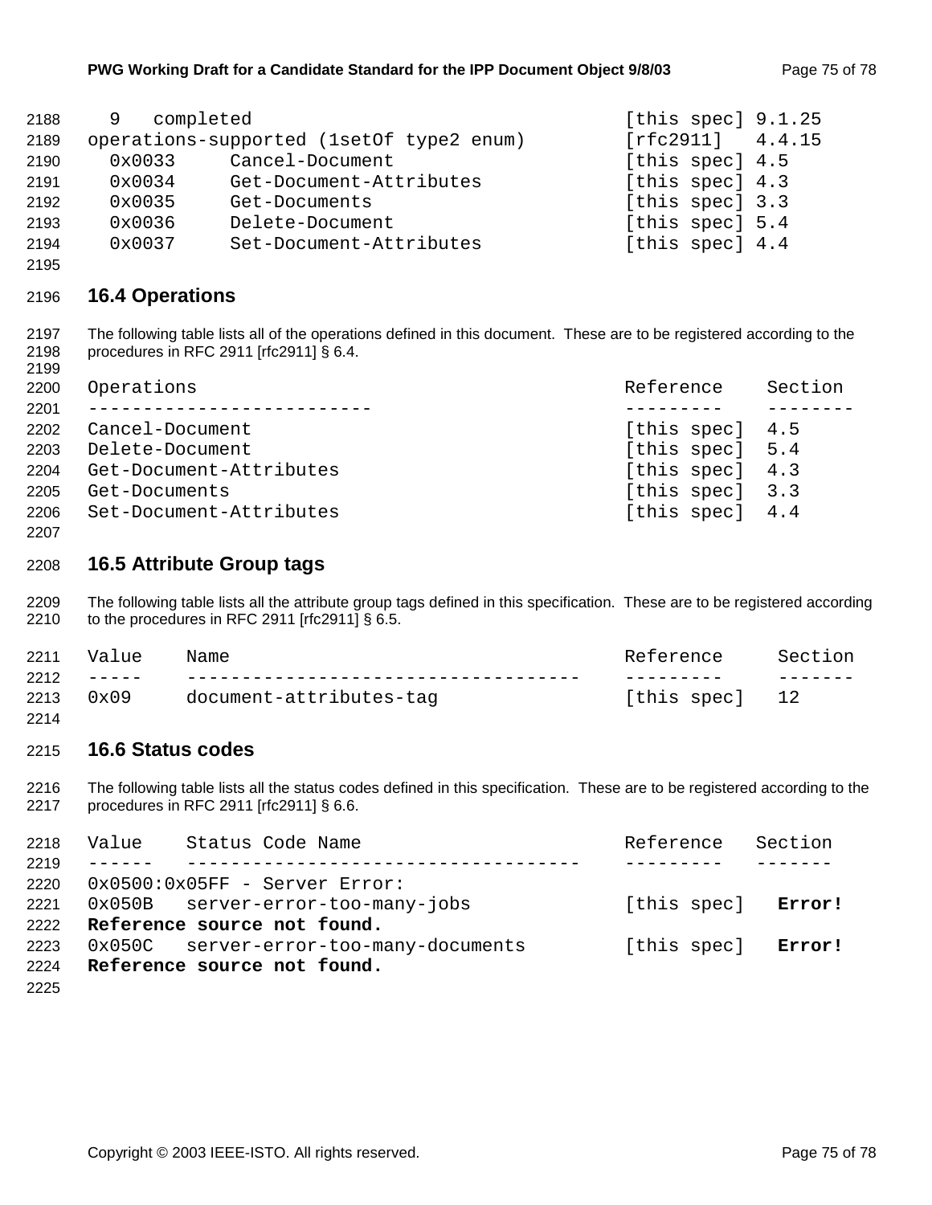```
  9   completed                                    [this spec] 9.1.25
operations-supported (1setOf type2 enum)           [rfc2911]   4.4.15
  0x0033     Cancel-Document                       [this spec] 4.5
  0x0034     Get-Document-Attributes               [this spec] 4.3
  0x0035     Get-Documents                         [this spec] 3.3
  0x0036     Delete-Document                       [this spec] 5.4
  0x0037     Set-Document-Attributes               [this spec] 4.4
```

## 16.4 Operations

The following table lists all of the operations defined in this document. These are to be registered according to the procedures in RFC 2911 [rfc2911] § 6.4.

```
Operations                                         Reference    Section
--------------------------                         ---------    --------
Cancel-Document                                    [this spec]  4.5
Delete-Document                                    [this spec]  5.4
Get-Document-Attributes                            [this spec]  4.3
Get-Documents                                      [this spec]  3.3
Set-Document-Attributes                            [this spec]  4.4
```

## 16.5 Attribute Group tags

The following table lists all the attribute group tags defined in this specification. These are to be registered according to the procedures in RFC 2911 [rfc2911] § 6.5.

```
Value    Name                                      Reference     Section
-----    ------------------------------------      ---------     -------
0x09     document-attributes-tag                   [this spec]   12
```

## 16.6 Status codes

The following table lists all the status codes defined in this specification. These are to be registered according to the procedures in RFC 2911 [rfc2911] § 6.6.

```
Value    Status Code Name                          Reference   Section
------   ------------------------------------      ---------   -------
0x0500:0x05FF - Server Error:
0x050B   server-error-too-many-jobs                [this spec]   Error!
Reference source not found.
0x050C   server-error-too-many-documents           [this spec]   Error!
Reference source not found.
```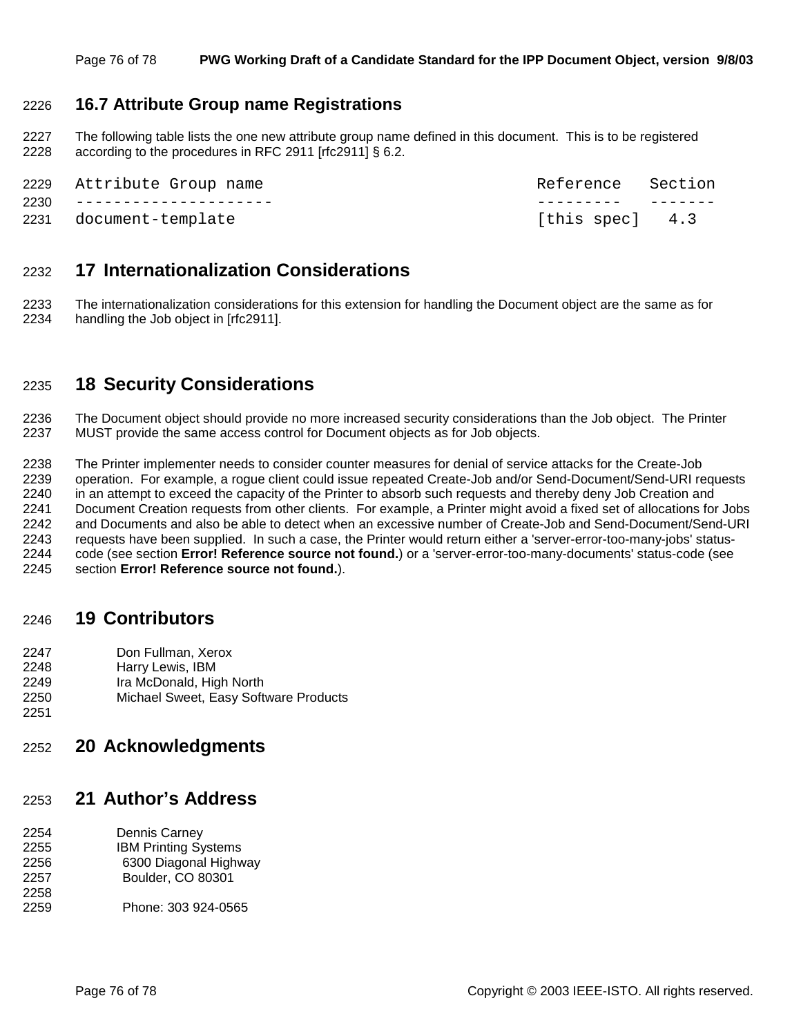## 16.7 Attribute Group name Registrations

The following table lists the one new attribute group name defined in this document. This is to be registered according to the procedures in RFC 2911 [rfc2911] § 6.2.

```
Attribute Group name                                  Reference   Section
---------------------                                 ---------   -------
document-template                                     [this spec]   4.3
```

# 17 Internationalization Considerations

The internationalization considerations for this extension for handling the Document object are the same as for handling the Job object in [rfc2911].

# 18 Security Considerations

The Document object should provide no more increased security considerations than the Job object. The Printer MUST provide the same access control for Document objects as for Job objects.

The Printer implementer needs to consider counter measures for denial of service attacks for the Create-Job operation. For example, a rogue client could issue repeated Create-Job and/or Send-Document/Send-URI requests in an attempt to exceed the capacity of the Printer to absorb such requests and thereby deny Job Creation and Document Creation requests from other clients. For example, a Printer might avoid a fixed set of allocations for Jobs and Documents and also be able to detect when an excessive number of Create-Job and Send-Document/Send-URI requests have been supplied. In such a case, the Printer would return either a 'server-error-too-many-jobs' status-code (see section **Error! Reference source not found.**) or a 'server-error-too-many-documents' status-code (see section **Error! Reference source not found.**).

# 19 Contributors

Don Fullman, Xerox
Harry Lewis, IBM
Ira McDonald, High North
Michael Sweet, Easy Software Products

# 20 Acknowledgments

# 21 Author's Address

Dennis Carney
IBM Printing Systems
6300 Diagonal Highway
Boulder, CO 80301

Phone: 303 924-0565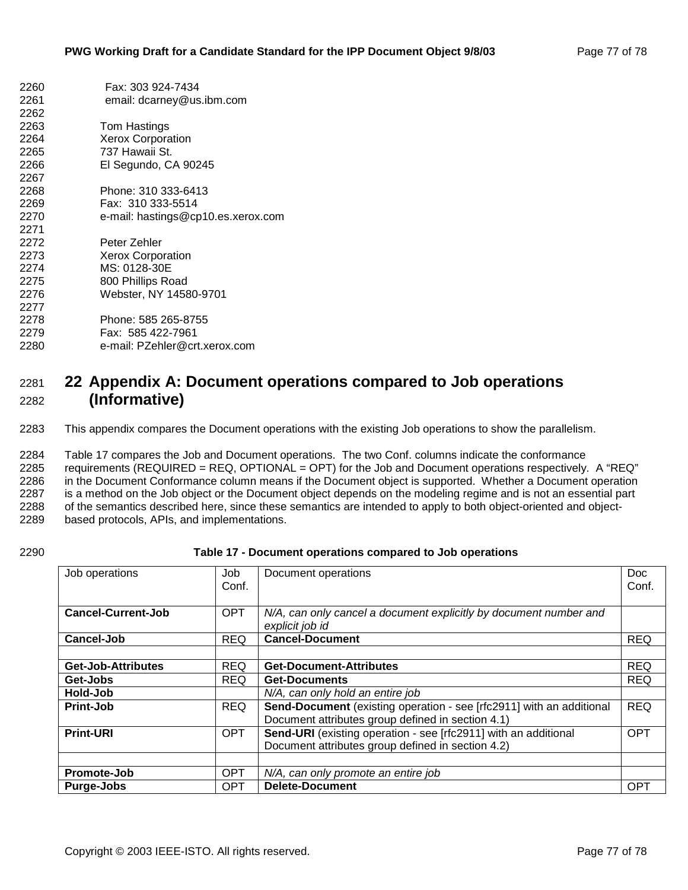Fax: 303 924-7434
email: dcarney@us.ibm.com

Tom Hastings
Xerox Corporation
737 Hawaii St.
El Segundo, CA 90245

Phone: 310 333-6413
Fax: 310 333-5514
e-mail: hastings@cp10.es.xerox.com

Peter Zehler
Xerox Corporation
MS: 0128-30E
800 Phillips Road
Webster, NY 14580-9701

Phone: 585 265-8755
Fax: 585 422-7961
e-mail: PZehler@crt.xerox.com

# 22 Appendix A: Document operations compared to Job operations (Informative)

This appendix compares the Document operations with the existing Job operations to show the parallelism.

Table 17 compares the Job and Document operations. The two Conf. columns indicate the conformance requirements (REQUIRED = REQ, OPTIONAL = OPT) for the Job and Document operations respectively. A "REQ" in the Document Conformance column means if the Document object is supported. Whether a Document operation is a method on the Job object or the Document object depends on the modeling regime and is not an essential part of the semantics described here, since these semantics are intended to apply to both object-oriented and object-based protocols, APIs, and implementations.

**Table 17 - Document operations compared to Job operations**

| Job operations | Job Conf. | Document operations | Doc Conf. |
|---|---|---|---|
| **Cancel-Current-Job** | OPT | *N/A, can only cancel a document explicitly by document number and explicit job id* | |
| **Cancel-Job** | REQ | **Cancel-Document** | REQ |
| | | | |
| **Get-Job-Attributes** | REQ | **Get-Document-Attributes** | REQ |
| **Get-Jobs** | REQ | **Get-Documents** | REQ |
| **Hold-Job** | | *N/A, can only hold an entire job* | |
| **Print-Job** | REQ | **Send-Document** (existing operation - see [rfc2911] with an additional Document attributes group defined in section 4.1) | REQ |
| **Print-URI** | OPT | **Send-URI** (existing operation - see [rfc2911] with an additional Document attributes group defined in section 4.2) | OPT |
| | | | |
| **Promote-Job** | OPT | *N/A, can only promote an entire job* | |
| **Purge-Jobs** | OPT | **Delete-Document** | OPT |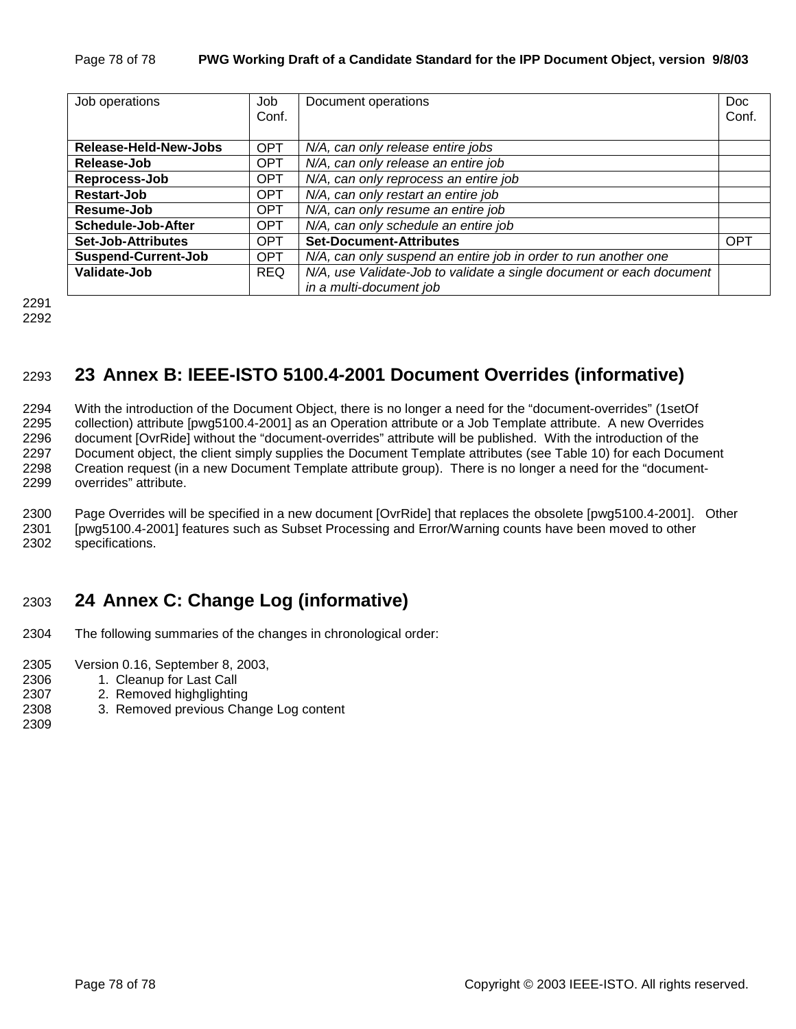| Job operations | Job Conf. | Document operations | Doc Conf. |
|---|---|---|---|
| **Release-Held-New-Jobs** | OPT | *N/A, can only release entire jobs* | |
| **Release-Job** | OPT | *N/A, can only release an entire job* | |
| **Reprocess-Job** | OPT | *N/A, can only reprocess an entire job* | |
| **Restart-Job** | OPT | *N/A, can only restart an entire job* | |
| **Resume-Job** | OPT | *N/A, can only resume an entire job* | |
| **Schedule-Job-After** | OPT | *N/A, can only schedule an entire job* | |
| **Set-Job-Attributes** | OPT | **Set-Document-Attributes** | OPT |
| **Suspend-Current-Job** | OPT | *N/A, can only suspend an entire job in order to run another one* | |
| **Validate-Job** | REQ | *N/A, use Validate-Job to validate a single document or each document in a multi-document job* | |

# 23 Annex B: IEEE-ISTO 5100.4-2001 Document Overrides (informative)

With the introduction of the Document Object, there is no longer a need for the "document-overrides" (1setOf collection) attribute [pwg5100.4-2001] as an Operation attribute or a Job Template attribute. A new Overrides document [OvrRide] without the "document-overrides" attribute will be published. With the introduction of the Document object, the client simply supplies the Document Template attributes (see Table 10) for each Document Creation request (in a new Document Template attribute group). There is no longer a need for the "document-overrides" attribute.

Page Overrides will be specified in a new document [OvrRide] that replaces the obsolete [pwg5100.4-2001]. Other [pwg5100.4-2001] features such as Subset Processing and Error/Warning counts have been moved to other specifications.

# 24 Annex C: Change Log (informative)

The following summaries of the changes in chronological order:

Version 0.16, September 8, 2003,

1. Cleanup for Last Call
2. Removed highglighting
3. Removed previous Change Log content